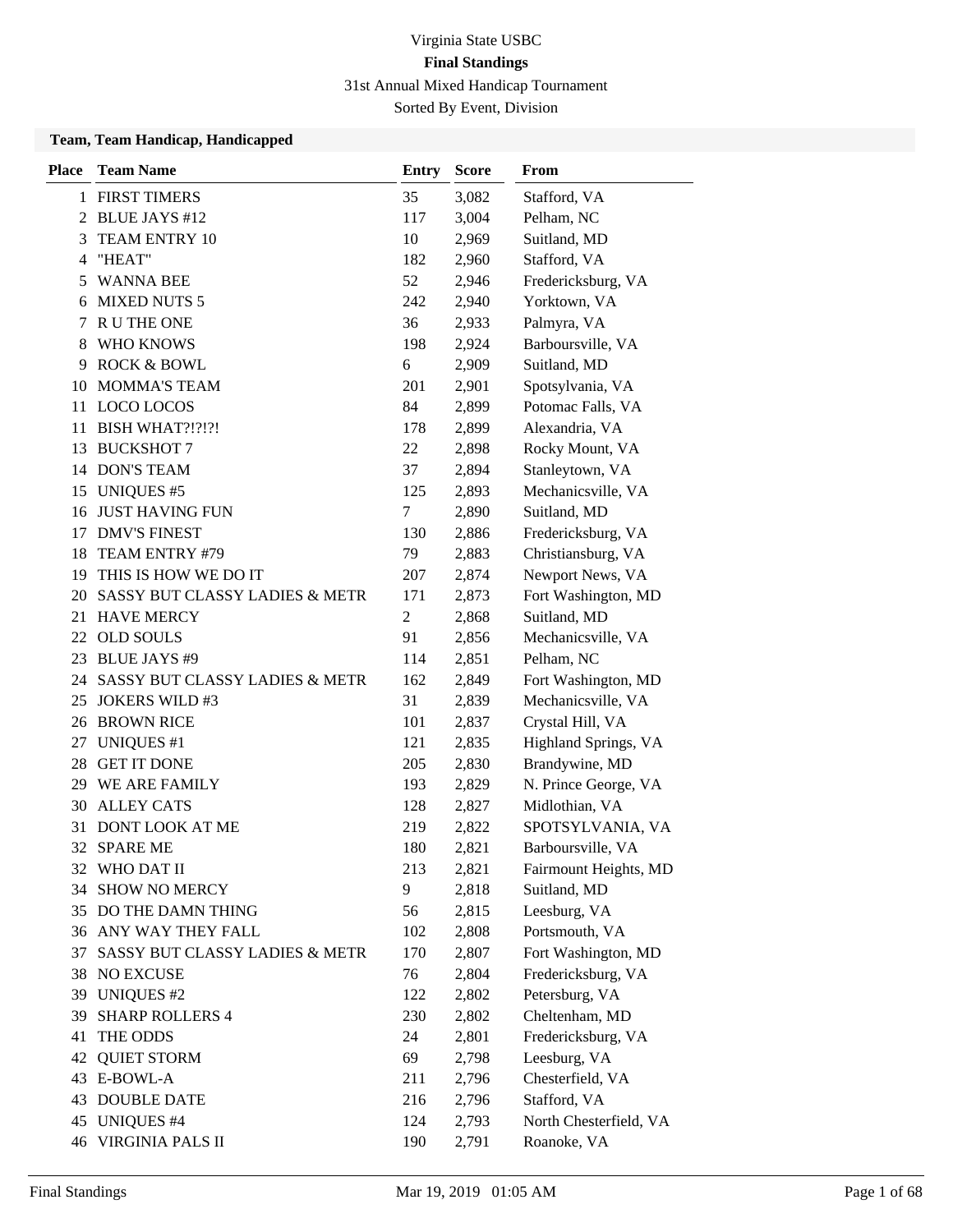# Virginia State USBC

## Final Standings

31st Annual Mixed Handicap Tournament

Sorted By Event, Division

### Team, Team Handicap, Handicapped

| Place | Team Name | Entry | Score | From |
|---|---|---|---|---|
| 1 | FIRST TIMERS | 35 | 3,082 | Stafford, VA |
| 2 | BLUE JAYS #12 | 117 | 3,004 | Pelham, NC |
| 3 | TEAM ENTRY 10 | 10 | 2,969 | Suitland, MD |
| 4 | "HEAT" | 182 | 2,960 | Stafford, VA |
| 5 | WANNA BEE | 52 | 2,946 | Fredericksburg, VA |
| 6 | MIXED NUTS 5 | 242 | 2,940 | Yorktown, VA |
| 7 | R U THE ONE | 36 | 2,933 | Palmyra, VA |
| 8 | WHO KNOWS | 198 | 2,924 | Barboursville, VA |
| 9 | ROCK & BOWL | 6 | 2,909 | Suitland, MD |
| 10 | MOMMA'S TEAM | 201 | 2,901 | Spotsylvania, VA |
| 11 | LOCO LOCOS | 84 | 2,899 | Potomac Falls, VA |
| 11 | BISH WHAT?!?!?! | 178 | 2,899 | Alexandria, VA |
| 13 | BUCKSHOT 7 | 22 | 2,898 | Rocky Mount, VA |
| 14 | DON'S TEAM | 37 | 2,894 | Stanleytown, VA |
| 15 | UNIQUES #5 | 125 | 2,893 | Mechanicsville, VA |
| 16 | JUST HAVING FUN | 7 | 2,890 | Suitland, MD |
| 17 | DMV'S FINEST | 130 | 2,886 | Fredericksburg, VA |
| 18 | TEAM ENTRY #79 | 79 | 2,883 | Christiansburg, VA |
| 19 | THIS IS HOW WE DO IT | 207 | 2,874 | Newport News, VA |
| 20 | SASSY BUT CLASSY LADIES & METR | 171 | 2,873 | Fort Washington, MD |
| 21 | HAVE MERCY | 2 | 2,868 | Suitland, MD |
| 22 | OLD SOULS | 91 | 2,856 | Mechanicsville, VA |
| 23 | BLUE JAYS #9 | 114 | 2,851 | Pelham, NC |
| 24 | SASSY BUT CLASSY LADIES & METR | 162 | 2,849 | Fort Washington, MD |
| 25 | JOKERS WILD #3 | 31 | 2,839 | Mechanicsville, VA |
| 26 | BROWN RICE | 101 | 2,837 | Crystal Hill, VA |
| 27 | UNIQUES #1 | 121 | 2,835 | Highland Springs, VA |
| 28 | GET IT DONE | 205 | 2,830 | Brandywine, MD |
| 29 | WE ARE FAMILY | 193 | 2,829 | N. Prince George, VA |
| 30 | ALLEY CATS | 128 | 2,827 | Midlothian, VA |
| 31 | DONT LOOK AT ME | 219 | 2,822 | SPOTSYLVANIA, VA |
| 32 | SPARE ME | 180 | 2,821 | Barboursville, VA |
| 32 | WHO DAT II | 213 | 2,821 | Fairmount Heights, MD |
| 34 | SHOW NO MERCY | 9 | 2,818 | Suitland, MD |
| 35 | DO THE DAMN THING | 56 | 2,815 | Leesburg, VA |
| 36 | ANY WAY THEY FALL | 102 | 2,808 | Portsmouth, VA |
| 37 | SASSY BUT CLASSY LADIES & METR | 170 | 2,807 | Fort Washington, MD |
| 38 | NO EXCUSE | 76 | 2,804 | Fredericksburg, VA |
| 39 | UNIQUES #2 | 122 | 2,802 | Petersburg, VA |
| 39 | SHARP ROLLERS 4 | 230 | 2,802 | Cheltenham, MD |
| 41 | THE ODDS | 24 | 2,801 | Fredericksburg, VA |
| 42 | QUIET STORM | 69 | 2,798 | Leesburg, VA |
| 43 | E-BOWL-A | 211 | 2,796 | Chesterfield, VA |
| 43 | DOUBLE DATE | 216 | 2,796 | Stafford, VA |
| 45 | UNIQUES #4 | 124 | 2,793 | North Chesterfield, VA |
| 46 | VIRGINIA PALS II | 190 | 2,791 | Roanoke, VA |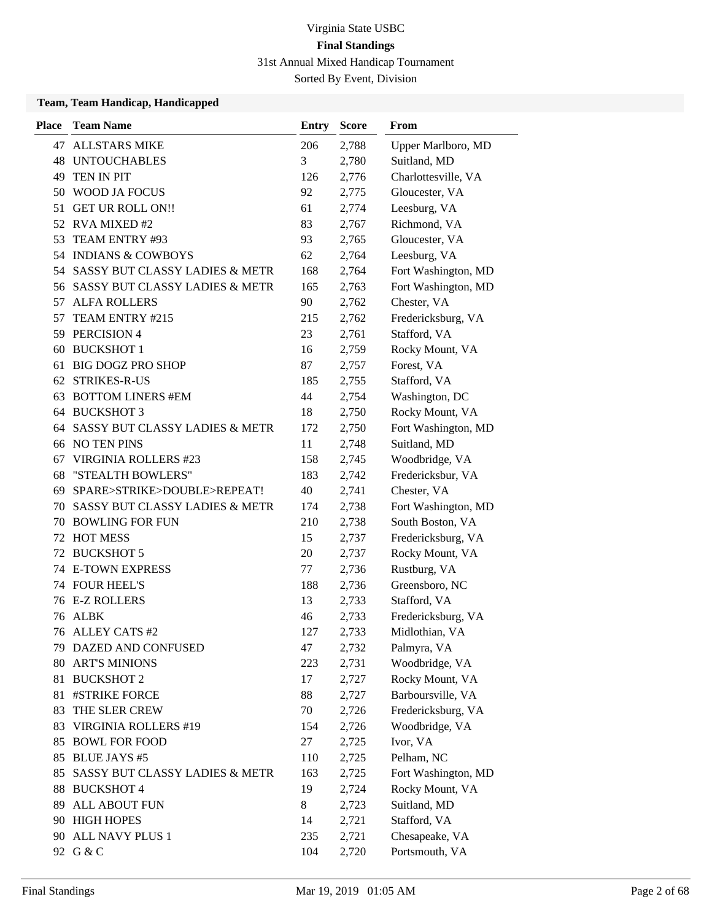# Virginia State USBC

## Final Standings

31st Annual Mixed Handicap Tournament

Sorted By Event, Division

### Team, Team Handicap, Handicapped

| Place | Team Name | Entry | Score | From |
|---|---|---|---|---|
| 47 | ALLSTARS MIKE | 206 | 2,788 | Upper Marlboro, MD |
| 48 | UNTOUCHABLES | 3 | 2,780 | Suitland, MD |
| 49 | TEN IN PIT | 126 | 2,776 | Charlottesville, VA |
| 50 | WOOD JA FOCUS | 92 | 2,775 | Gloucester, VA |
| 51 | GET UR ROLL ON!! | 61 | 2,774 | Leesburg, VA |
| 52 | RVA MIXED #2 | 83 | 2,767 | Richmond, VA |
| 53 | TEAM ENTRY #93 | 93 | 2,765 | Gloucester, VA |
| 54 | INDIANS & COWBOYS | 62 | 2,764 | Leesburg, VA |
| 54 | SASSY BUT CLASSY LADIES & METR | 168 | 2,764 | Fort Washington, MD |
| 56 | SASSY BUT CLASSY LADIES & METR | 165 | 2,763 | Fort Washington, MD |
| 57 | ALFA ROLLERS | 90 | 2,762 | Chester, VA |
| 57 | TEAM ENTRY #215 | 215 | 2,762 | Fredericksburg, VA |
| 59 | PERCISION 4 | 23 | 2,761 | Stafford, VA |
| 60 | BUCKSHOT 1 | 16 | 2,759 | Rocky Mount, VA |
| 61 | BIG DOGZ PRO SHOP | 87 | 2,757 | Forest, VA |
| 62 | STRIKES-R-US | 185 | 2,755 | Stafford, VA |
| 63 | BOTTOM LINERS #EM | 44 | 2,754 | Washington, DC |
| 64 | BUCKSHOT 3 | 18 | 2,750 | Rocky Mount, VA |
| 64 | SASSY BUT CLASSY LADIES & METR | 172 | 2,750 | Fort Washington, MD |
| 66 | NO TEN PINS | 11 | 2,748 | Suitland, MD |
| 67 | VIRGINIA ROLLERS #23 | 158 | 2,745 | Woodbridge, VA |
| 68 | "STEALTH BOWLERS" | 183 | 2,742 | Fredericksbur, VA |
| 69 | SPARE>STRIKE>DOUBLE>REPEAT! | 40 | 2,741 | Chester, VA |
| 70 | SASSY BUT CLASSY LADIES & METR | 174 | 2,738 | Fort Washington, MD |
| 70 | BOWLING FOR FUN | 210 | 2,738 | South Boston, VA |
| 72 | HOT MESS | 15 | 2,737 | Fredericksburg, VA |
| 72 | BUCKSHOT 5 | 20 | 2,737 | Rocky Mount, VA |
| 74 | E-TOWN EXPRESS | 77 | 2,736 | Rustburg, VA |
| 74 | FOUR HEEL'S | 188 | 2,736 | Greensboro, NC |
| 76 | E-Z ROLLERS | 13 | 2,733 | Stafford, VA |
| 76 | ALBK | 46 | 2,733 | Fredericksburg, VA |
| 76 | ALLEY CATS #2 | 127 | 2,733 | Midlothian, VA |
| 79 | DAZED AND CONFUSED | 47 | 2,732 | Palmyra, VA |
| 80 | ART'S MINIONS | 223 | 2,731 | Woodbridge, VA |
| 81 | BUCKSHOT 2 | 17 | 2,727 | Rocky Mount, VA |
| 81 | #STRIKE FORCE | 88 | 2,727 | Barboursville, VA |
| 83 | THE SLER CREW | 70 | 2,726 | Fredericksburg, VA |
| 83 | VIRGINIA ROLLERS #19 | 154 | 2,726 | Woodbridge, VA |
| 85 | BOWL FOR FOOD | 27 | 2,725 | Ivor, VA |
| 85 | BLUE JAYS #5 | 110 | 2,725 | Pelham, NC |
| 85 | SASSY BUT CLASSY LADIES & METR | 163 | 2,725 | Fort Washington, MD |
| 88 | BUCKSHOT 4 | 19 | 2,724 | Rocky Mount, VA |
| 89 | ALL ABOUT FUN | 8 | 2,723 | Suitland, MD |
| 90 | HIGH HOPES | 14 | 2,721 | Stafford, VA |
| 90 | ALL NAVY PLUS 1 | 235 | 2,721 | Chesapeake, VA |
| 92 | G & C | 104 | 2,720 | Portsmouth, VA |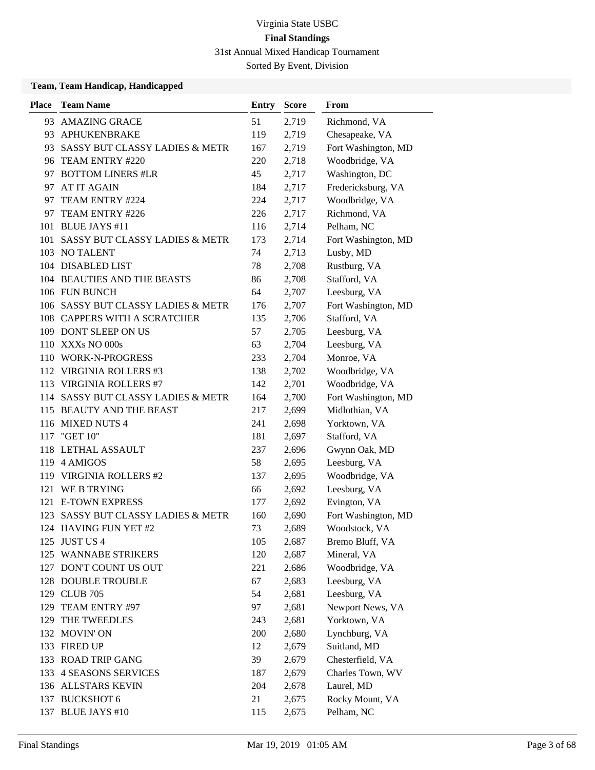# Virginia State USBC

## Final Standings

31st Annual Mixed Handicap Tournament

Sorted By Event, Division

### Team, Team Handicap, Handicapped

| Place | Team Name | Entry | Score | From |
|---|---|---|---|---|
| 93 | AMAZING GRACE | 51 | 2,719 | Richmond, VA |
| 93 | APHUKENBRAKE | 119 | 2,719 | Chesapeake, VA |
| 93 | SASSY BUT CLASSY LADIES & METR | 167 | 2,719 | Fort Washington, MD |
| 96 | TEAM ENTRY #220 | 220 | 2,718 | Woodbridge, VA |
| 97 | BOTTOM LINERS #LR | 45 | 2,717 | Washington, DC |
| 97 | AT IT AGAIN | 184 | 2,717 | Fredericksburg, VA |
| 97 | TEAM ENTRY #224 | 224 | 2,717 | Woodbridge, VA |
| 97 | TEAM ENTRY #226 | 226 | 2,717 | Richmond, VA |
| 101 | BLUE JAYS #11 | 116 | 2,714 | Pelham, NC |
| 101 | SASSY BUT CLASSY LADIES & METR | 173 | 2,714 | Fort Washington, MD |
| 103 | NO TALENT | 74 | 2,713 | Lusby, MD |
| 104 | DISABLED LIST | 78 | 2,708 | Rustburg, VA |
| 104 | BEAUTIES AND THE BEASTS | 86 | 2,708 | Stafford, VA |
| 106 | FUN BUNCH | 64 | 2,707 | Leesburg, VA |
| 106 | SASSY BUT CLASSY LADIES & METR | 176 | 2,707 | Fort Washington, MD |
| 108 | CAPPERS WITH A SCRATCHER | 135 | 2,706 | Stafford, VA |
| 109 | DONT SLEEP ON US | 57 | 2,705 | Leesburg, VA |
| 110 | XXXs NO 000s | 63 | 2,704 | Leesburg, VA |
| 110 | WORK-N-PROGRESS | 233 | 2,704 | Monroe, VA |
| 112 | VIRGINIA ROLLERS #3 | 138 | 2,702 | Woodbridge, VA |
| 113 | VIRGINIA ROLLERS #7 | 142 | 2,701 | Woodbridge, VA |
| 114 | SASSY BUT CLASSY LADIES & METR | 164 | 2,700 | Fort Washington, MD |
| 115 | BEAUTY AND THE BEAST | 217 | 2,699 | Midlothian, VA |
| 116 | MIXED NUTS 4 | 241 | 2,698 | Yorktown, VA |
| 117 | "GET 10" | 181 | 2,697 | Stafford, VA |
| 118 | LETHAL ASSAULT | 237 | 2,696 | Gwynn Oak, MD |
| 119 | 4 AMIGOS | 58 | 2,695 | Leesburg, VA |
| 119 | VIRGINIA ROLLERS #2 | 137 | 2,695 | Woodbridge, VA |
| 121 | WE B TRYING | 66 | 2,692 | Leesburg, VA |
| 121 | E-TOWN EXPRESS | 177 | 2,692 | Evington, VA |
| 123 | SASSY BUT CLASSY LADIES & METR | 160 | 2,690 | Fort Washington, MD |
| 124 | HAVING FUN YET #2 | 73 | 2,689 | Woodstock, VA |
| 125 | JUST US 4 | 105 | 2,687 | Bremo Bluff, VA |
| 125 | WANNABE STRIKERS | 120 | 2,687 | Mineral, VA |
| 127 | DON'T COUNT US OUT | 221 | 2,686 | Woodbridge, VA |
| 128 | DOUBLE TROUBLE | 67 | 2,683 | Leesburg, VA |
| 129 | CLUB 705 | 54 | 2,681 | Leesburg, VA |
| 129 | TEAM ENTRY #97 | 97 | 2,681 | Newport News, VA |
| 129 | THE TWEEDLES | 243 | 2,681 | Yorktown, VA |
| 132 | MOVIN' ON | 200 | 2,680 | Lynchburg, VA |
| 133 | FIRED UP | 12 | 2,679 | Suitland, MD |
| 133 | ROAD TRIP GANG | 39 | 2,679 | Chesterfield, VA |
| 133 | 4 SEASONS SERVICES | 187 | 2,679 | Charles Town, WV |
| 136 | ALLSTARS KEVIN | 204 | 2,678 | Laurel, MD |
| 137 | BUCKSHOT 6 | 21 | 2,675 | Rocky Mount, VA |
| 137 | BLUE JAYS #10 | 115 | 2,675 | Pelham, NC |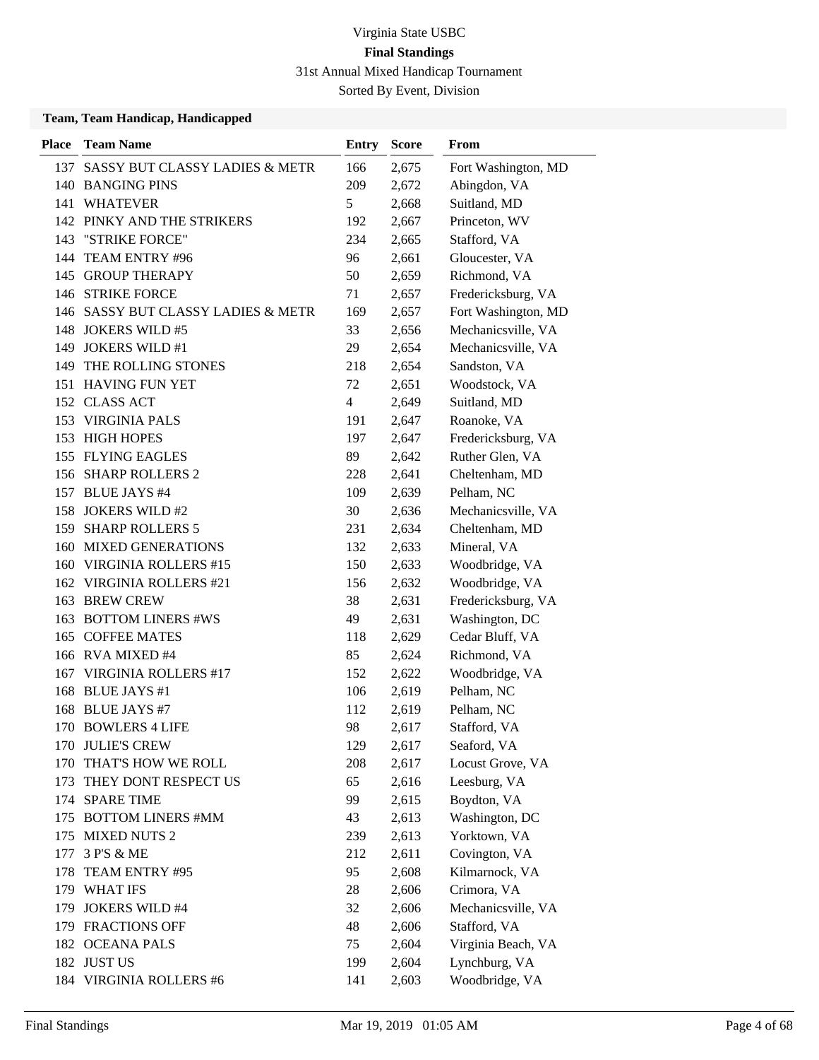Virginia State USBC

**Final Standings**

31st Annual Mixed Handicap Tournament

Sorted By Event, Division

### Team, Team Handicap, Handicapped

| Place | Team Name | Entry | Score | From |
|---|---|---|---|---|
| 137 | SASSY BUT CLASSY LADIES & METR | 166 | 2,675 | Fort Washington, MD |
| 140 | BANGING PINS | 209 | 2,672 | Abingdon, VA |
| 141 | WHATEVER | 5 | 2,668 | Suitland, MD |
| 142 | PINKY AND THE STRIKERS | 192 | 2,667 | Princeton, WV |
| 143 | "STRIKE FORCE" | 234 | 2,665 | Stafford, VA |
| 144 | TEAM ENTRY #96 | 96 | 2,661 | Gloucester, VA |
| 145 | GROUP THERAPY | 50 | 2,659 | Richmond, VA |
| 146 | STRIKE FORCE | 71 | 2,657 | Fredericksburg, VA |
| 146 | SASSY BUT CLASSY LADIES & METR | 169 | 2,657 | Fort Washington, MD |
| 148 | JOKERS WILD #5 | 33 | 2,656 | Mechanicsville, VA |
| 149 | JOKERS WILD #1 | 29 | 2,654 | Mechanicsville, VA |
| 149 | THE ROLLING STONES | 218 | 2,654 | Sandston, VA |
| 151 | HAVING FUN YET | 72 | 2,651 | Woodstock, VA |
| 152 | CLASS ACT | 4 | 2,649 | Suitland, MD |
| 153 | VIRGINIA PALS | 191 | 2,647 | Roanoke, VA |
| 153 | HIGH HOPES | 197 | 2,647 | Fredericksburg, VA |
| 155 | FLYING EAGLES | 89 | 2,642 | Ruther Glen, VA |
| 156 | SHARP ROLLERS 2 | 228 | 2,641 | Cheltenham, MD |
| 157 | BLUE JAYS #4 | 109 | 2,639 | Pelham, NC |
| 158 | JOKERS WILD #2 | 30 | 2,636 | Mechanicsville, VA |
| 159 | SHARP ROLLERS 5 | 231 | 2,634 | Cheltenham, MD |
| 160 | MIXED GENERATIONS | 132 | 2,633 | Mineral, VA |
| 160 | VIRGINIA ROLLERS #15 | 150 | 2,633 | Woodbridge, VA |
| 162 | VIRGINIA ROLLERS #21 | 156 | 2,632 | Woodbridge, VA |
| 163 | BREW CREW | 38 | 2,631 | Fredericksburg, VA |
| 163 | BOTTOM LINERS #WS | 49 | 2,631 | Washington, DC |
| 165 | COFFEE MATES | 118 | 2,629 | Cedar Bluff, VA |
| 166 | RVA MIXED #4 | 85 | 2,624 | Richmond, VA |
| 167 | VIRGINIA ROLLERS #17 | 152 | 2,622 | Woodbridge, VA |
| 168 | BLUE JAYS #1 | 106 | 2,619 | Pelham, NC |
| 168 | BLUE JAYS #7 | 112 | 2,619 | Pelham, NC |
| 170 | BOWLERS 4 LIFE | 98 | 2,617 | Stafford, VA |
| 170 | JULIE'S CREW | 129 | 2,617 | Seaford, VA |
| 170 | THAT'S HOW WE ROLL | 208 | 2,617 | Locust Grove, VA |
| 173 | THEY DONT RESPECT US | 65 | 2,616 | Leesburg, VA |
| 174 | SPARE TIME | 99 | 2,615 | Boydton, VA |
| 175 | BOTTOM LINERS #MM | 43 | 2,613 | Washington, DC |
| 175 | MIXED NUTS 2 | 239 | 2,613 | Yorktown, VA |
| 177 | 3 P'S & ME | 212 | 2,611 | Covington, VA |
| 178 | TEAM ENTRY #95 | 95 | 2,608 | Kilmarnock, VA |
| 179 | WHAT IFS | 28 | 2,606 | Crimora, VA |
| 179 | JOKERS WILD #4 | 32 | 2,606 | Mechanicsville, VA |
| 179 | FRACTIONS OFF | 48 | 2,606 | Stafford, VA |
| 182 | OCEANA PALS | 75 | 2,604 | Virginia Beach, VA |
| 182 | JUST US | 199 | 2,604 | Lynchburg, VA |
| 184 | VIRGINIA ROLLERS #6 | 141 | 2,603 | Woodbridge, VA |

Final Standings    Mar 19, 2019 01:05 AM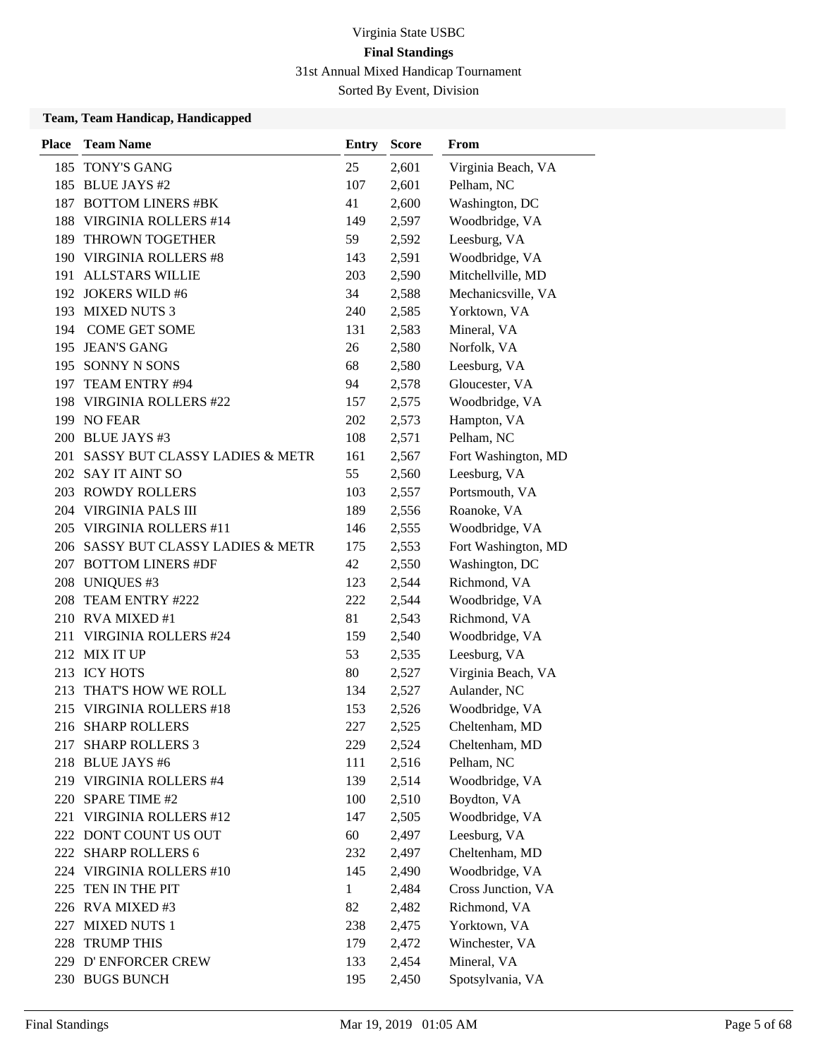Virginia State USBC

**Final Standings**

31st Annual Mixed Handicap Tournament

Sorted By Event, Division

### Team, Team Handicap, Handicapped

| Place | Team Name | Entry | Score | From |
|---|---|---|---|---|
| 185 | TONY'S GANG | 25 | 2,601 | Virginia Beach, VA |
| 185 | BLUE JAYS #2 | 107 | 2,601 | Pelham, NC |
| 187 | BOTTOM LINERS #BK | 41 | 2,600 | Washington, DC |
| 188 | VIRGINIA ROLLERS #14 | 149 | 2,597 | Woodbridge, VA |
| 189 | THROWN TOGETHER | 59 | 2,592 | Leesburg, VA |
| 190 | VIRGINIA ROLLERS #8 | 143 | 2,591 | Woodbridge, VA |
| 191 | ALLSTARS WILLIE | 203 | 2,590 | Mitchellville, MD |
| 192 | JOKERS WILD #6 | 34 | 2,588 | Mechanicsville, VA |
| 193 | MIXED NUTS 3 | 240 | 2,585 | Yorktown, VA |
| 194 | COME GET SOME | 131 | 2,583 | Mineral, VA |
| 195 | JEAN'S GANG | 26 | 2,580 | Norfolk, VA |
| 195 | SONNY N SONS | 68 | 2,580 | Leesburg, VA |
| 197 | TEAM ENTRY #94 | 94 | 2,578 | Gloucester, VA |
| 198 | VIRGINIA ROLLERS #22 | 157 | 2,575 | Woodbridge, VA |
| 199 | NO FEAR | 202 | 2,573 | Hampton, VA |
| 200 | BLUE JAYS #3 | 108 | 2,571 | Pelham, NC |
| 201 | SASSY BUT CLASSY LADIES & METR | 161 | 2,567 | Fort Washington, MD |
| 202 | SAY IT AINT SO | 55 | 2,560 | Leesburg, VA |
| 203 | ROWDY ROLLERS | 103 | 2,557 | Portsmouth, VA |
| 204 | VIRGINIA PALS III | 189 | 2,556 | Roanoke, VA |
| 205 | VIRGINIA ROLLERS #11 | 146 | 2,555 | Woodbridge, VA |
| 206 | SASSY BUT CLASSY LADIES & METR | 175 | 2,553 | Fort Washington, MD |
| 207 | BOTTOM LINERS #DF | 42 | 2,550 | Washington, DC |
| 208 | UNIQUES #3 | 123 | 2,544 | Richmond, VA |
| 208 | TEAM ENTRY #222 | 222 | 2,544 | Woodbridge, VA |
| 210 | RVA MIXED #1 | 81 | 2,543 | Richmond, VA |
| 211 | VIRGINIA ROLLERS #24 | 159 | 2,540 | Woodbridge, VA |
| 212 | MIX IT UP | 53 | 2,535 | Leesburg, VA |
| 213 | ICY HOTS | 80 | 2,527 | Virginia Beach, VA |
| 213 | THAT'S HOW WE ROLL | 134 | 2,527 | Aulander, NC |
| 215 | VIRGINIA ROLLERS #18 | 153 | 2,526 | Woodbridge, VA |
| 216 | SHARP ROLLERS | 227 | 2,525 | Cheltenham, MD |
| 217 | SHARP ROLLERS 3 | 229 | 2,524 | Cheltenham, MD |
| 218 | BLUE JAYS #6 | 111 | 2,516 | Pelham, NC |
| 219 | VIRGINIA ROLLERS #4 | 139 | 2,514 | Woodbridge, VA |
| 220 | SPARE TIME #2 | 100 | 2,510 | Boydton, VA |
| 221 | VIRGINIA ROLLERS #12 | 147 | 2,505 | Woodbridge, VA |
| 222 | DONT COUNT US OUT | 60 | 2,497 | Leesburg, VA |
| 222 | SHARP ROLLERS 6 | 232 | 2,497 | Cheltenham, MD |
| 224 | VIRGINIA ROLLERS #10 | 145 | 2,490 | Woodbridge, VA |
| 225 | TEN IN THE PIT | 1 | 2,484 | Cross Junction, VA |
| 226 | RVA MIXED #3 | 82 | 2,482 | Richmond, VA |
| 227 | MIXED NUTS 1 | 238 | 2,475 | Yorktown, VA |
| 228 | TRUMP THIS | 179 | 2,472 | Winchester, VA |
| 229 | D' ENFORCER CREW | 133 | 2,454 | Mineral, VA |
| 230 | BUGS BUNCH | 195 | 2,450 | Spotsylvania, VA |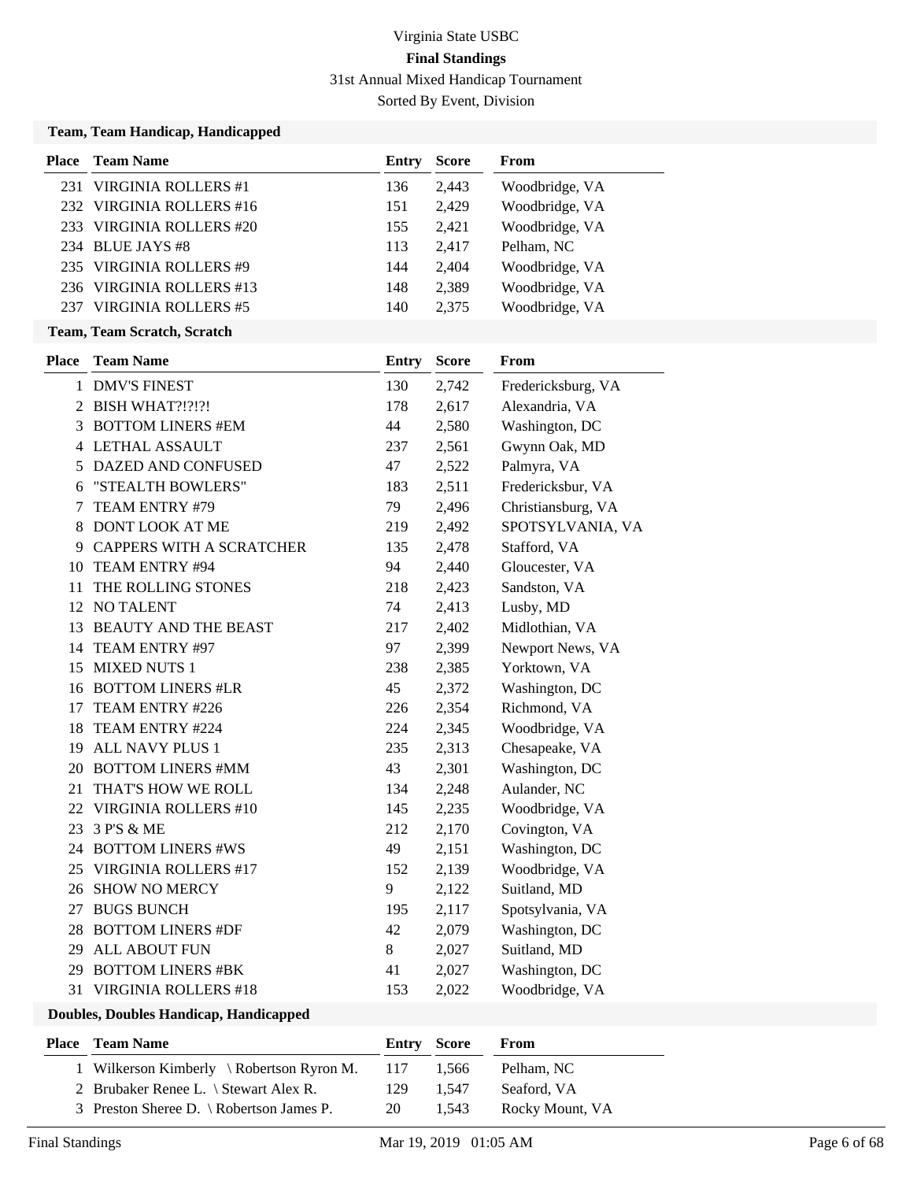# Virginia State USBC

## Final Standings

31st Annual Mixed Handicap Tournament

Sorted By Event, Division

### Team, Team Handicap, Handicapped

| Place | Team Name | Entry | Score | From |
|---|---|---|---|---|
| 231 | VIRGINIA ROLLERS #1 | 136 | 2,443 | Woodbridge, VA |
| 232 | VIRGINIA ROLLERS #16 | 151 | 2,429 | Woodbridge, VA |
| 233 | VIRGINIA ROLLERS #20 | 155 | 2,421 | Woodbridge, VA |
| 234 | BLUE JAYS #8 | 113 | 2,417 | Pelham, NC |
| 235 | VIRGINIA ROLLERS #9 | 144 | 2,404 | Woodbridge, VA |
| 236 | VIRGINIA ROLLERS #13 | 148 | 2,389 | Woodbridge, VA |
| 237 | VIRGINIA ROLLERS #5 | 140 | 2,375 | Woodbridge, VA |

### Team, Team Scratch, Scratch

| Place | Team Name | Entry | Score | From |
|---|---|---|---|---|
| 1 | DMV'S FINEST | 130 | 2,742 | Fredericksburg, VA |
| 2 | BISH WHAT?!?!?! | 178 | 2,617 | Alexandria, VA |
| 3 | BOTTOM LINERS #EM | 44 | 2,580 | Washington, DC |
| 4 | LETHAL ASSAULT | 237 | 2,561 | Gwynn Oak, MD |
| 5 | DAZED AND CONFUSED | 47 | 2,522 | Palmyra, VA |
| 6 | "STEALTH BOWLERS" | 183 | 2,511 | Fredericksbur, VA |
| 7 | TEAM ENTRY #79 | 79 | 2,496 | Christiansburg, VA |
| 8 | DONT LOOK AT ME | 219 | 2,492 | SPOTSYLVANIA, VA |
| 9 | CAPPERS WITH A SCRATCHER | 135 | 2,478 | Stafford, VA |
| 10 | TEAM ENTRY #94 | 94 | 2,440 | Gloucester, VA |
| 11 | THE ROLLING STONES | 218 | 2,423 | Sandston, VA |
| 12 | NO TALENT | 74 | 2,413 | Lusby, MD |
| 13 | BEAUTY AND THE BEAST | 217 | 2,402 | Midlothian, VA |
| 14 | TEAM ENTRY #97 | 97 | 2,399 | Newport News, VA |
| 15 | MIXED NUTS 1 | 238 | 2,385 | Yorktown, VA |
| 16 | BOTTOM LINERS #LR | 45 | 2,372 | Washington, DC |
| 17 | TEAM ENTRY #226 | 226 | 2,354 | Richmond, VA |
| 18 | TEAM ENTRY #224 | 224 | 2,345 | Woodbridge, VA |
| 19 | ALL NAVY PLUS 1 | 235 | 2,313 | Chesapeake, VA |
| 20 | BOTTOM LINERS #MM | 43 | 2,301 | Washington, DC |
| 21 | THAT'S HOW WE ROLL | 134 | 2,248 | Aulander, NC |
| 22 | VIRGINIA ROLLERS #10 | 145 | 2,235 | Woodbridge, VA |
| 23 | 3 P'S & ME | 212 | 2,170 | Covington, VA |
| 24 | BOTTOM LINERS #WS | 49 | 2,151 | Washington, DC |
| 25 | VIRGINIA ROLLERS #17 | 152 | 2,139 | Woodbridge, VA |
| 26 | SHOW NO MERCY | 9 | 2,122 | Suitland, MD |
| 27 | BUGS BUNCH | 195 | 2,117 | Spotsylvania, VA |
| 28 | BOTTOM LINERS #DF | 42 | 2,079 | Washington, DC |
| 29 | ALL ABOUT FUN | 8 | 2,027 | Suitland, MD |
| 29 | BOTTOM LINERS #BK | 41 | 2,027 | Washington, DC |
| 31 | VIRGINIA ROLLERS #18 | 153 | 2,022 | Woodbridge, VA |

### Doubles, Doubles Handicap, Handicapped

| Place | Team Name | Entry | Score | From |
|---|---|---|---|---|
| 1 | Wilkerson Kimberly \ Robertson Ryron M. | 117 | 1,566 | Pelham, NC |
| 2 | Brubaker Renee L. \ Stewart Alex R. | 129 | 1,547 | Seaford, VA |
| 3 | Preston Sheree D. \ Robertson James P. | 20 | 1,543 | Rocky Mount, VA |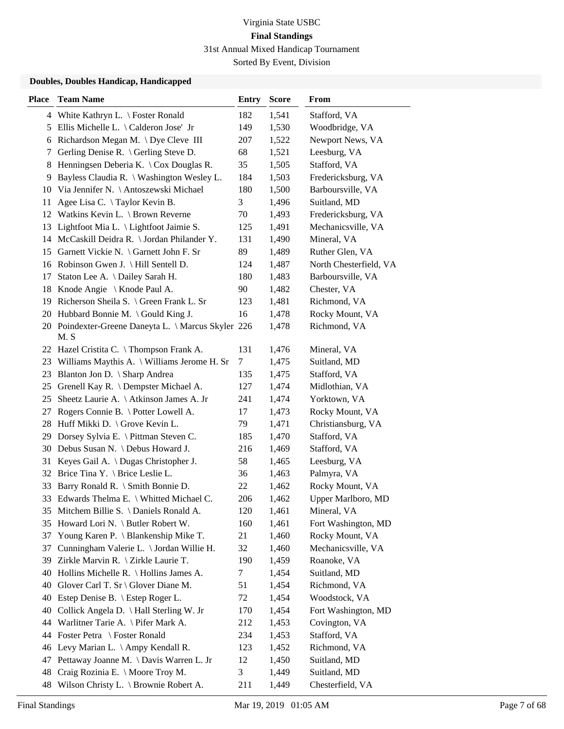Virginia State USBC

**Final Standings**

31st Annual Mixed Handicap Tournament

Sorted By Event, Division

### Doubles, Doubles Handicap, Handicapped

| Place | Team Name | Entry | Score | From |
|---|---|---|---|---|
| 4 | White Kathryn L. \ Foster Ronald | 182 | 1,541 | Stafford, VA |
| 5 | Ellis Michelle L. \ Calderon Jose' Jr | 149 | 1,530 | Woodbridge, VA |
| 6 | Richardson Megan M. \ Dye Cleve III | 207 | 1,522 | Newport News, VA |
| 7 | Gerling Denise R. \ Gerling Steve D. | 68 | 1,521 | Leesburg, VA |
| 8 | Henningsen Deberia K. \ Cox Douglas R. | 35 | 1,505 | Stafford, VA |
| 9 | Bayless Claudia R. \ Washington Wesley L. | 184 | 1,503 | Fredericksburg, VA |
| 10 | Via Jennifer N. \ Antoszewski Michael | 180 | 1,500 | Barboursville, VA |
| 11 | Agee Lisa C. \ Taylor Kevin B. | 3 | 1,496 | Suitland, MD |
| 12 | Watkins Kevin L. \ Brown Reverne | 70 | 1,493 | Fredericksburg, VA |
| 13 | Lightfoot Mia L. \ Lightfoot Jaimie S. | 125 | 1,491 | Mechanicsville, VA |
| 14 | McCaskill Deidra R. \ Jordan Philander Y. | 131 | 1,490 | Mineral, VA |
| 15 | Garnett Vickie N. \ Garnett John F. Sr | 89 | 1,489 | Ruther Glen, VA |
| 16 | Robinson Gwen J. \ Hill Sentell D. | 124 | 1,487 | North Chesterfield, VA |
| 17 | Staton Lee A. \ Dailey Sarah H. | 180 | 1,483 | Barboursville, VA |
| 18 | Knode Angie \ Knode Paul A. | 90 | 1,482 | Chester, VA |
| 19 | Richerson Sheila S. \ Green Frank L. Sr | 123 | 1,481 | Richmond, VA |
| 20 | Hubbard Bonnie M. \ Gould King J. | 16 | 1,478 | Rocky Mount, VA |
| 20 | Poindexter-Greene Daneyta L. \ Marcus Skyler M. S | 226 | 1,478 | Richmond, VA |
| 22 | Hazel Cristita C. \ Thompson Frank A. | 131 | 1,476 | Mineral, VA |
| 23 | Williams Maythis A. \ Williams Jerome H. Sr | 7 | 1,475 | Suitland, MD |
| 23 | Blanton Jon D. \ Sharp Andrea | 135 | 1,475 | Stafford, VA |
| 25 | Grenell Kay R. \ Dempster Michael A. | 127 | 1,474 | Midlothian, VA |
| 25 | Sheetz Laurie A. \ Atkinson James A. Jr | 241 | 1,474 | Yorktown, VA |
| 27 | Rogers Connie B. \ Potter Lowell A. | 17 | 1,473 | Rocky Mount, VA |
| 28 | Huff Mikki D. \ Grove Kevin L. | 79 | 1,471 | Christiansburg, VA |
| 29 | Dorsey Sylvia E. \ Pittman Steven C. | 185 | 1,470 | Stafford, VA |
| 30 | Debus Susan N. \ Debus Howard J. | 216 | 1,469 | Stafford, VA |
| 31 | Keyes Gail A. \ Dugas Christopher J. | 58 | 1,465 | Leesburg, VA |
| 32 | Brice Tina Y. \ Brice Leslie L. | 36 | 1,463 | Palmyra, VA |
| 33 | Barry Ronald R. \ Smith Bonnie D. | 22 | 1,462 | Rocky Mount, VA |
| 33 | Edwards Thelma E. \ Whitted Michael C. | 206 | 1,462 | Upper Marlboro, MD |
| 35 | Mitchem Billie S. \ Daniels Ronald A. | 120 | 1,461 | Mineral, VA |
| 35 | Howard Lori N. \ Butler Robert W. | 160 | 1,461 | Fort Washington, MD |
| 37 | Young Karen P. \ Blankenship Mike T. | 21 | 1,460 | Rocky Mount, VA |
| 37 | Cunningham Valerie L. \ Jordan Willie H. | 32 | 1,460 | Mechanicsville, VA |
| 39 | Zirkle Marvin R. \ Zirkle Laurie T. | 190 | 1,459 | Roanoke, VA |
| 40 | Hollins Michelle R. \ Hollins James A. | 7 | 1,454 | Suitland, MD |
| 40 | Glover Carl T. Sr \ Glover Diane M. | 51 | 1,454 | Richmond, VA |
| 40 | Estep Denise B. \ Estep Roger L. | 72 | 1,454 | Woodstock, VA |
| 40 | Collick Angela D. \ Hall Sterling W. Jr | 170 | 1,454 | Fort Washington, MD |
| 44 | Warlitner Tarie A. \ Pifer Mark A. | 212 | 1,453 | Covington, VA |
| 44 | Foster Petra \ Foster Ronald | 234 | 1,453 | Stafford, VA |
| 46 | Levy Marian L. \ Ampy Kendall R. | 123 | 1,452 | Richmond, VA |
| 47 | Pettaway Joanne M. \ Davis Warren L. Jr | 12 | 1,450 | Suitland, MD |
| 48 | Craig Rozinia E. \ Moore Troy M. | 3 | 1,449 | Suitland, MD |
| 48 | Wilson Christy L. \ Brownie Robert A. | 211 | 1,449 | Chesterfield, VA |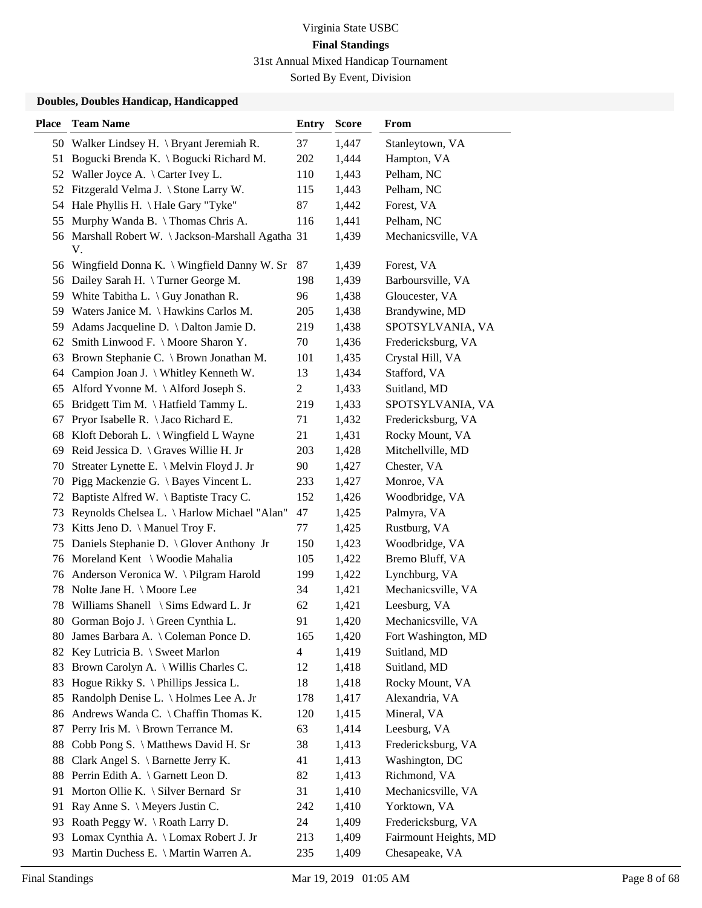Virginia State USBC

**Final Standings**

31st Annual Mixed Handicap Tournament

Sorted By Event, Division

### Doubles, Doubles Handicap, Handicapped

| Place | Team Name | Entry | Score | From |
|---|---|---|---|---|
| 50 | Walker Lindsey H. \ Bryant Jeremiah R. | 37 | 1,447 | Stanleytown, VA |
| 51 | Bogucki Brenda K. \ Bogucki Richard M. | 202 | 1,444 | Hampton, VA |
| 52 | Waller Joyce A. \ Carter Ivey L. | 110 | 1,443 | Pelham, NC |
| 52 | Fitzgerald Velma J. \ Stone Larry W. | 115 | 1,443 | Pelham, NC |
| 54 | Hale Phyllis H. \ Hale Gary "Tyke" | 87 | 1,442 | Forest, VA |
| 55 | Murphy Wanda B. \ Thomas Chris A. | 116 | 1,441 | Pelham, NC |
| 56 | Marshall Robert W. \ Jackson-Marshall Agatha V. | 31 | 1,439 | Mechanicsville, VA |
| 56 | Wingfield Donna K. \ Wingfield Danny W. Sr | 87 | 1,439 | Forest, VA |
| 56 | Dailey Sarah H. \ Turner George M. | 198 | 1,439 | Barboursville, VA |
| 59 | White Tabitha L. \ Guy Jonathan R. | 96 | 1,438 | Gloucester, VA |
| 59 | Waters Janice M. \ Hawkins Carlos M. | 205 | 1,438 | Brandywine, MD |
| 59 | Adams Jacqueline D. \ Dalton Jamie D. | 219 | 1,438 | SPOTSYLVANIA, VA |
| 62 | Smith Linwood F. \ Moore Sharon Y. | 70 | 1,436 | Fredericksburg, VA |
| 63 | Brown Stephanie C. \ Brown Jonathan M. | 101 | 1,435 | Crystal Hill, VA |
| 64 | Campion Joan J. \ Whitley Kenneth W. | 13 | 1,434 | Stafford, VA |
| 65 | Alford Yvonne M. \ Alford Joseph S. | 2 | 1,433 | Suitland, MD |
| 65 | Bridgett Tim M. \ Hatfield Tammy L. | 219 | 1,433 | SPOTSYLVANIA, VA |
| 67 | Pryor Isabelle R. \ Jaco Richard E. | 71 | 1,432 | Fredericksburg, VA |
| 68 | Kloft Deborah L. \ Wingfield L Wayne | 21 | 1,431 | Rocky Mount, VA |
| 69 | Reid Jessica D. \ Graves Willie H. Jr | 203 | 1,428 | Mitchellville, MD |
| 70 | Streater Lynette E. \ Melvin Floyd J. Jr | 90 | 1,427 | Chester, VA |
| 70 | Pigg Mackenzie G. \ Bayes Vincent L. | 233 | 1,427 | Monroe, VA |
| 72 | Baptiste Alfred W. \ Baptiste Tracy C. | 152 | 1,426 | Woodbridge, VA |
| 73 | Reynolds Chelsea L. \ Harlow Michael "Alan" | 47 | 1,425 | Palmyra, VA |
| 73 | Kitts Jeno D. \ Manuel Troy F. | 77 | 1,425 | Rustburg, VA |
| 75 | Daniels Stephanie D. \ Glover Anthony Jr | 150 | 1,423 | Woodbridge, VA |
| 76 | Moreland Kent \ Woodie Mahalia | 105 | 1,422 | Bremo Bluff, VA |
| 76 | Anderson Veronica W. \ Pilgram Harold | 199 | 1,422 | Lynchburg, VA |
| 78 | Nolte Jane H. \ Moore Lee | 34 | 1,421 | Mechanicsville, VA |
| 78 | Williams Shanell \ Sims Edward L. Jr | 62 | 1,421 | Leesburg, VA |
| 80 | Gorman Bojo J. \ Green Cynthia L. | 91 | 1,420 | Mechanicsville, VA |
| 80 | James Barbara A. \ Coleman Ponce D. | 165 | 1,420 | Fort Washington, MD |
| 82 | Key Lutricia B. \ Sweet Marlon | 4 | 1,419 | Suitland, MD |
| 83 | Brown Carolyn A. \ Willis Charles C. | 12 | 1,418 | Suitland, MD |
| 83 | Hogue Rikky S. \ Phillips Jessica L. | 18 | 1,418 | Rocky Mount, VA |
| 85 | Randolph Denise L. \ Holmes Lee A. Jr | 178 | 1,417 | Alexandria, VA |
| 86 | Andrews Wanda C. \ Chaffin Thomas K. | 120 | 1,415 | Mineral, VA |
| 87 | Perry Iris M. \ Brown Terrance M. | 63 | 1,414 | Leesburg, VA |
| 88 | Cobb Pong S. \ Matthews David H. Sr | 38 | 1,413 | Fredericksburg, VA |
| 88 | Clark Angel S. \ Barnette Jerry K. | 41 | 1,413 | Washington, DC |
| 88 | Perrin Edith A. \ Garnett Leon D. | 82 | 1,413 | Richmond, VA |
| 91 | Morton Ollie K. \ Silver Bernard Sr | 31 | 1,410 | Mechanicsville, VA |
| 91 | Ray Anne S. \ Meyers Justin C. | 242 | 1,410 | Yorktown, VA |
| 93 | Roath Peggy W. \ Roath Larry D. | 24 | 1,409 | Fredericksburg, VA |
| 93 | Lomax Cynthia A. \ Lomax Robert J. Jr | 213 | 1,409 | Fairmount Heights, MD |
| 93 | Martin Duchess E. \ Martin Warren A. | 235 | 1,409 | Chesapeake, VA |

Final Standings Mar 19, 2019 01:05 AM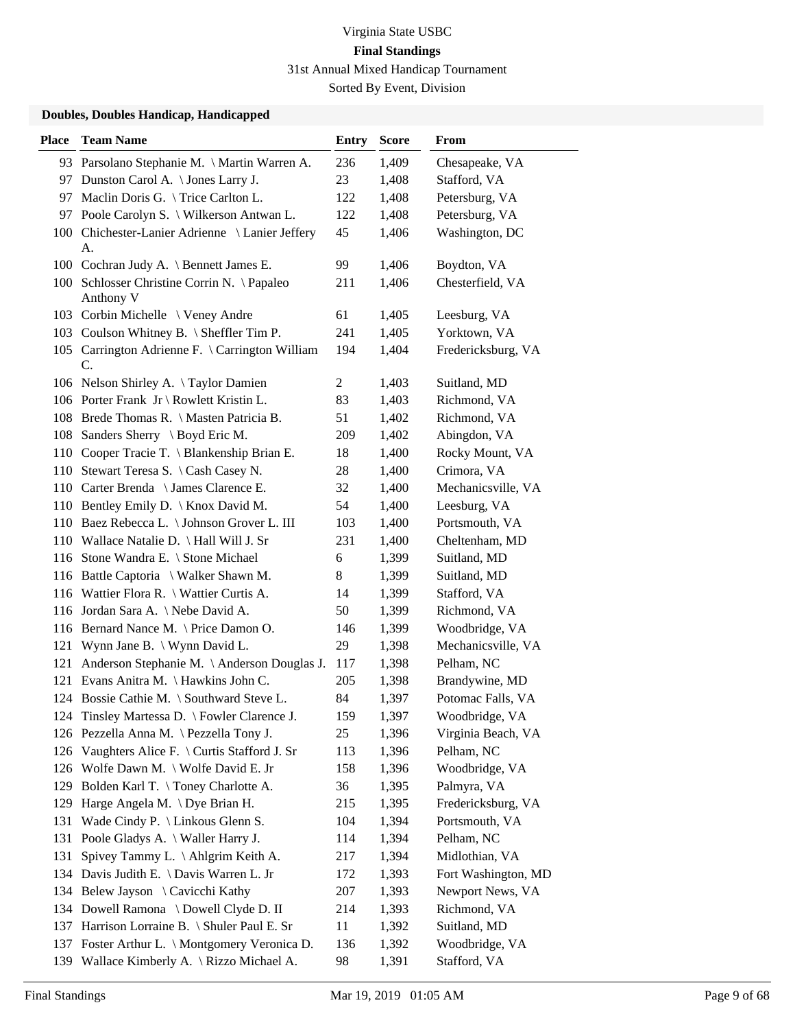Virginia State USBC

**Final Standings**

31st Annual Mixed Handicap Tournament

Sorted By Event, Division

### Doubles, Doubles Handicap, Handicapped

| Place | Team Name | Entry | Score | From |
|---|---|---|---|---|
| 93 | Parsolano Stephanie M. \ Martin Warren A. | 236 | 1,409 | Chesapeake, VA |
| 97 | Dunston Carol A. \ Jones Larry J. | 23 | 1,408 | Stafford, VA |
| 97 | Maclin Doris G. \ Trice Carlton L. | 122 | 1,408 | Petersburg, VA |
| 97 | Poole Carolyn S. \ Wilkerson Antwan L. | 122 | 1,408 | Petersburg, VA |
| 100 | Chichester-Lanier Adrienne \ Lanier Jeffery A. | 45 | 1,406 | Washington, DC |
| 100 | Cochran Judy A. \ Bennett James E. | 99 | 1,406 | Boydton, VA |
| 100 | Schlosser Christine Corrin N. \ Papaleo Anthony V | 211 | 1,406 | Chesterfield, VA |
| 103 | Corbin Michelle \ Veney Andre | 61 | 1,405 | Leesburg, VA |
| 103 | Coulson Whitney B. \ Sheffler Tim P. | 241 | 1,405 | Yorktown, VA |
| 105 | Carrington Adrienne F. \ Carrington William C. | 194 | 1,404 | Fredericksburg, VA |
| 106 | Nelson Shirley A. \ Taylor Damien | 2 | 1,403 | Suitland, MD |
| 106 | Porter Frank Jr \ Rowlett Kristin L. | 83 | 1,403 | Richmond, VA |
| 108 | Brede Thomas R. \ Masten Patricia B. | 51 | 1,402 | Richmond, VA |
| 108 | Sanders Sherry \ Boyd Eric M. | 209 | 1,402 | Abingdon, VA |
| 110 | Cooper Tracie T. \ Blankenship Brian E. | 18 | 1,400 | Rocky Mount, VA |
| 110 | Stewart Teresa S. \ Cash Casey N. | 28 | 1,400 | Crimora, VA |
| 110 | Carter Brenda \ James Clarence E. | 32 | 1,400 | Mechanicsville, VA |
| 110 | Bentley Emily D. \ Knox David M. | 54 | 1,400 | Leesburg, VA |
| 110 | Baez Rebecca L. \ Johnson Grover L. III | 103 | 1,400 | Portsmouth, VA |
| 110 | Wallace Natalie D. \ Hall Will J. Sr | 231 | 1,400 | Cheltenham, MD |
| 116 | Stone Wandra E. \ Stone Michael | 6 | 1,399 | Suitland, MD |
| 116 | Battle Captoria \ Walker Shawn M. | 8 | 1,399 | Suitland, MD |
| 116 | Wattier Flora R. \ Wattier Curtis A. | 14 | 1,399 | Stafford, VA |
| 116 | Jordan Sara A. \ Nebe David A. | 50 | 1,399 | Richmond, VA |
| 116 | Bernard Nance M. \ Price Damon O. | 146 | 1,399 | Woodbridge, VA |
| 121 | Wynn Jane B. \ Wynn David L. | 29 | 1,398 | Mechanicsville, VA |
| 121 | Anderson Stephanie M. \ Anderson Douglas J. | 117 | 1,398 | Pelham, NC |
| 121 | Evans Anitra M. \ Hawkins John C. | 205 | 1,398 | Brandywine, MD |
| 124 | Bossie Cathie M. \ Southward Steve L. | 84 | 1,397 | Potomac Falls, VA |
| 124 | Tinsley Martessa D. \ Fowler Clarence J. | 159 | 1,397 | Woodbridge, VA |
| 126 | Pezzella Anna M. \ Pezzella Tony J. | 25 | 1,396 | Virginia Beach, VA |
| 126 | Vaughters Alice F. \ Curtis Stafford J. Sr | 113 | 1,396 | Pelham, NC |
| 126 | Wolfe Dawn M. \ Wolfe David E. Jr | 158 | 1,396 | Woodbridge, VA |
| 129 | Bolden Karl T. \ Toney Charlotte A. | 36 | 1,395 | Palmyra, VA |
| 129 | Harge Angela M. \ Dye Brian H. | 215 | 1,395 | Fredericksburg, VA |
| 131 | Wade Cindy P. \ Linkous Glenn S. | 104 | 1,394 | Portsmouth, VA |
| 131 | Poole Gladys A. \ Waller Harry J. | 114 | 1,394 | Pelham, NC |
| 131 | Spivey Tammy L. \ Ahlgrim Keith A. | 217 | 1,394 | Midlothian, VA |
| 134 | Davis Judith E. \ Davis Warren L. Jr | 172 | 1,393 | Fort Washington, MD |
| 134 | Belew Jayson \ Cavicchi Kathy | 207 | 1,393 | Newport News, VA |
| 134 | Dowell Ramona \ Dowell Clyde D. II | 214 | 1,393 | Richmond, VA |
| 137 | Harrison Lorraine B. \ Shuler Paul E. Sr | 11 | 1,392 | Suitland, MD |
| 137 | Foster Arthur L. \ Montgomery Veronica D. | 136 | 1,392 | Woodbridge, VA |
| 139 | Wallace Kimberly A. \ Rizzo Michael A. | 98 | 1,391 | Stafford, VA |

Final Standings Mar 19, 2019 01:05 AM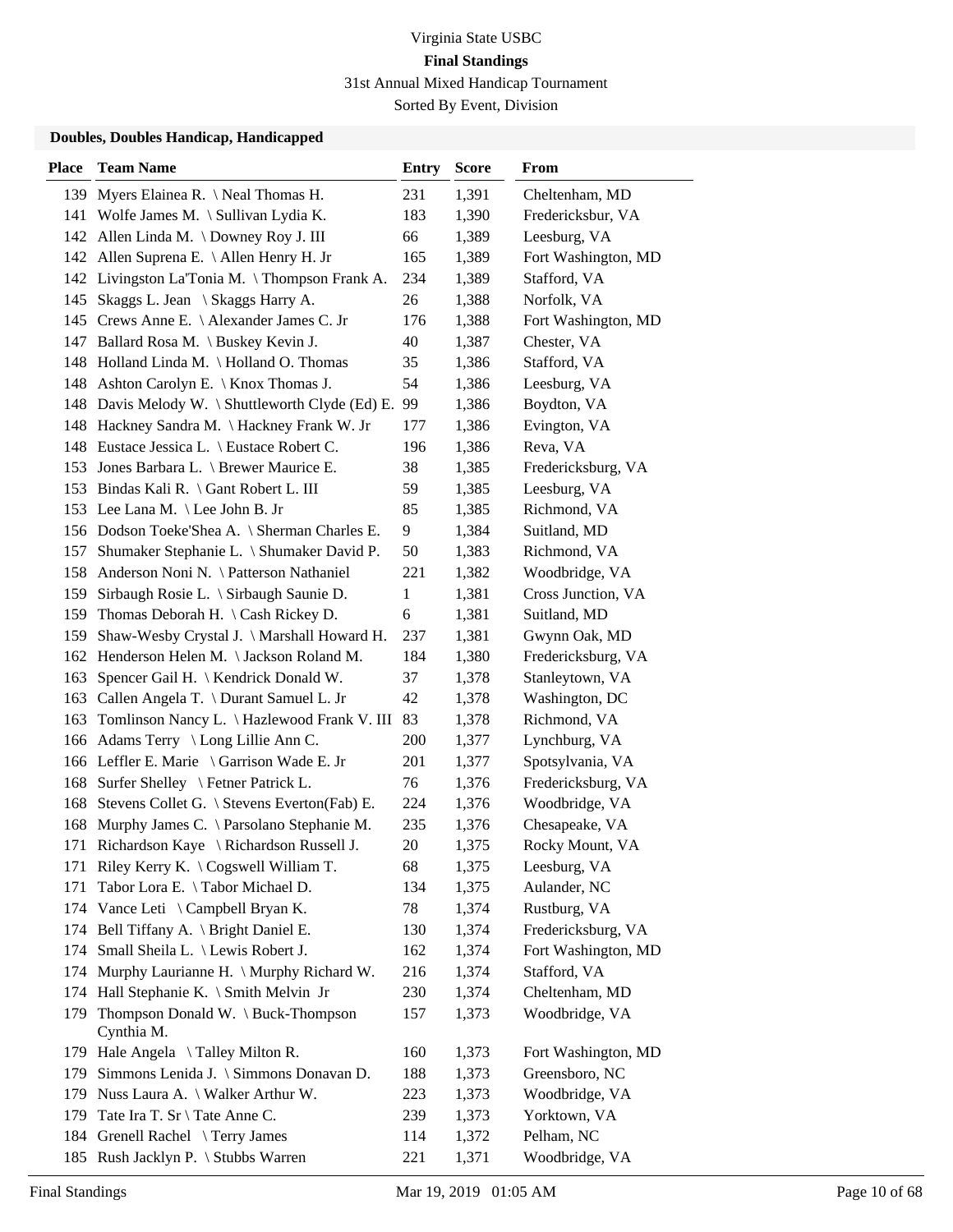Virginia State USBC

**Final Standings**

31st Annual Mixed Handicap Tournament

Sorted By Event, Division

### Doubles, Doubles Handicap, Handicapped

| Place | Team Name | Entry | Score | From |
|---|---|---|---|---|
| 139 | Myers Elainea R. \ Neal Thomas H. | 231 | 1,391 | Cheltenham, MD |
| 141 | Wolfe James M. \ Sullivan Lydia K. | 183 | 1,390 | Fredericksbur, VA |
| 142 | Allen Linda M. \ Downey Roy J. III | 66 | 1,389 | Leesburg, VA |
| 142 | Allen Suprena E. \ Allen Henry H. Jr | 165 | 1,389 | Fort Washington, MD |
| 142 | Livingston La'Tonia M. \ Thompson Frank A. | 234 | 1,389 | Stafford, VA |
| 145 | Skaggs L. Jean \ Skaggs Harry A. | 26 | 1,388 | Norfolk, VA |
| 145 | Crews Anne E. \ Alexander James C. Jr | 176 | 1,388 | Fort Washington, MD |
| 147 | Ballard Rosa M. \ Buskey Kevin J. | 40 | 1,387 | Chester, VA |
| 148 | Holland Linda M. \ Holland O. Thomas | 35 | 1,386 | Stafford, VA |
| 148 | Ashton Carolyn E. \ Knox Thomas J. | 54 | 1,386 | Leesburg, VA |
| 148 | Davis Melody W. \ Shuttleworth Clyde (Ed) E. | 99 | 1,386 | Boydton, VA |
| 148 | Hackney Sandra M. \ Hackney Frank W. Jr | 177 | 1,386 | Evington, VA |
| 148 | Eustace Jessica L. \ Eustace Robert C. | 196 | 1,386 | Reva, VA |
| 153 | Jones Barbara L. \ Brewer Maurice E. | 38 | 1,385 | Fredericksburg, VA |
| 153 | Bindas Kali R. \ Gant Robert L. III | 59 | 1,385 | Leesburg, VA |
| 153 | Lee Lana M. \ Lee John B. Jr | 85 | 1,385 | Richmond, VA |
| 156 | Dodson Toeke'Shea A. \ Sherman Charles E. | 9 | 1,384 | Suitland, MD |
| 157 | Shumaker Stephanie L. \ Shumaker David P. | 50 | 1,383 | Richmond, VA |
| 158 | Anderson Noni N. \ Patterson Nathaniel | 221 | 1,382 | Woodbridge, VA |
| 159 | Sirbaugh Rosie L. \ Sirbaugh Saunie D. | 1 | 1,381 | Cross Junction, VA |
| 159 | Thomas Deborah H. \ Cash Rickey D. | 6 | 1,381 | Suitland, MD |
| 159 | Shaw-Wesby Crystal J. \ Marshall Howard H. | 237 | 1,381 | Gwynn Oak, MD |
| 162 | Henderson Helen M. \ Jackson Roland M. | 184 | 1,380 | Fredericksburg, VA |
| 163 | Spencer Gail H. \ Kendrick Donald W. | 37 | 1,378 | Stanleytown, VA |
| 163 | Callen Angela T. \ Durant Samuel L. Jr | 42 | 1,378 | Washington, DC |
| 163 | Tomlinson Nancy L. \ Hazlewood Frank V. III | 83 | 1,378 | Richmond, VA |
| 166 | Adams Terry \ Long Lillie Ann C. | 200 | 1,377 | Lynchburg, VA |
| 166 | Leffler E. Marie \ Garrison Wade E. Jr | 201 | 1,377 | Spotsylvania, VA |
| 168 | Surfer Shelley \ Fetner Patrick L. | 76 | 1,376 | Fredericksburg, VA |
| 168 | Stevens Collet G. \ Stevens Everton(Fab) E. | 224 | 1,376 | Woodbridge, VA |
| 168 | Murphy James C. \ Parsolano Stephanie M. | 235 | 1,376 | Chesapeake, VA |
| 171 | Richardson Kaye \ Richardson Russell J. | 20 | 1,375 | Rocky Mount, VA |
| 171 | Riley Kerry K. \ Cogswell William T. | 68 | 1,375 | Leesburg, VA |
| 171 | Tabor Lora E. \ Tabor Michael D. | 134 | 1,375 | Aulander, NC |
| 174 | Vance Leti \ Campbell Bryan K. | 78 | 1,374 | Rustburg, VA |
| 174 | Bell Tiffany A. \ Bright Daniel E. | 130 | 1,374 | Fredericksburg, VA |
| 174 | Small Sheila L. \ Lewis Robert J. | 162 | 1,374 | Fort Washington, MD |
| 174 | Murphy Laurianne H. \ Murphy Richard W. | 216 | 1,374 | Stafford, VA |
| 174 | Hall Stephanie K. \ Smith Melvin Jr | 230 | 1,374 | Cheltenham, MD |
| 179 | Thompson Donald W. \ Buck-Thompson Cynthia M. | 157 | 1,373 | Woodbridge, VA |
| 179 | Hale Angela \ Talley Milton R. | 160 | 1,373 | Fort Washington, MD |
| 179 | Simmons Lenida J. \ Simmons Donavan D. | 188 | 1,373 | Greensboro, NC |
| 179 | Nuss Laura A. \ Walker Arthur W. | 223 | 1,373 | Woodbridge, VA |
| 179 | Tate Ira T. Sr \ Tate Anne C. | 239 | 1,373 | Yorktown, VA |
| 184 | Grenell Rachel \ Terry James | 114 | 1,372 | Pelham, NC |
| 185 | Rush Jacklyn P. \ Stubbs Warren | 221 | 1,371 | Woodbridge, VA |

Final Standings Mar 19, 2019 01:05 AM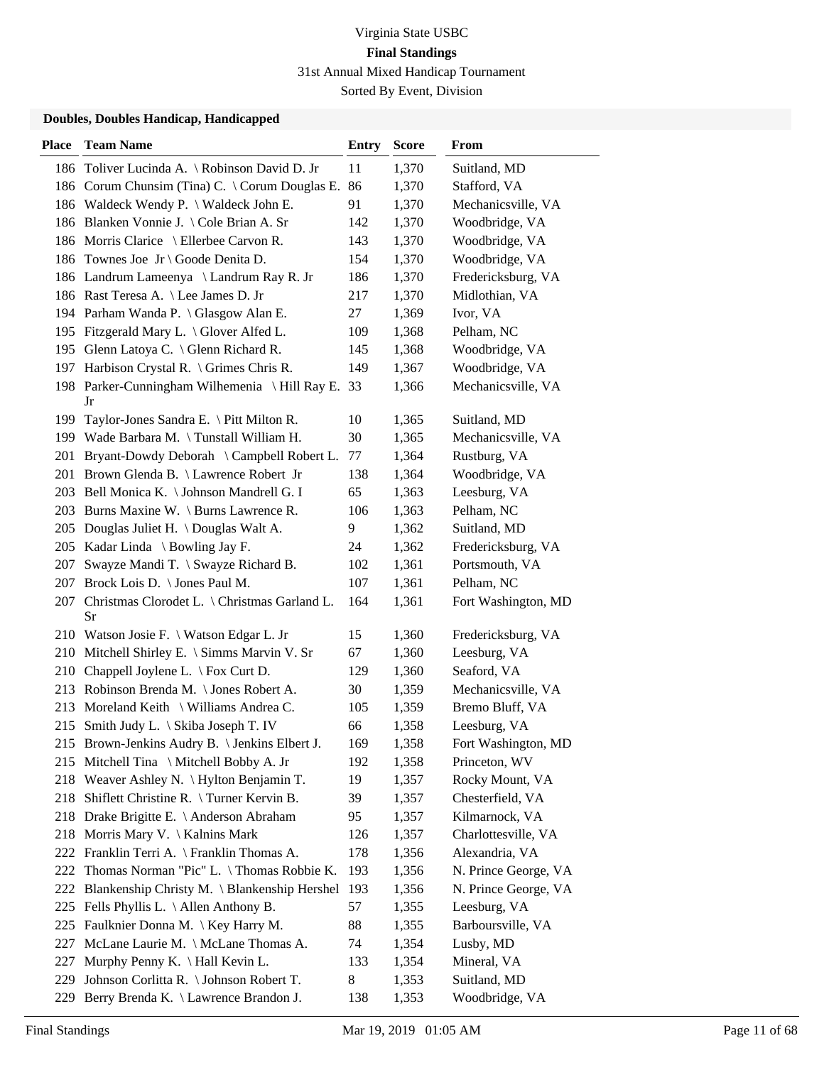Virginia State USBC

**Final Standings**

31st Annual Mixed Handicap Tournament

Sorted By Event, Division

### Doubles, Doubles Handicap, Handicapped

| Place | Team Name | Entry | Score | From |
|---|---|---|---|---|
| 186 | Toliver Lucinda A. \ Robinson David D. Jr | 11 | 1,370 | Suitland, MD |
| 186 | Corum Chunsim (Tina) C. \ Corum Douglas E. | 86 | 1,370 | Stafford, VA |
| 186 | Waldeck Wendy P. \ Waldeck John E. | 91 | 1,370 | Mechanicsville, VA |
| 186 | Blanken Vonnie J. \ Cole Brian A. Sr | 142 | 1,370 | Woodbridge, VA |
| 186 | Morris Clarice \ Ellerbee Carvon R. | 143 | 1,370 | Woodbridge, VA |
| 186 | Townes Joe Jr \ Goode Denita D. | 154 | 1,370 | Woodbridge, VA |
| 186 | Landrum Lameenya \ Landrum Ray R. Jr | 186 | 1,370 | Fredericksburg, VA |
| 186 | Rast Teresa A. \ Lee James D. Jr | 217 | 1,370 | Midlothian, VA |
| 194 | Parham Wanda P. \ Glasgow Alan E. | 27 | 1,369 | Ivor, VA |
| 195 | Fitzgerald Mary L. \ Glover Alfed L. | 109 | 1,368 | Pelham, NC |
| 195 | Glenn Latoya C. \ Glenn Richard R. | 145 | 1,368 | Woodbridge, VA |
| 197 | Harbison Crystal R. \ Grimes Chris R. | 149 | 1,367 | Woodbridge, VA |
| 198 | Parker-Cunningham Wilhemenia \ Hill Ray E. Jr | 33 | 1,366 | Mechanicsville, VA |
| 199 | Taylor-Jones Sandra E. \ Pitt Milton R. | 10 | 1,365 | Suitland, MD |
| 199 | Wade Barbara M. \ Tunstall William H. | 30 | 1,365 | Mechanicsville, VA |
| 201 | Bryant-Dowdy Deborah \ Campbell Robert L. | 77 | 1,364 | Rustburg, VA |
| 201 | Brown Glenda B. \ Lawrence Robert Jr | 138 | 1,364 | Woodbridge, VA |
| 203 | Bell Monica K. \ Johnson Mandrell G. I | 65 | 1,363 | Leesburg, VA |
| 203 | Burns Maxine W. \ Burns Lawrence R. | 106 | 1,363 | Pelham, NC |
| 205 | Douglas Juliet H. \ Douglas Walt A. | 9 | 1,362 | Suitland, MD |
| 205 | Kadar Linda \ Bowling Jay F. | 24 | 1,362 | Fredericksburg, VA |
| 207 | Swayze Mandi T. \ Swayze Richard B. | 102 | 1,361 | Portsmouth, VA |
| 207 | Brock Lois D. \ Jones Paul M. | 107 | 1,361 | Pelham, NC |
| 207 | Christmas Clorodet L. \ Christmas Garland L. Sr | 164 | 1,361 | Fort Washington, MD |
| 210 | Watson Josie F. \ Watson Edgar L. Jr | 15 | 1,360 | Fredericksburg, VA |
| 210 | Mitchell Shirley E. \ Simms Marvin V. Sr | 67 | 1,360 | Leesburg, VA |
| 210 | Chappell Joylene L. \ Fox Curt D. | 129 | 1,360 | Seaford, VA |
| 213 | Robinson Brenda M. \ Jones Robert A. | 30 | 1,359 | Mechanicsville, VA |
| 213 | Moreland Keith \ Williams Andrea C. | 105 | 1,359 | Bremo Bluff, VA |
| 215 | Smith Judy L. \ Skiba Joseph T. IV | 66 | 1,358 | Leesburg, VA |
| 215 | Brown-Jenkins Audry B. \ Jenkins Elbert J. | 169 | 1,358 | Fort Washington, MD |
| 215 | Mitchell Tina \ Mitchell Bobby A. Jr | 192 | 1,358 | Princeton, WV |
| 218 | Weaver Ashley N. \ Hylton Benjamin T. | 19 | 1,357 | Rocky Mount, VA |
| 218 | Shiflett Christine R. \ Turner Kervin B. | 39 | 1,357 | Chesterfield, VA |
| 218 | Drake Brigitte E. \ Anderson Abraham | 95 | 1,357 | Kilmarnock, VA |
| 218 | Morris Mary V. \ Kalnins Mark | 126 | 1,357 | Charlottesville, VA |
| 222 | Franklin Terri A. \ Franklin Thomas A. | 178 | 1,356 | Alexandria, VA |
| 222 | Thomas Norman "Pic" L. \ Thomas Robbie K. | 193 | 1,356 | N. Prince George, VA |
| 222 | Blankenship Christy M. \ Blankenship Hershel | 193 | 1,356 | N. Prince George, VA |
| 225 | Fells Phyllis L. \ Allen Anthony B. | 57 | 1,355 | Leesburg, VA |
| 225 | Faulknier Donna M. \ Key Harry M. | 88 | 1,355 | Barboursville, VA |
| 227 | McLane Laurie M. \ McLane Thomas A. | 74 | 1,354 | Lusby, MD |
| 227 | Murphy Penny K. \ Hall Kevin L. | 133 | 1,354 | Mineral, VA |
| 229 | Johnson Corlitta R. \ Johnson Robert T. | 8 | 1,353 | Suitland, MD |
| 229 | Berry Brenda K. \ Lawrence Brandon J. | 138 | 1,353 | Woodbridge, VA |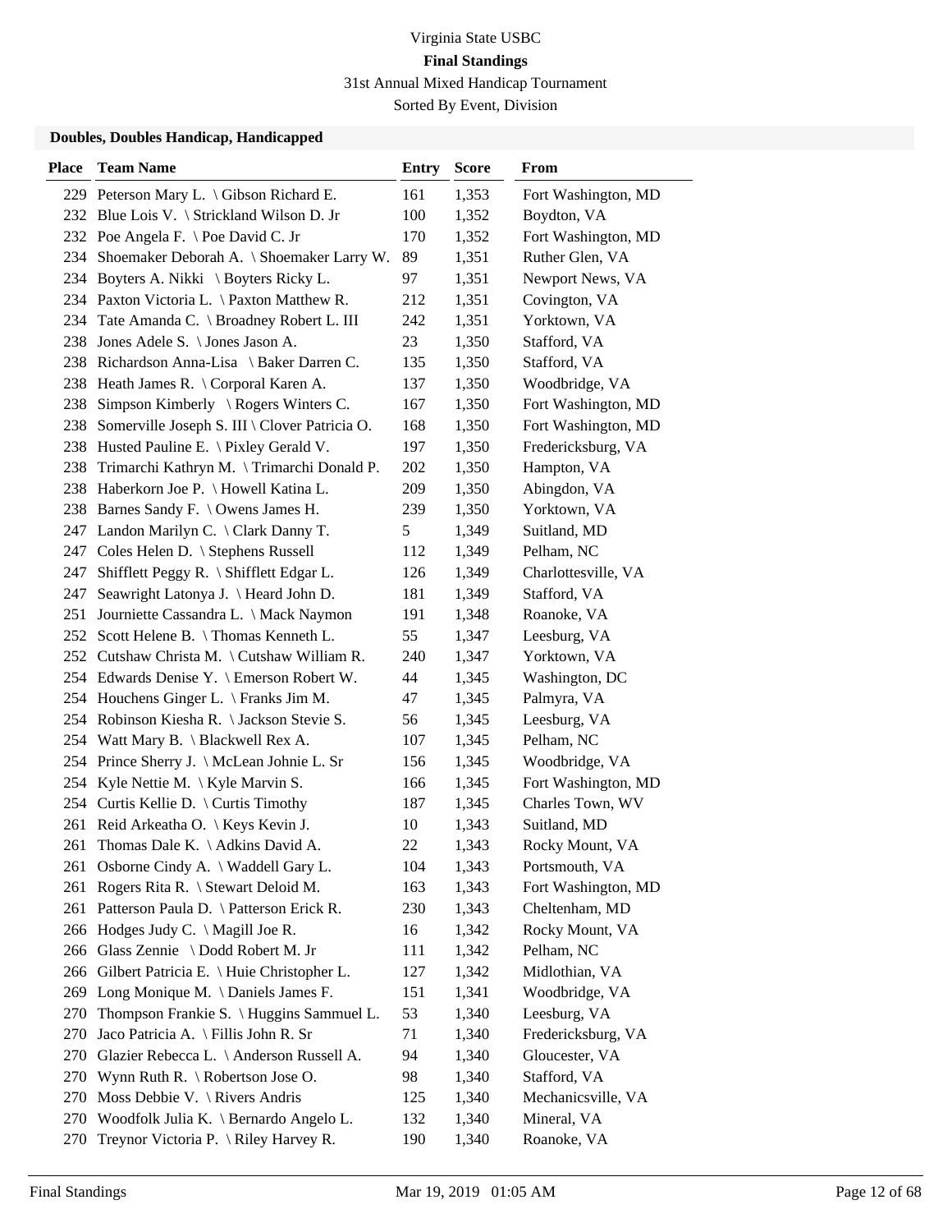Virginia State USBC

**Final Standings**

31st Annual Mixed Handicap Tournament

Sorted By Event, Division

### Doubles, Doubles Handicap, Handicapped

| Place | Team Name | Entry | Score | From |
|---|---|---|---|---|
| 229 | Peterson Mary L. \ Gibson Richard E. | 161 | 1,353 | Fort Washington, MD |
| 232 | Blue Lois V. \ Strickland Wilson D. Jr | 100 | 1,352 | Boydton, VA |
| 232 | Poe Angela F. \ Poe David C. Jr | 170 | 1,352 | Fort Washington, MD |
| 234 | Shoemaker Deborah A. \ Shoemaker Larry W. | 89 | 1,351 | Ruther Glen, VA |
| 234 | Boyters A. Nikki \ Boyters Ricky L. | 97 | 1,351 | Newport News, VA |
| 234 | Paxton Victoria L. \ Paxton Matthew R. | 212 | 1,351 | Covington, VA |
| 234 | Tate Amanda C. \ Broadney Robert L. III | 242 | 1,351 | Yorktown, VA |
| 238 | Jones Adele S. \ Jones Jason A. | 23 | 1,350 | Stafford, VA |
| 238 | Richardson Anna-Lisa \ Baker Darren C. | 135 | 1,350 | Stafford, VA |
| 238 | Heath James R. \ Corporal Karen A. | 137 | 1,350 | Woodbridge, VA |
| 238 | Simpson Kimberly \ Rogers Winters C. | 167 | 1,350 | Fort Washington, MD |
| 238 | Somerville Joseph S. III \ Clover Patricia O. | 168 | 1,350 | Fort Washington, MD |
| 238 | Husted Pauline E. \ Pixley Gerald V. | 197 | 1,350 | Fredericksburg, VA |
| 238 | Trimarchi Kathryn M. \ Trimarchi Donald P. | 202 | 1,350 | Hampton, VA |
| 238 | Haberkorn Joe P. \ Howell Katina L. | 209 | 1,350 | Abingdon, VA |
| 238 | Barnes Sandy F. \ Owens James H. | 239 | 1,350 | Yorktown, VA |
| 247 | Landon Marilyn C. \ Clark Danny T. | 5 | 1,349 | Suitland, MD |
| 247 | Coles Helen D. \ Stephens Russell | 112 | 1,349 | Pelham, NC |
| 247 | Shifflett Peggy R. \ Shifflett Edgar L. | 126 | 1,349 | Charlottesville, VA |
| 247 | Seawright Latonya J. \ Heard John D. | 181 | 1,349 | Stafford, VA |
| 251 | Journiette Cassandra L. \ Mack Naymon | 191 | 1,348 | Roanoke, VA |
| 252 | Scott Helene B. \ Thomas Kenneth L. | 55 | 1,347 | Leesburg, VA |
| 252 | Cutshaw Christa M. \ Cutshaw William R. | 240 | 1,347 | Yorktown, VA |
| 254 | Edwards Denise Y. \ Emerson Robert W. | 44 | 1,345 | Washington, DC |
| 254 | Houchens Ginger L. \ Franks Jim M. | 47 | 1,345 | Palmyra, VA |
| 254 | Robinson Kiesha R. \ Jackson Stevie S. | 56 | 1,345 | Leesburg, VA |
| 254 | Watt Mary B. \ Blackwell Rex A. | 107 | 1,345 | Pelham, NC |
| 254 | Prince Sherry J. \ McLean Johnie L. Sr | 156 | 1,345 | Woodbridge, VA |
| 254 | Kyle Nettie M. \ Kyle Marvin S. | 166 | 1,345 | Fort Washington, MD |
| 254 | Curtis Kellie D. \ Curtis Timothy | 187 | 1,345 | Charles Town, WV |
| 261 | Reid Arkeatha O. \ Keys Kevin J. | 10 | 1,343 | Suitland, MD |
| 261 | Thomas Dale K. \ Adkins David A. | 22 | 1,343 | Rocky Mount, VA |
| 261 | Osborne Cindy A. \ Waddell Gary L. | 104 | 1,343 | Portsmouth, VA |
| 261 | Rogers Rita R. \ Stewart Deloid M. | 163 | 1,343 | Fort Washington, MD |
| 261 | Patterson Paula D. \ Patterson Erick R. | 230 | 1,343 | Cheltenham, MD |
| 266 | Hodges Judy C. \ Magill Joe R. | 16 | 1,342 | Rocky Mount, VA |
| 266 | Glass Zennie \ Dodd Robert M. Jr | 111 | 1,342 | Pelham, NC |
| 266 | Gilbert Patricia E. \ Huie Christopher L. | 127 | 1,342 | Midlothian, VA |
| 269 | Long Monique M. \ Daniels James F. | 151 | 1,341 | Woodbridge, VA |
| 270 | Thompson Frankie S. \ Huggins Sammuel L. | 53 | 1,340 | Leesburg, VA |
| 270 | Jaco Patricia A. \ Fillis John R. Sr | 71 | 1,340 | Fredericksburg, VA |
| 270 | Glazier Rebecca L. \ Anderson Russell A. | 94 | 1,340 | Gloucester, VA |
| 270 | Wynn Ruth R. \ Robertson Jose O. | 98 | 1,340 | Stafford, VA |
| 270 | Moss Debbie V. \ Rivers Andris | 125 | 1,340 | Mechanicsville, VA |
| 270 | Woodfolk Julia K. \ Bernardo Angelo L. | 132 | 1,340 | Mineral, VA |
| 270 | Treynor Victoria P. \ Riley Harvey R. | 190 | 1,340 | Roanoke, VA |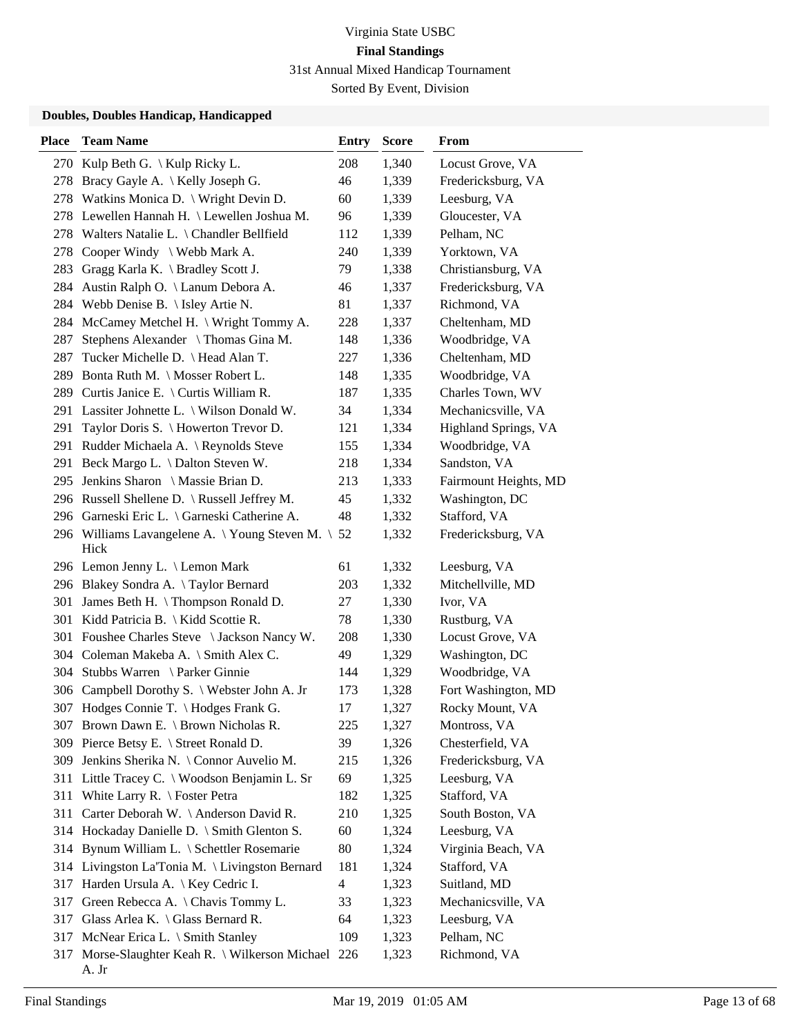Virginia State USBC

**Final Standings**

31st Annual Mixed Handicap Tournament

Sorted By Event, Division

### Doubles, Doubles Handicap, Handicapped

| Place | Team Name | Entry | Score | From |
|---|---|---|---|---|
| 270 | Kulp Beth G. \ Kulp Ricky L. | 208 | 1,340 | Locust Grove, VA |
| 278 | Bracy Gayle A. \ Kelly Joseph G. | 46 | 1,339 | Fredericksburg, VA |
| 278 | Watkins Monica D. \ Wright Devin D. | 60 | 1,339 | Leesburg, VA |
| 278 | Lewellen Hannah H. \ Lewellen Joshua M. | 96 | 1,339 | Gloucester, VA |
| 278 | Walters Natalie L. \ Chandler Bellfield | 112 | 1,339 | Pelham, NC |
| 278 | Cooper Windy \ Webb Mark A. | 240 | 1,339 | Yorktown, VA |
| 283 | Gragg Karla K. \ Bradley Scott J. | 79 | 1,338 | Christiansburg, VA |
| 284 | Austin Ralph O. \ Lanum Debora A. | 46 | 1,337 | Fredericksburg, VA |
| 284 | Webb Denise B. \ Isley Artie N. | 81 | 1,337 | Richmond, VA |
| 284 | McCamey Metchel H. \ Wright Tommy A. | 228 | 1,337 | Cheltenham, MD |
| 287 | Stephens Alexander \ Thomas Gina M. | 148 | 1,336 | Woodbridge, VA |
| 287 | Tucker Michelle D. \ Head Alan T. | 227 | 1,336 | Cheltenham, MD |
| 289 | Bonta Ruth M. \ Mosser Robert L. | 148 | 1,335 | Woodbridge, VA |
| 289 | Curtis Janice E. \ Curtis William R. | 187 | 1,335 | Charles Town, WV |
| 291 | Lassiter Johnette L. \ Wilson Donald W. | 34 | 1,334 | Mechanicsville, VA |
| 291 | Taylor Doris S. \ Howerton Trevor D. | 121 | 1,334 | Highland Springs, VA |
| 291 | Rudder Michaela A. \ Reynolds Steve | 155 | 1,334 | Woodbridge, VA |
| 291 | Beck Margo L. \ Dalton Steven W. | 218 | 1,334 | Sandston, VA |
| 295 | Jenkins Sharon \ Massie Brian D. | 213 | 1,333 | Fairmount Heights, MD |
| 296 | Russell Shellene D. \ Russell Jeffrey M. | 45 | 1,332 | Washington, DC |
| 296 | Garneski Eric L. \ Garneski Catherine A. | 48 | 1,332 | Stafford, VA |
| 296 | Williams Lavangelene A. \ Young Steven M. \ Hick | 52 | 1,332 | Fredericksburg, VA |
| 296 | Lemon Jenny L. \ Lemon Mark | 61 | 1,332 | Leesburg, VA |
| 296 | Blakey Sondra A. \ Taylor Bernard | 203 | 1,332 | Mitchellville, MD |
| 301 | James Beth H. \ Thompson Ronald D. | 27 | 1,330 | Ivor, VA |
| 301 | Kidd Patricia B. \ Kidd Scottie R. | 78 | 1,330 | Rustburg, VA |
| 301 | Foushee Charles Steve \ Jackson Nancy W. | 208 | 1,330 | Locust Grove, VA |
| 304 | Coleman Makeba A. \ Smith Alex C. | 49 | 1,329 | Washington, DC |
| 304 | Stubbs Warren \ Parker Ginnie | 144 | 1,329 | Woodbridge, VA |
| 306 | Campbell Dorothy S. \ Webster John A. Jr | 173 | 1,328 | Fort Washington, MD |
| 307 | Hodges Connie T. \ Hodges Frank G. | 17 | 1,327 | Rocky Mount, VA |
| 307 | Brown Dawn E. \ Brown Nicholas R. | 225 | 1,327 | Montross, VA |
| 309 | Pierce Betsy E. \ Street Ronald D. | 39 | 1,326 | Chesterfield, VA |
| 309 | Jenkins Sherika N. \ Connor Auvelio M. | 215 | 1,326 | Fredericksburg, VA |
| 311 | Little Tracey C. \ Woodson Benjamin L. Sr | 69 | 1,325 | Leesburg, VA |
| 311 | White Larry R. \ Foster Petra | 182 | 1,325 | Stafford, VA |
| 311 | Carter Deborah W. \ Anderson David R. | 210 | 1,325 | South Boston, VA |
| 314 | Hockaday Danielle D. \ Smith Glenton S. | 60 | 1,324 | Leesburg, VA |
| 314 | Bynum William L. \ Schettler Rosemarie | 80 | 1,324 | Virginia Beach, VA |
| 314 | Livingston La'Tonia M. \ Livingston Bernard | 181 | 1,324 | Stafford, VA |
| 317 | Harden Ursula A. \ Key Cedric I. | 4 | 1,323 | Suitland, MD |
| 317 | Green Rebecca A. \ Chavis Tommy L. | 33 | 1,323 | Mechanicsville, VA |
| 317 | Glass Arlea K. \ Glass Bernard R. | 64 | 1,323 | Leesburg, VA |
| 317 | McNear Erica L. \ Smith Stanley | 109 | 1,323 | Pelham, NC |
| 317 | Morse-Slaughter Keah R. \ Wilkerson Michael A. Jr | 226 | 1,323 | Richmond, VA |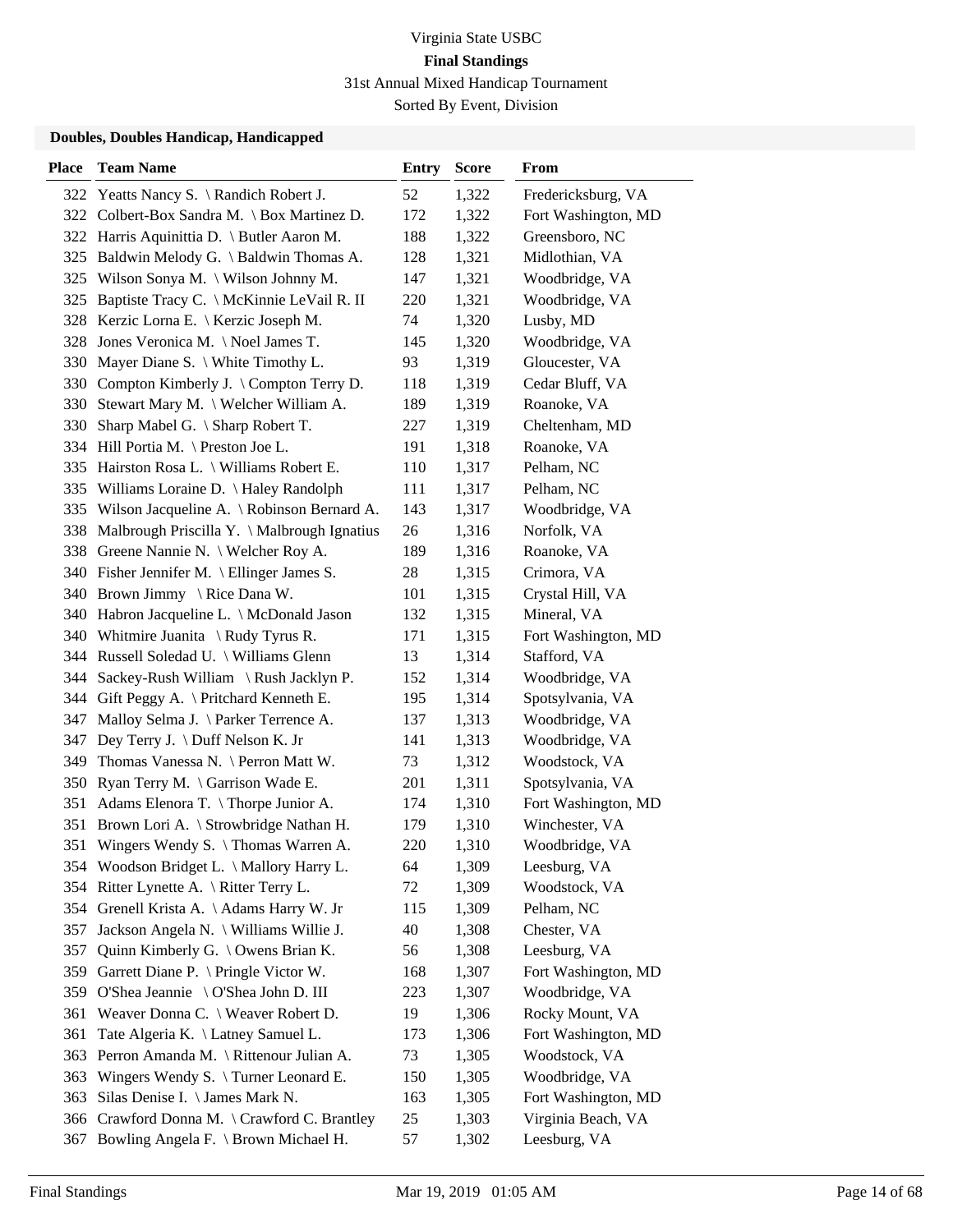Virginia State USBC

**Final Standings**

31st Annual Mixed Handicap Tournament

Sorted By Event, Division

### Doubles, Doubles Handicap, Handicapped

| Place | Team Name | Entry | Score | From |
|---|---|---|---|---|
| 322 | Yeatts Nancy S. \ Randich Robert J. | 52 | 1,322 | Fredericksburg, VA |
| 322 | Colbert-Box Sandra M. \ Box Martinez D. | 172 | 1,322 | Fort Washington, MD |
| 322 | Harris Aquinittia D. \ Butler Aaron M. | 188 | 1,322 | Greensboro, NC |
| 325 | Baldwin Melody G. \ Baldwin Thomas A. | 128 | 1,321 | Midlothian, VA |
| 325 | Wilson Sonya M. \ Wilson Johnny M. | 147 | 1,321 | Woodbridge, VA |
| 325 | Baptiste Tracy C. \ McKinnie LeVail R. II | 220 | 1,321 | Woodbridge, VA |
| 328 | Kerzic Lorna E. \ Kerzic Joseph M. | 74 | 1,320 | Lusby, MD |
| 328 | Jones Veronica M. \ Noel James T. | 145 | 1,320 | Woodbridge, VA |
| 330 | Mayer Diane S. \ White Timothy L. | 93 | 1,319 | Gloucester, VA |
| 330 | Compton Kimberly J. \ Compton Terry D. | 118 | 1,319 | Cedar Bluff, VA |
| 330 | Stewart Mary M. \ Welcher William A. | 189 | 1,319 | Roanoke, VA |
| 330 | Sharp Mabel G. \ Sharp Robert T. | 227 | 1,319 | Cheltenham, MD |
| 334 | Hill Portia M. \ Preston Joe L. | 191 | 1,318 | Roanoke, VA |
| 335 | Hairston Rosa L. \ Williams Robert E. | 110 | 1,317 | Pelham, NC |
| 335 | Williams Loraine D. \ Haley Randolph | 111 | 1,317 | Pelham, NC |
| 335 | Wilson Jacqueline A. \ Robinson Bernard A. | 143 | 1,317 | Woodbridge, VA |
| 338 | Malbrough Priscilla Y. \ Malbrough Ignatius | 26 | 1,316 | Norfolk, VA |
| 338 | Greene Nannie N. \ Welcher Roy A. | 189 | 1,316 | Roanoke, VA |
| 340 | Fisher Jennifer M. \ Ellinger James S. | 28 | 1,315 | Crimora, VA |
| 340 | Brown Jimmy \ Rice Dana W. | 101 | 1,315 | Crystal Hill, VA |
| 340 | Habron Jacqueline L. \ McDonald Jason | 132 | 1,315 | Mineral, VA |
| 340 | Whitmire Juanita \ Rudy Tyrus R. | 171 | 1,315 | Fort Washington, MD |
| 344 | Russell Soledad U. \ Williams Glenn | 13 | 1,314 | Stafford, VA |
| 344 | Sackey-Rush William \ Rush Jacklyn P. | 152 | 1,314 | Woodbridge, VA |
| 344 | Gift Peggy A. \ Pritchard Kenneth E. | 195 | 1,314 | Spotsylvania, VA |
| 347 | Malloy Selma J. \ Parker Terrence A. | 137 | 1,313 | Woodbridge, VA |
| 347 | Dey Terry J. \ Duff Nelson K. Jr | 141 | 1,313 | Woodbridge, VA |
| 349 | Thomas Vanessa N. \ Perron Matt W. | 73 | 1,312 | Woodstock, VA |
| 350 | Ryan Terry M. \ Garrison Wade E. | 201 | 1,311 | Spotsylvania, VA |
| 351 | Adams Elenora T. \ Thorpe Junior A. | 174 | 1,310 | Fort Washington, MD |
| 351 | Brown Lori A. \ Strowbridge Nathan H. | 179 | 1,310 | Winchester, VA |
| 351 | Wingers Wendy S. \ Thomas Warren A. | 220 | 1,310 | Woodbridge, VA |
| 354 | Woodson Bridget L. \ Mallory Harry L. | 64 | 1,309 | Leesburg, VA |
| 354 | Ritter Lynette A. \ Ritter Terry L. | 72 | 1,309 | Woodstock, VA |
| 354 | Grenell Krista A. \ Adams Harry W. Jr | 115 | 1,309 | Pelham, NC |
| 357 | Jackson Angela N. \ Williams Willie J. | 40 | 1,308 | Chester, VA |
| 357 | Quinn Kimberly G. \ Owens Brian K. | 56 | 1,308 | Leesburg, VA |
| 359 | Garrett Diane P. \ Pringle Victor W. | 168 | 1,307 | Fort Washington, MD |
| 359 | O'Shea Jeannie \ O'Shea John D. III | 223 | 1,307 | Woodbridge, VA |
| 361 | Weaver Donna C. \ Weaver Robert D. | 19 | 1,306 | Rocky Mount, VA |
| 361 | Tate Algeria K. \ Latney Samuel L. | 173 | 1,306 | Fort Washington, MD |
| 363 | Perron Amanda M. \ Rittenour Julian A. | 73 | 1,305 | Woodstock, VA |
| 363 | Wingers Wendy S. \ Turner Leonard E. | 150 | 1,305 | Woodbridge, VA |
| 363 | Silas Denise I. \ James Mark N. | 163 | 1,305 | Fort Washington, MD |
| 366 | Crawford Donna M. \ Crawford C. Brantley | 25 | 1,303 | Virginia Beach, VA |
| 367 | Bowling Angela F. \ Brown Michael H. | 57 | 1,302 | Leesburg, VA |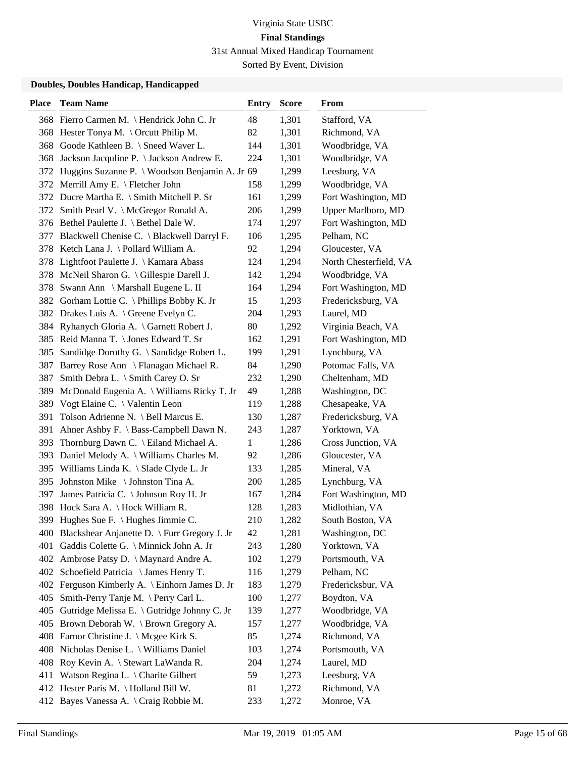Virginia State USBC

**Final Standings**

31st Annual Mixed Handicap Tournament

Sorted By Event, Division

### Doubles, Doubles Handicap, Handicapped

| Place | Team Name | Entry | Score | From |
|---|---|---|---|---|
| 368 | Fierro Carmen M. \ Hendrick John C. Jr | 48 | 1,301 | Stafford, VA |
| 368 | Hester Tonya M. \ Orcutt Philip M. | 82 | 1,301 | Richmond, VA |
| 368 | Goode Kathleen B. \ Sneed Waver L. | 144 | 1,301 | Woodbridge, VA |
| 368 | Jackson Jacquline P. \ Jackson Andrew E. | 224 | 1,301 | Woodbridge, VA |
| 372 | Huggins Suzanne P. \ Woodson Benjamin A. Jr | 69 | 1,299 | Leesburg, VA |
| 372 | Merrill Amy E. \ Fletcher John | 158 | 1,299 | Woodbridge, VA |
| 372 | Ducre Martha E. \ Smith Mitchell P. Sr | 161 | 1,299 | Fort Washington, MD |
| 372 | Smith Pearl V. \ McGregor Ronald A. | 206 | 1,299 | Upper Marlboro, MD |
| 376 | Bethel Paulette J. \ Bethel Dale W. | 174 | 1,297 | Fort Washington, MD |
| 377 | Blackwell Chenise C. \ Blackwell Darryl F. | 106 | 1,295 | Pelham, NC |
| 378 | Ketch Lana J. \ Pollard William A. | 92 | 1,294 | Gloucester, VA |
| 378 | Lightfoot Paulette J. \ Kamara Abass | 124 | 1,294 | North Chesterfield, VA |
| 378 | McNeil Sharon G. \ Gillespie Darell J. | 142 | 1,294 | Woodbridge, VA |
| 378 | Swann Ann \ Marshall Eugene L. II | 164 | 1,294 | Fort Washington, MD |
| 382 | Gorham Lottie C. \ Phillips Bobby K. Jr | 15 | 1,293 | Fredericksburg, VA |
| 382 | Drakes Luis A. \ Greene Evelyn C. | 204 | 1,293 | Laurel, MD |
| 384 | Ryhanych Gloria A. \ Garnett Robert J. | 80 | 1,292 | Virginia Beach, VA |
| 385 | Reid Manna T. \ Jones Edward T. Sr | 162 | 1,291 | Fort Washington, MD |
| 385 | Sandidge Dorothy G. \ Sandidge Robert L. | 199 | 1,291 | Lynchburg, VA |
| 387 | Barrey Rose Ann \ Flanagan Michael R. | 84 | 1,290 | Potomac Falls, VA |
| 387 | Smith Debra L. \ Smith Carey O. Sr | 232 | 1,290 | Cheltenham, MD |
| 389 | McDonald Eugenia A. \ Williams Ricky T. Jr | 49 | 1,288 | Washington, DC |
| 389 | Vogt Elaine C. \ Valentin Leon | 119 | 1,288 | Chesapeake, VA |
| 391 | Tolson Adrienne N. \ Bell Marcus E. | 130 | 1,287 | Fredericksburg, VA |
| 391 | Ahner Ashby F. \ Bass-Campbell Dawn N. | 243 | 1,287 | Yorktown, VA |
| 393 | Thornburg Dawn C. \ Eiland Michael A. | 1 | 1,286 | Cross Junction, VA |
| 393 | Daniel Melody A. \ Williams Charles M. | 92 | 1,286 | Gloucester, VA |
| 395 | Williams Linda K. \ Slade Clyde L. Jr | 133 | 1,285 | Mineral, VA |
| 395 | Johnston Mike \ Johnston Tina A. | 200 | 1,285 | Lynchburg, VA |
| 397 | James Patricia C. \ Johnson Roy H. Jr | 167 | 1,284 | Fort Washington, MD |
| 398 | Hock Sara A. \ Hock William R. | 128 | 1,283 | Midlothian, VA |
| 399 | Hughes Sue F. \ Hughes Jimmie C. | 210 | 1,282 | South Boston, VA |
| 400 | Blackshear Anjanette D. \ Furr Gregory J. Jr | 42 | 1,281 | Washington, DC |
| 401 | Gaddis Colette G. \ Minnick John A. Jr | 243 | 1,280 | Yorktown, VA |
| 402 | Ambrose Patsy D. \ Maynard Andre A. | 102 | 1,279 | Portsmouth, VA |
| 402 | Schoefield Patricia \ James Henry T. | 116 | 1,279 | Pelham, NC |
| 402 | Ferguson Kimberly A. \ Einhorn James D. Jr | 183 | 1,279 | Fredericksbur, VA |
| 405 | Smith-Perry Tanje M. \ Perry Carl L. | 100 | 1,277 | Boydton, VA |
| 405 | Gutridge Melissa E. \ Gutridge Johnny C. Jr | 139 | 1,277 | Woodbridge, VA |
| 405 | Brown Deborah W. \ Brown Gregory A. | 157 | 1,277 | Woodbridge, VA |
| 408 | Farnor Christine J. \ Mcgee Kirk S. | 85 | 1,274 | Richmond, VA |
| 408 | Nicholas Denise L. \ Williams Daniel | 103 | 1,274 | Portsmouth, VA |
| 408 | Roy Kevin A. \ Stewart LaWanda R. | 204 | 1,274 | Laurel, MD |
| 411 | Watson Regina L. \ Charite Gilbert | 59 | 1,273 | Leesburg, VA |
| 412 | Hester Paris M. \ Holland Bill W. | 81 | 1,272 | Richmond, VA |
| 412 | Bayes Vanessa A. \ Craig Robbie M. | 233 | 1,272 | Monroe, VA |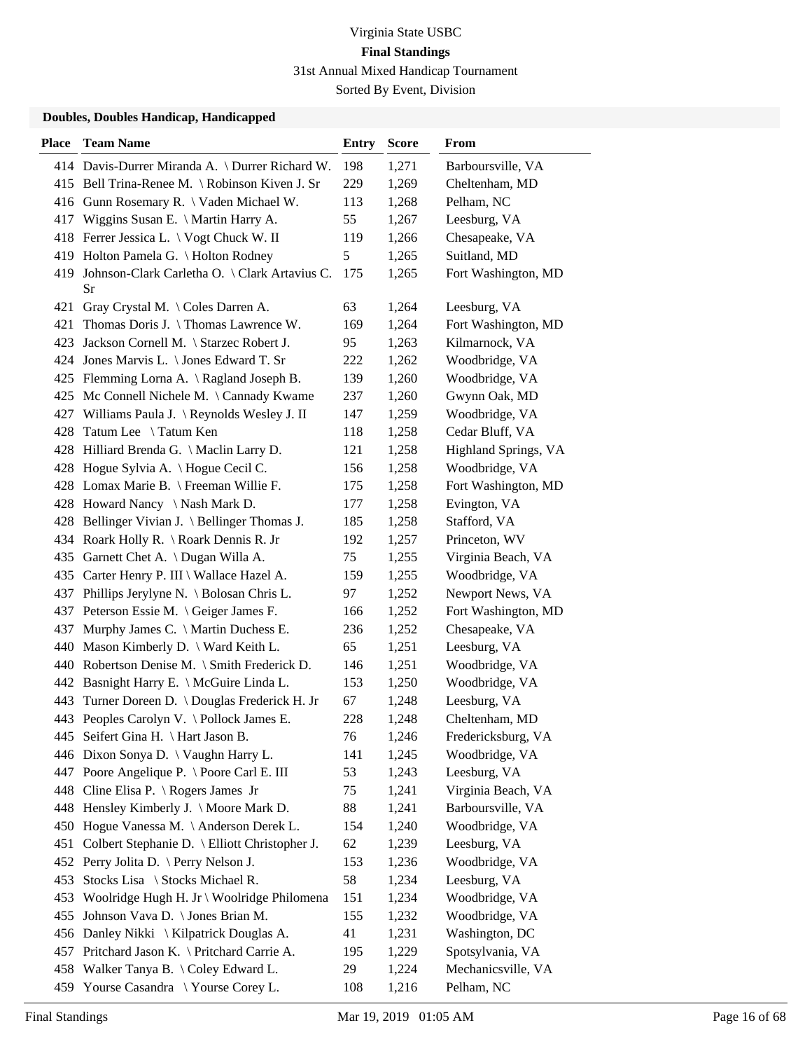Virginia State USBC

**Final Standings**

31st Annual Mixed Handicap Tournament

Sorted By Event, Division

### Doubles, Doubles Handicap, Handicapped

| Place | Team Name | Entry | Score | From |
|---|---|---|---|---|
| 414 | Davis-Durrer Miranda A. \ Durrer Richard W. | 198 | 1,271 | Barboursville, VA |
| 415 | Bell Trina-Renee M. \ Robinson Kiven J. Sr | 229 | 1,269 | Cheltenham, MD |
| 416 | Gunn Rosemary R. \ Vaden Michael W. | 113 | 1,268 | Pelham, NC |
| 417 | Wiggins Susan E. \ Martin Harry A. | 55 | 1,267 | Leesburg, VA |
| 418 | Ferrer Jessica L. \ Vogt Chuck W. II | 119 | 1,266 | Chesapeake, VA |
| 419 | Holton Pamela G. \ Holton Rodney | 5 | 1,265 | Suitland, MD |
| 419 | Johnson-Clark Carletha O. \ Clark Artavius C. Sr | 175 | 1,265 | Fort Washington, MD |
| 421 | Gray Crystal M. \ Coles Darren A. | 63 | 1,264 | Leesburg, VA |
| 421 | Thomas Doris J. \ Thomas Lawrence W. | 169 | 1,264 | Fort Washington, MD |
| 423 | Jackson Cornell M. \ Starzec Robert J. | 95 | 1,263 | Kilmarnock, VA |
| 424 | Jones Marvis L. \ Jones Edward T. Sr | 222 | 1,262 | Woodbridge, VA |
| 425 | Flemming Lorna A. \ Ragland Joseph B. | 139 | 1,260 | Woodbridge, VA |
| 425 | Mc Connell Nichele M. \ Cannady Kwame | 237 | 1,260 | Gwynn Oak, MD |
| 427 | Williams Paula J. \ Reynolds Wesley J. II | 147 | 1,259 | Woodbridge, VA |
| 428 | Tatum Lee \ Tatum Ken | 118 | 1,258 | Cedar Bluff, VA |
| 428 | Hilliard Brenda G. \ Maclin Larry D. | 121 | 1,258 | Highland Springs, VA |
| 428 | Hogue Sylvia A. \ Hogue Cecil C. | 156 | 1,258 | Woodbridge, VA |
| 428 | Lomax Marie B. \ Freeman Willie F. | 175 | 1,258 | Fort Washington, MD |
| 428 | Howard Nancy \ Nash Mark D. | 177 | 1,258 | Evington, VA |
| 428 | Bellinger Vivian J. \ Bellinger Thomas J. | 185 | 1,258 | Stafford, VA |
| 434 | Roark Holly R. \ Roark Dennis R. Jr | 192 | 1,257 | Princeton, WV |
| 435 | Garnett Chet A. \ Dugan Willa A. | 75 | 1,255 | Virginia Beach, VA |
| 435 | Carter Henry P. III \ Wallace Hazel A. | 159 | 1,255 | Woodbridge, VA |
| 437 | Phillips Jerylyne N. \ Bolosan Chris L. | 97 | 1,252 | Newport News, VA |
| 437 | Peterson Essie M. \ Geiger James F. | 166 | 1,252 | Fort Washington, MD |
| 437 | Murphy James C. \ Martin Duchess E. | 236 | 1,252 | Chesapeake, VA |
| 440 | Mason Kimberly D. \ Ward Keith L. | 65 | 1,251 | Leesburg, VA |
| 440 | Robertson Denise M. \ Smith Frederick D. | 146 | 1,251 | Woodbridge, VA |
| 442 | Basnight Harry E. \ McGuire Linda L. | 153 | 1,250 | Woodbridge, VA |
| 443 | Turner Doreen D. \ Douglas Frederick H. Jr | 67 | 1,248 | Leesburg, VA |
| 443 | Peoples Carolyn V. \ Pollock James E. | 228 | 1,248 | Cheltenham, MD |
| 445 | Seifert Gina H. \ Hart Jason B. | 76 | 1,246 | Fredericksburg, VA |
| 446 | Dixon Sonya D. \ Vaughn Harry L. | 141 | 1,245 | Woodbridge, VA |
| 447 | Poore Angelique P. \ Poore Carl E. III | 53 | 1,243 | Leesburg, VA |
| 448 | Cline Elisa P. \ Rogers James Jr | 75 | 1,241 | Virginia Beach, VA |
| 448 | Hensley Kimberly J. \ Moore Mark D. | 88 | 1,241 | Barboursville, VA |
| 450 | Hogue Vanessa M. \ Anderson Derek L. | 154 | 1,240 | Woodbridge, VA |
| 451 | Colbert Stephanie D. \ Elliott Christopher J. | 62 | 1,239 | Leesburg, VA |
| 452 | Perry Jolita D. \ Perry Nelson J. | 153 | 1,236 | Woodbridge, VA |
| 453 | Stocks Lisa \ Stocks Michael R. | 58 | 1,234 | Leesburg, VA |
| 453 | Woolridge Hugh H. Jr \ Woolridge Philomena | 151 | 1,234 | Woodbridge, VA |
| 455 | Johnson Vava D. \ Jones Brian M. | 155 | 1,232 | Woodbridge, VA |
| 456 | Danley Nikki \ Kilpatrick Douglas A. | 41 | 1,231 | Washington, DC |
| 457 | Pritchard Jason K. \ Pritchard Carrie A. | 195 | 1,229 | Spotsylvania, VA |
| 458 | Walker Tanya B. \ Coley Edward L. | 29 | 1,224 | Mechanicsville, VA |
| 459 | Yourse Casandra \ Yourse Corey L. | 108 | 1,216 | Pelham, NC |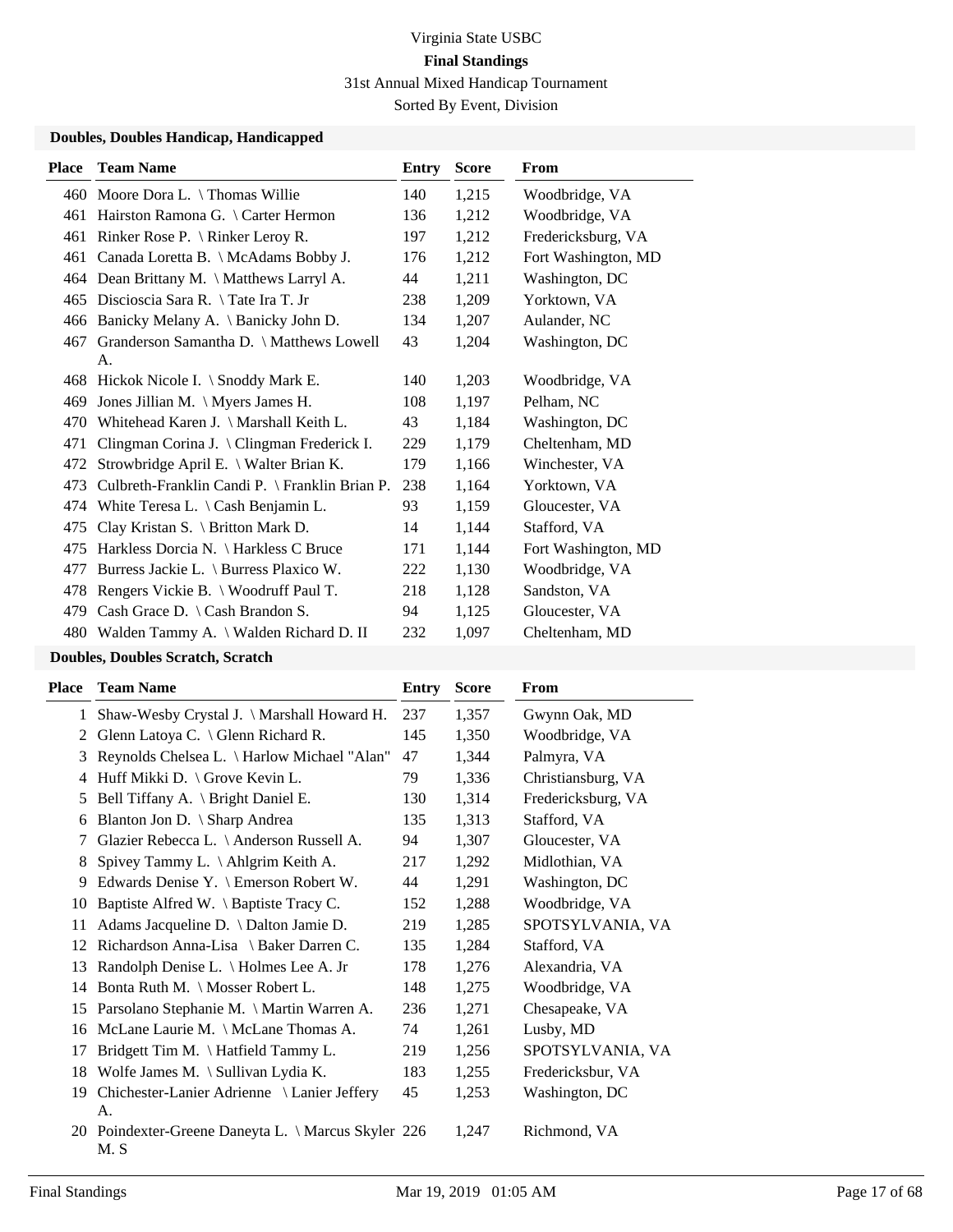Virginia State USBC

**Final Standings**

31st Annual Mixed Handicap Tournament

Sorted By Event, Division

### Doubles, Doubles Handicap, Handicapped

| Place | Team Name | Entry | Score | From |
|---|---|---|---|---|
| 460 | Moore Dora L. \ Thomas Willie | 140 | 1,215 | Woodbridge, VA |
| 461 | Hairston Ramona G. \ Carter Hermon | 136 | 1,212 | Woodbridge, VA |
| 461 | Rinker Rose P. \ Rinker Leroy R. | 197 | 1,212 | Fredericksburg, VA |
| 461 | Canada Loretta B. \ McAdams Bobby J. | 176 | 1,212 | Fort Washington, MD |
| 464 | Dean Brittany M. \ Matthews Larryl A. | 44 | 1,211 | Washington, DC |
| 465 | Discioscia Sara R. \ Tate Ira T. Jr | 238 | 1,209 | Yorktown, VA |
| 466 | Banicky Melany A. \ Banicky John D. | 134 | 1,207 | Aulander, NC |
| 467 | Granderson Samantha D. \ Matthews Lowell A. | 43 | 1,204 | Washington, DC |
| 468 | Hickok Nicole I. \ Snoddy Mark E. | 140 | 1,203 | Woodbridge, VA |
| 469 | Jones Jillian M. \ Myers James H. | 108 | 1,197 | Pelham, NC |
| 470 | Whitehead Karen J. \ Marshall Keith L. | 43 | 1,184 | Washington, DC |
| 471 | Clingman Corina J. \ Clingman Frederick I. | 229 | 1,179 | Cheltenham, MD |
| 472 | Strowbridge April E. \ Walter Brian K. | 179 | 1,166 | Winchester, VA |
| 473 | Culbreth-Franklin Candi P. \ Franklin Brian P. | 238 | 1,164 | Yorktown, VA |
| 474 | White Teresa L. \ Cash Benjamin L. | 93 | 1,159 | Gloucester, VA |
| 475 | Clay Kristan S. \ Britton Mark D. | 14 | 1,144 | Stafford, VA |
| 475 | Harkless Dorcia N. \ Harkless C Bruce | 171 | 1,144 | Fort Washington, MD |
| 477 | Burress Jackie L. \ Burress Plaxico W. | 222 | 1,130 | Woodbridge, VA |
| 478 | Rengers Vickie B. \ Woodruff Paul T. | 218 | 1,128 | Sandston, VA |
| 479 | Cash Grace D. \ Cash Brandon S. | 94 | 1,125 | Gloucester, VA |
| 480 | Walden Tammy A. \ Walden Richard D. II | 232 | 1,097 | Cheltenham, MD |

### Doubles, Doubles Scratch, Scratch

| Place | Team Name | Entry | Score | From |
|---|---|---|---|---|
| 1 | Shaw-Wesby Crystal J. \ Marshall Howard H. | 237 | 1,357 | Gwynn Oak, MD |
| 2 | Glenn Latoya C. \ Glenn Richard R. | 145 | 1,350 | Woodbridge, VA |
| 3 | Reynolds Chelsea L. \ Harlow Michael "Alan" | 47 | 1,344 | Palmyra, VA |
| 4 | Huff Mikki D. \ Grove Kevin L. | 79 | 1,336 | Christiansburg, VA |
| 5 | Bell Tiffany A. \ Bright Daniel E. | 130 | 1,314 | Fredericksburg, VA |
| 6 | Blanton Jon D. \ Sharp Andrea | 135 | 1,313 | Stafford, VA |
| 7 | Glazier Rebecca L. \ Anderson Russell A. | 94 | 1,307 | Gloucester, VA |
| 8 | Spivey Tammy L. \ Ahlgrim Keith A. | 217 | 1,292 | Midlothian, VA |
| 9 | Edwards Denise Y. \ Emerson Robert W. | 44 | 1,291 | Washington, DC |
| 10 | Baptiste Alfred W. \ Baptiste Tracy C. | 152 | 1,288 | Woodbridge, VA |
| 11 | Adams Jacqueline D. \ Dalton Jamie D. | 219 | 1,285 | SPOTSYLVANIA, VA |
| 12 | Richardson Anna-Lisa \ Baker Darren C. | 135 | 1,284 | Stafford, VA |
| 13 | Randolph Denise L. \ Holmes Lee A. Jr | 178 | 1,276 | Alexandria, VA |
| 14 | Bonta Ruth M. \ Mosser Robert L. | 148 | 1,275 | Woodbridge, VA |
| 15 | Parsolano Stephanie M. \ Martin Warren A. | 236 | 1,271 | Chesapeake, VA |
| 16 | McLane Laurie M. \ McLane Thomas A. | 74 | 1,261 | Lusby, MD |
| 17 | Bridgett Tim M. \ Hatfield Tammy L. | 219 | 1,256 | SPOTSYLVANIA, VA |
| 18 | Wolfe James M. \ Sullivan Lydia K. | 183 | 1,255 | Fredericksbur, VA |
| 19 | Chichester-Lanier Adrienne \ Lanier Jeffery A. | 45 | 1,253 | Washington, DC |
| 20 | Poindexter-Greene Daneyta L. \ Marcus Skyler M. S | 226 | 1,247 | Richmond, VA |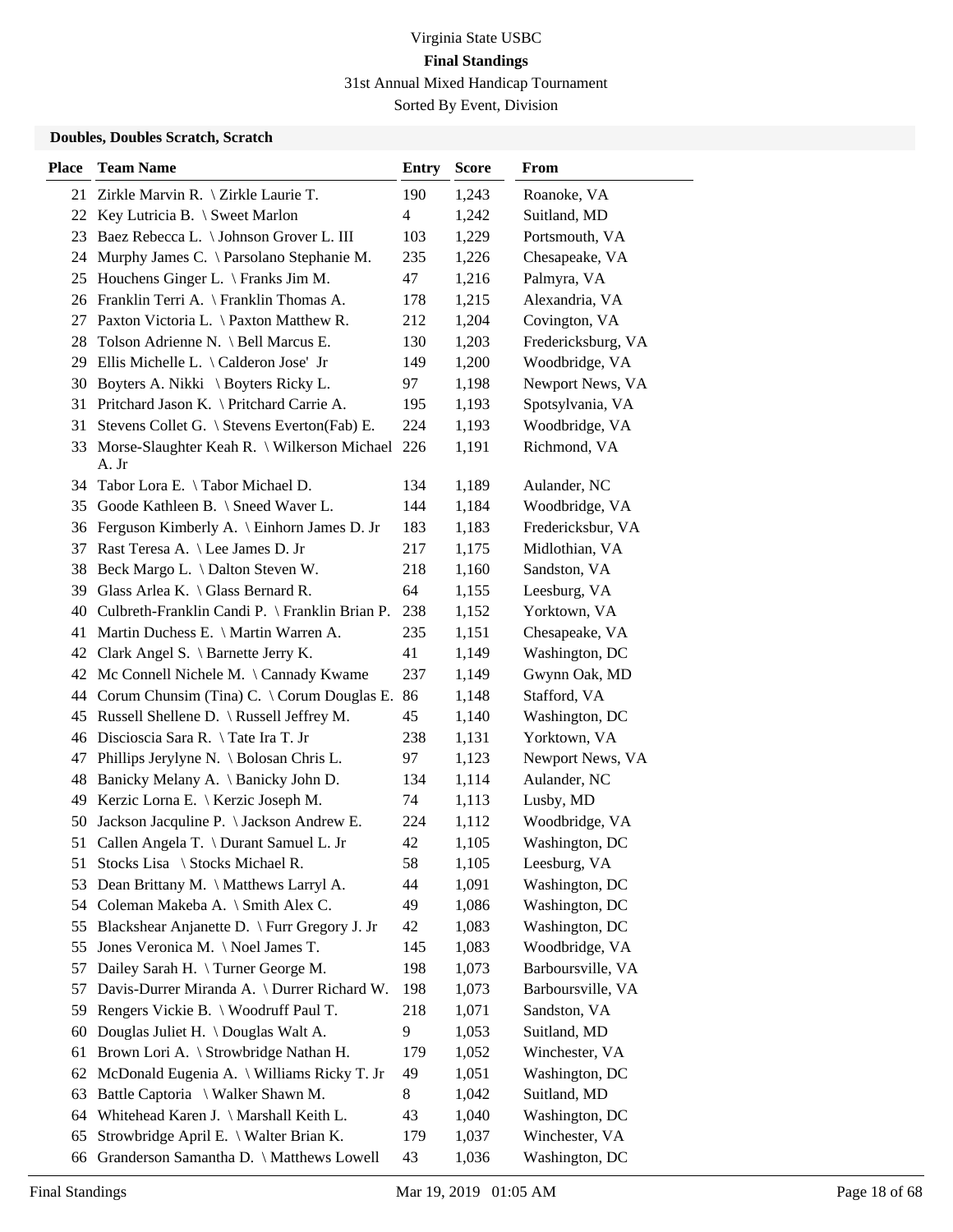Virginia State USBC

**Final Standings**

31st Annual Mixed Handicap Tournament

Sorted By Event, Division

### Doubles, Doubles Scratch, Scratch

| Place | Team Name | Entry | Score | From |
|---|---|---|---|---|
| 21 | Zirkle Marvin R. \ Zirkle Laurie T. | 190 | 1,243 | Roanoke, VA |
| 22 | Key Lutricia B. \ Sweet Marlon | 4 | 1,242 | Suitland, MD |
| 23 | Baez Rebecca L. \ Johnson Grover L. III | 103 | 1,229 | Portsmouth, VA |
| 24 | Murphy James C. \ Parsolano Stephanie M. | 235 | 1,226 | Chesapeake, VA |
| 25 | Houchens Ginger L. \ Franks Jim M. | 47 | 1,216 | Palmyra, VA |
| 26 | Franklin Terri A. \ Franklin Thomas A. | 178 | 1,215 | Alexandria, VA |
| 27 | Paxton Victoria L. \ Paxton Matthew R. | 212 | 1,204 | Covington, VA |
| 28 | Tolson Adrienne N. \ Bell Marcus E. | 130 | 1,203 | Fredericksburg, VA |
| 29 | Ellis Michelle L. \ Calderon Jose' Jr | 149 | 1,200 | Woodbridge, VA |
| 30 | Boyters A. Nikki \ Boyters Ricky L. | 97 | 1,198 | Newport News, VA |
| 31 | Pritchard Jason K. \ Pritchard Carrie A. | 195 | 1,193 | Spotsylvania, VA |
| 31 | Stevens Collet G. \ Stevens Everton(Fab) E. | 224 | 1,193 | Woodbridge, VA |
| 33 | Morse-Slaughter Keah R. \ Wilkerson Michael A. Jr | 226 | 1,191 | Richmond, VA |
| 34 | Tabor Lora E. \ Tabor Michael D. | 134 | 1,189 | Aulander, NC |
| 35 | Goode Kathleen B. \ Sneed Waver L. | 144 | 1,184 | Woodbridge, VA |
| 36 | Ferguson Kimberly A. \ Einhorn James D. Jr | 183 | 1,183 | Fredericksbur, VA |
| 37 | Rast Teresa A. \ Lee James D. Jr | 217 | 1,175 | Midlothian, VA |
| 38 | Beck Margo L. \ Dalton Steven W. | 218 | 1,160 | Sandston, VA |
| 39 | Glass Arlea K. \ Glass Bernard R. | 64 | 1,155 | Leesburg, VA |
| 40 | Culbreth-Franklin Candi P. \ Franklin Brian P. | 238 | 1,152 | Yorktown, VA |
| 41 | Martin Duchess E. \ Martin Warren A. | 235 | 1,151 | Chesapeake, VA |
| 42 | Clark Angel S. \ Barnette Jerry K. | 41 | 1,149 | Washington, DC |
| 42 | Mc Connell Nichele M. \ Cannady Kwame | 237 | 1,149 | Gwynn Oak, MD |
| 44 | Corum Chunsim (Tina) C. \ Corum Douglas E. | 86 | 1,148 | Stafford, VA |
| 45 | Russell Shellene D. \ Russell Jeffrey M. | 45 | 1,140 | Washington, DC |
| 46 | Discioscia Sara R. \ Tate Ira T. Jr | 238 | 1,131 | Yorktown, VA |
| 47 | Phillips Jerylyne N. \ Bolosan Chris L. | 97 | 1,123 | Newport News, VA |
| 48 | Banicky Melany A. \ Banicky John D. | 134 | 1,114 | Aulander, NC |
| 49 | Kerzic Lorna E. \ Kerzic Joseph M. | 74 | 1,113 | Lusby, MD |
| 50 | Jackson Jacquline P. \ Jackson Andrew E. | 224 | 1,112 | Woodbridge, VA |
| 51 | Callen Angela T. \ Durant Samuel L. Jr | 42 | 1,105 | Washington, DC |
| 51 | Stocks Lisa \ Stocks Michael R. | 58 | 1,105 | Leesburg, VA |
| 53 | Dean Brittany M. \ Matthews Larryl A. | 44 | 1,091 | Washington, DC |
| 54 | Coleman Makeba A. \ Smith Alex C. | 49 | 1,086 | Washington, DC |
| 55 | Blackshear Anjanette D. \ Furr Gregory J. Jr | 42 | 1,083 | Washington, DC |
| 55 | Jones Veronica M. \ Noel James T. | 145 | 1,083 | Woodbridge, VA |
| 57 | Dailey Sarah H. \ Turner George M. | 198 | 1,073 | Barboursville, VA |
| 57 | Davis-Durrer Miranda A. \ Durrer Richard W. | 198 | 1,073 | Barboursville, VA |
| 59 | Rengers Vickie B. \ Woodruff Paul T. | 218 | 1,071 | Sandston, VA |
| 60 | Douglas Juliet H. \ Douglas Walt A. | 9 | 1,053 | Suitland, MD |
| 61 | Brown Lori A. \ Strowbridge Nathan H. | 179 | 1,052 | Winchester, VA |
| 62 | McDonald Eugenia A. \ Williams Ricky T. Jr | 49 | 1,051 | Washington, DC |
| 63 | Battle Captoria \ Walker Shawn M. | 8 | 1,042 | Suitland, MD |
| 64 | Whitehead Karen J. \ Marshall Keith L. | 43 | 1,040 | Washington, DC |
| 65 | Strowbridge April E. \ Walter Brian K. | 179 | 1,037 | Winchester, VA |
| 66 | Granderson Samantha D. \ Matthews Lowell | 43 | 1,036 | Washington, DC |

Final Standings    Mar 19, 2019 01:05 AM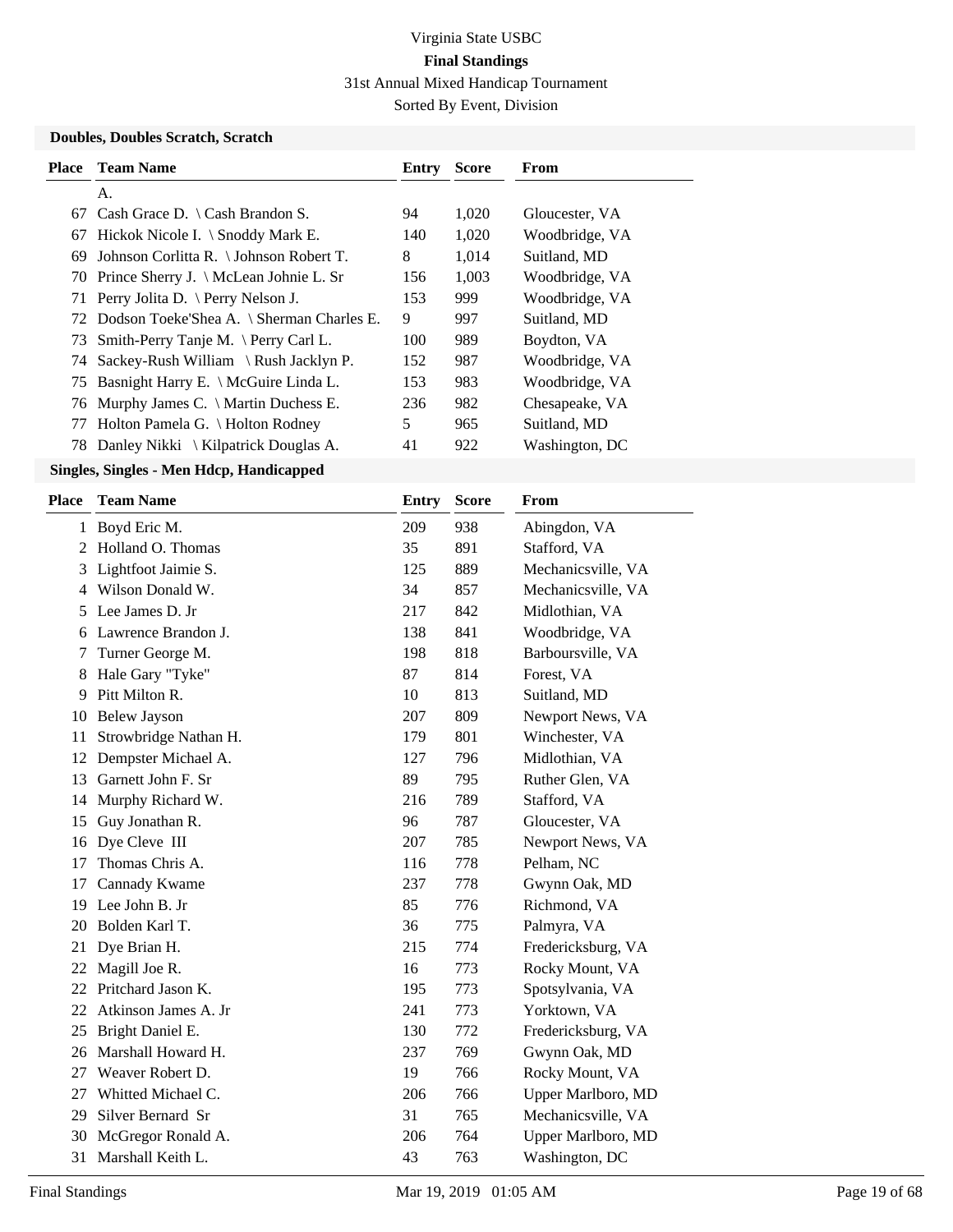Virginia State USBC

**Final Standings**

31st Annual Mixed Handicap Tournament

Sorted By Event, Division

**Doubles, Doubles Scratch, Scratch**

| Place | Team Name | Entry | Score | From |
|---|---|---|---|---|
| | A. | | | |
| 67 | Cash Grace D. \ Cash Brandon S. | 94 | 1,020 | Gloucester, VA |
| 67 | Hickok Nicole I. \ Snoddy Mark E. | 140 | 1,020 | Woodbridge, VA |
| 69 | Johnson Corlitta R. \ Johnson Robert T. | 8 | 1,014 | Suitland, MD |
| 70 | Prince Sherry J. \ McLean Johnie L. Sr | 156 | 1,003 | Woodbridge, VA |
| 71 | Perry Jolita D. \ Perry Nelson J. | 153 | 999 | Woodbridge, VA |
| 72 | Dodson Toeke'Shea A. \ Sherman Charles E. | 9 | 997 | Suitland, MD |
| 73 | Smith-Perry Tanje M. \ Perry Carl L. | 100 | 989 | Boydton, VA |
| 74 | Sackey-Rush William \ Rush Jacklyn P. | 152 | 987 | Woodbridge, VA |
| 75 | Basnight Harry E. \ McGuire Linda L. | 153 | 983 | Woodbridge, VA |
| 76 | Murphy James C. \ Martin Duchess E. | 236 | 982 | Chesapeake, VA |
| 77 | Holton Pamela G. \ Holton Rodney | 5 | 965 | Suitland, MD |
| 78 | Danley Nikki \ Kilpatrick Douglas A. | 41 | 922 | Washington, DC |

**Singles, Singles - Men Hdcp, Handicapped**

| Place | Team Name | Entry | Score | From |
|---|---|---|---|---|
| 1 | Boyd Eric M. | 209 | 938 | Abingdon, VA |
| 2 | Holland O. Thomas | 35 | 891 | Stafford, VA |
| 3 | Lightfoot Jaimie S. | 125 | 889 | Mechanicsville, VA |
| 4 | Wilson Donald W. | 34 | 857 | Mechanicsville, VA |
| 5 | Lee James D. Jr | 217 | 842 | Midlothian, VA |
| 6 | Lawrence Brandon J. | 138 | 841 | Woodbridge, VA |
| 7 | Turner George M. | 198 | 818 | Barboursville, VA |
| 8 | Hale Gary "Tyke" | 87 | 814 | Forest, VA |
| 9 | Pitt Milton R. | 10 | 813 | Suitland, MD |
| 10 | Belew Jayson | 207 | 809 | Newport News, VA |
| 11 | Strowbridge Nathan H. | 179 | 801 | Winchester, VA |
| 12 | Dempster Michael A. | 127 | 796 | Midlothian, VA |
| 13 | Garnett John F. Sr | 89 | 795 | Ruther Glen, VA |
| 14 | Murphy Richard W. | 216 | 789 | Stafford, VA |
| 15 | Guy Jonathan R. | 96 | 787 | Gloucester, VA |
| 16 | Dye Cleve III | 207 | 785 | Newport News, VA |
| 17 | Thomas Chris A. | 116 | 778 | Pelham, NC |
| 17 | Cannady Kwame | 237 | 778 | Gwynn Oak, MD |
| 19 | Lee John B. Jr | 85 | 776 | Richmond, VA |
| 20 | Bolden Karl T. | 36 | 775 | Palmyra, VA |
| 21 | Dye Brian H. | 215 | 774 | Fredericksburg, VA |
| 22 | Magill Joe R. | 16 | 773 | Rocky Mount, VA |
| 22 | Pritchard Jason K. | 195 | 773 | Spotsylvania, VA |
| 22 | Atkinson James A. Jr | 241 | 773 | Yorktown, VA |
| 25 | Bright Daniel E. | 130 | 772 | Fredericksburg, VA |
| 26 | Marshall Howard H. | 237 | 769 | Gwynn Oak, MD |
| 27 | Weaver Robert D. | 19 | 766 | Rocky Mount, VA |
| 27 | Whitted Michael C. | 206 | 766 | Upper Marlboro, MD |
| 29 | Silver Bernard Sr | 31 | 765 | Mechanicsville, VA |
| 30 | McGregor Ronald A. | 206 | 764 | Upper Marlboro, MD |
| 31 | Marshall Keith L. | 43 | 763 | Washington, DC |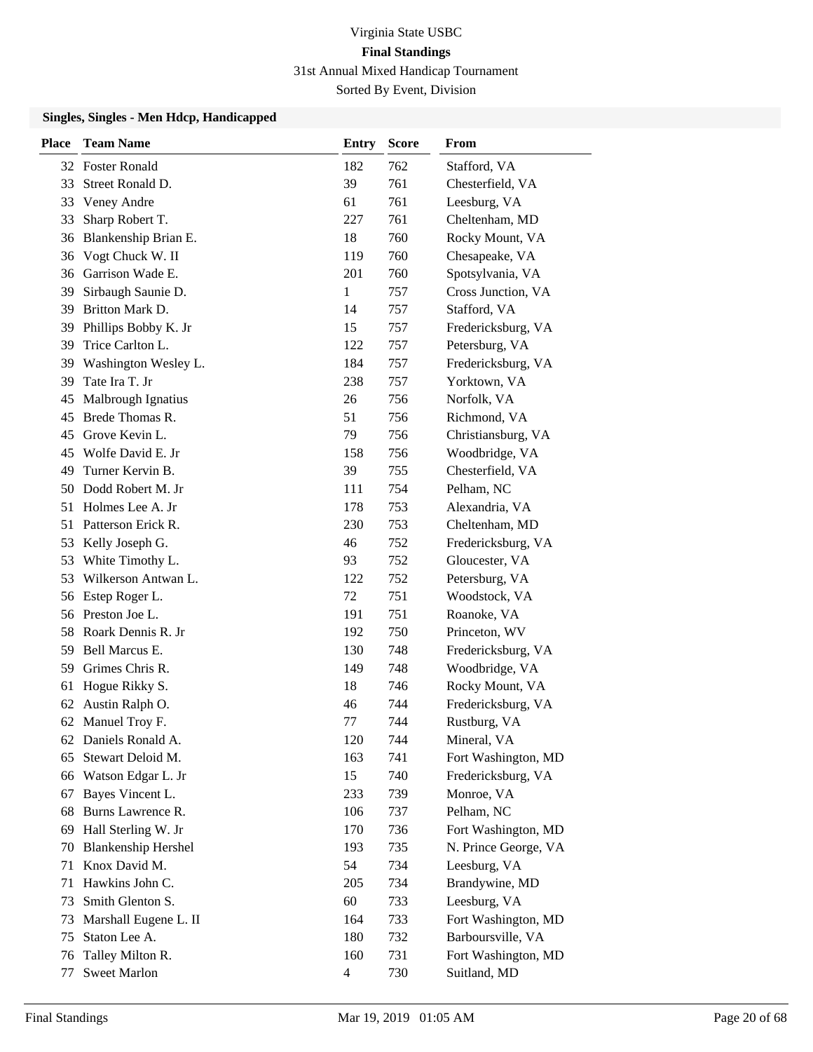# Virginia State USBC

## Final Standings

31st Annual Mixed Handicap Tournament

Sorted By Event, Division

### Singles, Singles - Men Hdcp, Handicapped

| Place | Team Name | Entry | Score | From |
|---|---|---|---|---|
| 32 | Foster Ronald | 182 | 762 | Stafford, VA |
| 33 | Street Ronald D. | 39 | 761 | Chesterfield, VA |
| 33 | Veney Andre | 61 | 761 | Leesburg, VA |
| 33 | Sharp Robert T. | 227 | 761 | Cheltenham, MD |
| 36 | Blankenship Brian E. | 18 | 760 | Rocky Mount, VA |
| 36 | Vogt Chuck W. II | 119 | 760 | Chesapeake, VA |
| 36 | Garrison Wade E. | 201 | 760 | Spotsylvania, VA |
| 39 | Sirbaugh Saunie D. | 1 | 757 | Cross Junction, VA |
| 39 | Britton Mark D. | 14 | 757 | Stafford, VA |
| 39 | Phillips Bobby K. Jr | 15 | 757 | Fredericksburg, VA |
| 39 | Trice Carlton L. | 122 | 757 | Petersburg, VA |
| 39 | Washington Wesley L. | 184 | 757 | Fredericksburg, VA |
| 39 | Tate Ira T. Jr | 238 | 757 | Yorktown, VA |
| 45 | Malbrough Ignatius | 26 | 756 | Norfolk, VA |
| 45 | Brede Thomas R. | 51 | 756 | Richmond, VA |
| 45 | Grove Kevin L. | 79 | 756 | Christiansburg, VA |
| 45 | Wolfe David E. Jr | 158 | 756 | Woodbridge, VA |
| 49 | Turner Kervin B. | 39 | 755 | Chesterfield, VA |
| 50 | Dodd Robert M. Jr | 111 | 754 | Pelham, NC |
| 51 | Holmes Lee A. Jr | 178 | 753 | Alexandria, VA |
| 51 | Patterson Erick R. | 230 | 753 | Cheltenham, MD |
| 53 | Kelly Joseph G. | 46 | 752 | Fredericksburg, VA |
| 53 | White Timothy L. | 93 | 752 | Gloucester, VA |
| 53 | Wilkerson Antwan L. | 122 | 752 | Petersburg, VA |
| 56 | Estep Roger L. | 72 | 751 | Woodstock, VA |
| 56 | Preston Joe L. | 191 | 751 | Roanoke, VA |
| 58 | Roark Dennis R. Jr | 192 | 750 | Princeton, WV |
| 59 | Bell Marcus E. | 130 | 748 | Fredericksburg, VA |
| 59 | Grimes Chris R. | 149 | 748 | Woodbridge, VA |
| 61 | Hogue Rikky S. | 18 | 746 | Rocky Mount, VA |
| 62 | Austin Ralph O. | 46 | 744 | Fredericksburg, VA |
| 62 | Manuel Troy F. | 77 | 744 | Rustburg, VA |
| 62 | Daniels Ronald A. | 120 | 744 | Mineral, VA |
| 65 | Stewart Deloid M. | 163 | 741 | Fort Washington, MD |
| 66 | Watson Edgar L. Jr | 15 | 740 | Fredericksburg, VA |
| 67 | Bayes Vincent L. | 233 | 739 | Monroe, VA |
| 68 | Burns Lawrence R. | 106 | 737 | Pelham, NC |
| 69 | Hall Sterling W. Jr | 170 | 736 | Fort Washington, MD |
| 70 | Blankenship Hershel | 193 | 735 | N. Prince George, VA |
| 71 | Knox David M. | 54 | 734 | Leesburg, VA |
| 71 | Hawkins John C. | 205 | 734 | Brandywine, MD |
| 73 | Smith Glenton S. | 60 | 733 | Leesburg, VA |
| 73 | Marshall Eugene L. II | 164 | 733 | Fort Washington, MD |
| 75 | Staton Lee A. | 180 | 732 | Barboursville, VA |
| 76 | Talley Milton R. | 160 | 731 | Fort Washington, MD |
| 77 | Sweet Marlon | 4 | 730 | Suitland, MD |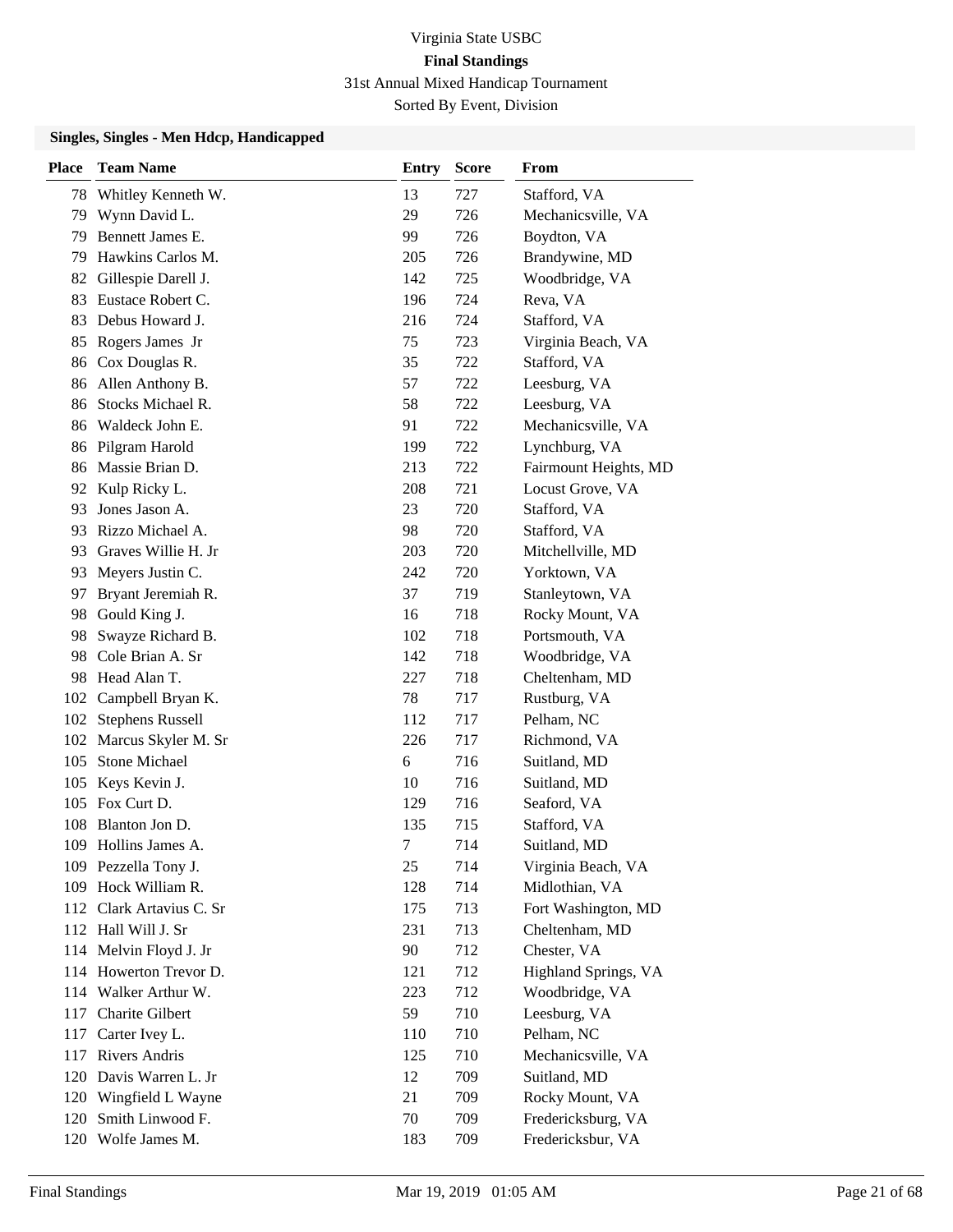Virginia State USBC

**Final Standings**

31st Annual Mixed Handicap Tournament

Sorted By Event, Division

### Singles, Singles - Men Hdcp, Handicapped

| Place | Team Name | Entry | Score | From |
|---|---|---|---|---|
| 78 | Whitley Kenneth W. | 13 | 727 | Stafford, VA |
| 79 | Wynn David L. | 29 | 726 | Mechanicsville, VA |
| 79 | Bennett James E. | 99 | 726 | Boydton, VA |
| 79 | Hawkins Carlos M. | 205 | 726 | Brandywine, MD |
| 82 | Gillespie Darell J. | 142 | 725 | Woodbridge, VA |
| 83 | Eustace Robert C. | 196 | 724 | Reva, VA |
| 83 | Debus Howard J. | 216 | 724 | Stafford, VA |
| 85 | Rogers James Jr | 75 | 723 | Virginia Beach, VA |
| 86 | Cox Douglas R. | 35 | 722 | Stafford, VA |
| 86 | Allen Anthony B. | 57 | 722 | Leesburg, VA |
| 86 | Stocks Michael R. | 58 | 722 | Leesburg, VA |
| 86 | Waldeck John E. | 91 | 722 | Mechanicsville, VA |
| 86 | Pilgram Harold | 199 | 722 | Lynchburg, VA |
| 86 | Massie Brian D. | 213 | 722 | Fairmount Heights, MD |
| 92 | Kulp Ricky L. | 208 | 721 | Locust Grove, VA |
| 93 | Jones Jason A. | 23 | 720 | Stafford, VA |
| 93 | Rizzo Michael A. | 98 | 720 | Stafford, VA |
| 93 | Graves Willie H. Jr | 203 | 720 | Mitchellville, MD |
| 93 | Meyers Justin C. | 242 | 720 | Yorktown, VA |
| 97 | Bryant Jeremiah R. | 37 | 719 | Stanleytown, VA |
| 98 | Gould King J. | 16 | 718 | Rocky Mount, VA |
| 98 | Swayze Richard B. | 102 | 718 | Portsmouth, VA |
| 98 | Cole Brian A. Sr | 142 | 718 | Woodbridge, VA |
| 98 | Head Alan T. | 227 | 718 | Cheltenham, MD |
| 102 | Campbell Bryan K. | 78 | 717 | Rustburg, VA |
| 102 | Stephens Russell | 112 | 717 | Pelham, NC |
| 102 | Marcus Skyler M. Sr | 226 | 717 | Richmond, VA |
| 105 | Stone Michael | 6 | 716 | Suitland, MD |
| 105 | Keys Kevin J. | 10 | 716 | Suitland, MD |
| 105 | Fox Curt D. | 129 | 716 | Seaford, VA |
| 108 | Blanton Jon D. | 135 | 715 | Stafford, VA |
| 109 | Hollins James A. | 7 | 714 | Suitland, MD |
| 109 | Pezzella Tony J. | 25 | 714 | Virginia Beach, VA |
| 109 | Hock William R. | 128 | 714 | Midlothian, VA |
| 112 | Clark Artavius C. Sr | 175 | 713 | Fort Washington, MD |
| 112 | Hall Will J. Sr | 231 | 713 | Cheltenham, MD |
| 114 | Melvin Floyd J. Jr | 90 | 712 | Chester, VA |
| 114 | Howerton Trevor D. | 121 | 712 | Highland Springs, VA |
| 114 | Walker Arthur W. | 223 | 712 | Woodbridge, VA |
| 117 | Charite Gilbert | 59 | 710 | Leesburg, VA |
| 117 | Carter Ivey L. | 110 | 710 | Pelham, NC |
| 117 | Rivers Andris | 125 | 710 | Mechanicsville, VA |
| 120 | Davis Warren L. Jr | 12 | 709 | Suitland, MD |
| 120 | Wingfield L Wayne | 21 | 709 | Rocky Mount, VA |
| 120 | Smith Linwood F. | 70 | 709 | Fredericksburg, VA |
| 120 | Wolfe James M. | 183 | 709 | Fredericksbur, VA |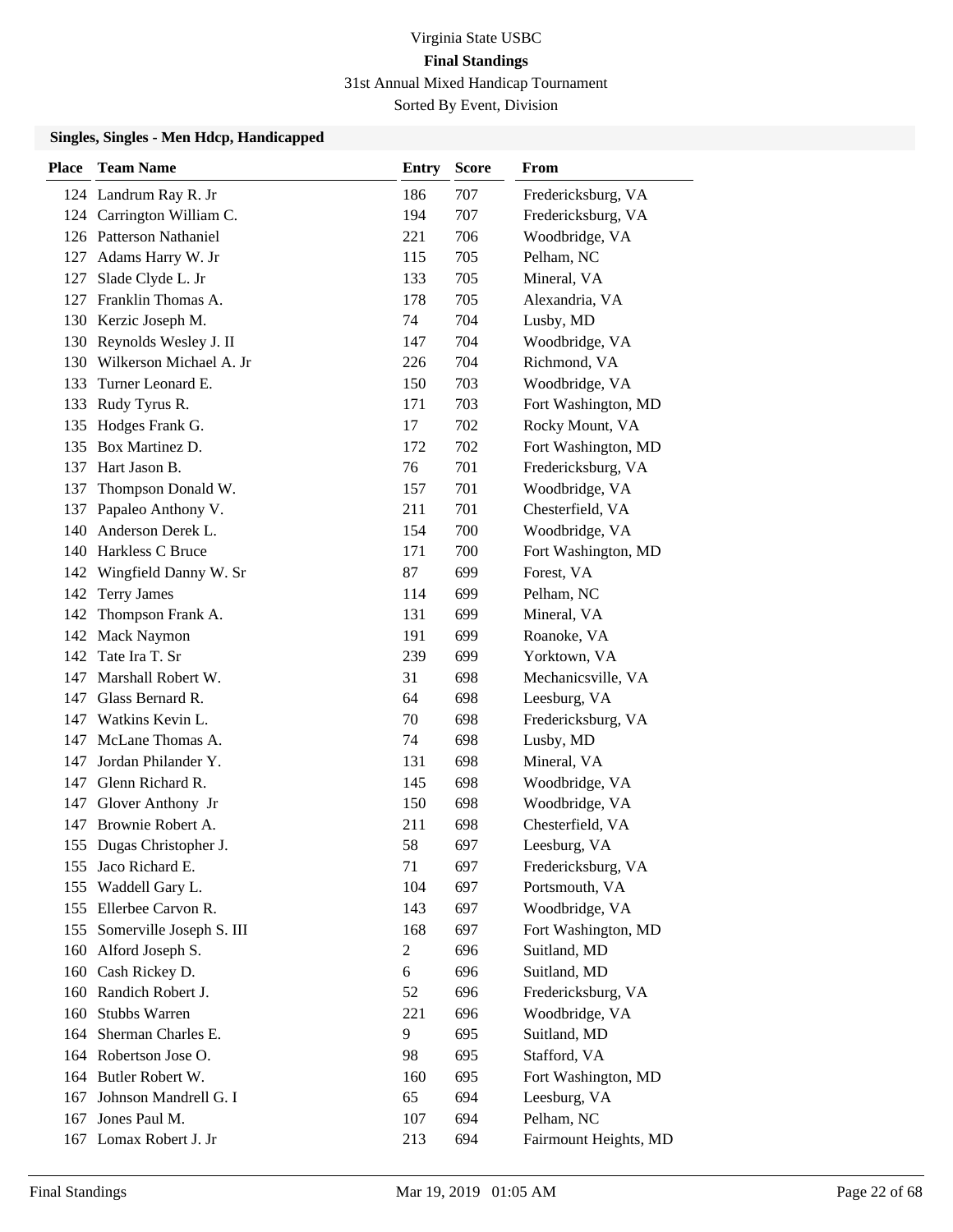Virginia State USBC

**Final Standings**

31st Annual Mixed Handicap Tournament

Sorted By Event, Division

### Singles, Singles - Men Hdcp, Handicapped

| Place | Team Name | Entry | Score | From |
|---|---|---|---|---|
| 124 | Landrum Ray R. Jr | 186 | 707 | Fredericksburg, VA |
| 124 | Carrington William C. | 194 | 707 | Fredericksburg, VA |
| 126 | Patterson Nathaniel | 221 | 706 | Woodbridge, VA |
| 127 | Adams Harry W. Jr | 115 | 705 | Pelham, NC |
| 127 | Slade Clyde L. Jr | 133 | 705 | Mineral, VA |
| 127 | Franklin Thomas A. | 178 | 705 | Alexandria, VA |
| 130 | Kerzic Joseph M. | 74 | 704 | Lusby, MD |
| 130 | Reynolds Wesley J. II | 147 | 704 | Woodbridge, VA |
| 130 | Wilkerson Michael A. Jr | 226 | 704 | Richmond, VA |
| 133 | Turner Leonard E. | 150 | 703 | Woodbridge, VA |
| 133 | Rudy Tyrus R. | 171 | 703 | Fort Washington, MD |
| 135 | Hodges Frank G. | 17 | 702 | Rocky Mount, VA |
| 135 | Box Martinez D. | 172 | 702 | Fort Washington, MD |
| 137 | Hart Jason B. | 76 | 701 | Fredericksburg, VA |
| 137 | Thompson Donald W. | 157 | 701 | Woodbridge, VA |
| 137 | Papaleo Anthony V. | 211 | 701 | Chesterfield, VA |
| 140 | Anderson Derek L. | 154 | 700 | Woodbridge, VA |
| 140 | Harkless C Bruce | 171 | 700 | Fort Washington, MD |
| 142 | Wingfield Danny W. Sr | 87 | 699 | Forest, VA |
| 142 | Terry James | 114 | 699 | Pelham, NC |
| 142 | Thompson Frank A. | 131 | 699 | Mineral, VA |
| 142 | Mack Naymon | 191 | 699 | Roanoke, VA |
| 142 | Tate Ira T. Sr | 239 | 699 | Yorktown, VA |
| 147 | Marshall Robert W. | 31 | 698 | Mechanicsville, VA |
| 147 | Glass Bernard R. | 64 | 698 | Leesburg, VA |
| 147 | Watkins Kevin L. | 70 | 698 | Fredericksburg, VA |
| 147 | McLane Thomas A. | 74 | 698 | Lusby, MD |
| 147 | Jordan Philander Y. | 131 | 698 | Mineral, VA |
| 147 | Glenn Richard R. | 145 | 698 | Woodbridge, VA |
| 147 | Glover Anthony Jr | 150 | 698 | Woodbridge, VA |
| 147 | Brownie Robert A. | 211 | 698 | Chesterfield, VA |
| 155 | Dugas Christopher J. | 58 | 697 | Leesburg, VA |
| 155 | Jaco Richard E. | 71 | 697 | Fredericksburg, VA |
| 155 | Waddell Gary L. | 104 | 697 | Portsmouth, VA |
| 155 | Ellerbee Carvon R. | 143 | 697 | Woodbridge, VA |
| 155 | Somerville Joseph S. III | 168 | 697 | Fort Washington, MD |
| 160 | Alford Joseph S. | 2 | 696 | Suitland, MD |
| 160 | Cash Rickey D. | 6 | 696 | Suitland, MD |
| 160 | Randich Robert J. | 52 | 696 | Fredericksburg, VA |
| 160 | Stubbs Warren | 221 | 696 | Woodbridge, VA |
| 164 | Sherman Charles E. | 9 | 695 | Suitland, MD |
| 164 | Robertson Jose O. | 98 | 695 | Stafford, VA |
| 164 | Butler Robert W. | 160 | 695 | Fort Washington, MD |
| 167 | Johnson Mandrell G. I | 65 | 694 | Leesburg, VA |
| 167 | Jones Paul M. | 107 | 694 | Pelham, NC |
| 167 | Lomax Robert J. Jr | 213 | 694 | Fairmount Heights, MD |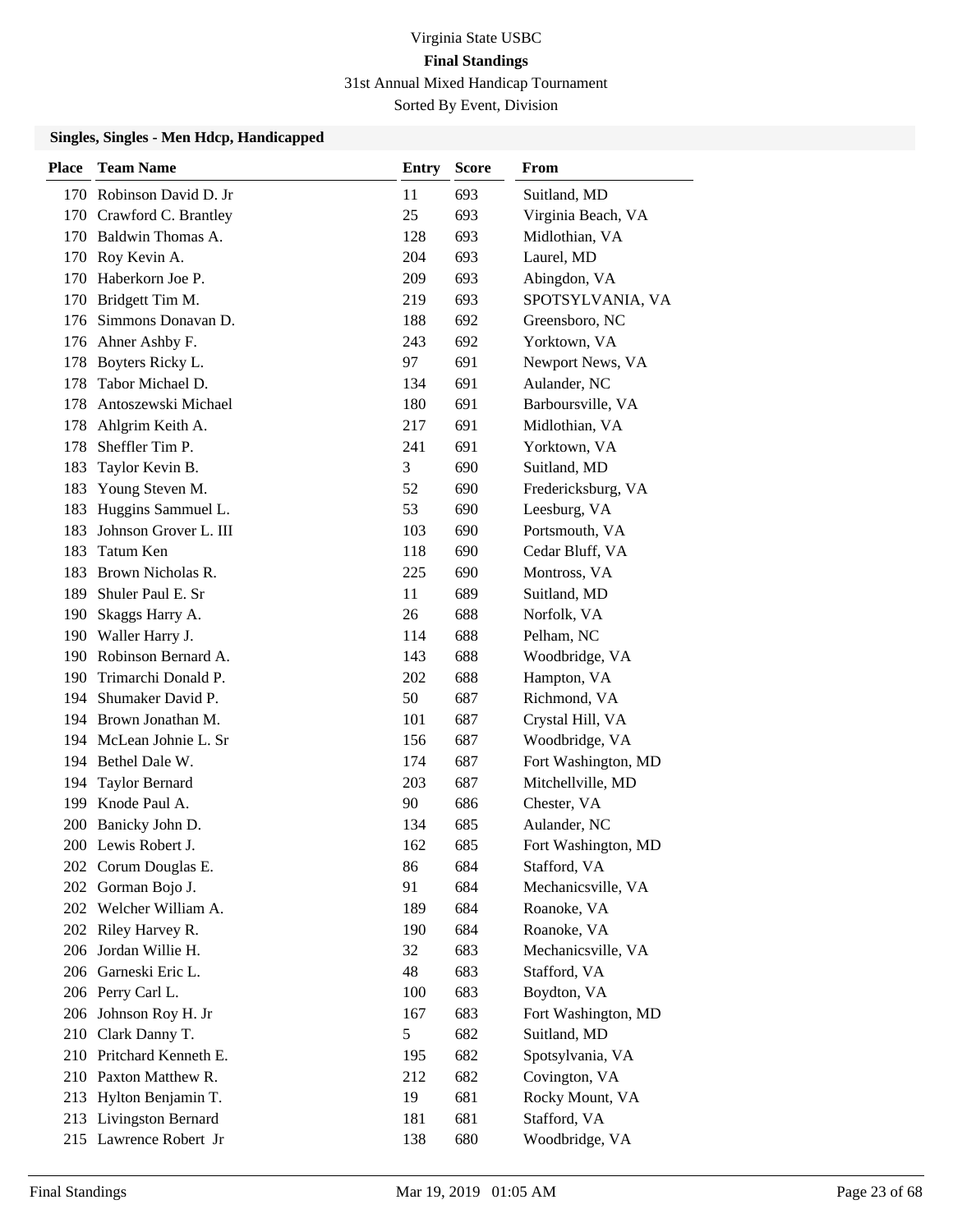Virginia State USBC

**Final Standings**

31st Annual Mixed Handicap Tournament

Sorted By Event, Division

### Singles, Singles - Men Hdcp, Handicapped

| Place | Team Name | Entry | Score | From |
|---|---|---|---|---|
| 170 | Robinson David D. Jr | 11 | 693 | Suitland, MD |
| 170 | Crawford C. Brantley | 25 | 693 | Virginia Beach, VA |
| 170 | Baldwin Thomas A. | 128 | 693 | Midlothian, VA |
| 170 | Roy Kevin A. | 204 | 693 | Laurel, MD |
| 170 | Haberkorn Joe P. | 209 | 693 | Abingdon, VA |
| 170 | Bridgett Tim M. | 219 | 693 | SPOTSYLVANIA, VA |
| 176 | Simmons Donavan D. | 188 | 692 | Greensboro, NC |
| 176 | Ahner Ashby F. | 243 | 692 | Yorktown, VA |
| 178 | Boyters Ricky L. | 97 | 691 | Newport News, VA |
| 178 | Tabor Michael D. | 134 | 691 | Aulander, NC |
| 178 | Antoszewski Michael | 180 | 691 | Barboursville, VA |
| 178 | Ahlgrim Keith A. | 217 | 691 | Midlothian, VA |
| 178 | Sheffler Tim P. | 241 | 691 | Yorktown, VA |
| 183 | Taylor Kevin B. | 3 | 690 | Suitland, MD |
| 183 | Young Steven M. | 52 | 690 | Fredericksburg, VA |
| 183 | Huggins Sammuel L. | 53 | 690 | Leesburg, VA |
| 183 | Johnson Grover L. III | 103 | 690 | Portsmouth, VA |
| 183 | Tatum Ken | 118 | 690 | Cedar Bluff, VA |
| 183 | Brown Nicholas R. | 225 | 690 | Montross, VA |
| 189 | Shuler Paul E. Sr | 11 | 689 | Suitland, MD |
| 190 | Skaggs Harry A. | 26 | 688 | Norfolk, VA |
| 190 | Waller Harry J. | 114 | 688 | Pelham, NC |
| 190 | Robinson Bernard A. | 143 | 688 | Woodbridge, VA |
| 190 | Trimarchi Donald P. | 202 | 688 | Hampton, VA |
| 194 | Shumaker David P. | 50 | 687 | Richmond, VA |
| 194 | Brown Jonathan M. | 101 | 687 | Crystal Hill, VA |
| 194 | McLean Johnie L. Sr | 156 | 687 | Woodbridge, VA |
| 194 | Bethel Dale W. | 174 | 687 | Fort Washington, MD |
| 194 | Taylor Bernard | 203 | 687 | Mitchellville, MD |
| 199 | Knode Paul A. | 90 | 686 | Chester, VA |
| 200 | Banicky John D. | 134 | 685 | Aulander, NC |
| 200 | Lewis Robert J. | 162 | 685 | Fort Washington, MD |
| 202 | Corum Douglas E. | 86 | 684 | Stafford, VA |
| 202 | Gorman Bojo J. | 91 | 684 | Mechanicsville, VA |
| 202 | Welcher William A. | 189 | 684 | Roanoke, VA |
| 202 | Riley Harvey R. | 190 | 684 | Roanoke, VA |
| 206 | Jordan Willie H. | 32 | 683 | Mechanicsville, VA |
| 206 | Garneski Eric L. | 48 | 683 | Stafford, VA |
| 206 | Perry Carl L. | 100 | 683 | Boydton, VA |
| 206 | Johnson Roy H. Jr | 167 | 683 | Fort Washington, MD |
| 210 | Clark Danny T. | 5 | 682 | Suitland, MD |
| 210 | Pritchard Kenneth E. | 195 | 682 | Spotsylvania, VA |
| 210 | Paxton Matthew R. | 212 | 682 | Covington, VA |
| 213 | Hylton Benjamin T. | 19 | 681 | Rocky Mount, VA |
| 213 | Livingston Bernard | 181 | 681 | Stafford, VA |
| 215 | Lawrence Robert Jr | 138 | 680 | Woodbridge, VA |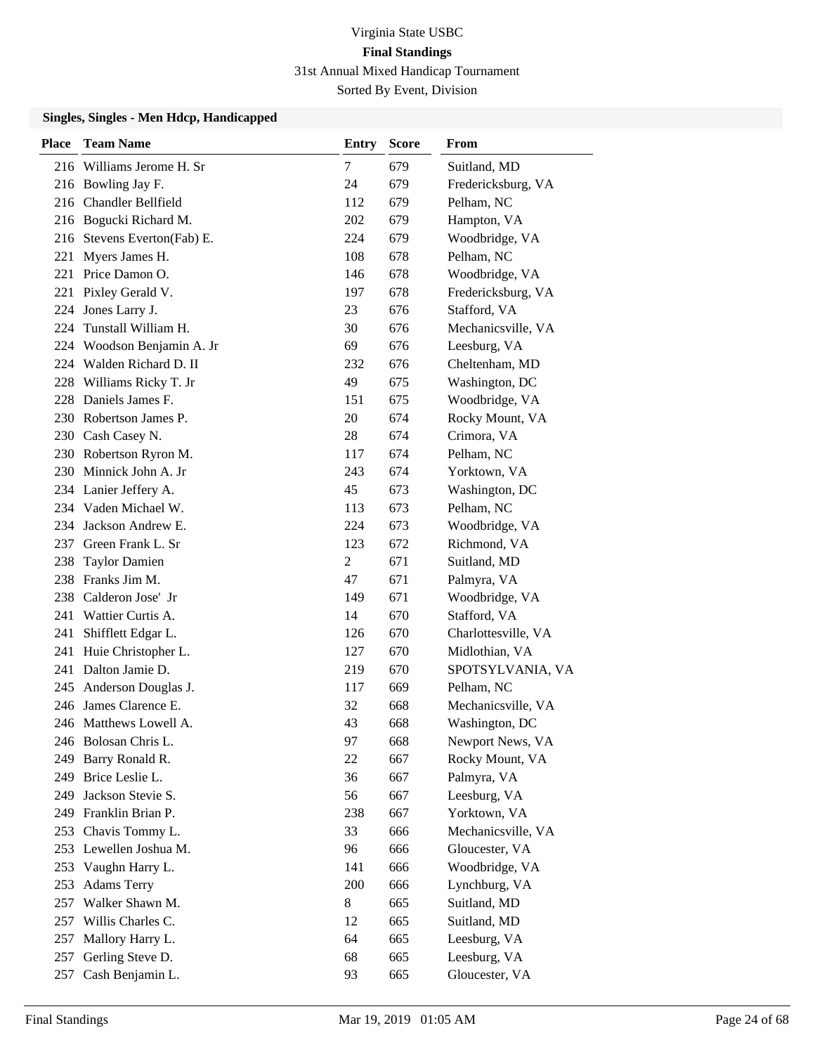# Virginia State USBC

## Final Standings

31st Annual Mixed Handicap Tournament

Sorted By Event, Division

### Singles, Singles - Men Hdcp, Handicapped

| Place | Team Name | Entry | Score | From |
|---|---|---|---|---|
| 216 | Williams Jerome H. Sr | 7 | 679 | Suitland, MD |
| 216 | Bowling Jay F. | 24 | 679 | Fredericksburg, VA |
| 216 | Chandler Bellfield | 112 | 679 | Pelham, NC |
| 216 | Bogucki Richard M. | 202 | 679 | Hampton, VA |
| 216 | Stevens Everton(Fab) E. | 224 | 679 | Woodbridge, VA |
| 221 | Myers James H. | 108 | 678 | Pelham, NC |
| 221 | Price Damon O. | 146 | 678 | Woodbridge, VA |
| 221 | Pixley Gerald V. | 197 | 678 | Fredericksburg, VA |
| 224 | Jones Larry J. | 23 | 676 | Stafford, VA |
| 224 | Tunstall William H. | 30 | 676 | Mechanicsville, VA |
| 224 | Woodson Benjamin A. Jr | 69 | 676 | Leesburg, VA |
| 224 | Walden Richard D. II | 232 | 676 | Cheltenham, MD |
| 228 | Williams Ricky T. Jr | 49 | 675 | Washington, DC |
| 228 | Daniels James F. | 151 | 675 | Woodbridge, VA |
| 230 | Robertson James P. | 20 | 674 | Rocky Mount, VA |
| 230 | Cash Casey N. | 28 | 674 | Crimora, VA |
| 230 | Robertson Ryron M. | 117 | 674 | Pelham, NC |
| 230 | Minnick John A. Jr | 243 | 674 | Yorktown, VA |
| 234 | Lanier Jeffery A. | 45 | 673 | Washington, DC |
| 234 | Vaden Michael W. | 113 | 673 | Pelham, NC |
| 234 | Jackson Andrew E. | 224 | 673 | Woodbridge, VA |
| 237 | Green Frank L. Sr | 123 | 672 | Richmond, VA |
| 238 | Taylor Damien | 2 | 671 | Suitland, MD |
| 238 | Franks Jim M. | 47 | 671 | Palmyra, VA |
| 238 | Calderon Jose' Jr | 149 | 671 | Woodbridge, VA |
| 241 | Wattier Curtis A. | 14 | 670 | Stafford, VA |
| 241 | Shifflett Edgar L. | 126 | 670 | Charlottesville, VA |
| 241 | Huie Christopher L. | 127 | 670 | Midlothian, VA |
| 241 | Dalton Jamie D. | 219 | 670 | SPOTSYLVANIA, VA |
| 245 | Anderson Douglas J. | 117 | 669 | Pelham, NC |
| 246 | James Clarence E. | 32 | 668 | Mechanicsville, VA |
| 246 | Matthews Lowell A. | 43 | 668 | Washington, DC |
| 246 | Bolosan Chris L. | 97 | 668 | Newport News, VA |
| 249 | Barry Ronald R. | 22 | 667 | Rocky Mount, VA |
| 249 | Brice Leslie L. | 36 | 667 | Palmyra, VA |
| 249 | Jackson Stevie S. | 56 | 667 | Leesburg, VA |
| 249 | Franklin Brian P. | 238 | 667 | Yorktown, VA |
| 253 | Chavis Tommy L. | 33 | 666 | Mechanicsville, VA |
| 253 | Lewellen Joshua M. | 96 | 666 | Gloucester, VA |
| 253 | Vaughn Harry L. | 141 | 666 | Woodbridge, VA |
| 253 | Adams Terry | 200 | 666 | Lynchburg, VA |
| 257 | Walker Shawn M. | 8 | 665 | Suitland, MD |
| 257 | Willis Charles C. | 12 | 665 | Suitland, MD |
| 257 | Mallory Harry L. | 64 | 665 | Leesburg, VA |
| 257 | Gerling Steve D. | 68 | 665 | Leesburg, VA |
| 257 | Cash Benjamin L. | 93 | 665 | Gloucester, VA |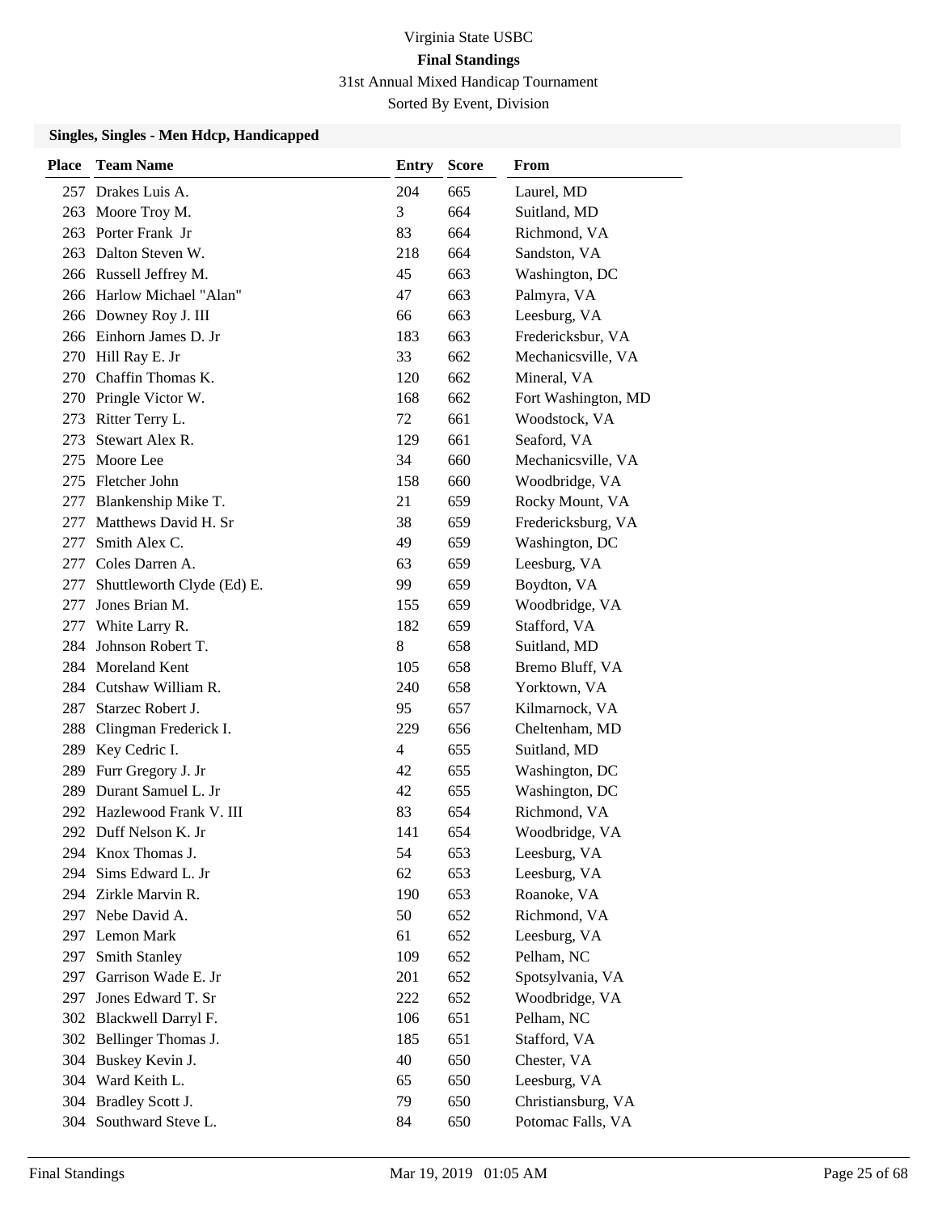# Virginia State USBC

## Final Standings

31st Annual Mixed Handicap Tournament

Sorted By Event, Division

### Singles, Singles - Men Hdcp, Handicapped

| Place | Team Name | Entry | Score | From |
|---|---|---|---|---|
| 257 | Drakes Luis A. | 204 | 665 | Laurel, MD |
| 263 | Moore Troy M. | 3 | 664 | Suitland, MD |
| 263 | Porter Frank Jr | 83 | 664 | Richmond, VA |
| 263 | Dalton Steven W. | 218 | 664 | Sandston, VA |
| 266 | Russell Jeffrey M. | 45 | 663 | Washington, DC |
| 266 | Harlow Michael "Alan" | 47 | 663 | Palmyra, VA |
| 266 | Downey Roy J. III | 66 | 663 | Leesburg, VA |
| 266 | Einhorn James D. Jr | 183 | 663 | Fredericksbur, VA |
| 270 | Hill Ray E. Jr | 33 | 662 | Mechanicsville, VA |
| 270 | Chaffin Thomas K. | 120 | 662 | Mineral, VA |
| 270 | Pringle Victor W. | 168 | 662 | Fort Washington, MD |
| 273 | Ritter Terry L. | 72 | 661 | Woodstock, VA |
| 273 | Stewart Alex R. | 129 | 661 | Seaford, VA |
| 275 | Moore Lee | 34 | 660 | Mechanicsville, VA |
| 275 | Fletcher John | 158 | 660 | Woodbridge, VA |
| 277 | Blankenship Mike T. | 21 | 659 | Rocky Mount, VA |
| 277 | Matthews David H. Sr | 38 | 659 | Fredericksburg, VA |
| 277 | Smith Alex C. | 49 | 659 | Washington, DC |
| 277 | Coles Darren A. | 63 | 659 | Leesburg, VA |
| 277 | Shuttleworth Clyde (Ed) E. | 99 | 659 | Boydton, VA |
| 277 | Jones Brian M. | 155 | 659 | Woodbridge, VA |
| 277 | White Larry R. | 182 | 659 | Stafford, VA |
| 284 | Johnson Robert T. | 8 | 658 | Suitland, MD |
| 284 | Moreland Kent | 105 | 658 | Bremo Bluff, VA |
| 284 | Cutshaw William R. | 240 | 658 | Yorktown, VA |
| 287 | Starzec Robert J. | 95 | 657 | Kilmarnock, VA |
| 288 | Clingman Frederick I. | 229 | 656 | Cheltenham, MD |
| 289 | Key Cedric I. | 4 | 655 | Suitland, MD |
| 289 | Furr Gregory J. Jr | 42 | 655 | Washington, DC |
| 289 | Durant Samuel L. Jr | 42 | 655 | Washington, DC |
| 292 | Hazlewood Frank V. III | 83 | 654 | Richmond, VA |
| 292 | Duff Nelson K. Jr | 141 | 654 | Woodbridge, VA |
| 294 | Knox Thomas J. | 54 | 653 | Leesburg, VA |
| 294 | Sims Edward L. Jr | 62 | 653 | Leesburg, VA |
| 294 | Zirkle Marvin R. | 190 | 653 | Roanoke, VA |
| 297 | Nebe David A. | 50 | 652 | Richmond, VA |
| 297 | Lemon Mark | 61 | 652 | Leesburg, VA |
| 297 | Smith Stanley | 109 | 652 | Pelham, NC |
| 297 | Garrison Wade E. Jr | 201 | 652 | Spotsylvania, VA |
| 297 | Jones Edward T. Sr | 222 | 652 | Woodbridge, VA |
| 302 | Blackwell Darryl F. | 106 | 651 | Pelham, NC |
| 302 | Bellinger Thomas J. | 185 | 651 | Stafford, VA |
| 304 | Buskey Kevin J. | 40 | 650 | Chester, VA |
| 304 | Ward Keith L. | 65 | 650 | Leesburg, VA |
| 304 | Bradley Scott J. | 79 | 650 | Christiansburg, VA |
| 304 | Southward Steve L. | 84 | 650 | Potomac Falls, VA |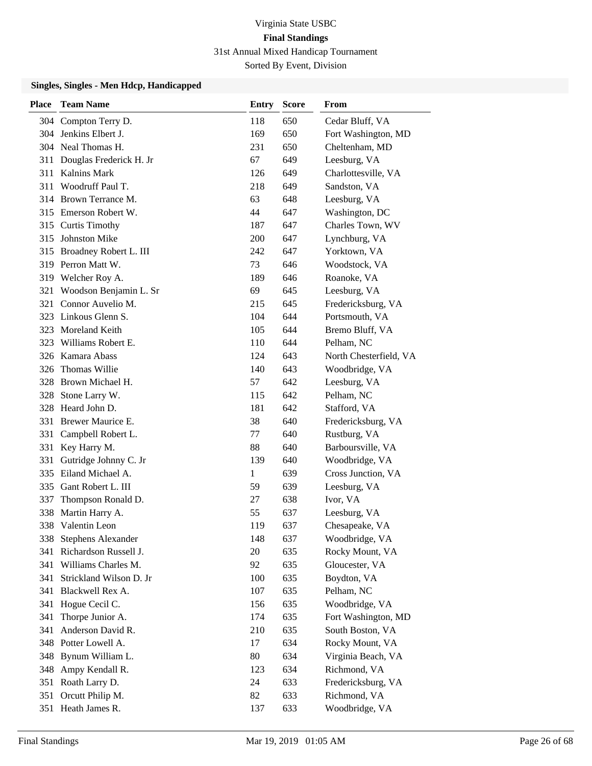# Virginia State USBC

## Final Standings

31st Annual Mixed Handicap Tournament

Sorted By Event, Division

### Singles, Singles - Men Hdcp, Handicapped

| Place | Team Name | Entry | Score | From |
|---|---|---|---|---|
| 304 | Compton Terry D. | 118 | 650 | Cedar Bluff, VA |
| 304 | Jenkins Elbert J. | 169 | 650 | Fort Washington, MD |
| 304 | Neal Thomas H. | 231 | 650 | Cheltenham, MD |
| 311 | Douglas Frederick H. Jr | 67 | 649 | Leesburg, VA |
| 311 | Kalnins Mark | 126 | 649 | Charlottesville, VA |
| 311 | Woodruff Paul T. | 218 | 649 | Sandston, VA |
| 314 | Brown Terrance M. | 63 | 648 | Leesburg, VA |
| 315 | Emerson Robert W. | 44 | 647 | Washington, DC |
| 315 | Curtis Timothy | 187 | 647 | Charles Town, WV |
| 315 | Johnston Mike | 200 | 647 | Lynchburg, VA |
| 315 | Broadney Robert L. III | 242 | 647 | Yorktown, VA |
| 319 | Perron Matt W. | 73 | 646 | Woodstock, VA |
| 319 | Welcher Roy A. | 189 | 646 | Roanoke, VA |
| 321 | Woodson Benjamin L. Sr | 69 | 645 | Leesburg, VA |
| 321 | Connor Auvelio M. | 215 | 645 | Fredericksburg, VA |
| 323 | Linkous Glenn S. | 104 | 644 | Portsmouth, VA |
| 323 | Moreland Keith | 105 | 644 | Bremo Bluff, VA |
| 323 | Williams Robert E. | 110 | 644 | Pelham, NC |
| 326 | Kamara Abass | 124 | 643 | North Chesterfield, VA |
| 326 | Thomas Willie | 140 | 643 | Woodbridge, VA |
| 328 | Brown Michael H. | 57 | 642 | Leesburg, VA |
| 328 | Stone Larry W. | 115 | 642 | Pelham, NC |
| 328 | Heard John D. | 181 | 642 | Stafford, VA |
| 331 | Brewer Maurice E. | 38 | 640 | Fredericksburg, VA |
| 331 | Campbell Robert L. | 77 | 640 | Rustburg, VA |
| 331 | Key Harry M. | 88 | 640 | Barboursville, VA |
| 331 | Gutridge Johnny C. Jr | 139 | 640 | Woodbridge, VA |
| 335 | Eiland Michael A. | 1 | 639 | Cross Junction, VA |
| 335 | Gant Robert L. III | 59 | 639 | Leesburg, VA |
| 337 | Thompson Ronald D. | 27 | 638 | Ivor, VA |
| 338 | Martin Harry A. | 55 | 637 | Leesburg, VA |
| 338 | Valentin Leon | 119 | 637 | Chesapeake, VA |
| 338 | Stephens Alexander | 148 | 637 | Woodbridge, VA |
| 341 | Richardson Russell J. | 20 | 635 | Rocky Mount, VA |
| 341 | Williams Charles M. | 92 | 635 | Gloucester, VA |
| 341 | Strickland Wilson D. Jr | 100 | 635 | Boydton, VA |
| 341 | Blackwell Rex A. | 107 | 635 | Pelham, NC |
| 341 | Hogue Cecil C. | 156 | 635 | Woodbridge, VA |
| 341 | Thorpe Junior A. | 174 | 635 | Fort Washington, MD |
| 341 | Anderson David R. | 210 | 635 | South Boston, VA |
| 348 | Potter Lowell A. | 17 | 634 | Rocky Mount, VA |
| 348 | Bynum William L. | 80 | 634 | Virginia Beach, VA |
| 348 | Ampy Kendall R. | 123 | 634 | Richmond, VA |
| 351 | Roath Larry D. | 24 | 633 | Fredericksburg, VA |
| 351 | Orcutt Philip M. | 82 | 633 | Richmond, VA |
| 351 | Heath James R. | 137 | 633 | Woodbridge, VA |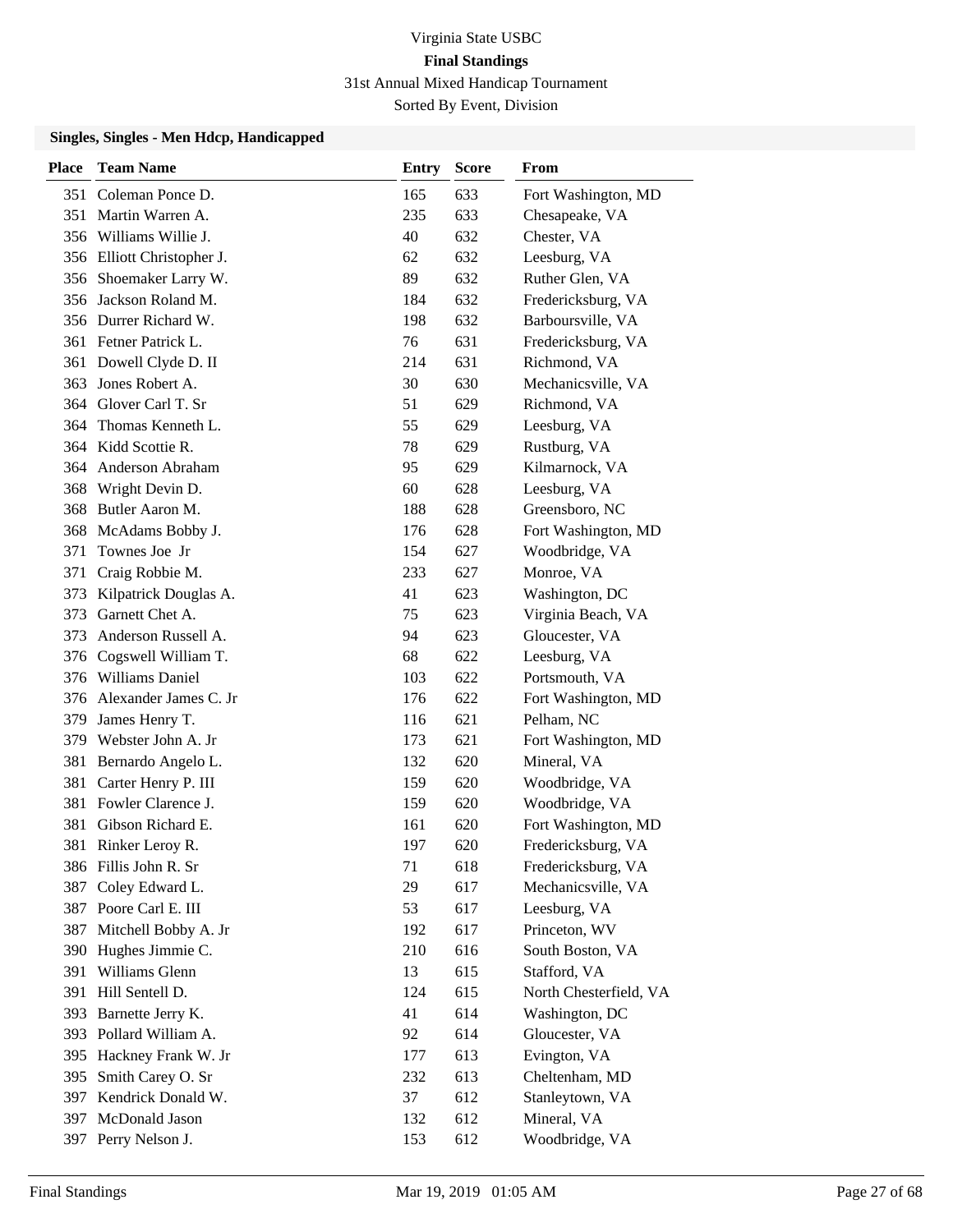Virginia State USBC

**Final Standings**

31st Annual Mixed Handicap Tournament

Sorted By Event, Division

### Singles, Singles - Men Hdcp, Handicapped

| Place | Team Name | Entry | Score | From |
|---|---|---|---|---|
| 351 | Coleman Ponce D. | 165 | 633 | Fort Washington, MD |
| 351 | Martin Warren A. | 235 | 633 | Chesapeake, VA |
| 356 | Williams Willie J. | 40 | 632 | Chester, VA |
| 356 | Elliott Christopher J. | 62 | 632 | Leesburg, VA |
| 356 | Shoemaker Larry W. | 89 | 632 | Ruther Glen, VA |
| 356 | Jackson Roland M. | 184 | 632 | Fredericksburg, VA |
| 356 | Durrer Richard W. | 198 | 632 | Barboursville, VA |
| 361 | Fetner Patrick L. | 76 | 631 | Fredericksburg, VA |
| 361 | Dowell Clyde D. II | 214 | 631 | Richmond, VA |
| 363 | Jones Robert A. | 30 | 630 | Mechanicsville, VA |
| 364 | Glover Carl T. Sr | 51 | 629 | Richmond, VA |
| 364 | Thomas Kenneth L. | 55 | 629 | Leesburg, VA |
| 364 | Kidd Scottie R. | 78 | 629 | Rustburg, VA |
| 364 | Anderson Abraham | 95 | 629 | Kilmarnock, VA |
| 368 | Wright Devin D. | 60 | 628 | Leesburg, VA |
| 368 | Butler Aaron M. | 188 | 628 | Greensboro, NC |
| 368 | McAdams Bobby J. | 176 | 628 | Fort Washington, MD |
| 371 | Townes Joe Jr | 154 | 627 | Woodbridge, VA |
| 371 | Craig Robbie M. | 233 | 627 | Monroe, VA |
| 373 | Kilpatrick Douglas A. | 41 | 623 | Washington, DC |
| 373 | Garnett Chet A. | 75 | 623 | Virginia Beach, VA |
| 373 | Anderson Russell A. | 94 | 623 | Gloucester, VA |
| 376 | Cogswell William T. | 68 | 622 | Leesburg, VA |
| 376 | Williams Daniel | 103 | 622 | Portsmouth, VA |
| 376 | Alexander James C. Jr | 176 | 622 | Fort Washington, MD |
| 379 | James Henry T. | 116 | 621 | Pelham, NC |
| 379 | Webster John A. Jr | 173 | 621 | Fort Washington, MD |
| 381 | Bernardo Angelo L. | 132 | 620 | Mineral, VA |
| 381 | Carter Henry P. III | 159 | 620 | Woodbridge, VA |
| 381 | Fowler Clarence J. | 159 | 620 | Woodbridge, VA |
| 381 | Gibson Richard E. | 161 | 620 | Fort Washington, MD |
| 381 | Rinker Leroy R. | 197 | 620 | Fredericksburg, VA |
| 386 | Fillis John R. Sr | 71 | 618 | Fredericksburg, VA |
| 387 | Coley Edward L. | 29 | 617 | Mechanicsville, VA |
| 387 | Poore Carl E. III | 53 | 617 | Leesburg, VA |
| 387 | Mitchell Bobby A. Jr | 192 | 617 | Princeton, WV |
| 390 | Hughes Jimmie C. | 210 | 616 | South Boston, VA |
| 391 | Williams Glenn | 13 | 615 | Stafford, VA |
| 391 | Hill Sentell D. | 124 | 615 | North Chesterfield, VA |
| 393 | Barnette Jerry K. | 41 | 614 | Washington, DC |
| 393 | Pollard William A. | 92 | 614 | Gloucester, VA |
| 395 | Hackney Frank W. Jr | 177 | 613 | Evington, VA |
| 395 | Smith Carey O. Sr | 232 | 613 | Cheltenham, MD |
| 397 | Kendrick Donald W. | 37 | 612 | Stanleytown, VA |
| 397 | McDonald Jason | 132 | 612 | Mineral, VA |
| 397 | Perry Nelson J. | 153 | 612 | Woodbridge, VA |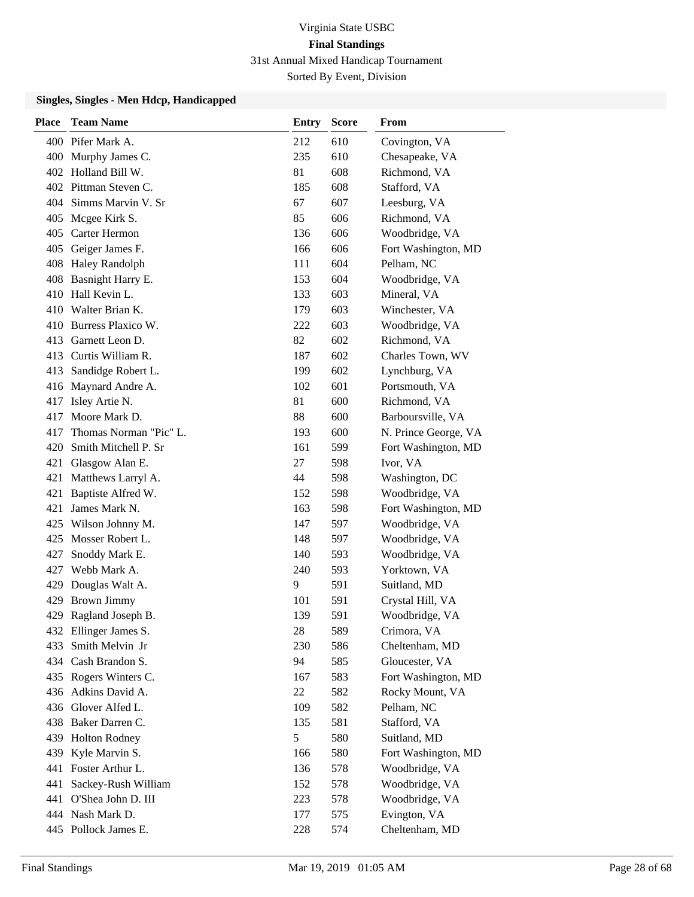Virginia State USBC

**Final Standings**

31st Annual Mixed Handicap Tournament

Sorted By Event, Division

### Singles, Singles - Men Hdcp, Handicapped

| Place | Team Name | Entry | Score | From |
|---|---|---|---|---|
| 400 | Pifer Mark A. | 212 | 610 | Covington, VA |
| 400 | Murphy James C. | 235 | 610 | Chesapeake, VA |
| 402 | Holland Bill W. | 81 | 608 | Richmond, VA |
| 402 | Pittman Steven C. | 185 | 608 | Stafford, VA |
| 404 | Simms Marvin V. Sr | 67 | 607 | Leesburg, VA |
| 405 | Mcgee Kirk S. | 85 | 606 | Richmond, VA |
| 405 | Carter Hermon | 136 | 606 | Woodbridge, VA |
| 405 | Geiger James F. | 166 | 606 | Fort Washington, MD |
| 408 | Haley Randolph | 111 | 604 | Pelham, NC |
| 408 | Basnight Harry E. | 153 | 604 | Woodbridge, VA |
| 410 | Hall Kevin L. | 133 | 603 | Mineral, VA |
| 410 | Walter Brian K. | 179 | 603 | Winchester, VA |
| 410 | Burress Plaxico W. | 222 | 603 | Woodbridge, VA |
| 413 | Garnett Leon D. | 82 | 602 | Richmond, VA |
| 413 | Curtis William R. | 187 | 602 | Charles Town, WV |
| 413 | Sandidge Robert L. | 199 | 602 | Lynchburg, VA |
| 416 | Maynard Andre A. | 102 | 601 | Portsmouth, VA |
| 417 | Isley Artie N. | 81 | 600 | Richmond, VA |
| 417 | Moore Mark D. | 88 | 600 | Barboursville, VA |
| 417 | Thomas Norman "Pic" L. | 193 | 600 | N. Prince George, VA |
| 420 | Smith Mitchell P. Sr | 161 | 599 | Fort Washington, MD |
| 421 | Glasgow Alan E. | 27 | 598 | Ivor, VA |
| 421 | Matthews Larryl A. | 44 | 598 | Washington, DC |
| 421 | Baptiste Alfred W. | 152 | 598 | Woodbridge, VA |
| 421 | James Mark N. | 163 | 598 | Fort Washington, MD |
| 425 | Wilson Johnny M. | 147 | 597 | Woodbridge, VA |
| 425 | Mosser Robert L. | 148 | 597 | Woodbridge, VA |
| 427 | Snoddy Mark E. | 140 | 593 | Woodbridge, VA |
| 427 | Webb Mark A. | 240 | 593 | Yorktown, VA |
| 429 | Douglas Walt A. | 9 | 591 | Suitland, MD |
| 429 | Brown Jimmy | 101 | 591 | Crystal Hill, VA |
| 429 | Ragland Joseph B. | 139 | 591 | Woodbridge, VA |
| 432 | Ellinger James S. | 28 | 589 | Crimora, VA |
| 433 | Smith Melvin Jr | 230 | 586 | Cheltenham, MD |
| 434 | Cash Brandon S. | 94 | 585 | Gloucester, VA |
| 435 | Rogers Winters C. | 167 | 583 | Fort Washington, MD |
| 436 | Adkins David A. | 22 | 582 | Rocky Mount, VA |
| 436 | Glover Alfed L. | 109 | 582 | Pelham, NC |
| 438 | Baker Darren C. | 135 | 581 | Stafford, VA |
| 439 | Holton Rodney | 5 | 580 | Suitland, MD |
| 439 | Kyle Marvin S. | 166 | 580 | Fort Washington, MD |
| 441 | Foster Arthur L. | 136 | 578 | Woodbridge, VA |
| 441 | Sackey-Rush William | 152 | 578 | Woodbridge, VA |
| 441 | O'Shea John D. III | 223 | 578 | Woodbridge, VA |
| 444 | Nash Mark D. | 177 | 575 | Evington, VA |
| 445 | Pollock James E. | 228 | 574 | Cheltenham, MD |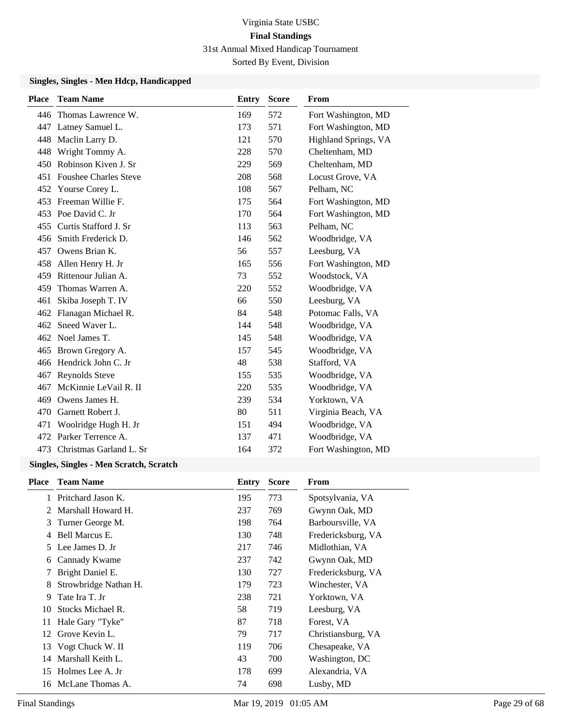# Virginia State USBC

## Final Standings

31st Annual Mixed Handicap Tournament

Sorted By Event, Division

### Singles, Singles - Men Hdcp, Handicapped

| Place | Team Name | Entry | Score | From |
|---|---|---|---|---|
| 446 | Thomas Lawrence W. | 169 | 572 | Fort Washington, MD |
| 447 | Latney Samuel L. | 173 | 571 | Fort Washington, MD |
| 448 | Maclin Larry D. | 121 | 570 | Highland Springs, VA |
| 448 | Wright Tommy A. | 228 | 570 | Cheltenham, MD |
| 450 | Robinson Kiven J. Sr | 229 | 569 | Cheltenham, MD |
| 451 | Foushee Charles Steve | 208 | 568 | Locust Grove, VA |
| 452 | Yourse Corey L. | 108 | 567 | Pelham, NC |
| 453 | Freeman Willie F. | 175 | 564 | Fort Washington, MD |
| 453 | Poe David C. Jr | 170 | 564 | Fort Washington, MD |
| 455 | Curtis Stafford J. Sr | 113 | 563 | Pelham, NC |
| 456 | Smith Frederick D. | 146 | 562 | Woodbridge, VA |
| 457 | Owens Brian K. | 56 | 557 | Leesburg, VA |
| 458 | Allen Henry H. Jr | 165 | 556 | Fort Washington, MD |
| 459 | Rittenour Julian A. | 73 | 552 | Woodstock, VA |
| 459 | Thomas Warren A. | 220 | 552 | Woodbridge, VA |
| 461 | Skiba Joseph T. IV | 66 | 550 | Leesburg, VA |
| 462 | Flanagan Michael R. | 84 | 548 | Potomac Falls, VA |
| 462 | Sneed Waver L. | 144 | 548 | Woodbridge, VA |
| 462 | Noel James T. | 145 | 548 | Woodbridge, VA |
| 465 | Brown Gregory A. | 157 | 545 | Woodbridge, VA |
| 466 | Hendrick John C. Jr | 48 | 538 | Stafford, VA |
| 467 | Reynolds Steve | 155 | 535 | Woodbridge, VA |
| 467 | McKinnie LeVail R. II | 220 | 535 | Woodbridge, VA |
| 469 | Owens James H. | 239 | 534 | Yorktown, VA |
| 470 | Garnett Robert J. | 80 | 511 | Virginia Beach, VA |
| 471 | Woolridge Hugh H. Jr | 151 | 494 | Woodbridge, VA |
| 472 | Parker Terrence A. | 137 | 471 | Woodbridge, VA |
| 473 | Christmas Garland L. Sr | 164 | 372 | Fort Washington, MD |

### Singles, Singles - Men Scratch, Scratch

| Place | Team Name | Entry | Score | From |
|---|---|---|---|---|
| 1 | Pritchard Jason K. | 195 | 773 | Spotsylvania, VA |
| 2 | Marshall Howard H. | 237 | 769 | Gwynn Oak, MD |
| 3 | Turner George M. | 198 | 764 | Barboursville, VA |
| 4 | Bell Marcus E. | 130 | 748 | Fredericksburg, VA |
| 5 | Lee James D. Jr | 217 | 746 | Midlothian, VA |
| 6 | Cannady Kwame | 237 | 742 | Gwynn Oak, MD |
| 7 | Bright Daniel E. | 130 | 727 | Fredericksburg, VA |
| 8 | Strowbridge Nathan H. | 179 | 723 | Winchester, VA |
| 9 | Tate Ira T. Jr | 238 | 721 | Yorktown, VA |
| 10 | Stocks Michael R. | 58 | 719 | Leesburg, VA |
| 11 | Hale Gary "Tyke" | 87 | 718 | Forest, VA |
| 12 | Grove Kevin L. | 79 | 717 | Christiansburg, VA |
| 13 | Vogt Chuck W. II | 119 | 706 | Chesapeake, VA |
| 14 | Marshall Keith L. | 43 | 700 | Washington, DC |
| 15 | Holmes Lee A. Jr | 178 | 699 | Alexandria, VA |
| 16 | McLane Thomas A. | 74 | 698 | Lusby, MD |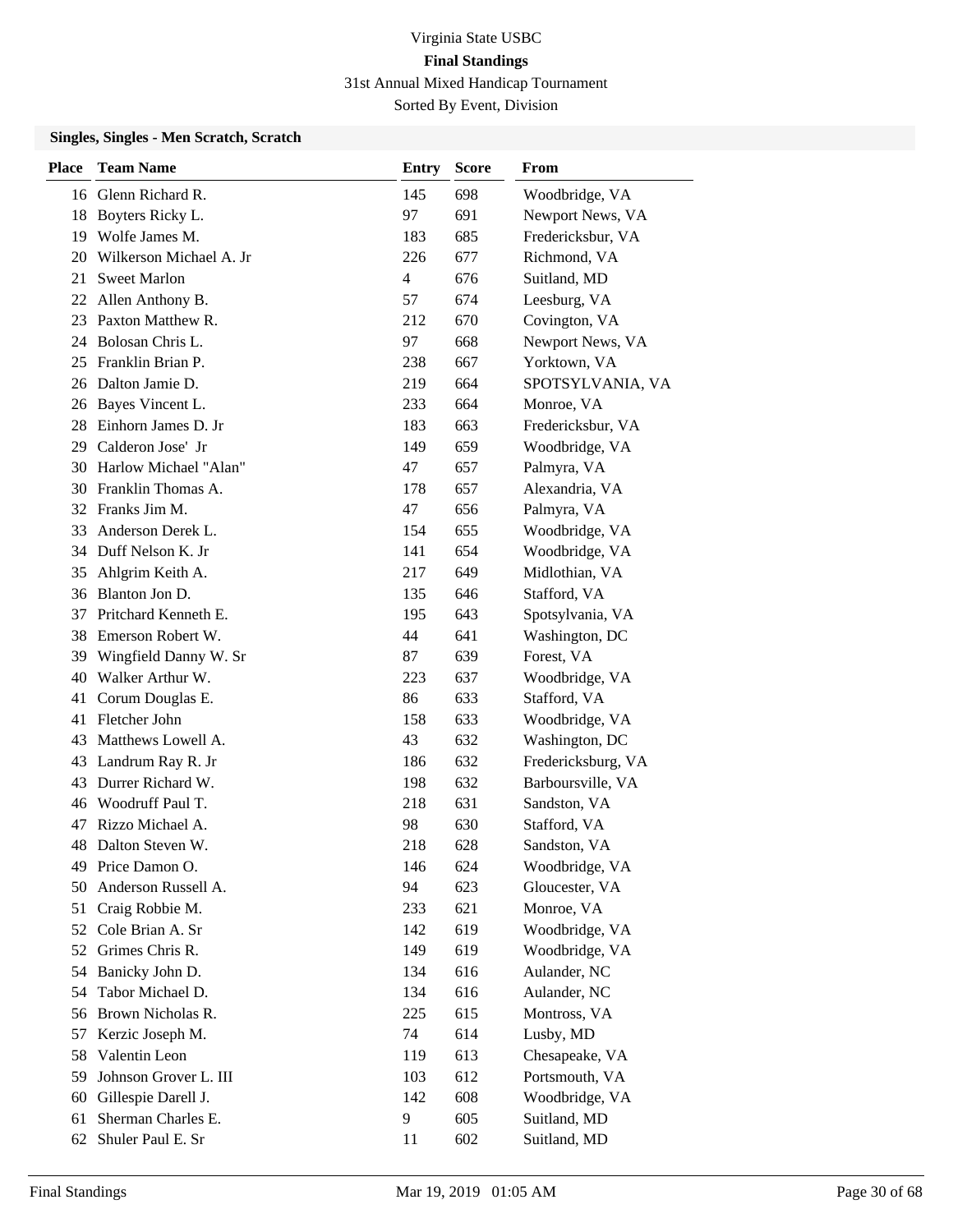Virginia State USBC

**Final Standings**

31st Annual Mixed Handicap Tournament

Sorted By Event, Division

### Singles, Singles - Men Scratch, Scratch

| Place | Team Name | Entry | Score | From |
|---|---|---|---|---|
| 16 | Glenn Richard R. | 145 | 698 | Woodbridge, VA |
| 18 | Boyters Ricky L. | 97 | 691 | Newport News, VA |
| 19 | Wolfe James M. | 183 | 685 | Fredericksbur, VA |
| 20 | Wilkerson Michael A. Jr | 226 | 677 | Richmond, VA |
| 21 | Sweet Marlon | 4 | 676 | Suitland, MD |
| 22 | Allen Anthony B. | 57 | 674 | Leesburg, VA |
| 23 | Paxton Matthew R. | 212 | 670 | Covington, VA |
| 24 | Bolosan Chris L. | 97 | 668 | Newport News, VA |
| 25 | Franklin Brian P. | 238 | 667 | Yorktown, VA |
| 26 | Dalton Jamie D. | 219 | 664 | SPOTSYLVANIA, VA |
| 26 | Bayes Vincent L. | 233 | 664 | Monroe, VA |
| 28 | Einhorn James D. Jr | 183 | 663 | Fredericksbur, VA |
| 29 | Calderon Jose' Jr | 149 | 659 | Woodbridge, VA |
| 30 | Harlow Michael "Alan" | 47 | 657 | Palmyra, VA |
| 30 | Franklin Thomas A. | 178 | 657 | Alexandria, VA |
| 32 | Franks Jim M. | 47 | 656 | Palmyra, VA |
| 33 | Anderson Derek L. | 154 | 655 | Woodbridge, VA |
| 34 | Duff Nelson K. Jr | 141 | 654 | Woodbridge, VA |
| 35 | Ahlgrim Keith A. | 217 | 649 | Midlothian, VA |
| 36 | Blanton Jon D. | 135 | 646 | Stafford, VA |
| 37 | Pritchard Kenneth E. | 195 | 643 | Spotsylvania, VA |
| 38 | Emerson Robert W. | 44 | 641 | Washington, DC |
| 39 | Wingfield Danny W. Sr | 87 | 639 | Forest, VA |
| 40 | Walker Arthur W. | 223 | 637 | Woodbridge, VA |
| 41 | Corum Douglas E. | 86 | 633 | Stafford, VA |
| 41 | Fletcher John | 158 | 633 | Woodbridge, VA |
| 43 | Matthews Lowell A. | 43 | 632 | Washington, DC |
| 43 | Landrum Ray R. Jr | 186 | 632 | Fredericksburg, VA |
| 43 | Durrer Richard W. | 198 | 632 | Barboursville, VA |
| 46 | Woodruff Paul T. | 218 | 631 | Sandston, VA |
| 47 | Rizzo Michael A. | 98 | 630 | Stafford, VA |
| 48 | Dalton Steven W. | 218 | 628 | Sandston, VA |
| 49 | Price Damon O. | 146 | 624 | Woodbridge, VA |
| 50 | Anderson Russell A. | 94 | 623 | Gloucester, VA |
| 51 | Craig Robbie M. | 233 | 621 | Monroe, VA |
| 52 | Cole Brian A. Sr | 142 | 619 | Woodbridge, VA |
| 52 | Grimes Chris R. | 149 | 619 | Woodbridge, VA |
| 54 | Banicky John D. | 134 | 616 | Aulander, NC |
| 54 | Tabor Michael D. | 134 | 616 | Aulander, NC |
| 56 | Brown Nicholas R. | 225 | 615 | Montross, VA |
| 57 | Kerzic Joseph M. | 74 | 614 | Lusby, MD |
| 58 | Valentin Leon | 119 | 613 | Chesapeake, VA |
| 59 | Johnson Grover L. III | 103 | 612 | Portsmouth, VA |
| 60 | Gillespie Darell J. | 142 | 608 | Woodbridge, VA |
| 61 | Sherman Charles E. | 9 | 605 | Suitland, MD |
| 62 | Shuler Paul E. Sr | 11 | 602 | Suitland, MD |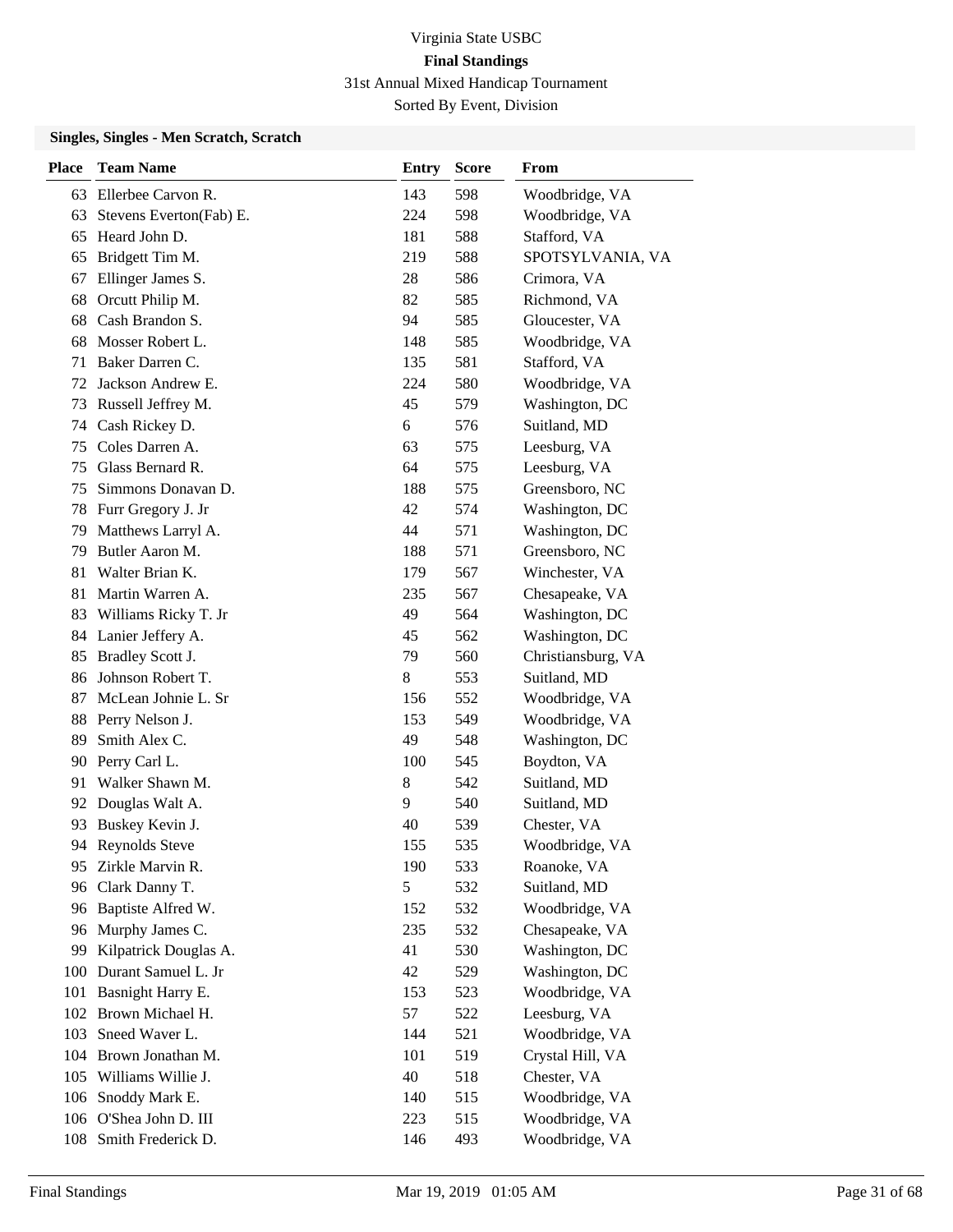Virginia State USBC

**Final Standings**

31st Annual Mixed Handicap Tournament

Sorted By Event, Division

### Singles, Singles - Men Scratch, Scratch

| Place | Team Name | Entry | Score | From |
|---|---|---|---|---|
| 63 | Ellerbee Carvon R. | 143 | 598 | Woodbridge, VA |
| 63 | Stevens Everton(Fab) E. | 224 | 598 | Woodbridge, VA |
| 65 | Heard John D. | 181 | 588 | Stafford, VA |
| 65 | Bridgett Tim M. | 219 | 588 | SPOTSYLVANIA, VA |
| 67 | Ellinger James S. | 28 | 586 | Crimora, VA |
| 68 | Orcutt Philip M. | 82 | 585 | Richmond, VA |
| 68 | Cash Brandon S. | 94 | 585 | Gloucester, VA |
| 68 | Mosser Robert L. | 148 | 585 | Woodbridge, VA |
| 71 | Baker Darren C. | 135 | 581 | Stafford, VA |
| 72 | Jackson Andrew E. | 224 | 580 | Woodbridge, VA |
| 73 | Russell Jeffrey M. | 45 | 579 | Washington, DC |
| 74 | Cash Rickey D. | 6 | 576 | Suitland, MD |
| 75 | Coles Darren A. | 63 | 575 | Leesburg, VA |
| 75 | Glass Bernard R. | 64 | 575 | Leesburg, VA |
| 75 | Simmons Donavan D. | 188 | 575 | Greensboro, NC |
| 78 | Furr Gregory J. Jr | 42 | 574 | Washington, DC |
| 79 | Matthews Larryl A. | 44 | 571 | Washington, DC |
| 79 | Butler Aaron M. | 188 | 571 | Greensboro, NC |
| 81 | Walter Brian K. | 179 | 567 | Winchester, VA |
| 81 | Martin Warren A. | 235 | 567 | Chesapeake, VA |
| 83 | Williams Ricky T. Jr | 49 | 564 | Washington, DC |
| 84 | Lanier Jeffery A. | 45 | 562 | Washington, DC |
| 85 | Bradley Scott J. | 79 | 560 | Christiansburg, VA |
| 86 | Johnson Robert T. | 8 | 553 | Suitland, MD |
| 87 | McLean Johnie L. Sr | 156 | 552 | Woodbridge, VA |
| 88 | Perry Nelson J. | 153 | 549 | Woodbridge, VA |
| 89 | Smith Alex C. | 49 | 548 | Washington, DC |
| 90 | Perry Carl L. | 100 | 545 | Boydton, VA |
| 91 | Walker Shawn M. | 8 | 542 | Suitland, MD |
| 92 | Douglas Walt A. | 9 | 540 | Suitland, MD |
| 93 | Buskey Kevin J. | 40 | 539 | Chester, VA |
| 94 | Reynolds Steve | 155 | 535 | Woodbridge, VA |
| 95 | Zirkle Marvin R. | 190 | 533 | Roanoke, VA |
| 96 | Clark Danny T. | 5 | 532 | Suitland, MD |
| 96 | Baptiste Alfred W. | 152 | 532 | Woodbridge, VA |
| 96 | Murphy James C. | 235 | 532 | Chesapeake, VA |
| 99 | Kilpatrick Douglas A. | 41 | 530 | Washington, DC |
| 100 | Durant Samuel L. Jr | 42 | 529 | Washington, DC |
| 101 | Basnight Harry E. | 153 | 523 | Woodbridge, VA |
| 102 | Brown Michael H. | 57 | 522 | Leesburg, VA |
| 103 | Sneed Waver L. | 144 | 521 | Woodbridge, VA |
| 104 | Brown Jonathan M. | 101 | 519 | Crystal Hill, VA |
| 105 | Williams Willie J. | 40 | 518 | Chester, VA |
| 106 | Snoddy Mark E. | 140 | 515 | Woodbridge, VA |
| 106 | O'Shea John D. III | 223 | 515 | Woodbridge, VA |
| 108 | Smith Frederick D. | 146 | 493 | Woodbridge, VA |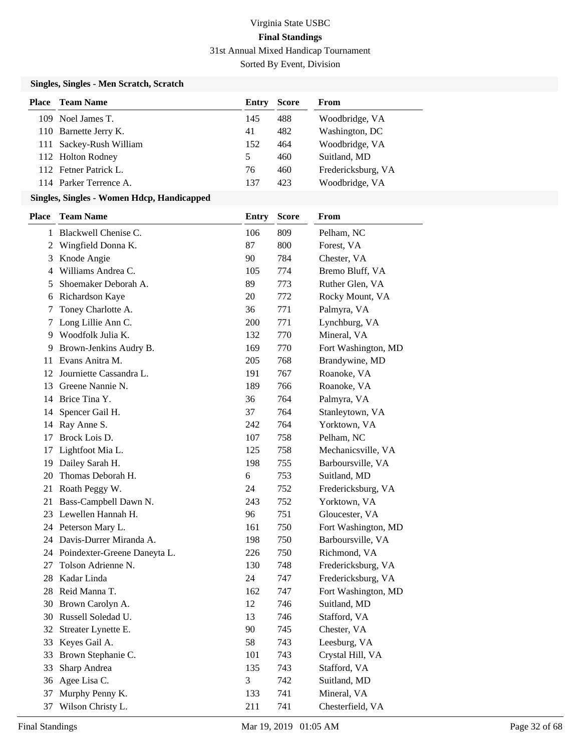# Virginia State USBC

## Final Standings

31st Annual Mixed Handicap Tournament

Sorted By Event, Division

### Singles, Singles - Men Scratch, Scratch

| Place | Team Name | Entry | Score | From |
|---|---|---|---|---|
| 109 | Noel James T. | 145 | 488 | Woodbridge, VA |
| 110 | Barnette Jerry K. | 41 | 482 | Washington, DC |
| 111 | Sackey-Rush William | 152 | 464 | Woodbridge, VA |
| 112 | Holton Rodney | 5 | 460 | Suitland, MD |
| 112 | Fetner Patrick L. | 76 | 460 | Fredericksburg, VA |
| 114 | Parker Terrence A. | 137 | 423 | Woodbridge, VA |

### Singles, Singles - Women Hdcp, Handicapped

| Place | Team Name | Entry | Score | From |
|---|---|---|---|---|
| 1 | Blackwell Chenise C. | 106 | 809 | Pelham, NC |
| 2 | Wingfield Donna K. | 87 | 800 | Forest, VA |
| 3 | Knode Angie | 90 | 784 | Chester, VA |
| 4 | Williams Andrea C. | 105 | 774 | Bremo Bluff, VA |
| 5 | Shoemaker Deborah A. | 89 | 773 | Ruther Glen, VA |
| 6 | Richardson Kaye | 20 | 772 | Rocky Mount, VA |
| 7 | Toney Charlotte A. | 36 | 771 | Palmyra, VA |
| 7 | Long Lillie Ann C. | 200 | 771 | Lynchburg, VA |
| 9 | Woodfolk Julia K. | 132 | 770 | Mineral, VA |
| 9 | Brown-Jenkins Audry B. | 169 | 770 | Fort Washington, MD |
| 11 | Evans Anitra M. | 205 | 768 | Brandywine, MD |
| 12 | Journiette Cassandra L. | 191 | 767 | Roanoke, VA |
| 13 | Greene Nannie N. | 189 | 766 | Roanoke, VA |
| 14 | Brice Tina Y. | 36 | 764 | Palmyra, VA |
| 14 | Spencer Gail H. | 37 | 764 | Stanleytown, VA |
| 14 | Ray Anne S. | 242 | 764 | Yorktown, VA |
| 17 | Brock Lois D. | 107 | 758 | Pelham, NC |
| 17 | Lightfoot Mia L. | 125 | 758 | Mechanicsville, VA |
| 19 | Dailey Sarah H. | 198 | 755 | Barboursville, VA |
| 20 | Thomas Deborah H. | 6 | 753 | Suitland, MD |
| 21 | Roath Peggy W. | 24 | 752 | Fredericksburg, VA |
| 21 | Bass-Campbell Dawn N. | 243 | 752 | Yorktown, VA |
| 23 | Lewellen Hannah H. | 96 | 751 | Gloucester, VA |
| 24 | Peterson Mary L. | 161 | 750 | Fort Washington, MD |
| 24 | Davis-Durrer Miranda A. | 198 | 750 | Barboursville, VA |
| 24 | Poindexter-Greene Daneyta L. | 226 | 750 | Richmond, VA |
| 27 | Tolson Adrienne N. | 130 | 748 | Fredericksburg, VA |
| 28 | Kadar Linda | 24 | 747 | Fredericksburg, VA |
| 28 | Reid Manna T. | 162 | 747 | Fort Washington, MD |
| 30 | Brown Carolyn A. | 12 | 746 | Suitland, MD |
| 30 | Russell Soledad U. | 13 | 746 | Stafford, VA |
| 32 | Streater Lynette E. | 90 | 745 | Chester, VA |
| 33 | Keyes Gail A. | 58 | 743 | Leesburg, VA |
| 33 | Brown Stephanie C. | 101 | 743 | Crystal Hill, VA |
| 33 | Sharp Andrea | 135 | 743 | Stafford, VA |
| 36 | Agee Lisa C. | 3 | 742 | Suitland, MD |
| 37 | Murphy Penny K. | 133 | 741 | Mineral, VA |
| 37 | Wilson Christy L. | 211 | 741 | Chesterfield, VA |

Final Standings Mar 19, 2019 01:05 AM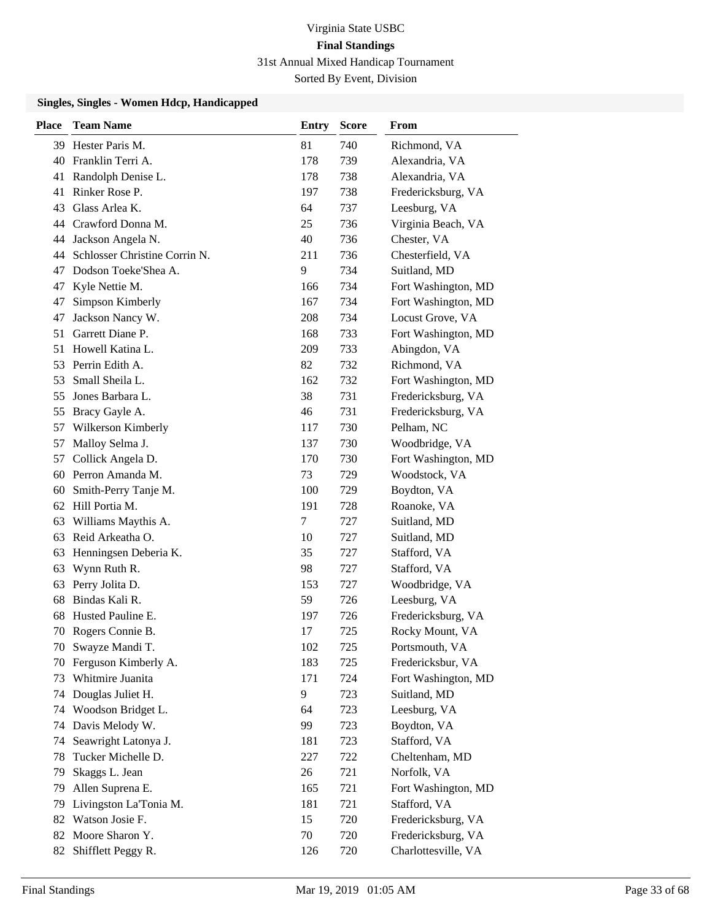# Virginia State USBC

## Final Standings

31st Annual Mixed Handicap Tournament

Sorted By Event, Division

### Singles, Singles - Women Hdcp, Handicapped

| Place | Team Name | Entry | Score | From |
|---|---|---|---|---|
| 39 | Hester Paris M. | 81 | 740 | Richmond, VA |
| 40 | Franklin Terri A. | 178 | 739 | Alexandria, VA |
| 41 | Randolph Denise L. | 178 | 738 | Alexandria, VA |
| 41 | Rinker Rose P. | 197 | 738 | Fredericksburg, VA |
| 43 | Glass Arlea K. | 64 | 737 | Leesburg, VA |
| 44 | Crawford Donna M. | 25 | 736 | Virginia Beach, VA |
| 44 | Jackson Angela N. | 40 | 736 | Chester, VA |
| 44 | Schlosser Christine Corrin N. | 211 | 736 | Chesterfield, VA |
| 47 | Dodson Toeke'Shea A. | 9 | 734 | Suitland, MD |
| 47 | Kyle Nettie M. | 166 | 734 | Fort Washington, MD |
| 47 | Simpson Kimberly | 167 | 734 | Fort Washington, MD |
| 47 | Jackson Nancy W. | 208 | 734 | Locust Grove, VA |
| 51 | Garrett Diane P. | 168 | 733 | Fort Washington, MD |
| 51 | Howell Katina L. | 209 | 733 | Abingdon, VA |
| 53 | Perrin Edith A. | 82 | 732 | Richmond, VA |
| 53 | Small Sheila L. | 162 | 732 | Fort Washington, MD |
| 55 | Jones Barbara L. | 38 | 731 | Fredericksburg, VA |
| 55 | Bracy Gayle A. | 46 | 731 | Fredericksburg, VA |
| 57 | Wilkerson Kimberly | 117 | 730 | Pelham, NC |
| 57 | Malloy Selma J. | 137 | 730 | Woodbridge, VA |
| 57 | Collick Angela D. | 170 | 730 | Fort Washington, MD |
| 60 | Perron Amanda M. | 73 | 729 | Woodstock, VA |
| 60 | Smith-Perry Tanje M. | 100 | 729 | Boydton, VA |
| 62 | Hill Portia M. | 191 | 728 | Roanoke, VA |
| 63 | Williams Maythis A. | 7 | 727 | Suitland, MD |
| 63 | Reid Arkeatha O. | 10 | 727 | Suitland, MD |
| 63 | Henningsen Deberia K. | 35 | 727 | Stafford, VA |
| 63 | Wynn Ruth R. | 98 | 727 | Stafford, VA |
| 63 | Perry Jolita D. | 153 | 727 | Woodbridge, VA |
| 68 | Bindas Kali R. | 59 | 726 | Leesburg, VA |
| 68 | Husted Pauline E. | 197 | 726 | Fredericksburg, VA |
| 70 | Rogers Connie B. | 17 | 725 | Rocky Mount, VA |
| 70 | Swayze Mandi T. | 102 | 725 | Portsmouth, VA |
| 70 | Ferguson Kimberly A. | 183 | 725 | Fredericksbur, VA |
| 73 | Whitmire Juanita | 171 | 724 | Fort Washington, MD |
| 74 | Douglas Juliet H. | 9 | 723 | Suitland, MD |
| 74 | Woodson Bridget L. | 64 | 723 | Leesburg, VA |
| 74 | Davis Melody W. | 99 | 723 | Boydton, VA |
| 74 | Seawright Latonya J. | 181 | 723 | Stafford, VA |
| 78 | Tucker Michelle D. | 227 | 722 | Cheltenham, MD |
| 79 | Skaggs L. Jean | 26 | 721 | Norfolk, VA |
| 79 | Allen Suprena E. | 165 | 721 | Fort Washington, MD |
| 79 | Livingston La'Tonia M. | 181 | 721 | Stafford, VA |
| 82 | Watson Josie F. | 15 | 720 | Fredericksburg, VA |
| 82 | Moore Sharon Y. | 70 | 720 | Fredericksburg, VA |
| 82 | Shifflett Peggy R. | 126 | 720 | Charlottesville, VA |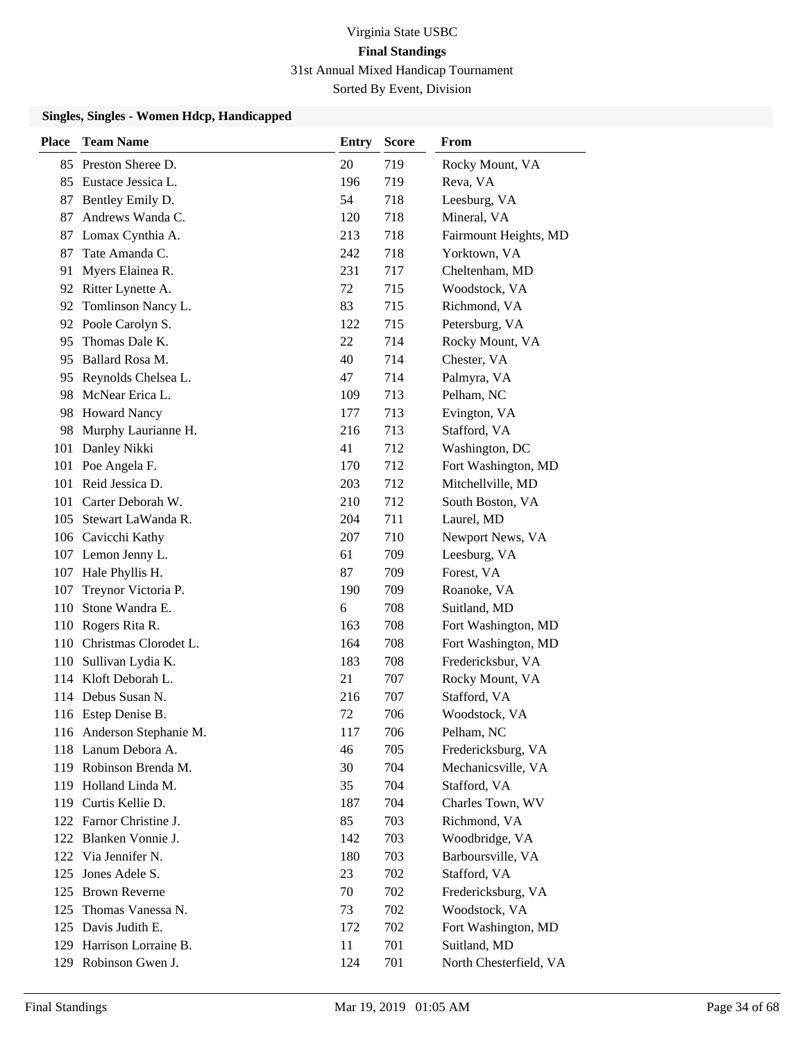# Virginia State USBC

## Final Standings

31st Annual Mixed Handicap Tournament

Sorted By Event, Division

### Singles, Singles - Women Hdcp, Handicapped

| Place | Team Name | Entry | Score | From |
|---|---|---|---|---|
| 85 | Preston Sheree D. | 20 | 719 | Rocky Mount, VA |
| 85 | Eustace Jessica L. | 196 | 719 | Reva, VA |
| 87 | Bentley Emily D. | 54 | 718 | Leesburg, VA |
| 87 | Andrews Wanda C. | 120 | 718 | Mineral, VA |
| 87 | Lomax Cynthia A. | 213 | 718 | Fairmount Heights, MD |
| 87 | Tate Amanda C. | 242 | 718 | Yorktown, VA |
| 91 | Myers Elainea R. | 231 | 717 | Cheltenham, MD |
| 92 | Ritter Lynette A. | 72 | 715 | Woodstock, VA |
| 92 | Tomlinson Nancy L. | 83 | 715 | Richmond, VA |
| 92 | Poole Carolyn S. | 122 | 715 | Petersburg, VA |
| 95 | Thomas Dale K. | 22 | 714 | Rocky Mount, VA |
| 95 | Ballard Rosa M. | 40 | 714 | Chester, VA |
| 95 | Reynolds Chelsea L. | 47 | 714 | Palmyra, VA |
| 98 | McNear Erica L. | 109 | 713 | Pelham, NC |
| 98 | Howard Nancy | 177 | 713 | Evington, VA |
| 98 | Murphy Laurianne H. | 216 | 713 | Stafford, VA |
| 101 | Danley Nikki | 41 | 712 | Washington, DC |
| 101 | Poe Angela F. | 170 | 712 | Fort Washington, MD |
| 101 | Reid Jessica D. | 203 | 712 | Mitchellville, MD |
| 101 | Carter Deborah W. | 210 | 712 | South Boston, VA |
| 105 | Stewart LaWanda R. | 204 | 711 | Laurel, MD |
| 106 | Cavicchi Kathy | 207 | 710 | Newport News, VA |
| 107 | Lemon Jenny L. | 61 | 709 | Leesburg, VA |
| 107 | Hale Phyllis H. | 87 | 709 | Forest, VA |
| 107 | Treynor Victoria P. | 190 | 709 | Roanoke, VA |
| 110 | Stone Wandra E. | 6 | 708 | Suitland, MD |
| 110 | Rogers Rita R. | 163 | 708 | Fort Washington, MD |
| 110 | Christmas Clorodet L. | 164 | 708 | Fort Washington, MD |
| 110 | Sullivan Lydia K. | 183 | 708 | Fredericksbur, VA |
| 114 | Kloft Deborah L. | 21 | 707 | Rocky Mount, VA |
| 114 | Debus Susan N. | 216 | 707 | Stafford, VA |
| 116 | Estep Denise B. | 72 | 706 | Woodstock, VA |
| 116 | Anderson Stephanie M. | 117 | 706 | Pelham, NC |
| 118 | Lanum Debora A. | 46 | 705 | Fredericksburg, VA |
| 119 | Robinson Brenda M. | 30 | 704 | Mechanicsville, VA |
| 119 | Holland Linda M. | 35 | 704 | Stafford, VA |
| 119 | Curtis Kellie D. | 187 | 704 | Charles Town, WV |
| 122 | Farnor Christine J. | 85 | 703 | Richmond, VA |
| 122 | Blanken Vonnie J. | 142 | 703 | Woodbridge, VA |
| 122 | Via Jennifer N. | 180 | 703 | Barboursville, VA |
| 125 | Jones Adele S. | 23 | 702 | Stafford, VA |
| 125 | Brown Reverne | 70 | 702 | Fredericksburg, VA |
| 125 | Thomas Vanessa N. | 73 | 702 | Woodstock, VA |
| 125 | Davis Judith E. | 172 | 702 | Fort Washington, MD |
| 129 | Harrison Lorraine B. | 11 | 701 | Suitland, MD |
| 129 | Robinson Gwen J. | 124 | 701 | North Chesterfield, VA |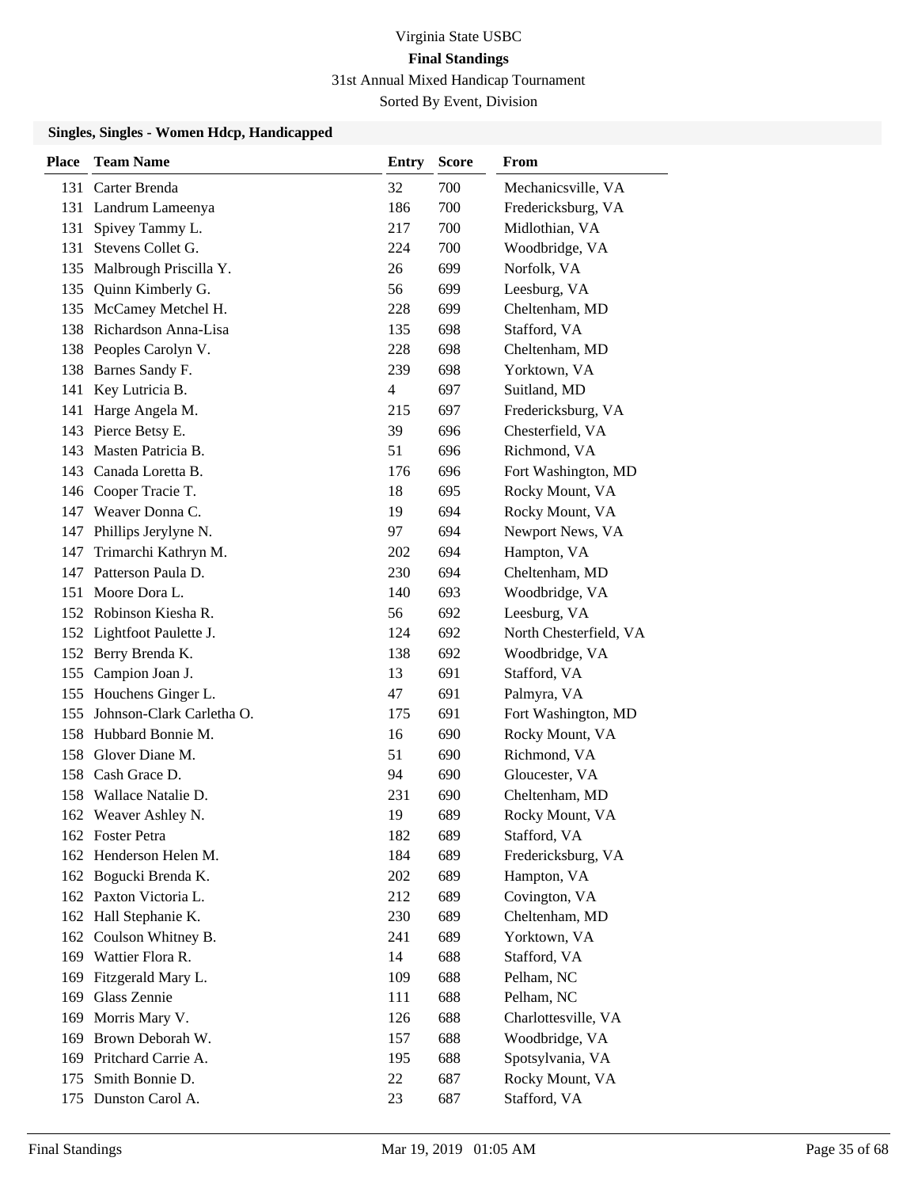# Virginia State USBC

## Final Standings

31st Annual Mixed Handicap Tournament

Sorted By Event, Division

### Singles, Singles - Women Hdcp, Handicapped

| Place | Team Name | Entry | Score | From |
|---|---|---|---|---|
| 131 | Carter Brenda | 32 | 700 | Mechanicsville, VA |
| 131 | Landrum Lameenya | 186 | 700 | Fredericksburg, VA |
| 131 | Spivey Tammy L. | 217 | 700 | Midlothian, VA |
| 131 | Stevens Collet G. | 224 | 700 | Woodbridge, VA |
| 135 | Malbrough Priscilla Y. | 26 | 699 | Norfolk, VA |
| 135 | Quinn Kimberly G. | 56 | 699 | Leesburg, VA |
| 135 | McCamey Metchel H. | 228 | 699 | Cheltenham, MD |
| 138 | Richardson Anna-Lisa | 135 | 698 | Stafford, VA |
| 138 | Peoples Carolyn V. | 228 | 698 | Cheltenham, MD |
| 138 | Barnes Sandy F. | 239 | 698 | Yorktown, VA |
| 141 | Key Lutricia B. | 4 | 697 | Suitland, MD |
| 141 | Harge Angela M. | 215 | 697 | Fredericksburg, VA |
| 143 | Pierce Betsy E. | 39 | 696 | Chesterfield, VA |
| 143 | Masten Patricia B. | 51 | 696 | Richmond, VA |
| 143 | Canada Loretta B. | 176 | 696 | Fort Washington, MD |
| 146 | Cooper Tracie T. | 18 | 695 | Rocky Mount, VA |
| 147 | Weaver Donna C. | 19 | 694 | Rocky Mount, VA |
| 147 | Phillips Jerylyne N. | 97 | 694 | Newport News, VA |
| 147 | Trimarchi Kathryn M. | 202 | 694 | Hampton, VA |
| 147 | Patterson Paula D. | 230 | 694 | Cheltenham, MD |
| 151 | Moore Dora L. | 140 | 693 | Woodbridge, VA |
| 152 | Robinson Kiesha R. | 56 | 692 | Leesburg, VA |
| 152 | Lightfoot Paulette J. | 124 | 692 | North Chesterfield, VA |
| 152 | Berry Brenda K. | 138 | 692 | Woodbridge, VA |
| 155 | Campion Joan J. | 13 | 691 | Stafford, VA |
| 155 | Houchens Ginger L. | 47 | 691 | Palmyra, VA |
| 155 | Johnson-Clark Carletha O. | 175 | 691 | Fort Washington, MD |
| 158 | Hubbard Bonnie M. | 16 | 690 | Rocky Mount, VA |
| 158 | Glover Diane M. | 51 | 690 | Richmond, VA |
| 158 | Cash Grace D. | 94 | 690 | Gloucester, VA |
| 158 | Wallace Natalie D. | 231 | 690 | Cheltenham, MD |
| 162 | Weaver Ashley N. | 19 | 689 | Rocky Mount, VA |
| 162 | Foster Petra | 182 | 689 | Stafford, VA |
| 162 | Henderson Helen M. | 184 | 689 | Fredericksburg, VA |
| 162 | Bogucki Brenda K. | 202 | 689 | Hampton, VA |
| 162 | Paxton Victoria L. | 212 | 689 | Covington, VA |
| 162 | Hall Stephanie K. | 230 | 689 | Cheltenham, MD |
| 162 | Coulson Whitney B. | 241 | 689 | Yorktown, VA |
| 169 | Wattier Flora R. | 14 | 688 | Stafford, VA |
| 169 | Fitzgerald Mary L. | 109 | 688 | Pelham, NC |
| 169 | Glass Zennie | 111 | 688 | Pelham, NC |
| 169 | Morris Mary V. | 126 | 688 | Charlottesville, VA |
| 169 | Brown Deborah W. | 157 | 688 | Woodbridge, VA |
| 169 | Pritchard Carrie A. | 195 | 688 | Spotsylvania, VA |
| 175 | Smith Bonnie D. | 22 | 687 | Rocky Mount, VA |
| 175 | Dunston Carol A. | 23 | 687 | Stafford, VA |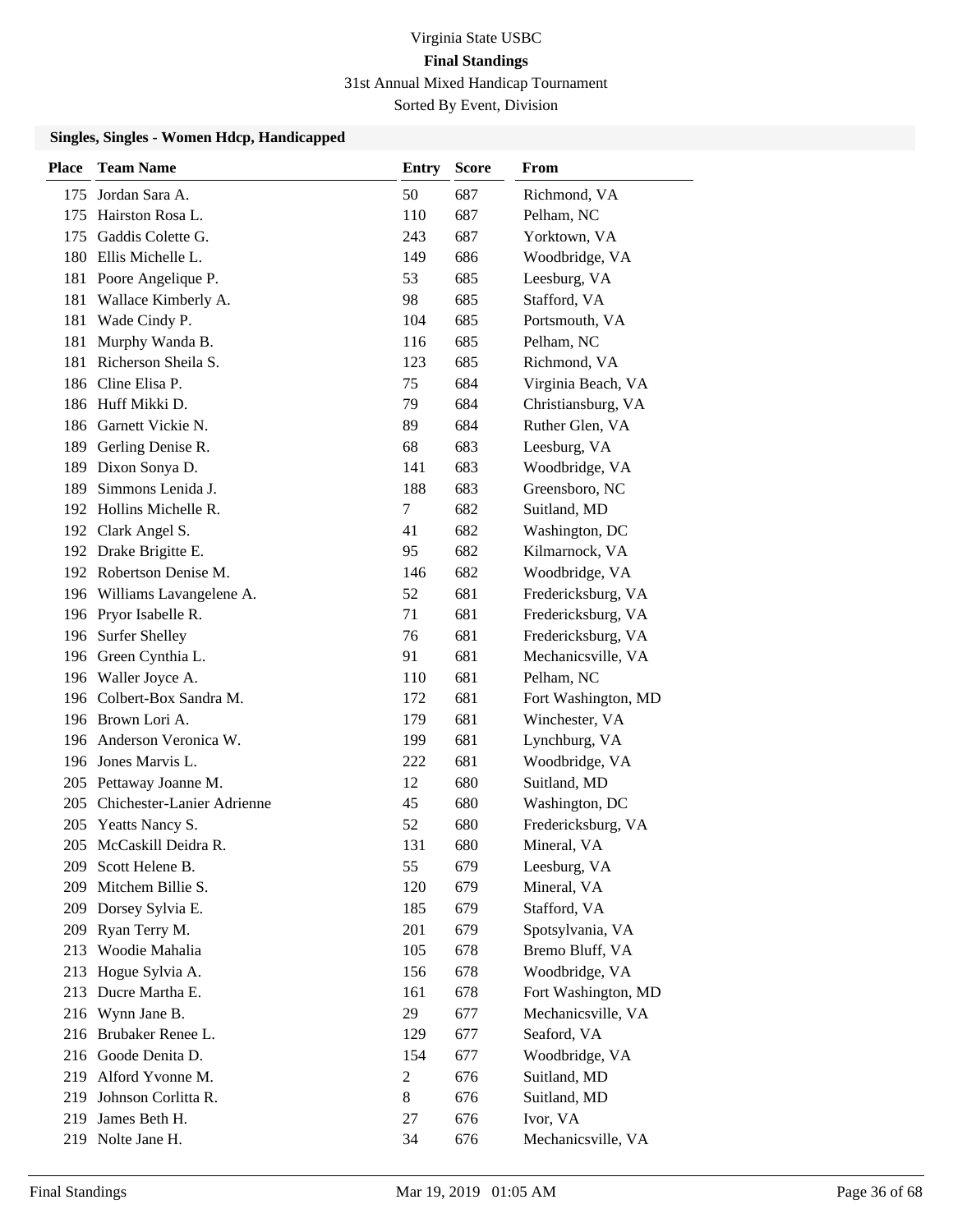# Virginia State USBC

## Final Standings

31st Annual Mixed Handicap Tournament

Sorted By Event, Division

### Singles, Singles - Women Hdcp, Handicapped

| Place | Team Name | Entry | Score | From |
|---|---|---|---|---|
| 175 | Jordan Sara A. | 50 | 687 | Richmond, VA |
| 175 | Hairston Rosa L. | 110 | 687 | Pelham, NC |
| 175 | Gaddis Colette G. | 243 | 687 | Yorktown, VA |
| 180 | Ellis Michelle L. | 149 | 686 | Woodbridge, VA |
| 181 | Poore Angelique P. | 53 | 685 | Leesburg, VA |
| 181 | Wallace Kimberly A. | 98 | 685 | Stafford, VA |
| 181 | Wade Cindy P. | 104 | 685 | Portsmouth, VA |
| 181 | Murphy Wanda B. | 116 | 685 | Pelham, NC |
| 181 | Richerson Sheila S. | 123 | 685 | Richmond, VA |
| 186 | Cline Elisa P. | 75 | 684 | Virginia Beach, VA |
| 186 | Huff Mikki D. | 79 | 684 | Christiansburg, VA |
| 186 | Garnett Vickie N. | 89 | 684 | Ruther Glen, VA |
| 189 | Gerling Denise R. | 68 | 683 | Leesburg, VA |
| 189 | Dixon Sonya D. | 141 | 683 | Woodbridge, VA |
| 189 | Simmons Lenida J. | 188 | 683 | Greensboro, NC |
| 192 | Hollins Michelle R. | 7 | 682 | Suitland, MD |
| 192 | Clark Angel S. | 41 | 682 | Washington, DC |
| 192 | Drake Brigitte E. | 95 | 682 | Kilmarnock, VA |
| 192 | Robertson Denise M. | 146 | 682 | Woodbridge, VA |
| 196 | Williams Lavangelene A. | 52 | 681 | Fredericksburg, VA |
| 196 | Pryor Isabelle R. | 71 | 681 | Fredericksburg, VA |
| 196 | Surfer Shelley | 76 | 681 | Fredericksburg, VA |
| 196 | Green Cynthia L. | 91 | 681 | Mechanicsville, VA |
| 196 | Waller Joyce A. | 110 | 681 | Pelham, NC |
| 196 | Colbert-Box Sandra M. | 172 | 681 | Fort Washington, MD |
| 196 | Brown Lori A. | 179 | 681 | Winchester, VA |
| 196 | Anderson Veronica W. | 199 | 681 | Lynchburg, VA |
| 196 | Jones Marvis L. | 222 | 681 | Woodbridge, VA |
| 205 | Pettaway Joanne M. | 12 | 680 | Suitland, MD |
| 205 | Chichester-Lanier Adrienne | 45 | 680 | Washington, DC |
| 205 | Yeatts Nancy S. | 52 | 680 | Fredericksburg, VA |
| 205 | McCaskill Deidra R. | 131 | 680 | Mineral, VA |
| 209 | Scott Helene B. | 55 | 679 | Leesburg, VA |
| 209 | Mitchem Billie S. | 120 | 679 | Mineral, VA |
| 209 | Dorsey Sylvia E. | 185 | 679 | Stafford, VA |
| 209 | Ryan Terry M. | 201 | 679 | Spotsylvania, VA |
| 213 | Woodie Mahalia | 105 | 678 | Bremo Bluff, VA |
| 213 | Hogue Sylvia A. | 156 | 678 | Woodbridge, VA |
| 213 | Ducre Martha E. | 161 | 678 | Fort Washington, MD |
| 216 | Wynn Jane B. | 29 | 677 | Mechanicsville, VA |
| 216 | Brubaker Renee L. | 129 | 677 | Seaford, VA |
| 216 | Goode Denita D. | 154 | 677 | Woodbridge, VA |
| 219 | Alford Yvonne M. | 2 | 676 | Suitland, MD |
| 219 | Johnson Corlitta R. | 8 | 676 | Suitland, MD |
| 219 | James Beth H. | 27 | 676 | Ivor, VA |
| 219 | Nolte Jane H. | 34 | 676 | Mechanicsville, VA |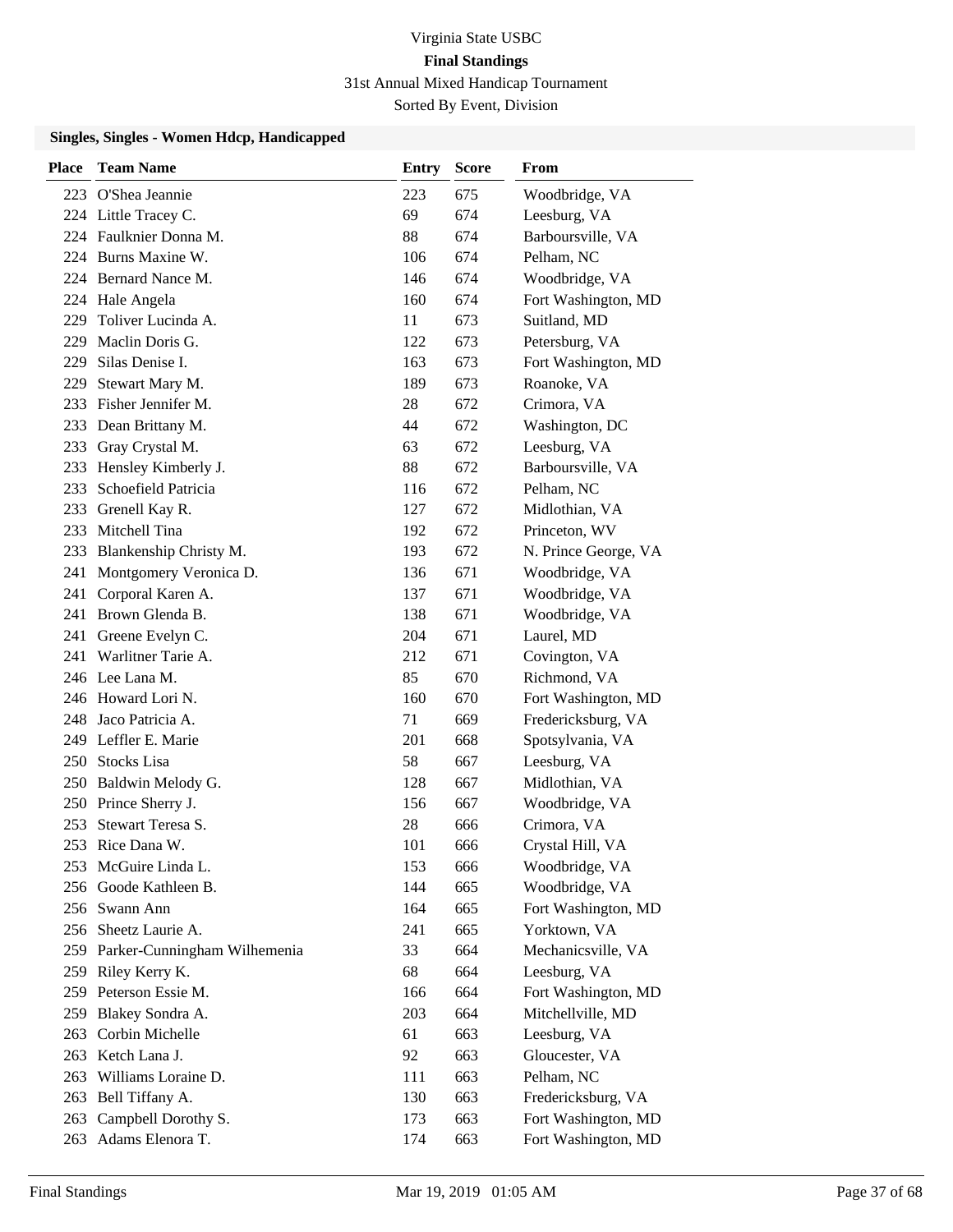# Virginia State USBC

## Final Standings

31st Annual Mixed Handicap Tournament

Sorted By Event, Division

### Singles, Singles - Women Hdcp, Handicapped

| Place | Team Name | Entry | Score | From |
|---|---|---|---|---|
| 223 | O'Shea Jeannie | 223 | 675 | Woodbridge, VA |
| 224 | Little Tracey C. | 69 | 674 | Leesburg, VA |
| 224 | Faulknier Donna M. | 88 | 674 | Barboursville, VA |
| 224 | Burns Maxine W. | 106 | 674 | Pelham, NC |
| 224 | Bernard Nance M. | 146 | 674 | Woodbridge, VA |
| 224 | Hale Angela | 160 | 674 | Fort Washington, MD |
| 229 | Toliver Lucinda A. | 11 | 673 | Suitland, MD |
| 229 | Maclin Doris G. | 122 | 673 | Petersburg, VA |
| 229 | Silas Denise I. | 163 | 673 | Fort Washington, MD |
| 229 | Stewart Mary M. | 189 | 673 | Roanoke, VA |
| 233 | Fisher Jennifer M. | 28 | 672 | Crimora, VA |
| 233 | Dean Brittany M. | 44 | 672 | Washington, DC |
| 233 | Gray Crystal M. | 63 | 672 | Leesburg, VA |
| 233 | Hensley Kimberly J. | 88 | 672 | Barboursville, VA |
| 233 | Schoefield Patricia | 116 | 672 | Pelham, NC |
| 233 | Grenell Kay R. | 127 | 672 | Midlothian, VA |
| 233 | Mitchell Tina | 192 | 672 | Princeton, WV |
| 233 | Blankenship Christy M. | 193 | 672 | N. Prince George, VA |
| 241 | Montgomery Veronica D. | 136 | 671 | Woodbridge, VA |
| 241 | Corporal Karen A. | 137 | 671 | Woodbridge, VA |
| 241 | Brown Glenda B. | 138 | 671 | Woodbridge, VA |
| 241 | Greene Evelyn C. | 204 | 671 | Laurel, MD |
| 241 | Warlitner Tarie A. | 212 | 671 | Covington, VA |
| 246 | Lee Lana M. | 85 | 670 | Richmond, VA |
| 246 | Howard Lori N. | 160 | 670 | Fort Washington, MD |
| 248 | Jaco Patricia A. | 71 | 669 | Fredericksburg, VA |
| 249 | Leffler E. Marie | 201 | 668 | Spotsylvania, VA |
| 250 | Stocks Lisa | 58 | 667 | Leesburg, VA |
| 250 | Baldwin Melody G. | 128 | 667 | Midlothian, VA |
| 250 | Prince Sherry J. | 156 | 667 | Woodbridge, VA |
| 253 | Stewart Teresa S. | 28 | 666 | Crimora, VA |
| 253 | Rice Dana W. | 101 | 666 | Crystal Hill, VA |
| 253 | McGuire Linda L. | 153 | 666 | Woodbridge, VA |
| 256 | Goode Kathleen B. | 144 | 665 | Woodbridge, VA |
| 256 | Swann Ann | 164 | 665 | Fort Washington, MD |
| 256 | Sheetz Laurie A. | 241 | 665 | Yorktown, VA |
| 259 | Parker-Cunningham Wilhemenia | 33 | 664 | Mechanicsville, VA |
| 259 | Riley Kerry K. | 68 | 664 | Leesburg, VA |
| 259 | Peterson Essie M. | 166 | 664 | Fort Washington, MD |
| 259 | Blakey Sondra A. | 203 | 664 | Mitchellville, MD |
| 263 | Corbin Michelle | 61 | 663 | Leesburg, VA |
| 263 | Ketch Lana J. | 92 | 663 | Gloucester, VA |
| 263 | Williams Loraine D. | 111 | 663 | Pelham, NC |
| 263 | Bell Tiffany A. | 130 | 663 | Fredericksburg, VA |
| 263 | Campbell Dorothy S. | 173 | 663 | Fort Washington, MD |
| 263 | Adams Elenora T. | 174 | 663 | Fort Washington, MD |

Final Standings　　Mar 19, 2019 01:05 AM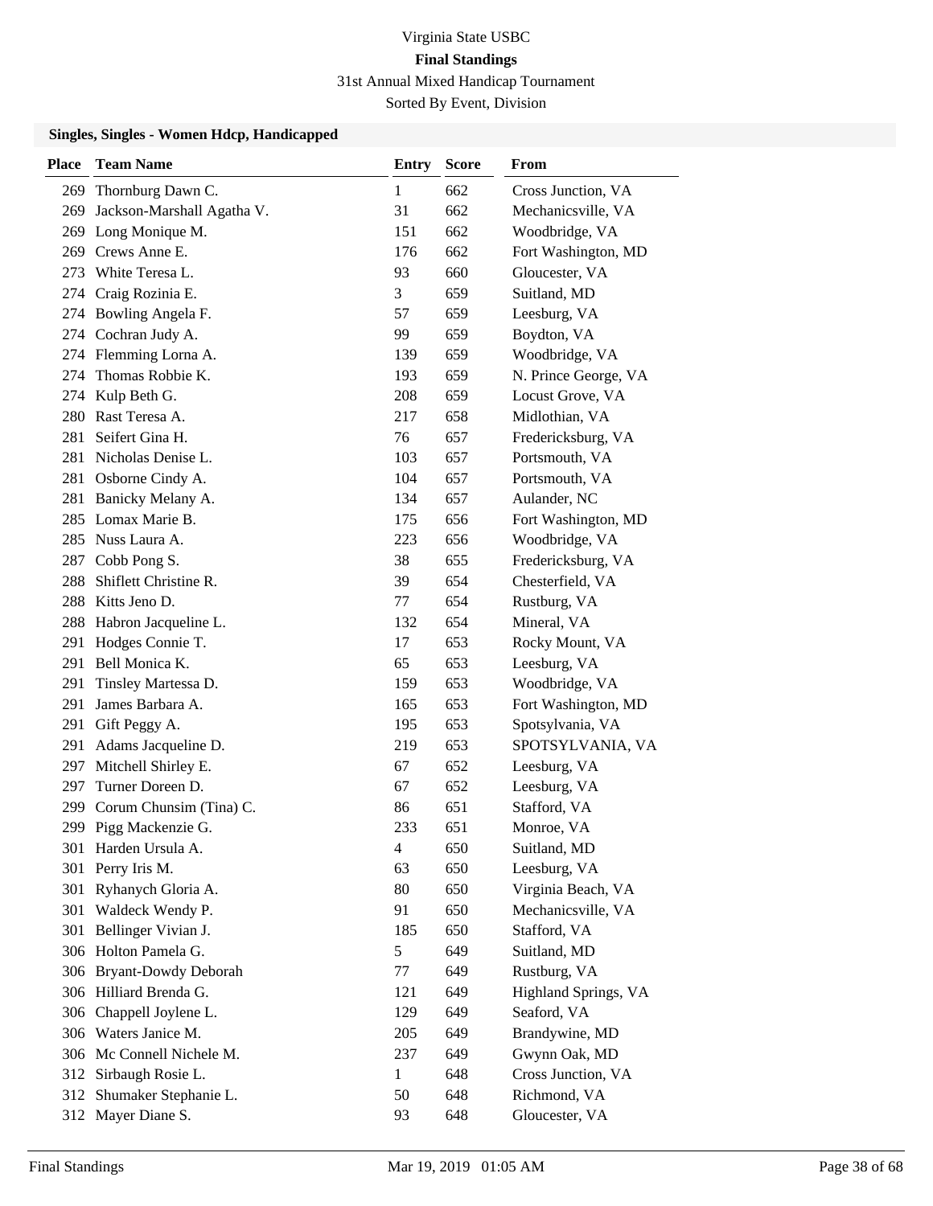Virginia State USBC

**Final Standings**

31st Annual Mixed Handicap Tournament

Sorted By Event, Division

### Singles, Singles - Women Hdcp, Handicapped

| Place | Team Name | Entry | Score | From |
|---|---|---|---|---|
| 269 | Thornburg Dawn C. | 1 | 662 | Cross Junction, VA |
| 269 | Jackson-Marshall Agatha V. | 31 | 662 | Mechanicsville, VA |
| 269 | Long Monique M. | 151 | 662 | Woodbridge, VA |
| 269 | Crews Anne E. | 176 | 662 | Fort Washington, MD |
| 273 | White Teresa L. | 93 | 660 | Gloucester, VA |
| 274 | Craig Rozinia E. | 3 | 659 | Suitland, MD |
| 274 | Bowling Angela F. | 57 | 659 | Leesburg, VA |
| 274 | Cochran Judy A. | 99 | 659 | Boydton, VA |
| 274 | Flemming Lorna A. | 139 | 659 | Woodbridge, VA |
| 274 | Thomas Robbie K. | 193 | 659 | N. Prince George, VA |
| 274 | Kulp Beth G. | 208 | 659 | Locust Grove, VA |
| 280 | Rast Teresa A. | 217 | 658 | Midlothian, VA |
| 281 | Seifert Gina H. | 76 | 657 | Fredericksburg, VA |
| 281 | Nicholas Denise L. | 103 | 657 | Portsmouth, VA |
| 281 | Osborne Cindy A. | 104 | 657 | Portsmouth, VA |
| 281 | Banicky Melany A. | 134 | 657 | Aulander, NC |
| 285 | Lomax Marie B. | 175 | 656 | Fort Washington, MD |
| 285 | Nuss Laura A. | 223 | 656 | Woodbridge, VA |
| 287 | Cobb Pong S. | 38 | 655 | Fredericksburg, VA |
| 288 | Shiflett Christine R. | 39 | 654 | Chesterfield, VA |
| 288 | Kitts Jeno D. | 77 | 654 | Rustburg, VA |
| 288 | Habron Jacqueline L. | 132 | 654 | Mineral, VA |
| 291 | Hodges Connie T. | 17 | 653 | Rocky Mount, VA |
| 291 | Bell Monica K. | 65 | 653 | Leesburg, VA |
| 291 | Tinsley Martessa D. | 159 | 653 | Woodbridge, VA |
| 291 | James Barbara A. | 165 | 653 | Fort Washington, MD |
| 291 | Gift Peggy A. | 195 | 653 | Spotsylvania, VA |
| 291 | Adams Jacqueline D. | 219 | 653 | SPOTSYLVANIA, VA |
| 297 | Mitchell Shirley E. | 67 | 652 | Leesburg, VA |
| 297 | Turner Doreen D. | 67 | 652 | Leesburg, VA |
| 299 | Corum Chunsim (Tina) C. | 86 | 651 | Stafford, VA |
| 299 | Pigg Mackenzie G. | 233 | 651 | Monroe, VA |
| 301 | Harden Ursula A. | 4 | 650 | Suitland, MD |
| 301 | Perry Iris M. | 63 | 650 | Leesburg, VA |
| 301 | Ryhanych Gloria A. | 80 | 650 | Virginia Beach, VA |
| 301 | Waldeck Wendy P. | 91 | 650 | Mechanicsville, VA |
| 301 | Bellinger Vivian J. | 185 | 650 | Stafford, VA |
| 306 | Holton Pamela G. | 5 | 649 | Suitland, MD |
| 306 | Bryant-Dowdy Deborah | 77 | 649 | Rustburg, VA |
| 306 | Hilliard Brenda G. | 121 | 649 | Highland Springs, VA |
| 306 | Chappell Joylene L. | 129 | 649 | Seaford, VA |
| 306 | Waters Janice M. | 205 | 649 | Brandywine, MD |
| 306 | Mc Connell Nichele M. | 237 | 649 | Gwynn Oak, MD |
| 312 | Sirbaugh Rosie L. | 1 | 648 | Cross Junction, VA |
| 312 | Shumaker Stephanie L. | 50 | 648 | Richmond, VA |
| 312 | Mayer Diane S. | 93 | 648 | Gloucester, VA |

Final Standings Mar 19, 2019 01:05 AM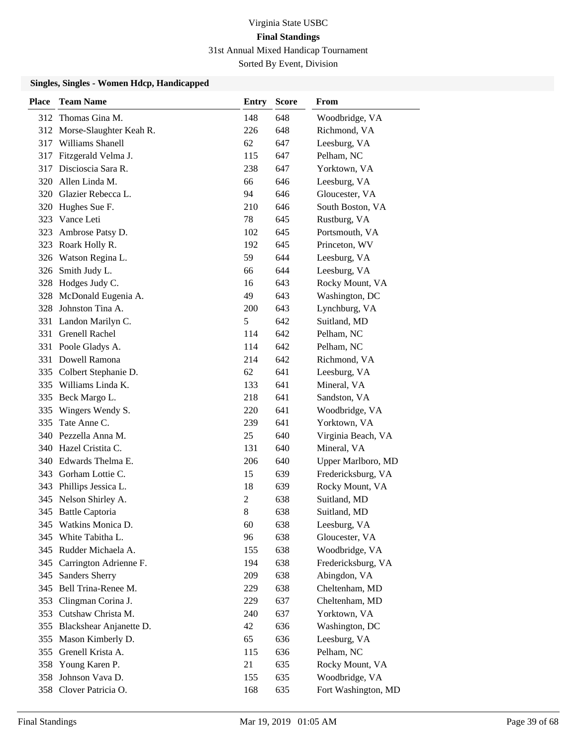# Virginia State USBC

## Final Standings

31st Annual Mixed Handicap Tournament

Sorted By Event, Division

### Singles, Singles - Women Hdcp, Handicapped

| Place | Team Name | Entry | Score | From |
|---|---|---|---|---|
| 312 | Thomas Gina M. | 148 | 648 | Woodbridge, VA |
| 312 | Morse-Slaughter Keah R. | 226 | 648 | Richmond, VA |
| 317 | Williams Shanell | 62 | 647 | Leesburg, VA |
| 317 | Fitzgerald Velma J. | 115 | 647 | Pelham, NC |
| 317 | Discioscia Sara R. | 238 | 647 | Yorktown, VA |
| 320 | Allen Linda M. | 66 | 646 | Leesburg, VA |
| 320 | Glazier Rebecca L. | 94 | 646 | Gloucester, VA |
| 320 | Hughes Sue F. | 210 | 646 | South Boston, VA |
| 323 | Vance Leti | 78 | 645 | Rustburg, VA |
| 323 | Ambrose Patsy D. | 102 | 645 | Portsmouth, VA |
| 323 | Roark Holly R. | 192 | 645 | Princeton, WV |
| 326 | Watson Regina L. | 59 | 644 | Leesburg, VA |
| 326 | Smith Judy L. | 66 | 644 | Leesburg, VA |
| 328 | Hodges Judy C. | 16 | 643 | Rocky Mount, VA |
| 328 | McDonald Eugenia A. | 49 | 643 | Washington, DC |
| 328 | Johnston Tina A. | 200 | 643 | Lynchburg, VA |
| 331 | Landon Marilyn C. | 5 | 642 | Suitland, MD |
| 331 | Grenell Rachel | 114 | 642 | Pelham, NC |
| 331 | Poole Gladys A. | 114 | 642 | Pelham, NC |
| 331 | Dowell Ramona | 214 | 642 | Richmond, VA |
| 335 | Colbert Stephanie D. | 62 | 641 | Leesburg, VA |
| 335 | Williams Linda K. | 133 | 641 | Mineral, VA |
| 335 | Beck Margo L. | 218 | 641 | Sandston, VA |
| 335 | Wingers Wendy S. | 220 | 641 | Woodbridge, VA |
| 335 | Tate Anne C. | 239 | 641 | Yorktown, VA |
| 340 | Pezzella Anna M. | 25 | 640 | Virginia Beach, VA |
| 340 | Hazel Cristita C. | 131 | 640 | Mineral, VA |
| 340 | Edwards Thelma E. | 206 | 640 | Upper Marlboro, MD |
| 343 | Gorham Lottie C. | 15 | 639 | Fredericksburg, VA |
| 343 | Phillips Jessica L. | 18 | 639 | Rocky Mount, VA |
| 345 | Nelson Shirley A. | 2 | 638 | Suitland, MD |
| 345 | Battle Captoria | 8 | 638 | Suitland, MD |
| 345 | Watkins Monica D. | 60 | 638 | Leesburg, VA |
| 345 | White Tabitha L. | 96 | 638 | Gloucester, VA |
| 345 | Rudder Michaela A. | 155 | 638 | Woodbridge, VA |
| 345 | Carrington Adrienne F. | 194 | 638 | Fredericksburg, VA |
| 345 | Sanders Sherry | 209 | 638 | Abingdon, VA |
| 345 | Bell Trina-Renee M. | 229 | 638 | Cheltenham, MD |
| 353 | Clingman Corina J. | 229 | 637 | Cheltenham, MD |
| 353 | Cutshaw Christa M. | 240 | 637 | Yorktown, VA |
| 355 | Blackshear Anjanette D. | 42 | 636 | Washington, DC |
| 355 | Mason Kimberly D. | 65 | 636 | Leesburg, VA |
| 355 | Grenell Krista A. | 115 | 636 | Pelham, NC |
| 358 | Young Karen P. | 21 | 635 | Rocky Mount, VA |
| 358 | Johnson Vava D. | 155 | 635 | Woodbridge, VA |
| 358 | Clover Patricia O. | 168 | 635 | Fort Washington, MD |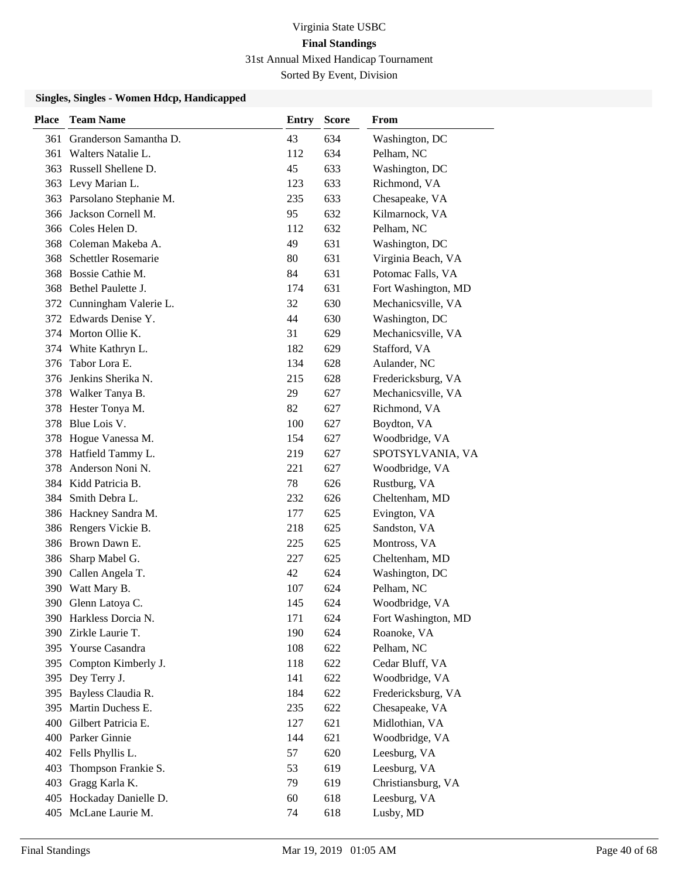# Virginia State USBC

## Final Standings

31st Annual Mixed Handicap Tournament

Sorted By Event, Division

### Singles, Singles - Women Hdcp, Handicapped

| Place | Team Name | Entry | Score | From |
|---|---|---|---|---|
| 361 | Granderson Samantha D. | 43 | 634 | Washington, DC |
| 361 | Walters Natalie L. | 112 | 634 | Pelham, NC |
| 363 | Russell Shellene D. | 45 | 633 | Washington, DC |
| 363 | Levy Marian L. | 123 | 633 | Richmond, VA |
| 363 | Parsolano Stephanie M. | 235 | 633 | Chesapeake, VA |
| 366 | Jackson Cornell M. | 95 | 632 | Kilmarnock, VA |
| 366 | Coles Helen D. | 112 | 632 | Pelham, NC |
| 368 | Coleman Makeba A. | 49 | 631 | Washington, DC |
| 368 | Schettler Rosemarie | 80 | 631 | Virginia Beach, VA |
| 368 | Bossie Cathie M. | 84 | 631 | Potomac Falls, VA |
| 368 | Bethel Paulette J. | 174 | 631 | Fort Washington, MD |
| 372 | Cunningham Valerie L. | 32 | 630 | Mechanicsville, VA |
| 372 | Edwards Denise Y. | 44 | 630 | Washington, DC |
| 374 | Morton Ollie K. | 31 | 629 | Mechanicsville, VA |
| 374 | White Kathryn L. | 182 | 629 | Stafford, VA |
| 376 | Tabor Lora E. | 134 | 628 | Aulander, NC |
| 376 | Jenkins Sherika N. | 215 | 628 | Fredericksburg, VA |
| 378 | Walker Tanya B. | 29 | 627 | Mechanicsville, VA |
| 378 | Hester Tonya M. | 82 | 627 | Richmond, VA |
| 378 | Blue Lois V. | 100 | 627 | Boydton, VA |
| 378 | Hogue Vanessa M. | 154 | 627 | Woodbridge, VA |
| 378 | Hatfield Tammy L. | 219 | 627 | SPOTSYLVANIA, VA |
| 378 | Anderson Noni N. | 221 | 627 | Woodbridge, VA |
| 384 | Kidd Patricia B. | 78 | 626 | Rustburg, VA |
| 384 | Smith Debra L. | 232 | 626 | Cheltenham, MD |
| 386 | Hackney Sandra M. | 177 | 625 | Evington, VA |
| 386 | Rengers Vickie B. | 218 | 625 | Sandston, VA |
| 386 | Brown Dawn E. | 225 | 625 | Montross, VA |
| 386 | Sharp Mabel G. | 227 | 625 | Cheltenham, MD |
| 390 | Callen Angela T. | 42 | 624 | Washington, DC |
| 390 | Watt Mary B. | 107 | 624 | Pelham, NC |
| 390 | Glenn Latoya C. | 145 | 624 | Woodbridge, VA |
| 390 | Harkless Dorcia N. | 171 | 624 | Fort Washington, MD |
| 390 | Zirkle Laurie T. | 190 | 624 | Roanoke, VA |
| 395 | Yourse Casandra | 108 | 622 | Pelham, NC |
| 395 | Compton Kimberly J. | 118 | 622 | Cedar Bluff, VA |
| 395 | Dey Terry J. | 141 | 622 | Woodbridge, VA |
| 395 | Bayless Claudia R. | 184 | 622 | Fredericksburg, VA |
| 395 | Martin Duchess E. | 235 | 622 | Chesapeake, VA |
| 400 | Gilbert Patricia E. | 127 | 621 | Midlothian, VA |
| 400 | Parker Ginnie | 144 | 621 | Woodbridge, VA |
| 402 | Fells Phyllis L. | 57 | 620 | Leesburg, VA |
| 403 | Thompson Frankie S. | 53 | 619 | Leesburg, VA |
| 403 | Gragg Karla K. | 79 | 619 | Christiansburg, VA |
| 405 | Hockaday Danielle D. | 60 | 618 | Leesburg, VA |
| 405 | McLane Laurie M. | 74 | 618 | Lusby, MD |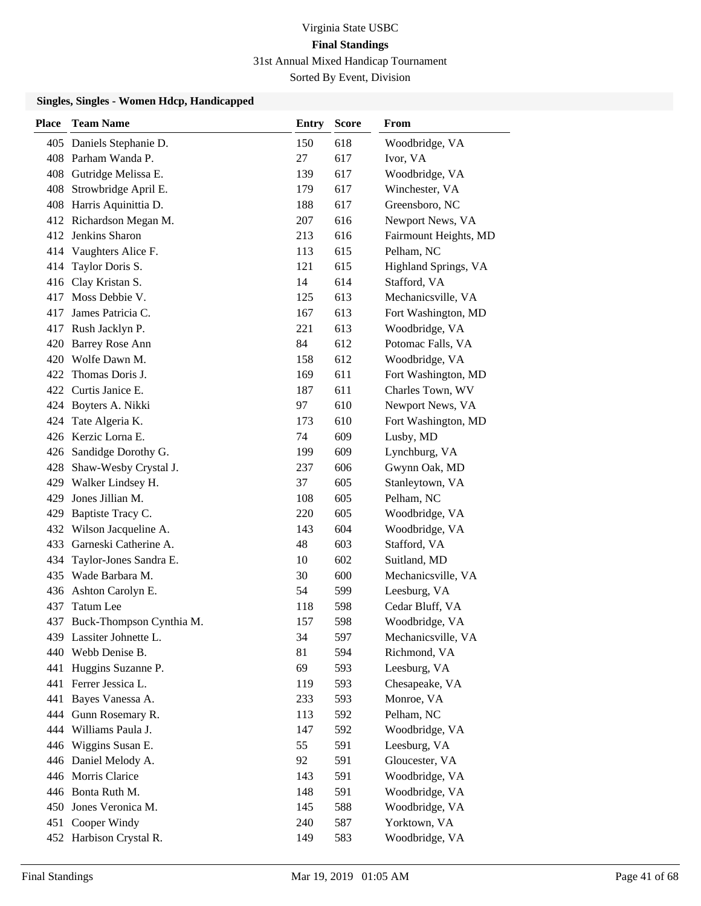Virginia State USBC

**Final Standings**

31st Annual Mixed Handicap Tournament

Sorted By Event, Division

### Singles, Singles - Women Hdcp, Handicapped

| Place | Team Name | Entry | Score | From |
|---|---|---|---|---|
| 405 | Daniels Stephanie D. | 150 | 618 | Woodbridge, VA |
| 408 | Parham Wanda P. | 27 | 617 | Ivor, VA |
| 408 | Gutridge Melissa E. | 139 | 617 | Woodbridge, VA |
| 408 | Strowbridge April E. | 179 | 617 | Winchester, VA |
| 408 | Harris Aquinittia D. | 188 | 617 | Greensboro, NC |
| 412 | Richardson Megan M. | 207 | 616 | Newport News, VA |
| 412 | Jenkins Sharon | 213 | 616 | Fairmount Heights, MD |
| 414 | Vaughters Alice F. | 113 | 615 | Pelham, NC |
| 414 | Taylor Doris S. | 121 | 615 | Highland Springs, VA |
| 416 | Clay Kristan S. | 14 | 614 | Stafford, VA |
| 417 | Moss Debbie V. | 125 | 613 | Mechanicsville, VA |
| 417 | James Patricia C. | 167 | 613 | Fort Washington, MD |
| 417 | Rush Jacklyn P. | 221 | 613 | Woodbridge, VA |
| 420 | Barrey Rose Ann | 84 | 612 | Potomac Falls, VA |
| 420 | Wolfe Dawn M. | 158 | 612 | Woodbridge, VA |
| 422 | Thomas Doris J. | 169 | 611 | Fort Washington, MD |
| 422 | Curtis Janice E. | 187 | 611 | Charles Town, WV |
| 424 | Boyters A. Nikki | 97 | 610 | Newport News, VA |
| 424 | Tate Algeria K. | 173 | 610 | Fort Washington, MD |
| 426 | Kerzic Lorna E. | 74 | 609 | Lusby, MD |
| 426 | Sandidge Dorothy G. | 199 | 609 | Lynchburg, VA |
| 428 | Shaw-Wesby Crystal J. | 237 | 606 | Gwynn Oak, MD |
| 429 | Walker Lindsey H. | 37 | 605 | Stanleytown, VA |
| 429 | Jones Jillian M. | 108 | 605 | Pelham, NC |
| 429 | Baptiste Tracy C. | 220 | 605 | Woodbridge, VA |
| 432 | Wilson Jacqueline A. | 143 | 604 | Woodbridge, VA |
| 433 | Garneski Catherine A. | 48 | 603 | Stafford, VA |
| 434 | Taylor-Jones Sandra E. | 10 | 602 | Suitland, MD |
| 435 | Wade Barbara M. | 30 | 600 | Mechanicsville, VA |
| 436 | Ashton Carolyn E. | 54 | 599 | Leesburg, VA |
| 437 | Tatum Lee | 118 | 598 | Cedar Bluff, VA |
| 437 | Buck-Thompson Cynthia M. | 157 | 598 | Woodbridge, VA |
| 439 | Lassiter Johnette L. | 34 | 597 | Mechanicsville, VA |
| 440 | Webb Denise B. | 81 | 594 | Richmond, VA |
| 441 | Huggins Suzanne P. | 69 | 593 | Leesburg, VA |
| 441 | Ferrer Jessica L. | 119 | 593 | Chesapeake, VA |
| 441 | Bayes Vanessa A. | 233 | 593 | Monroe, VA |
| 444 | Gunn Rosemary R. | 113 | 592 | Pelham, NC |
| 444 | Williams Paula J. | 147 | 592 | Woodbridge, VA |
| 446 | Wiggins Susan E. | 55 | 591 | Leesburg, VA |
| 446 | Daniel Melody A. | 92 | 591 | Gloucester, VA |
| 446 | Morris Clarice | 143 | 591 | Woodbridge, VA |
| 446 | Bonta Ruth M. | 148 | 591 | Woodbridge, VA |
| 450 | Jones Veronica M. | 145 | 588 | Woodbridge, VA |
| 451 | Cooper Windy | 240 | 587 | Yorktown, VA |
| 452 | Harbison Crystal R. | 149 | 583 | Woodbridge, VA |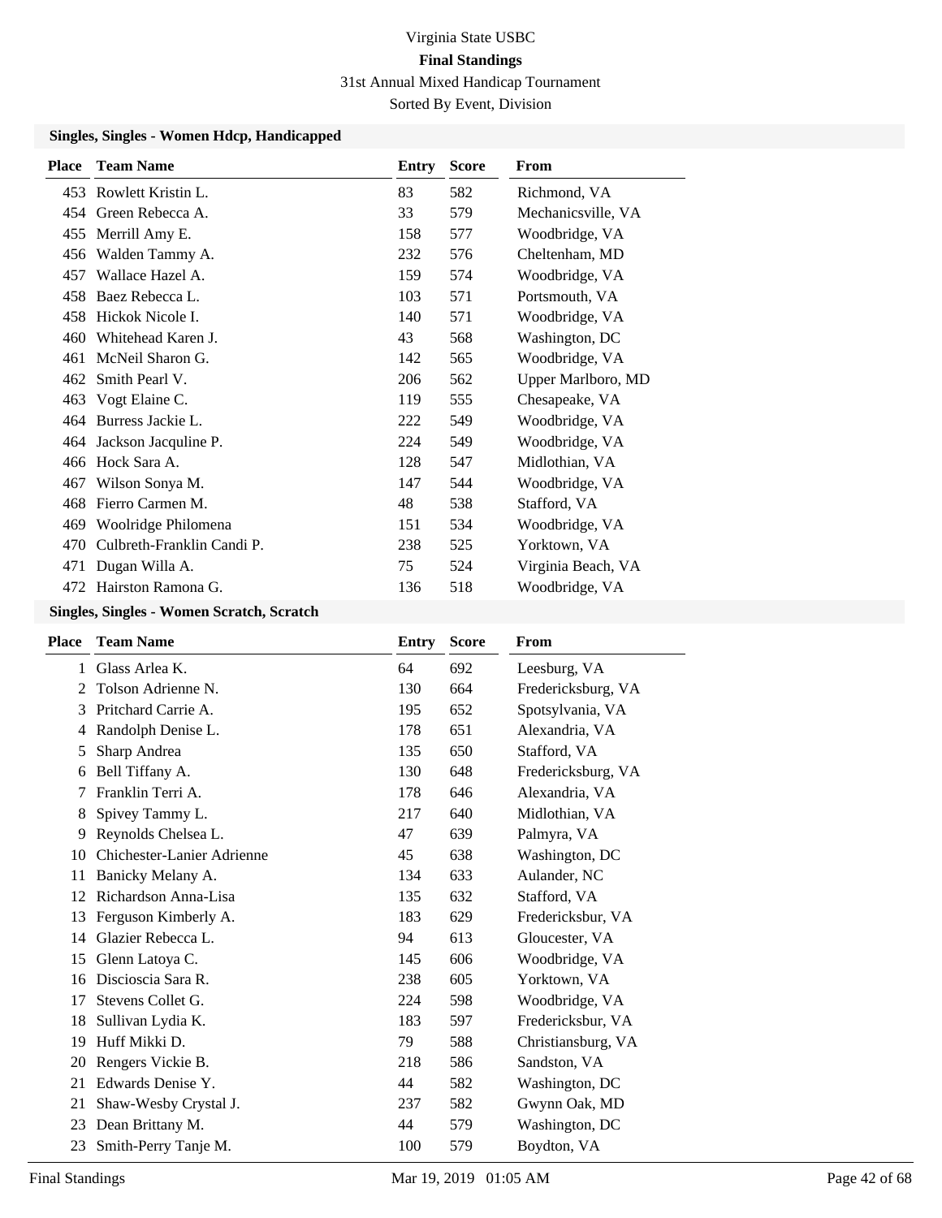Virginia State USBC

**Final Standings**

31st Annual Mixed Handicap Tournament

Sorted By Event, Division

### Singles, Singles - Women Hdcp, Handicapped

| Place | Team Name | Entry | Score | From |
|---|---|---|---|---|
| 453 | Rowlett Kristin L. | 83 | 582 | Richmond, VA |
| 454 | Green Rebecca A. | 33 | 579 | Mechanicsville, VA |
| 455 | Merrill Amy E. | 158 | 577 | Woodbridge, VA |
| 456 | Walden Tammy A. | 232 | 576 | Cheltenham, MD |
| 457 | Wallace Hazel A. | 159 | 574 | Woodbridge, VA |
| 458 | Baez Rebecca L. | 103 | 571 | Portsmouth, VA |
| 458 | Hickok Nicole I. | 140 | 571 | Woodbridge, VA |
| 460 | Whitehead Karen J. | 43 | 568 | Washington, DC |
| 461 | McNeil Sharon G. | 142 | 565 | Woodbridge, VA |
| 462 | Smith Pearl V. | 206 | 562 | Upper Marlboro, MD |
| 463 | Vogt Elaine C. | 119 | 555 | Chesapeake, VA |
| 464 | Burress Jackie L. | 222 | 549 | Woodbridge, VA |
| 464 | Jackson Jacquline P. | 224 | 549 | Woodbridge, VA |
| 466 | Hock Sara A. | 128 | 547 | Midlothian, VA |
| 467 | Wilson Sonya M. | 147 | 544 | Woodbridge, VA |
| 468 | Fierro Carmen M. | 48 | 538 | Stafford, VA |
| 469 | Woolridge Philomena | 151 | 534 | Woodbridge, VA |
| 470 | Culbreth-Franklin Candi P. | 238 | 525 | Yorktown, VA |
| 471 | Dugan Willa A. | 75 | 524 | Virginia Beach, VA |
| 472 | Hairston Ramona G. | 136 | 518 | Woodbridge, VA |

### Singles, Singles - Women Scratch, Scratch

| Place | Team Name | Entry | Score | From |
|---|---|---|---|---|
| 1 | Glass Arlea K. | 64 | 692 | Leesburg, VA |
| 2 | Tolson Adrienne N. | 130 | 664 | Fredericksburg, VA |
| 3 | Pritchard Carrie A. | 195 | 652 | Spotsylvania, VA |
| 4 | Randolph Denise L. | 178 | 651 | Alexandria, VA |
| 5 | Sharp Andrea | 135 | 650 | Stafford, VA |
| 6 | Bell Tiffany A. | 130 | 648 | Fredericksburg, VA |
| 7 | Franklin Terri A. | 178 | 646 | Alexandria, VA |
| 8 | Spivey Tammy L. | 217 | 640 | Midlothian, VA |
| 9 | Reynolds Chelsea L. | 47 | 639 | Palmyra, VA |
| 10 | Chichester-Lanier Adrienne | 45 | 638 | Washington, DC |
| 11 | Banicky Melany A. | 134 | 633 | Aulander, NC |
| 12 | Richardson Anna-Lisa | 135 | 632 | Stafford, VA |
| 13 | Ferguson Kimberly A. | 183 | 629 | Fredericksbur, VA |
| 14 | Glazier Rebecca L. | 94 | 613 | Gloucester, VA |
| 15 | Glenn Latoya C. | 145 | 606 | Woodbridge, VA |
| 16 | Discioscia Sara R. | 238 | 605 | Yorktown, VA |
| 17 | Stevens Collet G. | 224 | 598 | Woodbridge, VA |
| 18 | Sullivan Lydia K. | 183 | 597 | Fredericksbur, VA |
| 19 | Huff Mikki D. | 79 | 588 | Christiansburg, VA |
| 20 | Rengers Vickie B. | 218 | 586 | Sandston, VA |
| 21 | Edwards Denise Y. | 44 | 582 | Washington, DC |
| 21 | Shaw-Wesby Crystal J. | 237 | 582 | Gwynn Oak, MD |
| 23 | Dean Brittany M. | 44 | 579 | Washington, DC |
| 23 | Smith-Perry Tanje M. | 100 | 579 | Boydton, VA |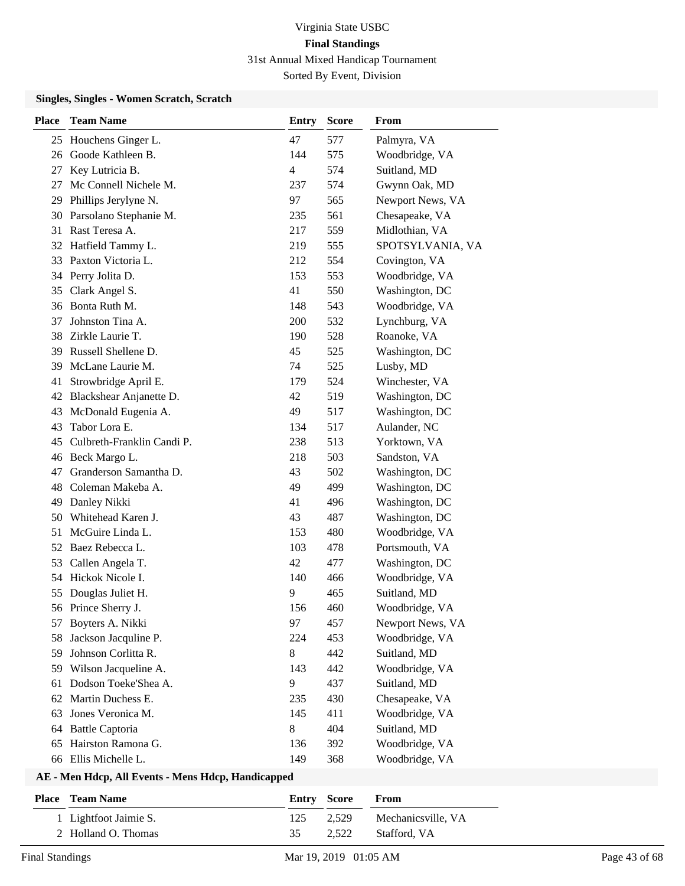Virginia State USBC

**Final Standings**

31st Annual Mixed Handicap Tournament

Sorted By Event, Division

### Singles, Singles - Women Scratch, Scratch

| Place | Team Name | Entry | Score | From |
|---|---|---|---|---|
| 25 | Houchens Ginger L. | 47 | 577 | Palmyra, VA |
| 26 | Goode Kathleen B. | 144 | 575 | Woodbridge, VA |
| 27 | Key Lutricia B. | 4 | 574 | Suitland, MD |
| 27 | Mc Connell Nichele M. | 237 | 574 | Gwynn Oak, MD |
| 29 | Phillips Jerylyne N. | 97 | 565 | Newport News, VA |
| 30 | Parsolano Stephanie M. | 235 | 561 | Chesapeake, VA |
| 31 | Rast Teresa A. | 217 | 559 | Midlothian, VA |
| 32 | Hatfield Tammy L. | 219 | 555 | SPOTSYLVANIA, VA |
| 33 | Paxton Victoria L. | 212 | 554 | Covington, VA |
| 34 | Perry Jolita D. | 153 | 553 | Woodbridge, VA |
| 35 | Clark Angel S. | 41 | 550 | Washington, DC |
| 36 | Bonta Ruth M. | 148 | 543 | Woodbridge, VA |
| 37 | Johnston Tina A. | 200 | 532 | Lynchburg, VA |
| 38 | Zirkle Laurie T. | 190 | 528 | Roanoke, VA |
| 39 | Russell Shellene D. | 45 | 525 | Washington, DC |
| 39 | McLane Laurie M. | 74 | 525 | Lusby, MD |
| 41 | Strowbridge April E. | 179 | 524 | Winchester, VA |
| 42 | Blackshear Anjanette D. | 42 | 519 | Washington, DC |
| 43 | McDonald Eugenia A. | 49 | 517 | Washington, DC |
| 43 | Tabor Lora E. | 134 | 517 | Aulander, NC |
| 45 | Culbreth-Franklin Candi P. | 238 | 513 | Yorktown, VA |
| 46 | Beck Margo L. | 218 | 503 | Sandston, VA |
| 47 | Granderson Samantha D. | 43 | 502 | Washington, DC |
| 48 | Coleman Makeba A. | 49 | 499 | Washington, DC |
| 49 | Danley Nikki | 41 | 496 | Washington, DC |
| 50 | Whitehead Karen J. | 43 | 487 | Washington, DC |
| 51 | McGuire Linda L. | 153 | 480 | Woodbridge, VA |
| 52 | Baez Rebecca L. | 103 | 478 | Portsmouth, VA |
| 53 | Callen Angela T. | 42 | 477 | Washington, DC |
| 54 | Hickok Nicole I. | 140 | 466 | Woodbridge, VA |
| 55 | Douglas Juliet H. | 9 | 465 | Suitland, MD |
| 56 | Prince Sherry J. | 156 | 460 | Woodbridge, VA |
| 57 | Boyters A. Nikki | 97 | 457 | Newport News, VA |
| 58 | Jackson Jacquline P. | 224 | 453 | Woodbridge, VA |
| 59 | Johnson Corlitta R. | 8 | 442 | Suitland, MD |
| 59 | Wilson Jacqueline A. | 143 | 442 | Woodbridge, VA |
| 61 | Dodson Toeke'Shea A. | 9 | 437 | Suitland, MD |
| 62 | Martin Duchess E. | 235 | 430 | Chesapeake, VA |
| 63 | Jones Veronica M. | 145 | 411 | Woodbridge, VA |
| 64 | Battle Captoria | 8 | 404 | Suitland, MD |
| 65 | Hairston Ramona G. | 136 | 392 | Woodbridge, VA |
| 66 | Ellis Michelle L. | 149 | 368 | Woodbridge, VA |

### AE - Men Hdcp, All Events - Mens Hdcp, Handicapped

| Place | Team Name | Entry | Score | From |
|---|---|---|---|---|
| 1 | Lightfoot Jaimie S. | 125 | 2,529 | Mechanicsville, VA |
| 2 | Holland O. Thomas | 35 | 2,522 | Stafford, VA |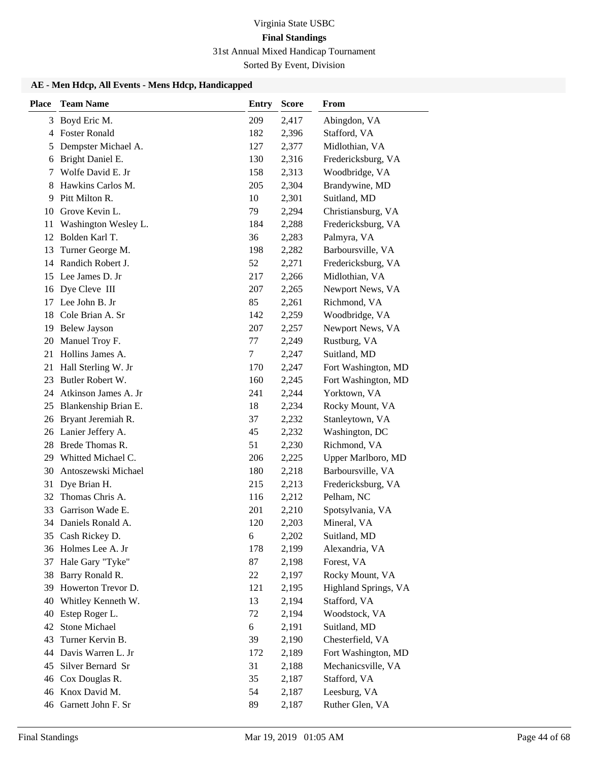Virginia State USBC

**Final Standings**

31st Annual Mixed Handicap Tournament

Sorted By Event, Division

### AE - Men Hdcp, All Events - Mens Hdcp, Handicapped

| Place | Team Name | Entry | Score | From |
|---|---|---|---|---|
| 3 | Boyd Eric M. | 209 | 2,417 | Abingdon, VA |
| 4 | Foster Ronald | 182 | 2,396 | Stafford, VA |
| 5 | Dempster Michael A. | 127 | 2,377 | Midlothian, VA |
| 6 | Bright Daniel E. | 130 | 2,316 | Fredericksburg, VA |
| 7 | Wolfe David E. Jr | 158 | 2,313 | Woodbridge, VA |
| 8 | Hawkins Carlos M. | 205 | 2,304 | Brandywine, MD |
| 9 | Pitt Milton R. | 10 | 2,301 | Suitland, MD |
| 10 | Grove Kevin L. | 79 | 2,294 | Christiansburg, VA |
| 11 | Washington Wesley L. | 184 | 2,288 | Fredericksburg, VA |
| 12 | Bolden Karl T. | 36 | 2,283 | Palmyra, VA |
| 13 | Turner George M. | 198 | 2,282 | Barboursville, VA |
| 14 | Randich Robert J. | 52 | 2,271 | Fredericksburg, VA |
| 15 | Lee James D. Jr | 217 | 2,266 | Midlothian, VA |
| 16 | Dye Cleve III | 207 | 2,265 | Newport News, VA |
| 17 | Lee John B. Jr | 85 | 2,261 | Richmond, VA |
| 18 | Cole Brian A. Sr | 142 | 2,259 | Woodbridge, VA |
| 19 | Belew Jayson | 207 | 2,257 | Newport News, VA |
| 20 | Manuel Troy F. | 77 | 2,249 | Rustburg, VA |
| 21 | Hollins James A. | 7 | 2,247 | Suitland, MD |
| 21 | Hall Sterling W. Jr | 170 | 2,247 | Fort Washington, MD |
| 23 | Butler Robert W. | 160 | 2,245 | Fort Washington, MD |
| 24 | Atkinson James A. Jr | 241 | 2,244 | Yorktown, VA |
| 25 | Blankenship Brian E. | 18 | 2,234 | Rocky Mount, VA |
| 26 | Bryant Jeremiah R. | 37 | 2,232 | Stanleytown, VA |
| 26 | Lanier Jeffery A. | 45 | 2,232 | Washington, DC |
| 28 | Brede Thomas R. | 51 | 2,230 | Richmond, VA |
| 29 | Whitted Michael C. | 206 | 2,225 | Upper Marlboro, MD |
| 30 | Antoszewski Michael | 180 | 2,218 | Barboursville, VA |
| 31 | Dye Brian H. | 215 | 2,213 | Fredericksburg, VA |
| 32 | Thomas Chris A. | 116 | 2,212 | Pelham, NC |
| 33 | Garrison Wade E. | 201 | 2,210 | Spotsylvania, VA |
| 34 | Daniels Ronald A. | 120 | 2,203 | Mineral, VA |
| 35 | Cash Rickey D. | 6 | 2,202 | Suitland, MD |
| 36 | Holmes Lee A. Jr | 178 | 2,199 | Alexandria, VA |
| 37 | Hale Gary "Tyke" | 87 | 2,198 | Forest, VA |
| 38 | Barry Ronald R. | 22 | 2,197 | Rocky Mount, VA |
| 39 | Howerton Trevor D. | 121 | 2,195 | Highland Springs, VA |
| 40 | Whitley Kenneth W. | 13 | 2,194 | Stafford, VA |
| 40 | Estep Roger L. | 72 | 2,194 | Woodstock, VA |
| 42 | Stone Michael | 6 | 2,191 | Suitland, MD |
| 43 | Turner Kervin B. | 39 | 2,190 | Chesterfield, VA |
| 44 | Davis Warren L. Jr | 172 | 2,189 | Fort Washington, MD |
| 45 | Silver Bernard Sr | 31 | 2,188 | Mechanicsville, VA |
| 46 | Cox Douglas R. | 35 | 2,187 | Stafford, VA |
| 46 | Knox David M. | 54 | 2,187 | Leesburg, VA |
| 46 | Garnett John F. Sr | 89 | 2,187 | Ruther Glen, VA |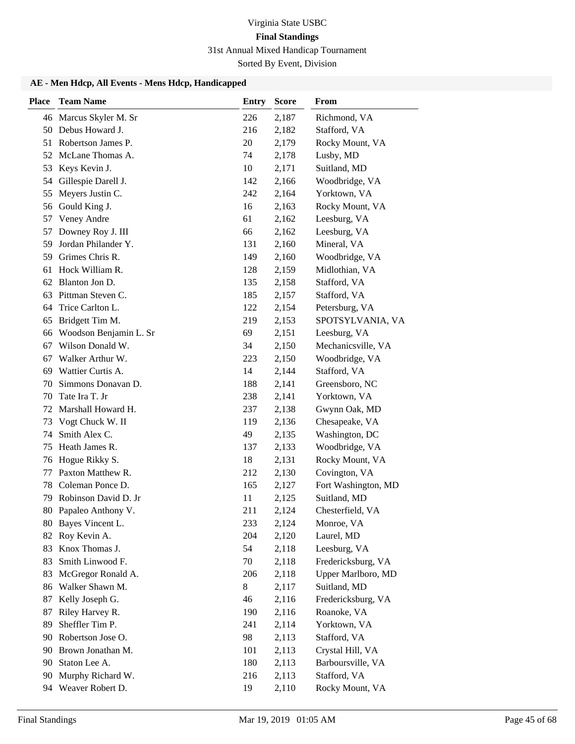# Virginia State USBC

## Final Standings

31st Annual Mixed Handicap Tournament

Sorted By Event, Division

### AE - Men Hdcp, All Events - Mens Hdcp, Handicapped

| Place | Team Name | Entry | Score | From |
|---|---|---|---|---|
| 46 | Marcus Skyler M. Sr | 226 | 2,187 | Richmond, VA |
| 50 | Debus Howard J. | 216 | 2,182 | Stafford, VA |
| 51 | Robertson James P. | 20 | 2,179 | Rocky Mount, VA |
| 52 | McLane Thomas A. | 74 | 2,178 | Lusby, MD |
| 53 | Keys Kevin J. | 10 | 2,171 | Suitland, MD |
| 54 | Gillespie Darell J. | 142 | 2,166 | Woodbridge, VA |
| 55 | Meyers Justin C. | 242 | 2,164 | Yorktown, VA |
| 56 | Gould King J. | 16 | 2,163 | Rocky Mount, VA |
| 57 | Veney Andre | 61 | 2,162 | Leesburg, VA |
| 57 | Downey Roy J. III | 66 | 2,162 | Leesburg, VA |
| 59 | Jordan Philander Y. | 131 | 2,160 | Mineral, VA |
| 59 | Grimes Chris R. | 149 | 2,160 | Woodbridge, VA |
| 61 | Hock William R. | 128 | 2,159 | Midlothian, VA |
| 62 | Blanton Jon D. | 135 | 2,158 | Stafford, VA |
| 63 | Pittman Steven C. | 185 | 2,157 | Stafford, VA |
| 64 | Trice Carlton L. | 122 | 2,154 | Petersburg, VA |
| 65 | Bridgett Tim M. | 219 | 2,153 | SPOTSYLVANIA, VA |
| 66 | Woodson Benjamin L. Sr | 69 | 2,151 | Leesburg, VA |
| 67 | Wilson Donald W. | 34 | 2,150 | Mechanicsville, VA |
| 67 | Walker Arthur W. | 223 | 2,150 | Woodbridge, VA |
| 69 | Wattier Curtis A. | 14 | 2,144 | Stafford, VA |
| 70 | Simmons Donavan D. | 188 | 2,141 | Greensboro, NC |
| 70 | Tate Ira T. Jr | 238 | 2,141 | Yorktown, VA |
| 72 | Marshall Howard H. | 237 | 2,138 | Gwynn Oak, MD |
| 73 | Vogt Chuck W. II | 119 | 2,136 | Chesapeake, VA |
| 74 | Smith Alex C. | 49 | 2,135 | Washington, DC |
| 75 | Heath James R. | 137 | 2,133 | Woodbridge, VA |
| 76 | Hogue Rikky S. | 18 | 2,131 | Rocky Mount, VA |
| 77 | Paxton Matthew R. | 212 | 2,130 | Covington, VA |
| 78 | Coleman Ponce D. | 165 | 2,127 | Fort Washington, MD |
| 79 | Robinson David D. Jr | 11 | 2,125 | Suitland, MD |
| 80 | Papaleo Anthony V. | 211 | 2,124 | Chesterfield, VA |
| 80 | Bayes Vincent L. | 233 | 2,124 | Monroe, VA |
| 82 | Roy Kevin A. | 204 | 2,120 | Laurel, MD |
| 83 | Knox Thomas J. | 54 | 2,118 | Leesburg, VA |
| 83 | Smith Linwood F. | 70 | 2,118 | Fredericksburg, VA |
| 83 | McGregor Ronald A. | 206 | 2,118 | Upper Marlboro, MD |
| 86 | Walker Shawn M. | 8 | 2,117 | Suitland, MD |
| 87 | Kelly Joseph G. | 46 | 2,116 | Fredericksburg, VA |
| 87 | Riley Harvey R. | 190 | 2,116 | Roanoke, VA |
| 89 | Sheffler Tim P. | 241 | 2,114 | Yorktown, VA |
| 90 | Robertson Jose O. | 98 | 2,113 | Stafford, VA |
| 90 | Brown Jonathan M. | 101 | 2,113 | Crystal Hill, VA |
| 90 | Staton Lee A. | 180 | 2,113 | Barboursville, VA |
| 90 | Murphy Richard W. | 216 | 2,113 | Stafford, VA |
| 94 | Weaver Robert D. | 19 | 2,110 | Rocky Mount, VA |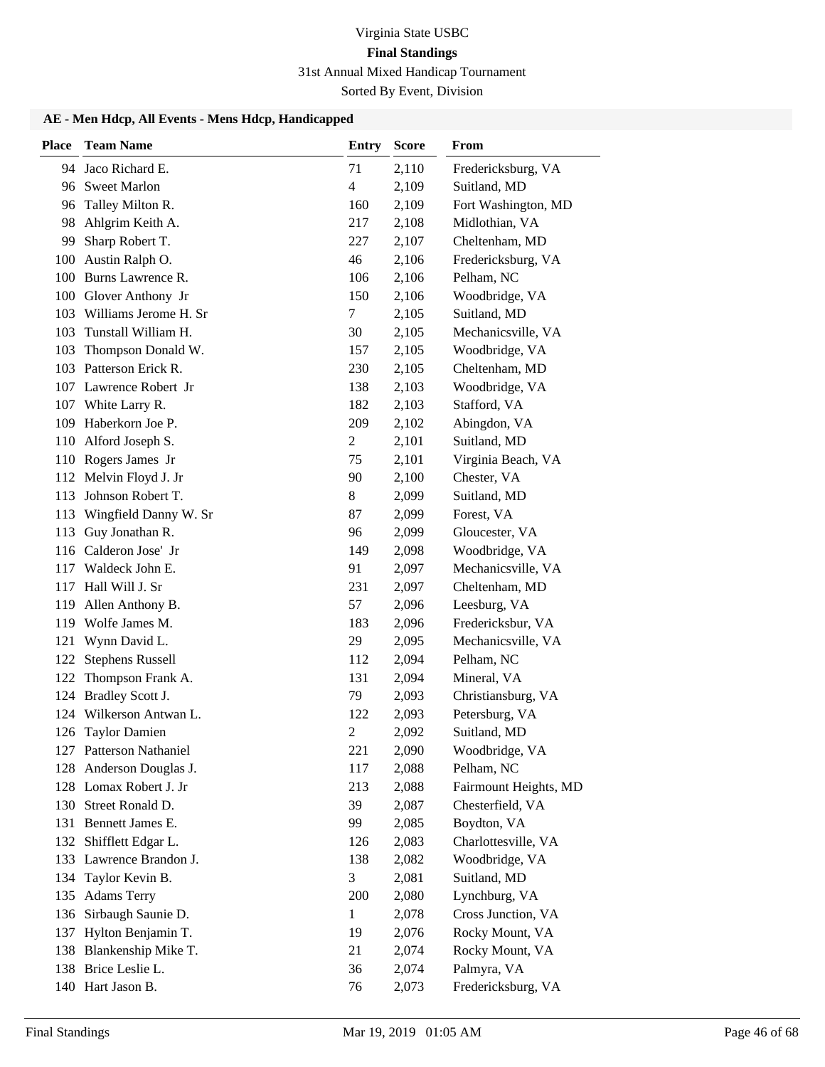Virginia State USBC

**Final Standings**

31st Annual Mixed Handicap Tournament

Sorted By Event, Division

### AE - Men Hdcp, All Events - Mens Hdcp, Handicapped

| Place | Team Name | Entry | Score | From |
|---|---|---|---|---|
| 94 | Jaco Richard E. | 71 | 2,110 | Fredericksburg, VA |
| 96 | Sweet Marlon | 4 | 2,109 | Suitland, MD |
| 96 | Talley Milton R. | 160 | 2,109 | Fort Washington, MD |
| 98 | Ahlgrim Keith A. | 217 | 2,108 | Midlothian, VA |
| 99 | Sharp Robert T. | 227 | 2,107 | Cheltenham, MD |
| 100 | Austin Ralph O. | 46 | 2,106 | Fredericksburg, VA |
| 100 | Burns Lawrence R. | 106 | 2,106 | Pelham, NC |
| 100 | Glover Anthony Jr | 150 | 2,106 | Woodbridge, VA |
| 103 | Williams Jerome H. Sr | 7 | 2,105 | Suitland, MD |
| 103 | Tunstall William H. | 30 | 2,105 | Mechanicsville, VA |
| 103 | Thompson Donald W. | 157 | 2,105 | Woodbridge, VA |
| 103 | Patterson Erick R. | 230 | 2,105 | Cheltenham, MD |
| 107 | Lawrence Robert Jr | 138 | 2,103 | Woodbridge, VA |
| 107 | White Larry R. | 182 | 2,103 | Stafford, VA |
| 109 | Haberkorn Joe P. | 209 | 2,102 | Abingdon, VA |
| 110 | Alford Joseph S. | 2 | 2,101 | Suitland, MD |
| 110 | Rogers James Jr | 75 | 2,101 | Virginia Beach, VA |
| 112 | Melvin Floyd J. Jr | 90 | 2,100 | Chester, VA |
| 113 | Johnson Robert T. | 8 | 2,099 | Suitland, MD |
| 113 | Wingfield Danny W. Sr | 87 | 2,099 | Forest, VA |
| 113 | Guy Jonathan R. | 96 | 2,099 | Gloucester, VA |
| 116 | Calderon Jose' Jr | 149 | 2,098 | Woodbridge, VA |
| 117 | Waldeck John E. | 91 | 2,097 | Mechanicsville, VA |
| 117 | Hall Will J. Sr | 231 | 2,097 | Cheltenham, MD |
| 119 | Allen Anthony B. | 57 | 2,096 | Leesburg, VA |
| 119 | Wolfe James M. | 183 | 2,096 | Fredericksbur, VA |
| 121 | Wynn David L. | 29 | 2,095 | Mechanicsville, VA |
| 122 | Stephens Russell | 112 | 2,094 | Pelham, NC |
| 122 | Thompson Frank A. | 131 | 2,094 | Mineral, VA |
| 124 | Bradley Scott J. | 79 | 2,093 | Christiansburg, VA |
| 124 | Wilkerson Antwan L. | 122 | 2,093 | Petersburg, VA |
| 126 | Taylor Damien | 2 | 2,092 | Suitland, MD |
| 127 | Patterson Nathaniel | 221 | 2,090 | Woodbridge, VA |
| 128 | Anderson Douglas J. | 117 | 2,088 | Pelham, NC |
| 128 | Lomax Robert J. Jr | 213 | 2,088 | Fairmount Heights, MD |
| 130 | Street Ronald D. | 39 | 2,087 | Chesterfield, VA |
| 131 | Bennett James E. | 99 | 2,085 | Boydton, VA |
| 132 | Shifflett Edgar L. | 126 | 2,083 | Charlottesville, VA |
| 133 | Lawrence Brandon J. | 138 | 2,082 | Woodbridge, VA |
| 134 | Taylor Kevin B. | 3 | 2,081 | Suitland, MD |
| 135 | Adams Terry | 200 | 2,080 | Lynchburg, VA |
| 136 | Sirbaugh Saunie D. | 1 | 2,078 | Cross Junction, VA |
| 137 | Hylton Benjamin T. | 19 | 2,076 | Rocky Mount, VA |
| 138 | Blankenship Mike T. | 21 | 2,074 | Rocky Mount, VA |
| 138 | Brice Leslie L. | 36 | 2,074 | Palmyra, VA |
| 140 | Hart Jason B. | 76 | 2,073 | Fredericksburg, VA |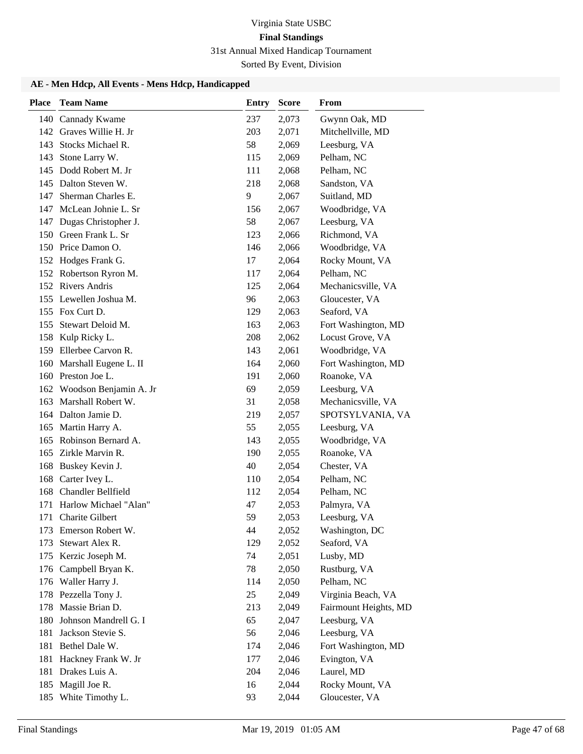Virginia State USBC

**Final Standings**

31st Annual Mixed Handicap Tournament

Sorted By Event, Division

### AE - Men Hdcp, All Events - Mens Hdcp, Handicapped

| Place | Team Name | Entry | Score | From |
|---|---|---|---|---|
| 140 | Cannady Kwame | 237 | 2,073 | Gwynn Oak, MD |
| 142 | Graves Willie H. Jr | 203 | 2,071 | Mitchellville, MD |
| 143 | Stocks Michael R. | 58 | 2,069 | Leesburg, VA |
| 143 | Stone Larry W. | 115 | 2,069 | Pelham, NC |
| 145 | Dodd Robert M. Jr | 111 | 2,068 | Pelham, NC |
| 145 | Dalton Steven W. | 218 | 2,068 | Sandston, VA |
| 147 | Sherman Charles E. | 9 | 2,067 | Suitland, MD |
| 147 | McLean Johnie L. Sr | 156 | 2,067 | Woodbridge, VA |
| 147 | Dugas Christopher J. | 58 | 2,067 | Leesburg, VA |
| 150 | Green Frank L. Sr | 123 | 2,066 | Richmond, VA |
| 150 | Price Damon O. | 146 | 2,066 | Woodbridge, VA |
| 152 | Hodges Frank G. | 17 | 2,064 | Rocky Mount, VA |
| 152 | Robertson Ryron M. | 117 | 2,064 | Pelham, NC |
| 152 | Rivers Andris | 125 | 2,064 | Mechanicsville, VA |
| 155 | Lewellen Joshua M. | 96 | 2,063 | Gloucester, VA |
| 155 | Fox Curt D. | 129 | 2,063 | Seaford, VA |
| 155 | Stewart Deloid M. | 163 | 2,063 | Fort Washington, MD |
| 158 | Kulp Ricky L. | 208 | 2,062 | Locust Grove, VA |
| 159 | Ellerbee Carvon R. | 143 | 2,061 | Woodbridge, VA |
| 160 | Marshall Eugene L. II | 164 | 2,060 | Fort Washington, MD |
| 160 | Preston Joe L. | 191 | 2,060 | Roanoke, VA |
| 162 | Woodson Benjamin A. Jr | 69 | 2,059 | Leesburg, VA |
| 163 | Marshall Robert W. | 31 | 2,058 | Mechanicsville, VA |
| 164 | Dalton Jamie D. | 219 | 2,057 | SPOTSYLVANIA, VA |
| 165 | Martin Harry A. | 55 | 2,055 | Leesburg, VA |
| 165 | Robinson Bernard A. | 143 | 2,055 | Woodbridge, VA |
| 165 | Zirkle Marvin R. | 190 | 2,055 | Roanoke, VA |
| 168 | Buskey Kevin J. | 40 | 2,054 | Chester, VA |
| 168 | Carter Ivey L. | 110 | 2,054 | Pelham, NC |
| 168 | Chandler Bellfield | 112 | 2,054 | Pelham, NC |
| 171 | Harlow Michael "Alan" | 47 | 2,053 | Palmyra, VA |
| 171 | Charite Gilbert | 59 | 2,053 | Leesburg, VA |
| 173 | Emerson Robert W. | 44 | 2,052 | Washington, DC |
| 173 | Stewart Alex R. | 129 | 2,052 | Seaford, VA |
| 175 | Kerzic Joseph M. | 74 | 2,051 | Lusby, MD |
| 176 | Campbell Bryan K. | 78 | 2,050 | Rustburg, VA |
| 176 | Waller Harry J. | 114 | 2,050 | Pelham, NC |
| 178 | Pezzella Tony J. | 25 | 2,049 | Virginia Beach, VA |
| 178 | Massie Brian D. | 213 | 2,049 | Fairmount Heights, MD |
| 180 | Johnson Mandrell G. I | 65 | 2,047 | Leesburg, VA |
| 181 | Jackson Stevie S. | 56 | 2,046 | Leesburg, VA |
| 181 | Bethel Dale W. | 174 | 2,046 | Fort Washington, MD |
| 181 | Hackney Frank W. Jr | 177 | 2,046 | Evington, VA |
| 181 | Drakes Luis A. | 204 | 2,046 | Laurel, MD |
| 185 | Magill Joe R. | 16 | 2,044 | Rocky Mount, VA |
| 185 | White Timothy L. | 93 | 2,044 | Gloucester, VA |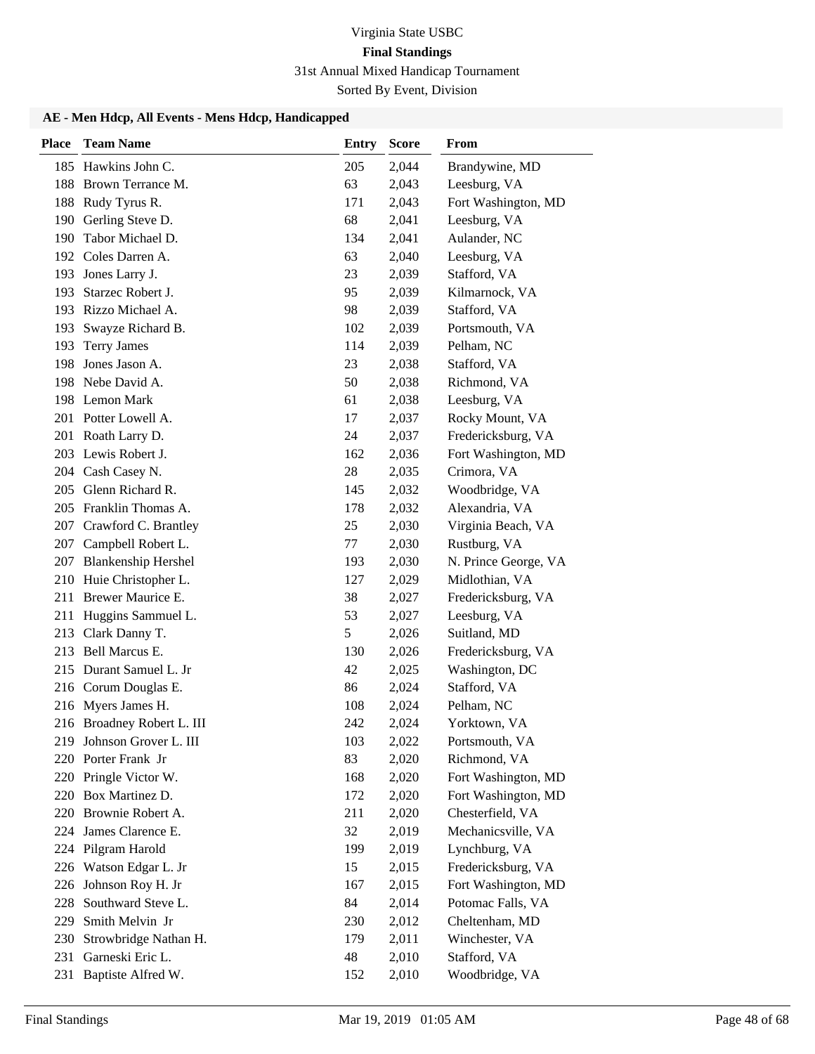Virginia State USBC

**Final Standings**

31st Annual Mixed Handicap Tournament

Sorted By Event, Division

### AE - Men Hdcp, All Events - Mens Hdcp, Handicapped

| Place | Team Name | Entry | Score | From |
|---|---|---|---|---|
| 185 | Hawkins John C. | 205 | 2,044 | Brandywine, MD |
| 188 | Brown Terrance M. | 63 | 2,043 | Leesburg, VA |
| 188 | Rudy Tyrus R. | 171 | 2,043 | Fort Washington, MD |
| 190 | Gerling Steve D. | 68 | 2,041 | Leesburg, VA |
| 190 | Tabor Michael D. | 134 | 2,041 | Aulander, NC |
| 192 | Coles Darren A. | 63 | 2,040 | Leesburg, VA |
| 193 | Jones Larry J. | 23 | 2,039 | Stafford, VA |
| 193 | Starzec Robert J. | 95 | 2,039 | Kilmarnock, VA |
| 193 | Rizzo Michael A. | 98 | 2,039 | Stafford, VA |
| 193 | Swayze Richard B. | 102 | 2,039 | Portsmouth, VA |
| 193 | Terry James | 114 | 2,039 | Pelham, NC |
| 198 | Jones Jason A. | 23 | 2,038 | Stafford, VA |
| 198 | Nebe David A. | 50 | 2,038 | Richmond, VA |
| 198 | Lemon Mark | 61 | 2,038 | Leesburg, VA |
| 201 | Potter Lowell A. | 17 | 2,037 | Rocky Mount, VA |
| 201 | Roath Larry D. | 24 | 2,037 | Fredericksburg, VA |
| 203 | Lewis Robert J. | 162 | 2,036 | Fort Washington, MD |
| 204 | Cash Casey N. | 28 | 2,035 | Crimora, VA |
| 205 | Glenn Richard R. | 145 | 2,032 | Woodbridge, VA |
| 205 | Franklin Thomas A. | 178 | 2,032 | Alexandria, VA |
| 207 | Crawford C. Brantley | 25 | 2,030 | Virginia Beach, VA |
| 207 | Campbell Robert L. | 77 | 2,030 | Rustburg, VA |
| 207 | Blankenship Hershel | 193 | 2,030 | N. Prince George, VA |
| 210 | Huie Christopher L. | 127 | 2,029 | Midlothian, VA |
| 211 | Brewer Maurice E. | 38 | 2,027 | Fredericksburg, VA |
| 211 | Huggins Sammuel L. | 53 | 2,027 | Leesburg, VA |
| 213 | Clark Danny T. | 5 | 2,026 | Suitland, MD |
| 213 | Bell Marcus E. | 130 | 2,026 | Fredericksburg, VA |
| 215 | Durant Samuel L. Jr | 42 | 2,025 | Washington, DC |
| 216 | Corum Douglas E. | 86 | 2,024 | Stafford, VA |
| 216 | Myers James H. | 108 | 2,024 | Pelham, NC |
| 216 | Broadney Robert L. III | 242 | 2,024 | Yorktown, VA |
| 219 | Johnson Grover L. III | 103 | 2,022 | Portsmouth, VA |
| 220 | Porter Frank Jr | 83 | 2,020 | Richmond, VA |
| 220 | Pringle Victor W. | 168 | 2,020 | Fort Washington, MD |
| 220 | Box Martinez D. | 172 | 2,020 | Fort Washington, MD |
| 220 | Brownie Robert A. | 211 | 2,020 | Chesterfield, VA |
| 224 | James Clarence E. | 32 | 2,019 | Mechanicsville, VA |
| 224 | Pilgram Harold | 199 | 2,019 | Lynchburg, VA |
| 226 | Watson Edgar L. Jr | 15 | 2,015 | Fredericksburg, VA |
| 226 | Johnson Roy H. Jr | 167 | 2,015 | Fort Washington, MD |
| 228 | Southward Steve L. | 84 | 2,014 | Potomac Falls, VA |
| 229 | Smith Melvin Jr | 230 | 2,012 | Cheltenham, MD |
| 230 | Strowbridge Nathan H. | 179 | 2,011 | Winchester, VA |
| 231 | Garneski Eric L. | 48 | 2,010 | Stafford, VA |
| 231 | Baptiste Alfred W. | 152 | 2,010 | Woodbridge, VA |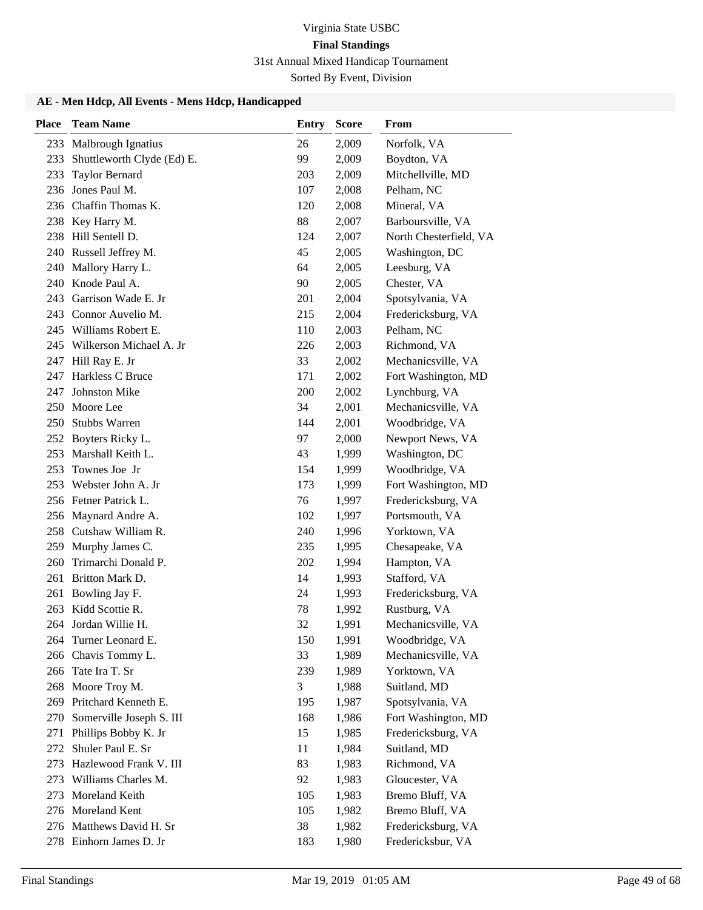Virginia State USBC

**Final Standings**

31st Annual Mixed Handicap Tournament

Sorted By Event, Division

### AE - Men Hdcp, All Events - Mens Hdcp, Handicapped

| Place | Team Name | Entry | Score | From |
|---|---|---|---|---|
| 233 | Malbrough Ignatius | 26 | 2,009 | Norfolk, VA |
| 233 | Shuttleworth Clyde (Ed) E. | 99 | 2,009 | Boydton, VA |
| 233 | Taylor Bernard | 203 | 2,009 | Mitchellville, MD |
| 236 | Jones Paul M. | 107 | 2,008 | Pelham, NC |
| 236 | Chaffin Thomas K. | 120 | 2,008 | Mineral, VA |
| 238 | Key Harry M. | 88 | 2,007 | Barboursville, VA |
| 238 | Hill Sentell D. | 124 | 2,007 | North Chesterfield, VA |
| 240 | Russell Jeffrey M. | 45 | 2,005 | Washington, DC |
| 240 | Mallory Harry L. | 64 | 2,005 | Leesburg, VA |
| 240 | Knode Paul A. | 90 | 2,005 | Chester, VA |
| 243 | Garrison Wade E. Jr | 201 | 2,004 | Spotsylvania, VA |
| 243 | Connor Auvelio M. | 215 | 2,004 | Fredericksburg, VA |
| 245 | Williams Robert E. | 110 | 2,003 | Pelham, NC |
| 245 | Wilkerson Michael A. Jr | 226 | 2,003 | Richmond, VA |
| 247 | Hill Ray E. Jr | 33 | 2,002 | Mechanicsville, VA |
| 247 | Harkless C Bruce | 171 | 2,002 | Fort Washington, MD |
| 247 | Johnston Mike | 200 | 2,002 | Lynchburg, VA |
| 250 | Moore Lee | 34 | 2,001 | Mechanicsville, VA |
| 250 | Stubbs Warren | 144 | 2,001 | Woodbridge, VA |
| 252 | Boyters Ricky L. | 97 | 2,000 | Newport News, VA |
| 253 | Marshall Keith L. | 43 | 1,999 | Washington, DC |
| 253 | Townes Joe Jr | 154 | 1,999 | Woodbridge, VA |
| 253 | Webster John A. Jr | 173 | 1,999 | Fort Washington, MD |
| 256 | Fetner Patrick L. | 76 | 1,997 | Fredericksburg, VA |
| 256 | Maynard Andre A. | 102 | 1,997 | Portsmouth, VA |
| 258 | Cutshaw William R. | 240 | 1,996 | Yorktown, VA |
| 259 | Murphy James C. | 235 | 1,995 | Chesapeake, VA |
| 260 | Trimarchi Donald P. | 202 | 1,994 | Hampton, VA |
| 261 | Britton Mark D. | 14 | 1,993 | Stafford, VA |
| 261 | Bowling Jay F. | 24 | 1,993 | Fredericksburg, VA |
| 263 | Kidd Scottie R. | 78 | 1,992 | Rustburg, VA |
| 264 | Jordan Willie H. | 32 | 1,991 | Mechanicsville, VA |
| 264 | Turner Leonard E. | 150 | 1,991 | Woodbridge, VA |
| 266 | Chavis Tommy L. | 33 | 1,989 | Mechanicsville, VA |
| 266 | Tate Ira T. Sr | 239 | 1,989 | Yorktown, VA |
| 268 | Moore Troy M. | 3 | 1,988 | Suitland, MD |
| 269 | Pritchard Kenneth E. | 195 | 1,987 | Spotsylvania, VA |
| 270 | Somerville Joseph S. III | 168 | 1,986 | Fort Washington, MD |
| 271 | Phillips Bobby K. Jr | 15 | 1,985 | Fredericksburg, VA |
| 272 | Shuler Paul E. Sr | 11 | 1,984 | Suitland, MD |
| 273 | Hazlewood Frank V. III | 83 | 1,983 | Richmond, VA |
| 273 | Williams Charles M. | 92 | 1,983 | Gloucester, VA |
| 273 | Moreland Keith | 105 | 1,983 | Bremo Bluff, VA |
| 276 | Moreland Kent | 105 | 1,982 | Bremo Bluff, VA |
| 276 | Matthews David H. Sr | 38 | 1,982 | Fredericksburg, VA |
| 278 | Einhorn James D. Jr | 183 | 1,980 | Fredericksbur, VA |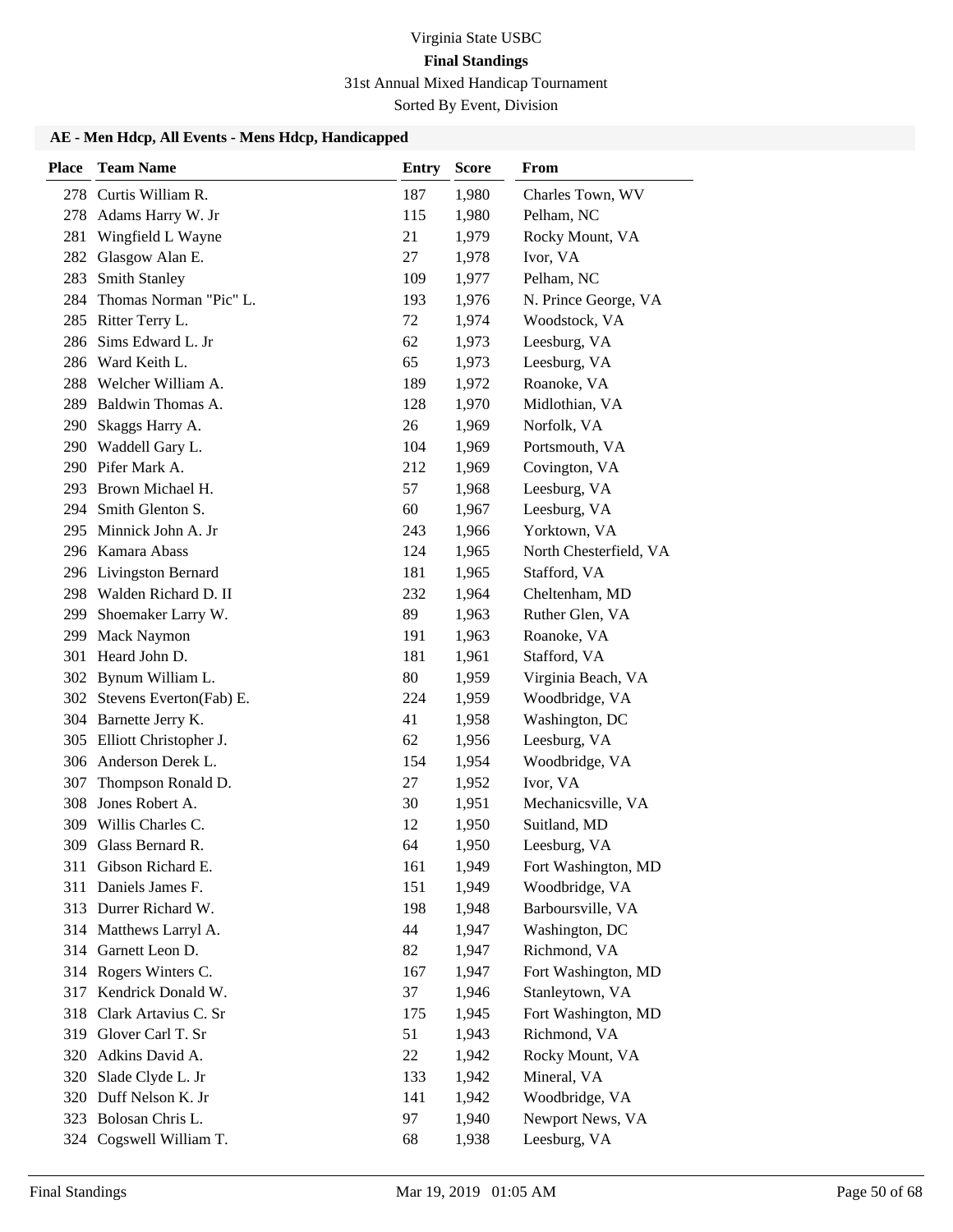# Virginia State USBC

## Final Standings

31st Annual Mixed Handicap Tournament

Sorted By Event, Division

### AE - Men Hdcp, All Events - Mens Hdcp, Handicapped

| Place | Team Name | Entry | Score | From |
|---|---|---|---|---|
| 278 | Curtis William R. | 187 | 1,980 | Charles Town, WV |
| 278 | Adams Harry W. Jr | 115 | 1,980 | Pelham, NC |
| 281 | Wingfield L Wayne | 21 | 1,979 | Rocky Mount, VA |
| 282 | Glasgow Alan E. | 27 | 1,978 | Ivor, VA |
| 283 | Smith Stanley | 109 | 1,977 | Pelham, NC |
| 284 | Thomas Norman "Pic" L. | 193 | 1,976 | N. Prince George, VA |
| 285 | Ritter Terry L. | 72 | 1,974 | Woodstock, VA |
| 286 | Sims Edward L. Jr | 62 | 1,973 | Leesburg, VA |
| 286 | Ward Keith L. | 65 | 1,973 | Leesburg, VA |
| 288 | Welcher William A. | 189 | 1,972 | Roanoke, VA |
| 289 | Baldwin Thomas A. | 128 | 1,970 | Midlothian, VA |
| 290 | Skaggs Harry A. | 26 | 1,969 | Norfolk, VA |
| 290 | Waddell Gary L. | 104 | 1,969 | Portsmouth, VA |
| 290 | Pifer Mark A. | 212 | 1,969 | Covington, VA |
| 293 | Brown Michael H. | 57 | 1,968 | Leesburg, VA |
| 294 | Smith Glenton S. | 60 | 1,967 | Leesburg, VA |
| 295 | Minnick John A. Jr | 243 | 1,966 | Yorktown, VA |
| 296 | Kamara Abass | 124 | 1,965 | North Chesterfield, VA |
| 296 | Livingston Bernard | 181 | 1,965 | Stafford, VA |
| 298 | Walden Richard D. II | 232 | 1,964 | Cheltenham, MD |
| 299 | Shoemaker Larry W. | 89 | 1,963 | Ruther Glen, VA |
| 299 | Mack Naymon | 191 | 1,963 | Roanoke, VA |
| 301 | Heard John D. | 181 | 1,961 | Stafford, VA |
| 302 | Bynum William L. | 80 | 1,959 | Virginia Beach, VA |
| 302 | Stevens Everton(Fab) E. | 224 | 1,959 | Woodbridge, VA |
| 304 | Barnette Jerry K. | 41 | 1,958 | Washington, DC |
| 305 | Elliott Christopher J. | 62 | 1,956 | Leesburg, VA |
| 306 | Anderson Derek L. | 154 | 1,954 | Woodbridge, VA |
| 307 | Thompson Ronald D. | 27 | 1,952 | Ivor, VA |
| 308 | Jones Robert A. | 30 | 1,951 | Mechanicsville, VA |
| 309 | Willis Charles C. | 12 | 1,950 | Suitland, MD |
| 309 | Glass Bernard R. | 64 | 1,950 | Leesburg, VA |
| 311 | Gibson Richard E. | 161 | 1,949 | Fort Washington, MD |
| 311 | Daniels James F. | 151 | 1,949 | Woodbridge, VA |
| 313 | Durrer Richard W. | 198 | 1,948 | Barboursville, VA |
| 314 | Matthews Larryl A. | 44 | 1,947 | Washington, DC |
| 314 | Garnett Leon D. | 82 | 1,947 | Richmond, VA |
| 314 | Rogers Winters C. | 167 | 1,947 | Fort Washington, MD |
| 317 | Kendrick Donald W. | 37 | 1,946 | Stanleytown, VA |
| 318 | Clark Artavius C. Sr | 175 | 1,945 | Fort Washington, MD |
| 319 | Glover Carl T. Sr | 51 | 1,943 | Richmond, VA |
| 320 | Adkins David A. | 22 | 1,942 | Rocky Mount, VA |
| 320 | Slade Clyde L. Jr | 133 | 1,942 | Mineral, VA |
| 320 | Duff Nelson K. Jr | 141 | 1,942 | Woodbridge, VA |
| 323 | Bolosan Chris L. | 97 | 1,940 | Newport News, VA |
| 324 | Cogswell William T. | 68 | 1,938 | Leesburg, VA |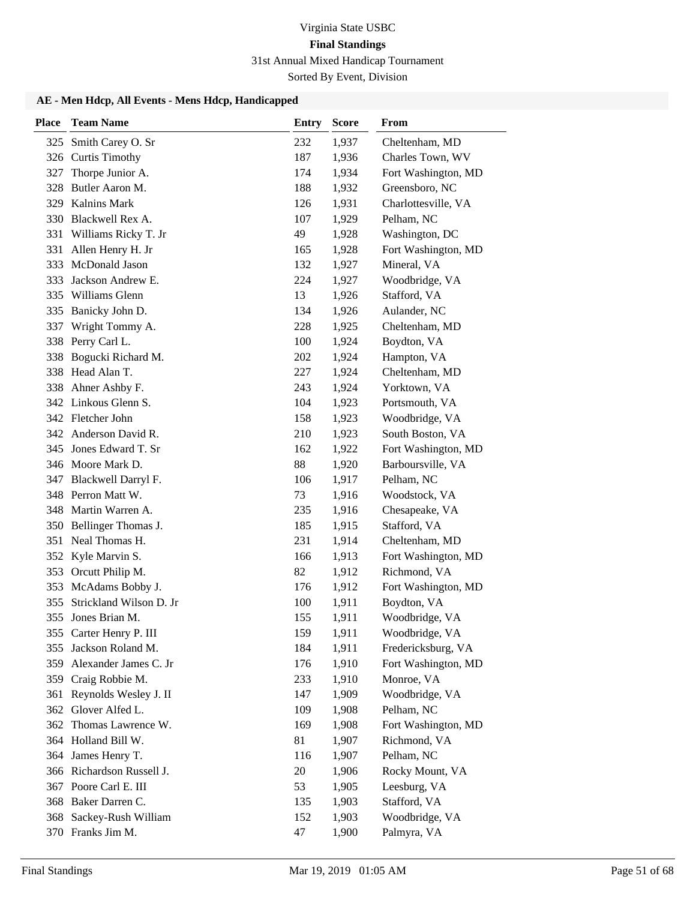# Virginia State USBC

## Final Standings

31st Annual Mixed Handicap Tournament

Sorted By Event, Division

### AE - Men Hdcp, All Events - Mens Hdcp, Handicapped

| Place | Team Name | Entry | Score | From |
|---|---|---|---|---|
| 325 | Smith Carey O. Sr | 232 | 1,937 | Cheltenham, MD |
| 326 | Curtis Timothy | 187 | 1,936 | Charles Town, WV |
| 327 | Thorpe Junior A. | 174 | 1,934 | Fort Washington, MD |
| 328 | Butler Aaron M. | 188 | 1,932 | Greensboro, NC |
| 329 | Kalnins Mark | 126 | 1,931 | Charlottesville, VA |
| 330 | Blackwell Rex A. | 107 | 1,929 | Pelham, NC |
| 331 | Williams Ricky T. Jr | 49 | 1,928 | Washington, DC |
| 331 | Allen Henry H. Jr | 165 | 1,928 | Fort Washington, MD |
| 333 | McDonald Jason | 132 | 1,927 | Mineral, VA |
| 333 | Jackson Andrew E. | 224 | 1,927 | Woodbridge, VA |
| 335 | Williams Glenn | 13 | 1,926 | Stafford, VA |
| 335 | Banicky John D. | 134 | 1,926 | Aulander, NC |
| 337 | Wright Tommy A. | 228 | 1,925 | Cheltenham, MD |
| 338 | Perry Carl L. | 100 | 1,924 | Boydton, VA |
| 338 | Bogucki Richard M. | 202 | 1,924 | Hampton, VA |
| 338 | Head Alan T. | 227 | 1,924 | Cheltenham, MD |
| 338 | Ahner Ashby F. | 243 | 1,924 | Yorktown, VA |
| 342 | Linkous Glenn S. | 104 | 1,923 | Portsmouth, VA |
| 342 | Fletcher John | 158 | 1,923 | Woodbridge, VA |
| 342 | Anderson David R. | 210 | 1,923 | South Boston, VA |
| 345 | Jones Edward T. Sr | 162 | 1,922 | Fort Washington, MD |
| 346 | Moore Mark D. | 88 | 1,920 | Barboursville, VA |
| 347 | Blackwell Darryl F. | 106 | 1,917 | Pelham, NC |
| 348 | Perron Matt W. | 73 | 1,916 | Woodstock, VA |
| 348 | Martin Warren A. | 235 | 1,916 | Chesapeake, VA |
| 350 | Bellinger Thomas J. | 185 | 1,915 | Stafford, VA |
| 351 | Neal Thomas H. | 231 | 1,914 | Cheltenham, MD |
| 352 | Kyle Marvin S. | 166 | 1,913 | Fort Washington, MD |
| 353 | Orcutt Philip M. | 82 | 1,912 | Richmond, VA |
| 353 | McAdams Bobby J. | 176 | 1,912 | Fort Washington, MD |
| 355 | Strickland Wilson D. Jr | 100 | 1,911 | Boydton, VA |
| 355 | Jones Brian M. | 155 | 1,911 | Woodbridge, VA |
| 355 | Carter Henry P. III | 159 | 1,911 | Woodbridge, VA |
| 355 | Jackson Roland M. | 184 | 1,911 | Fredericksburg, VA |
| 359 | Alexander James C. Jr | 176 | 1,910 | Fort Washington, MD |
| 359 | Craig Robbie M. | 233 | 1,910 | Monroe, VA |
| 361 | Reynolds Wesley J. II | 147 | 1,909 | Woodbridge, VA |
| 362 | Glover Alfed L. | 109 | 1,908 | Pelham, NC |
| 362 | Thomas Lawrence W. | 169 | 1,908 | Fort Washington, MD |
| 364 | Holland Bill W. | 81 | 1,907 | Richmond, VA |
| 364 | James Henry T. | 116 | 1,907 | Pelham, NC |
| 366 | Richardson Russell J. | 20 | 1,906 | Rocky Mount, VA |
| 367 | Poore Carl E. III | 53 | 1,905 | Leesburg, VA |
| 368 | Baker Darren C. | 135 | 1,903 | Stafford, VA |
| 368 | Sackey-Rush William | 152 | 1,903 | Woodbridge, VA |
| 370 | Franks Jim M. | 47 | 1,900 | Palmyra, VA |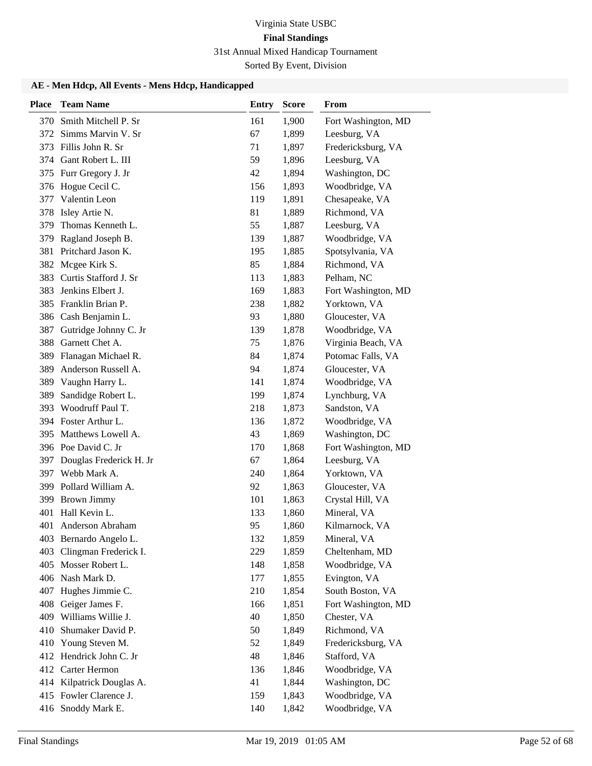Virginia State USBC

**Final Standings**

31st Annual Mixed Handicap Tournament

Sorted By Event, Division

### AE - Men Hdcp, All Events - Mens Hdcp, Handicapped

| Place | Team Name | Entry | Score | From |
|---|---|---|---|---|
| 370 | Smith Mitchell P. Sr | 161 | 1,900 | Fort Washington, MD |
| 372 | Simms Marvin V. Sr | 67 | 1,899 | Leesburg, VA |
| 373 | Fillis John R. Sr | 71 | 1,897 | Fredericksburg, VA |
| 374 | Gant Robert L. III | 59 | 1,896 | Leesburg, VA |
| 375 | Furr Gregory J. Jr | 42 | 1,894 | Washington, DC |
| 376 | Hogue Cecil C. | 156 | 1,893 | Woodbridge, VA |
| 377 | Valentin Leon | 119 | 1,891 | Chesapeake, VA |
| 378 | Isley Artie N. | 81 | 1,889 | Richmond, VA |
| 379 | Thomas Kenneth L. | 55 | 1,887 | Leesburg, VA |
| 379 | Ragland Joseph B. | 139 | 1,887 | Woodbridge, VA |
| 381 | Pritchard Jason K. | 195 | 1,885 | Spotsylvania, VA |
| 382 | Mcgee Kirk S. | 85 | 1,884 | Richmond, VA |
| 383 | Curtis Stafford J. Sr | 113 | 1,883 | Pelham, NC |
| 383 | Jenkins Elbert J. | 169 | 1,883 | Fort Washington, MD |
| 385 | Franklin Brian P. | 238 | 1,882 | Yorktown, VA |
| 386 | Cash Benjamin L. | 93 | 1,880 | Gloucester, VA |
| 387 | Gutridge Johnny C. Jr | 139 | 1,878 | Woodbridge, VA |
| 388 | Garnett Chet A. | 75 | 1,876 | Virginia Beach, VA |
| 389 | Flanagan Michael R. | 84 | 1,874 | Potomac Falls, VA |
| 389 | Anderson Russell A. | 94 | 1,874 | Gloucester, VA |
| 389 | Vaughn Harry L. | 141 | 1,874 | Woodbridge, VA |
| 389 | Sandidge Robert L. | 199 | 1,874 | Lynchburg, VA |
| 393 | Woodruff Paul T. | 218 | 1,873 | Sandston, VA |
| 394 | Foster Arthur L. | 136 | 1,872 | Woodbridge, VA |
| 395 | Matthews Lowell A. | 43 | 1,869 | Washington, DC |
| 396 | Poe David C. Jr | 170 | 1,868 | Fort Washington, MD |
| 397 | Douglas Frederick H. Jr | 67 | 1,864 | Leesburg, VA |
| 397 | Webb Mark A. | 240 | 1,864 | Yorktown, VA |
| 399 | Pollard William A. | 92 | 1,863 | Gloucester, VA |
| 399 | Brown Jimmy | 101 | 1,863 | Crystal Hill, VA |
| 401 | Hall Kevin L. | 133 | 1,860 | Mineral, VA |
| 401 | Anderson Abraham | 95 | 1,860 | Kilmarnock, VA |
| 403 | Bernardo Angelo L. | 132 | 1,859 | Mineral, VA |
| 403 | Clingman Frederick I. | 229 | 1,859 | Cheltenham, MD |
| 405 | Mosser Robert L. | 148 | 1,858 | Woodbridge, VA |
| 406 | Nash Mark D. | 177 | 1,855 | Evington, VA |
| 407 | Hughes Jimmie C. | 210 | 1,854 | South Boston, VA |
| 408 | Geiger James F. | 166 | 1,851 | Fort Washington, MD |
| 409 | Williams Willie J. | 40 | 1,850 | Chester, VA |
| 410 | Shumaker David P. | 50 | 1,849 | Richmond, VA |
| 410 | Young Steven M. | 52 | 1,849 | Fredericksburg, VA |
| 412 | Hendrick John C. Jr | 48 | 1,846 | Stafford, VA |
| 412 | Carter Hermon | 136 | 1,846 | Woodbridge, VA |
| 414 | Kilpatrick Douglas A. | 41 | 1,844 | Washington, DC |
| 415 | Fowler Clarence J. | 159 | 1,843 | Woodbridge, VA |
| 416 | Snoddy Mark E. | 140 | 1,842 | Woodbridge, VA |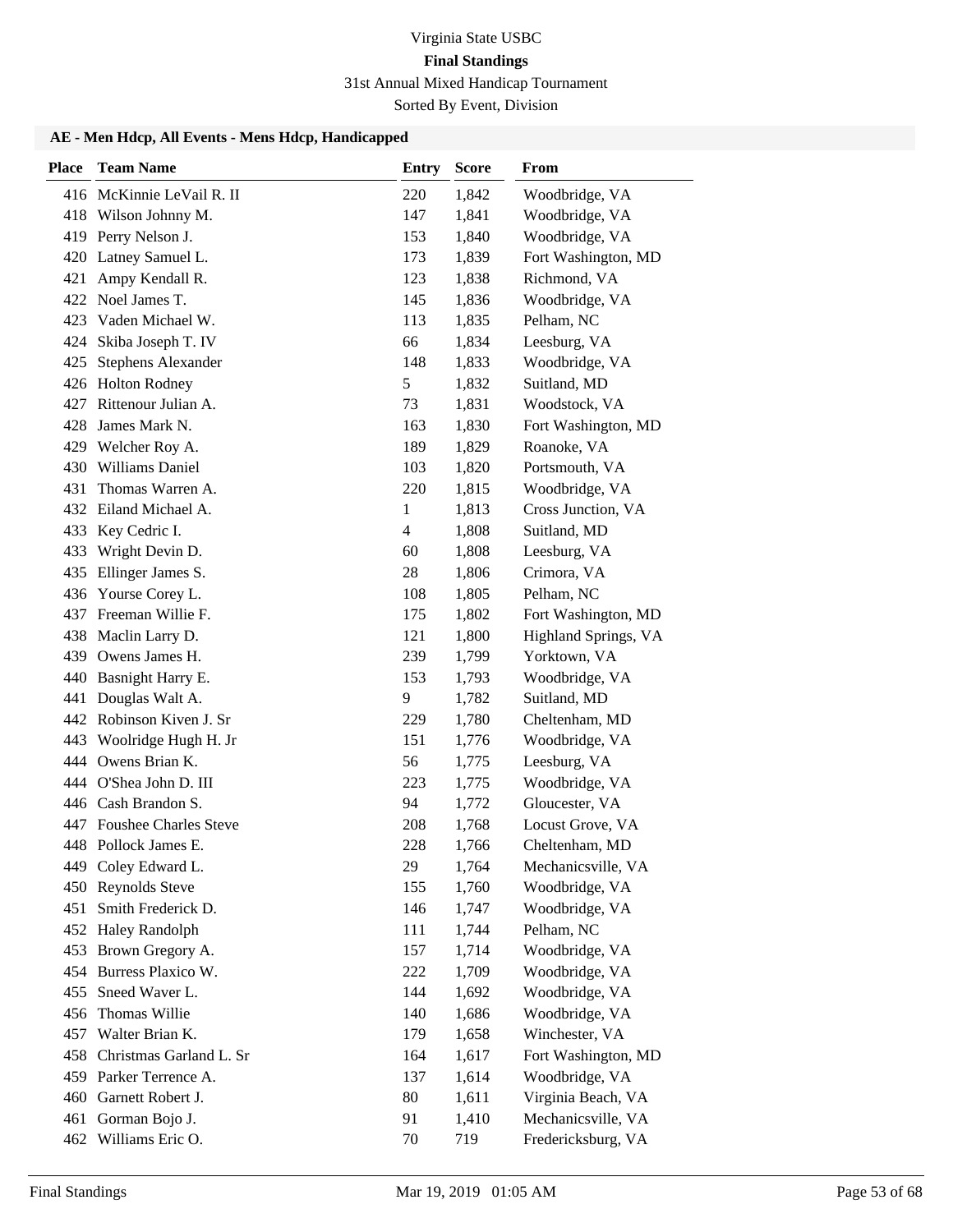Virginia State USBC

**Final Standings**

31st Annual Mixed Handicap Tournament

Sorted By Event, Division

### AE - Men Hdcp, All Events - Mens Hdcp, Handicapped

| Place | Team Name | Entry | Score | From |
|---|---|---|---|---|
| 416 | McKinnie LeVail R. II | 220 | 1,842 | Woodbridge, VA |
| 418 | Wilson Johnny M. | 147 | 1,841 | Woodbridge, VA |
| 419 | Perry Nelson J. | 153 | 1,840 | Woodbridge, VA |
| 420 | Latney Samuel L. | 173 | 1,839 | Fort Washington, MD |
| 421 | Ampy Kendall R. | 123 | 1,838 | Richmond, VA |
| 422 | Noel James T. | 145 | 1,836 | Woodbridge, VA |
| 423 | Vaden Michael W. | 113 | 1,835 | Pelham, NC |
| 424 | Skiba Joseph T. IV | 66 | 1,834 | Leesburg, VA |
| 425 | Stephens Alexander | 148 | 1,833 | Woodbridge, VA |
| 426 | Holton Rodney | 5 | 1,832 | Suitland, MD |
| 427 | Rittenour Julian A. | 73 | 1,831 | Woodstock, VA |
| 428 | James Mark N. | 163 | 1,830 | Fort Washington, MD |
| 429 | Welcher Roy A. | 189 | 1,829 | Roanoke, VA |
| 430 | Williams Daniel | 103 | 1,820 | Portsmouth, VA |
| 431 | Thomas Warren A. | 220 | 1,815 | Woodbridge, VA |
| 432 | Eiland Michael A. | 1 | 1,813 | Cross Junction, VA |
| 433 | Key Cedric I. | 4 | 1,808 | Suitland, MD |
| 433 | Wright Devin D. | 60 | 1,808 | Leesburg, VA |
| 435 | Ellinger James S. | 28 | 1,806 | Crimora, VA |
| 436 | Yourse Corey L. | 108 | 1,805 | Pelham, NC |
| 437 | Freeman Willie F. | 175 | 1,802 | Fort Washington, MD |
| 438 | Maclin Larry D. | 121 | 1,800 | Highland Springs, VA |
| 439 | Owens James H. | 239 | 1,799 | Yorktown, VA |
| 440 | Basnight Harry E. | 153 | 1,793 | Woodbridge, VA |
| 441 | Douglas Walt A. | 9 | 1,782 | Suitland, MD |
| 442 | Robinson Kiven J. Sr | 229 | 1,780 | Cheltenham, MD |
| 443 | Woolridge Hugh H. Jr | 151 | 1,776 | Woodbridge, VA |
| 444 | Owens Brian K. | 56 | 1,775 | Leesburg, VA |
| 444 | O'Shea John D. III | 223 | 1,775 | Woodbridge, VA |
| 446 | Cash Brandon S. | 94 | 1,772 | Gloucester, VA |
| 447 | Foushee Charles Steve | 208 | 1,768 | Locust Grove, VA |
| 448 | Pollock James E. | 228 | 1,766 | Cheltenham, MD |
| 449 | Coley Edward L. | 29 | 1,764 | Mechanicsville, VA |
| 450 | Reynolds Steve | 155 | 1,760 | Woodbridge, VA |
| 451 | Smith Frederick D. | 146 | 1,747 | Woodbridge, VA |
| 452 | Haley Randolph | 111 | 1,744 | Pelham, NC |
| 453 | Brown Gregory A. | 157 | 1,714 | Woodbridge, VA |
| 454 | Burress Plaxico W. | 222 | 1,709 | Woodbridge, VA |
| 455 | Sneed Waver L. | 144 | 1,692 | Woodbridge, VA |
| 456 | Thomas Willie | 140 | 1,686 | Woodbridge, VA |
| 457 | Walter Brian K. | 179 | 1,658 | Winchester, VA |
| 458 | Christmas Garland L. Sr | 164 | 1,617 | Fort Washington, MD |
| 459 | Parker Terrence A. | 137 | 1,614 | Woodbridge, VA |
| 460 | Garnett Robert J. | 80 | 1,611 | Virginia Beach, VA |
| 461 | Gorman Bojo J. | 91 | 1,410 | Mechanicsville, VA |
| 462 | Williams Eric O. | 70 | 719 | Fredericksburg, VA |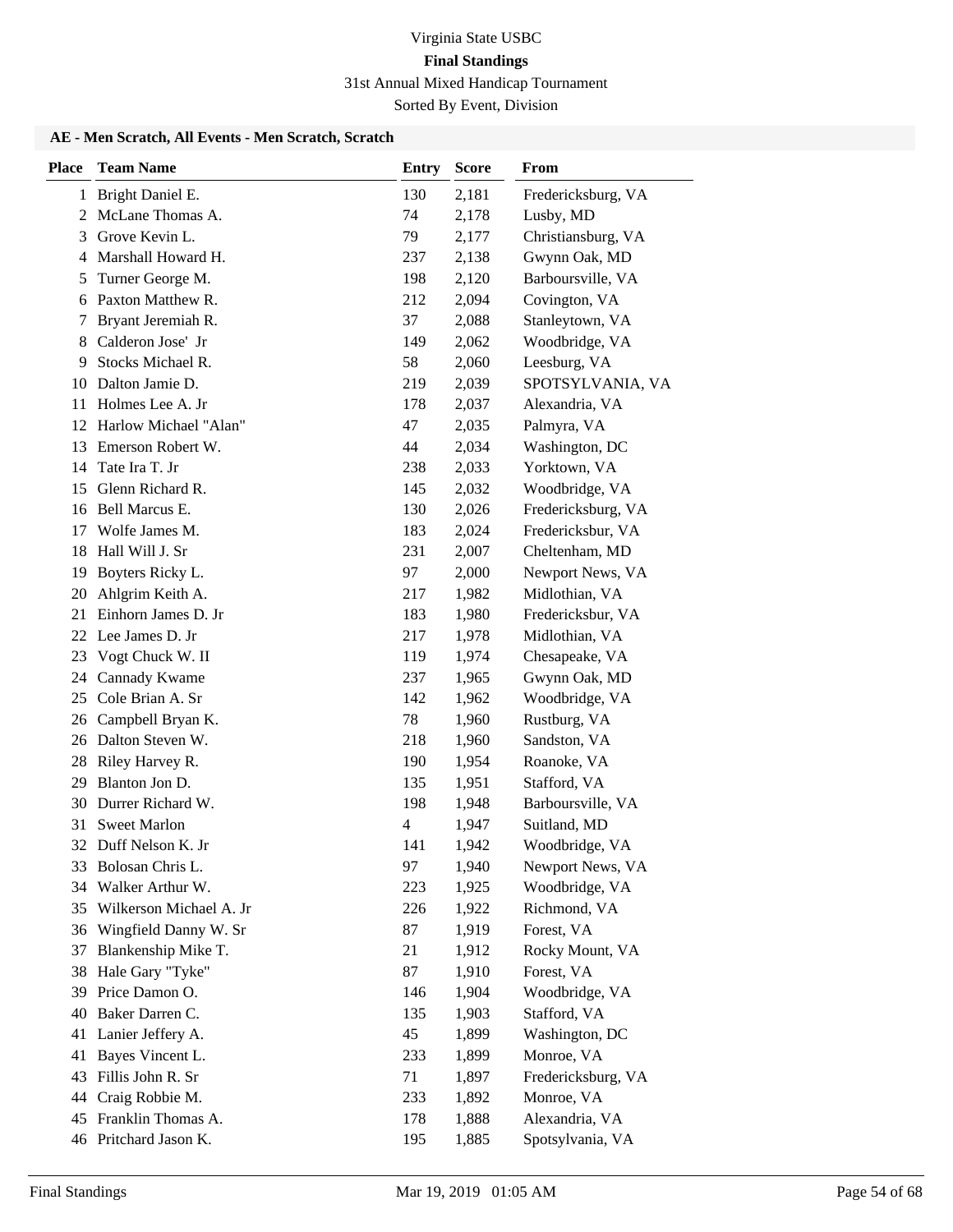# Virginia State USBC

## Final Standings

31st Annual Mixed Handicap Tournament

Sorted By Event, Division

### AE - Men Scratch, All Events - Men Scratch, Scratch

| Place | Team Name | Entry | Score | From |
|---|---|---|---|---|
| 1 | Bright Daniel E. | 130 | 2,181 | Fredericksburg, VA |
| 2 | McLane Thomas A. | 74 | 2,178 | Lusby, MD |
| 3 | Grove Kevin L. | 79 | 2,177 | Christiansburg, VA |
| 4 | Marshall Howard H. | 237 | 2,138 | Gwynn Oak, MD |
| 5 | Turner George M. | 198 | 2,120 | Barboursville, VA |
| 6 | Paxton Matthew R. | 212 | 2,094 | Covington, VA |
| 7 | Bryant Jeremiah R. | 37 | 2,088 | Stanleytown, VA |
| 8 | Calderon Jose' Jr | 149 | 2,062 | Woodbridge, VA |
| 9 | Stocks Michael R. | 58 | 2,060 | Leesburg, VA |
| 10 | Dalton Jamie D. | 219 | 2,039 | SPOTSYLVANIA, VA |
| 11 | Holmes Lee A. Jr | 178 | 2,037 | Alexandria, VA |
| 12 | Harlow Michael "Alan" | 47 | 2,035 | Palmyra, VA |
| 13 | Emerson Robert W. | 44 | 2,034 | Washington, DC |
| 14 | Tate Ira T. Jr | 238 | 2,033 | Yorktown, VA |
| 15 | Glenn Richard R. | 145 | 2,032 | Woodbridge, VA |
| 16 | Bell Marcus E. | 130 | 2,026 | Fredericksburg, VA |
| 17 | Wolfe James M. | 183 | 2,024 | Fredericksbur, VA |
| 18 | Hall Will J. Sr | 231 | 2,007 | Cheltenham, MD |
| 19 | Boyters Ricky L. | 97 | 2,000 | Newport News, VA |
| 20 | Ahlgrim Keith A. | 217 | 1,982 | Midlothian, VA |
| 21 | Einhorn James D. Jr | 183 | 1,980 | Fredericksbur, VA |
| 22 | Lee James D. Jr | 217 | 1,978 | Midlothian, VA |
| 23 | Vogt Chuck W. II | 119 | 1,974 | Chesapeake, VA |
| 24 | Cannady Kwame | 237 | 1,965 | Gwynn Oak, MD |
| 25 | Cole Brian A. Sr | 142 | 1,962 | Woodbridge, VA |
| 26 | Campbell Bryan K. | 78 | 1,960 | Rustburg, VA |
| 26 | Dalton Steven W. | 218 | 1,960 | Sandston, VA |
| 28 | Riley Harvey R. | 190 | 1,954 | Roanoke, VA |
| 29 | Blanton Jon D. | 135 | 1,951 | Stafford, VA |
| 30 | Durrer Richard W. | 198 | 1,948 | Barboursville, VA |
| 31 | Sweet Marlon | 4 | 1,947 | Suitland, MD |
| 32 | Duff Nelson K. Jr | 141 | 1,942 | Woodbridge, VA |
| 33 | Bolosan Chris L. | 97 | 1,940 | Newport News, VA |
| 34 | Walker Arthur W. | 223 | 1,925 | Woodbridge, VA |
| 35 | Wilkerson Michael A. Jr | 226 | 1,922 | Richmond, VA |
| 36 | Wingfield Danny W. Sr | 87 | 1,919 | Forest, VA |
| 37 | Blankenship Mike T. | 21 | 1,912 | Rocky Mount, VA |
| 38 | Hale Gary "Tyke" | 87 | 1,910 | Forest, VA |
| 39 | Price Damon O. | 146 | 1,904 | Woodbridge, VA |
| 40 | Baker Darren C. | 135 | 1,903 | Stafford, VA |
| 41 | Lanier Jeffery A. | 45 | 1,899 | Washington, DC |
| 41 | Bayes Vincent L. | 233 | 1,899 | Monroe, VA |
| 43 | Fillis John R. Sr | 71 | 1,897 | Fredericksburg, VA |
| 44 | Craig Robbie M. | 233 | 1,892 | Monroe, VA |
| 45 | Franklin Thomas A. | 178 | 1,888 | Alexandria, VA |
| 46 | Pritchard Jason K. | 195 | 1,885 | Spotsylvania, VA |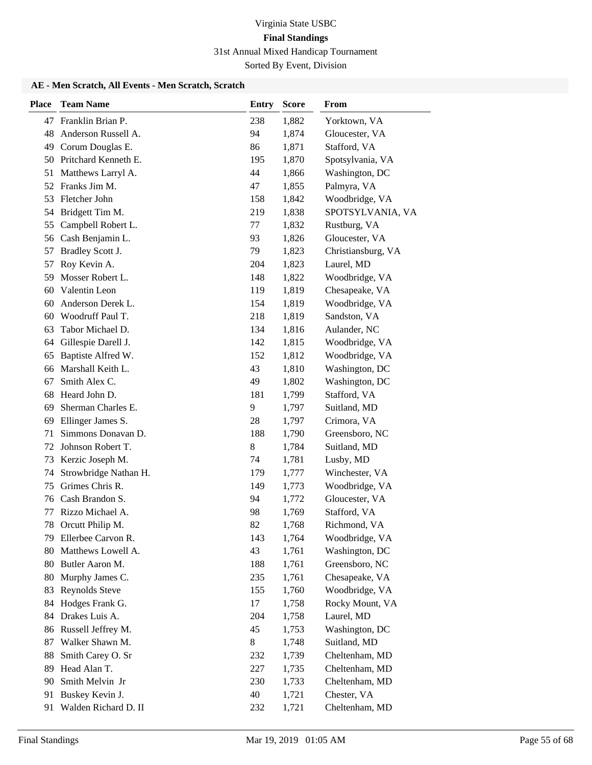Virginia State USBC

**Final Standings**

31st Annual Mixed Handicap Tournament

Sorted By Event, Division

### AE - Men Scratch, All Events - Men Scratch, Scratch

| Place | Team Name | Entry | Score | From |
|---|---|---|---|---|
| 47 | Franklin Brian P. | 238 | 1,882 | Yorktown, VA |
| 48 | Anderson Russell A. | 94 | 1,874 | Gloucester, VA |
| 49 | Corum Douglas E. | 86 | 1,871 | Stafford, VA |
| 50 | Pritchard Kenneth E. | 195 | 1,870 | Spotsylvania, VA |
| 51 | Matthews Larryl A. | 44 | 1,866 | Washington, DC |
| 52 | Franks Jim M. | 47 | 1,855 | Palmyra, VA |
| 53 | Fletcher John | 158 | 1,842 | Woodbridge, VA |
| 54 | Bridgett Tim M. | 219 | 1,838 | SPOTSYLVANIA, VA |
| 55 | Campbell Robert L. | 77 | 1,832 | Rustburg, VA |
| 56 | Cash Benjamin L. | 93 | 1,826 | Gloucester, VA |
| 57 | Bradley Scott J. | 79 | 1,823 | Christiansburg, VA |
| 57 | Roy Kevin A. | 204 | 1,823 | Laurel, MD |
| 59 | Mosser Robert L. | 148 | 1,822 | Woodbridge, VA |
| 60 | Valentin Leon | 119 | 1,819 | Chesapeake, VA |
| 60 | Anderson Derek L. | 154 | 1,819 | Woodbridge, VA |
| 60 | Woodruff Paul T. | 218 | 1,819 | Sandston, VA |
| 63 | Tabor Michael D. | 134 | 1,816 | Aulander, NC |
| 64 | Gillespie Darell J. | 142 | 1,815 | Woodbridge, VA |
| 65 | Baptiste Alfred W. | 152 | 1,812 | Woodbridge, VA |
| 66 | Marshall Keith L. | 43 | 1,810 | Washington, DC |
| 67 | Smith Alex C. | 49 | 1,802 | Washington, DC |
| 68 | Heard John D. | 181 | 1,799 | Stafford, VA |
| 69 | Sherman Charles E. | 9 | 1,797 | Suitland, MD |
| 69 | Ellinger James S. | 28 | 1,797 | Crimora, VA |
| 71 | Simmons Donavan D. | 188 | 1,790 | Greensboro, NC |
| 72 | Johnson Robert T. | 8 | 1,784 | Suitland, MD |
| 73 | Kerzic Joseph M. | 74 | 1,781 | Lusby, MD |
| 74 | Strowbridge Nathan H. | 179 | 1,777 | Winchester, VA |
| 75 | Grimes Chris R. | 149 | 1,773 | Woodbridge, VA |
| 76 | Cash Brandon S. | 94 | 1,772 | Gloucester, VA |
| 77 | Rizzo Michael A. | 98 | 1,769 | Stafford, VA |
| 78 | Orcutt Philip M. | 82 | 1,768 | Richmond, VA |
| 79 | Ellerbee Carvon R. | 143 | 1,764 | Woodbridge, VA |
| 80 | Matthews Lowell A. | 43 | 1,761 | Washington, DC |
| 80 | Butler Aaron M. | 188 | 1,761 | Greensboro, NC |
| 80 | Murphy James C. | 235 | 1,761 | Chesapeake, VA |
| 83 | Reynolds Steve | 155 | 1,760 | Woodbridge, VA |
| 84 | Hodges Frank G. | 17 | 1,758 | Rocky Mount, VA |
| 84 | Drakes Luis A. | 204 | 1,758 | Laurel, MD |
| 86 | Russell Jeffrey M. | 45 | 1,753 | Washington, DC |
| 87 | Walker Shawn M. | 8 | 1,748 | Suitland, MD |
| 88 | Smith Carey O. Sr | 232 | 1,739 | Cheltenham, MD |
| 89 | Head Alan T. | 227 | 1,735 | Cheltenham, MD |
| 90 | Smith Melvin Jr | 230 | 1,733 | Cheltenham, MD |
| 91 | Buskey Kevin J. | 40 | 1,721 | Chester, VA |
| 91 | Walden Richard D. II | 232 | 1,721 | Cheltenham, MD |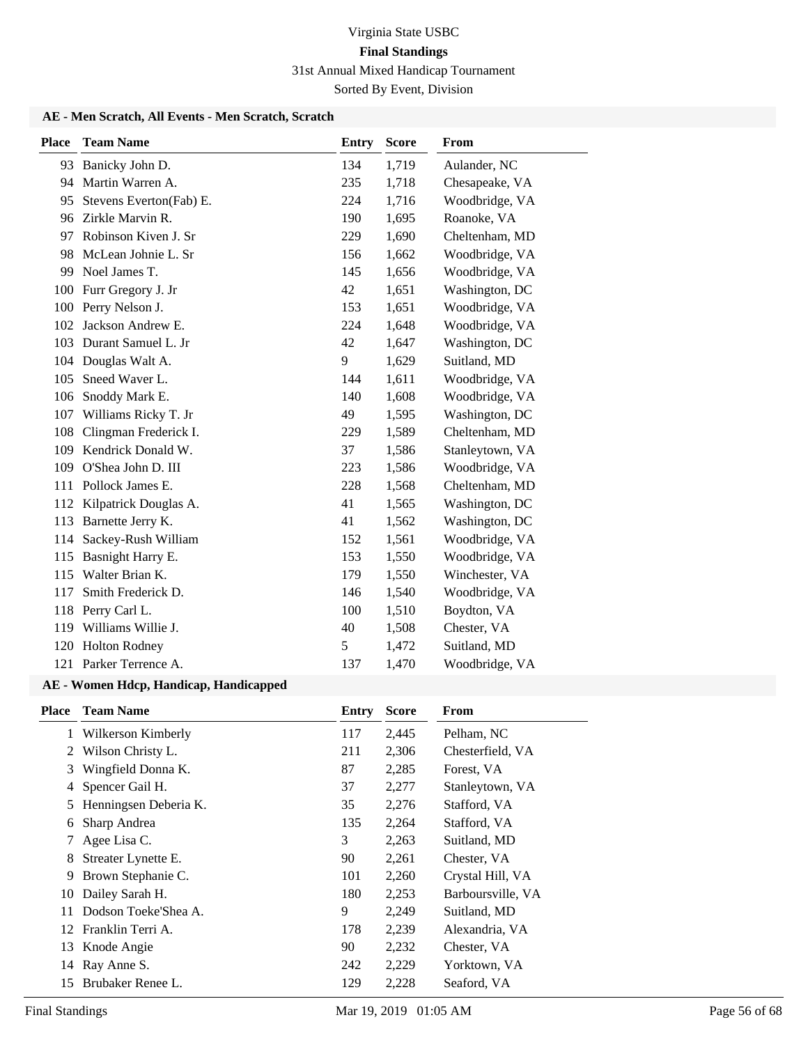Virginia State USBC

**Final Standings**

31st Annual Mixed Handicap Tournament

Sorted By Event, Division

### AE - Men Scratch, All Events - Men Scratch, Scratch

| Place | Team Name | Entry | Score | From |
|---|---|---|---|---|
| 93 | Banicky John D. | 134 | 1,719 | Aulander, NC |
| 94 | Martin Warren A. | 235 | 1,718 | Chesapeake, VA |
| 95 | Stevens Everton(Fab) E. | 224 | 1,716 | Woodbridge, VA |
| 96 | Zirkle Marvin R. | 190 | 1,695 | Roanoke, VA |
| 97 | Robinson Kiven J. Sr | 229 | 1,690 | Cheltenham, MD |
| 98 | McLean Johnie L. Sr | 156 | 1,662 | Woodbridge, VA |
| 99 | Noel James T. | 145 | 1,656 | Woodbridge, VA |
| 100 | Furr Gregory J. Jr | 42 | 1,651 | Washington, DC |
| 100 | Perry Nelson J. | 153 | 1,651 | Woodbridge, VA |
| 102 | Jackson Andrew E. | 224 | 1,648 | Woodbridge, VA |
| 103 | Durant Samuel L. Jr | 42 | 1,647 | Washington, DC |
| 104 | Douglas Walt A. | 9 | 1,629 | Suitland, MD |
| 105 | Sneed Waver L. | 144 | 1,611 | Woodbridge, VA |
| 106 | Snoddy Mark E. | 140 | 1,608 | Woodbridge, VA |
| 107 | Williams Ricky T. Jr | 49 | 1,595 | Washington, DC |
| 108 | Clingman Frederick I. | 229 | 1,589 | Cheltenham, MD |
| 109 | Kendrick Donald W. | 37 | 1,586 | Stanleytown, VA |
| 109 | O'Shea John D. III | 223 | 1,586 | Woodbridge, VA |
| 111 | Pollock James E. | 228 | 1,568 | Cheltenham, MD |
| 112 | Kilpatrick Douglas A. | 41 | 1,565 | Washington, DC |
| 113 | Barnette Jerry K. | 41 | 1,562 | Washington, DC |
| 114 | Sackey-Rush William | 152 | 1,561 | Woodbridge, VA |
| 115 | Basnight Harry E. | 153 | 1,550 | Woodbridge, VA |
| 115 | Walter Brian K. | 179 | 1,550 | Winchester, VA |
| 117 | Smith Frederick D. | 146 | 1,540 | Woodbridge, VA |
| 118 | Perry Carl L. | 100 | 1,510 | Boydton, VA |
| 119 | Williams Willie J. | 40 | 1,508 | Chester, VA |
| 120 | Holton Rodney | 5 | 1,472 | Suitland, MD |
| 121 | Parker Terrence A. | 137 | 1,470 | Woodbridge, VA |

### AE - Women Hdcp, Handicap, Handicapped

| Place | Team Name | Entry | Score | From |
|---|---|---|---|---|
| 1 | Wilkerson Kimberly | 117 | 2,445 | Pelham, NC |
| 2 | Wilson Christy L. | 211 | 2,306 | Chesterfield, VA |
| 3 | Wingfield Donna K. | 87 | 2,285 | Forest, VA |
| 4 | Spencer Gail H. | 37 | 2,277 | Stanleytown, VA |
| 5 | Henningsen Deberia K. | 35 | 2,276 | Stafford, VA |
| 6 | Sharp Andrea | 135 | 2,264 | Stafford, VA |
| 7 | Agee Lisa C. | 3 | 2,263 | Suitland, MD |
| 8 | Streater Lynette E. | 90 | 2,261 | Chester, VA |
| 9 | Brown Stephanie C. | 101 | 2,260 | Crystal Hill, VA |
| 10 | Dailey Sarah H. | 180 | 2,253 | Barboursville, VA |
| 11 | Dodson Toeke'Shea A. | 9 | 2,249 | Suitland, MD |
| 12 | Franklin Terri A. | 178 | 2,239 | Alexandria, VA |
| 13 | Knode Angie | 90 | 2,232 | Chester, VA |
| 14 | Ray Anne S. | 242 | 2,229 | Yorktown, VA |
| 15 | Brubaker Renee L. | 129 | 2,228 | Seaford, VA |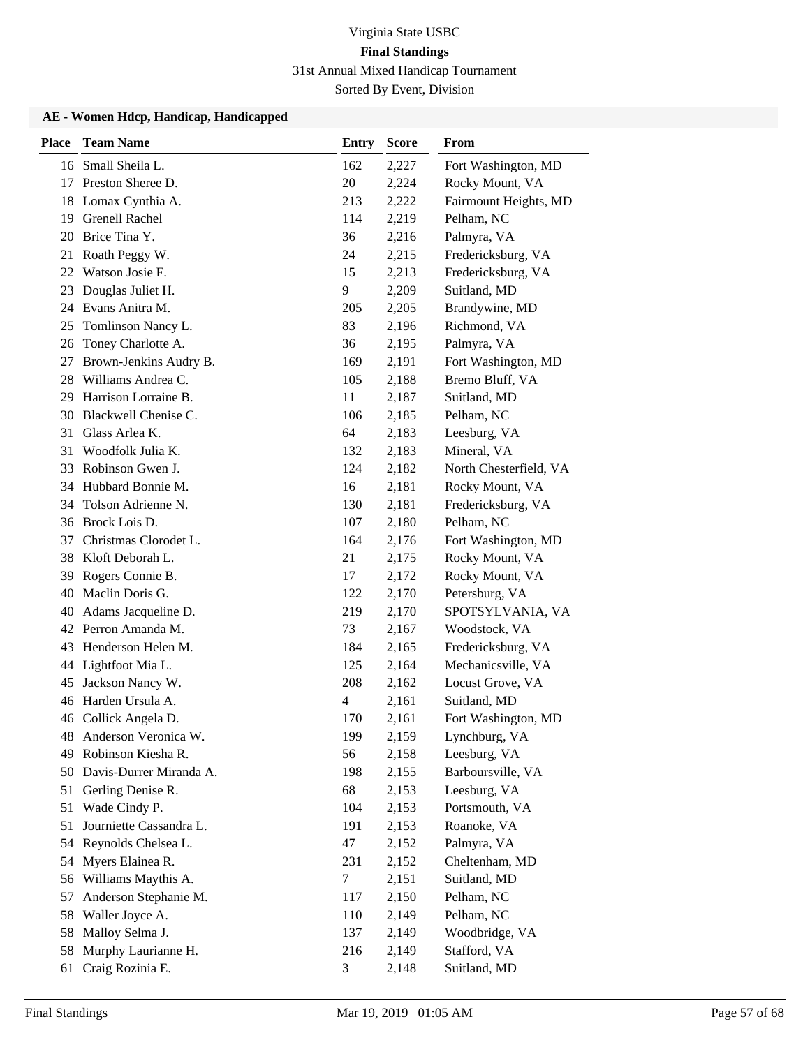# Virginia State USBC

## Final Standings

31st Annual Mixed Handicap Tournament

Sorted By Event, Division

### AE - Women Hdcp, Handicap, Handicapped

| Place | Team Name | Entry | Score | From |
|---|---|---|---|---|
| 16 | Small Sheila L. | 162 | 2,227 | Fort Washington, MD |
| 17 | Preston Sheree D. | 20 | 2,224 | Rocky Mount, VA |
| 18 | Lomax Cynthia A. | 213 | 2,222 | Fairmount Heights, MD |
| 19 | Grenell Rachel | 114 | 2,219 | Pelham, NC |
| 20 | Brice Tina Y. | 36 | 2,216 | Palmyra, VA |
| 21 | Roath Peggy W. | 24 | 2,215 | Fredericksburg, VA |
| 22 | Watson Josie F. | 15 | 2,213 | Fredericksburg, VA |
| 23 | Douglas Juliet H. | 9 | 2,209 | Suitland, MD |
| 24 | Evans Anitra M. | 205 | 2,205 | Brandywine, MD |
| 25 | Tomlinson Nancy L. | 83 | 2,196 | Richmond, VA |
| 26 | Toney Charlotte A. | 36 | 2,195 | Palmyra, VA |
| 27 | Brown-Jenkins Audry B. | 169 | 2,191 | Fort Washington, MD |
| 28 | Williams Andrea C. | 105 | 2,188 | Bremo Bluff, VA |
| 29 | Harrison Lorraine B. | 11 | 2,187 | Suitland, MD |
| 30 | Blackwell Chenise C. | 106 | 2,185 | Pelham, NC |
| 31 | Glass Arlea K. | 64 | 2,183 | Leesburg, VA |
| 31 | Woodfolk Julia K. | 132 | 2,183 | Mineral, VA |
| 33 | Robinson Gwen J. | 124 | 2,182 | North Chesterfield, VA |
| 34 | Hubbard Bonnie M. | 16 | 2,181 | Rocky Mount, VA |
| 34 | Tolson Adrienne N. | 130 | 2,181 | Fredericksburg, VA |
| 36 | Brock Lois D. | 107 | 2,180 | Pelham, NC |
| 37 | Christmas Clorodet L. | 164 | 2,176 | Fort Washington, MD |
| 38 | Kloft Deborah L. | 21 | 2,175 | Rocky Mount, VA |
| 39 | Rogers Connie B. | 17 | 2,172 | Rocky Mount, VA |
| 40 | Maclin Doris G. | 122 | 2,170 | Petersburg, VA |
| 40 | Adams Jacqueline D. | 219 | 2,170 | SPOTSYLVANIA, VA |
| 42 | Perron Amanda M. | 73 | 2,167 | Woodstock, VA |
| 43 | Henderson Helen M. | 184 | 2,165 | Fredericksburg, VA |
| 44 | Lightfoot Mia L. | 125 | 2,164 | Mechanicsville, VA |
| 45 | Jackson Nancy W. | 208 | 2,162 | Locust Grove, VA |
| 46 | Harden Ursula A. | 4 | 2,161 | Suitland, MD |
| 46 | Collick Angela D. | 170 | 2,161 | Fort Washington, MD |
| 48 | Anderson Veronica W. | 199 | 2,159 | Lynchburg, VA |
| 49 | Robinson Kiesha R. | 56 | 2,158 | Leesburg, VA |
| 50 | Davis-Durrer Miranda A. | 198 | 2,155 | Barboursville, VA |
| 51 | Gerling Denise R. | 68 | 2,153 | Leesburg, VA |
| 51 | Wade Cindy P. | 104 | 2,153 | Portsmouth, VA |
| 51 | Journiette Cassandra L. | 191 | 2,153 | Roanoke, VA |
| 54 | Reynolds Chelsea L. | 47 | 2,152 | Palmyra, VA |
| 54 | Myers Elainea R. | 231 | 2,152 | Cheltenham, MD |
| 56 | Williams Maythis A. | 7 | 2,151 | Suitland, MD |
| 57 | Anderson Stephanie M. | 117 | 2,150 | Pelham, NC |
| 58 | Waller Joyce A. | 110 | 2,149 | Pelham, NC |
| 58 | Malloy Selma J. | 137 | 2,149 | Woodbridge, VA |
| 58 | Murphy Laurianne H. | 216 | 2,149 | Stafford, VA |
| 61 | Craig Rozinia E. | 3 | 2,148 | Suitland, MD |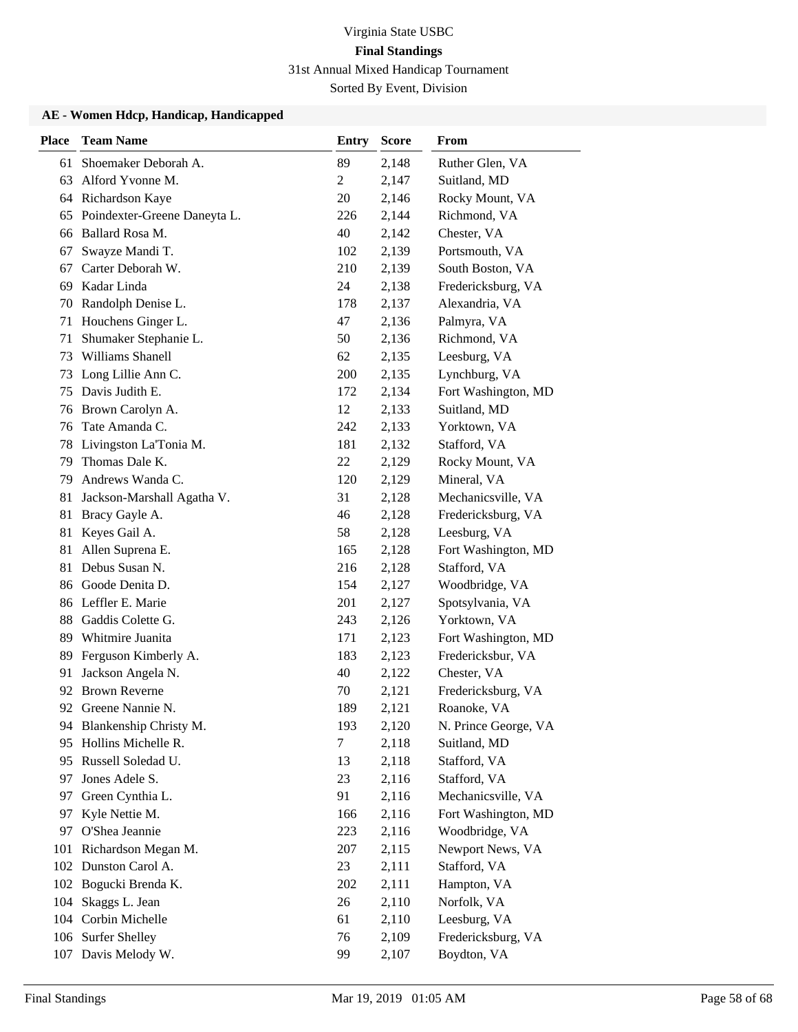Virginia State USBC

**Final Standings**

31st Annual Mixed Handicap Tournament

Sorted By Event, Division

### AE - Women Hdcp, Handicap, Handicapped

| Place | Team Name | Entry | Score | From |
|---|---|---|---|---|
| 61 | Shoemaker Deborah A. | 89 | 2,148 | Ruther Glen, VA |
| 63 | Alford Yvonne M. | 2 | 2,147 | Suitland, MD |
| 64 | Richardson Kaye | 20 | 2,146 | Rocky Mount, VA |
| 65 | Poindexter-Greene Daneyta L. | 226 | 2,144 | Richmond, VA |
| 66 | Ballard Rosa M. | 40 | 2,142 | Chester, VA |
| 67 | Swayze Mandi T. | 102 | 2,139 | Portsmouth, VA |
| 67 | Carter Deborah W. | 210 | 2,139 | South Boston, VA |
| 69 | Kadar Linda | 24 | 2,138 | Fredericksburg, VA |
| 70 | Randolph Denise L. | 178 | 2,137 | Alexandria, VA |
| 71 | Houchens Ginger L. | 47 | 2,136 | Palmyra, VA |
| 71 | Shumaker Stephanie L. | 50 | 2,136 | Richmond, VA |
| 73 | Williams Shanell | 62 | 2,135 | Leesburg, VA |
| 73 | Long Lillie Ann C. | 200 | 2,135 | Lynchburg, VA |
| 75 | Davis Judith E. | 172 | 2,134 | Fort Washington, MD |
| 76 | Brown Carolyn A. | 12 | 2,133 | Suitland, MD |
| 76 | Tate Amanda C. | 242 | 2,133 | Yorktown, VA |
| 78 | Livingston La'Tonia M. | 181 | 2,132 | Stafford, VA |
| 79 | Thomas Dale K. | 22 | 2,129 | Rocky Mount, VA |
| 79 | Andrews Wanda C. | 120 | 2,129 | Mineral, VA |
| 81 | Jackson-Marshall Agatha V. | 31 | 2,128 | Mechanicsville, VA |
| 81 | Bracy Gayle A. | 46 | 2,128 | Fredericksburg, VA |
| 81 | Keyes Gail A. | 58 | 2,128 | Leesburg, VA |
| 81 | Allen Suprena E. | 165 | 2,128 | Fort Washington, MD |
| 81 | Debus Susan N. | 216 | 2,128 | Stafford, VA |
| 86 | Goode Denita D. | 154 | 2,127 | Woodbridge, VA |
| 86 | Leffler E. Marie | 201 | 2,127 | Spotsylvania, VA |
| 88 | Gaddis Colette G. | 243 | 2,126 | Yorktown, VA |
| 89 | Whitmire Juanita | 171 | 2,123 | Fort Washington, MD |
| 89 | Ferguson Kimberly A. | 183 | 2,123 | Fredericksbur, VA |
| 91 | Jackson Angela N. | 40 | 2,122 | Chester, VA |
| 92 | Brown Reverne | 70 | 2,121 | Fredericksburg, VA |
| 92 | Greene Nannie N. | 189 | 2,121 | Roanoke, VA |
| 94 | Blankenship Christy M. | 193 | 2,120 | N. Prince George, VA |
| 95 | Hollins Michelle R. | 7 | 2,118 | Suitland, MD |
| 95 | Russell Soledad U. | 13 | 2,118 | Stafford, VA |
| 97 | Jones Adele S. | 23 | 2,116 | Stafford, VA |
| 97 | Green Cynthia L. | 91 | 2,116 | Mechanicsville, VA |
| 97 | Kyle Nettie M. | 166 | 2,116 | Fort Washington, MD |
| 97 | O'Shea Jeannie | 223 | 2,116 | Woodbridge, VA |
| 101 | Richardson Megan M. | 207 | 2,115 | Newport News, VA |
| 102 | Dunston Carol A. | 23 | 2,111 | Stafford, VA |
| 102 | Bogucki Brenda K. | 202 | 2,111 | Hampton, VA |
| 104 | Skaggs L. Jean | 26 | 2,110 | Norfolk, VA |
| 104 | Corbin Michelle | 61 | 2,110 | Leesburg, VA |
| 106 | Surfer Shelley | 76 | 2,109 | Fredericksburg, VA |
| 107 | Davis Melody W. | 99 | 2,107 | Boydton, VA |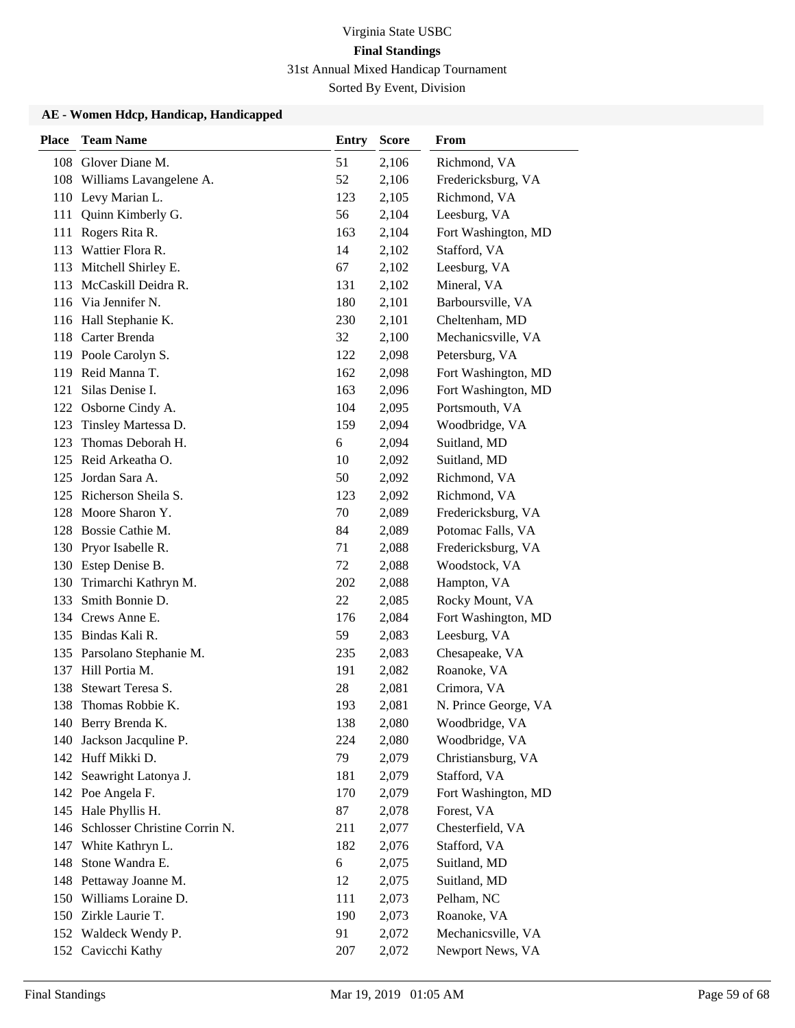Virginia State USBC

**Final Standings**

31st Annual Mixed Handicap Tournament

Sorted By Event, Division

### AE - Women Hdcp, Handicap, Handicapped

| Place | Team Name | Entry | Score | From |
|---|---|---|---|---|
| 108 | Glover Diane M. | 51 | 2,106 | Richmond, VA |
| 108 | Williams Lavangelene A. | 52 | 2,106 | Fredericksburg, VA |
| 110 | Levy Marian L. | 123 | 2,105 | Richmond, VA |
| 111 | Quinn Kimberly G. | 56 | 2,104 | Leesburg, VA |
| 111 | Rogers Rita R. | 163 | 2,104 | Fort Washington, MD |
| 113 | Wattier Flora R. | 14 | 2,102 | Stafford, VA |
| 113 | Mitchell Shirley E. | 67 | 2,102 | Leesburg, VA |
| 113 | McCaskill Deidra R. | 131 | 2,102 | Mineral, VA |
| 116 | Via Jennifer N. | 180 | 2,101 | Barboursville, VA |
| 116 | Hall Stephanie K. | 230 | 2,101 | Cheltenham, MD |
| 118 | Carter Brenda | 32 | 2,100 | Mechanicsville, VA |
| 119 | Poole Carolyn S. | 122 | 2,098 | Petersburg, VA |
| 119 | Reid Manna T. | 162 | 2,098 | Fort Washington, MD |
| 121 | Silas Denise I. | 163 | 2,096 | Fort Washington, MD |
| 122 | Osborne Cindy A. | 104 | 2,095 | Portsmouth, VA |
| 123 | Tinsley Martessa D. | 159 | 2,094 | Woodbridge, VA |
| 123 | Thomas Deborah H. | 6 | 2,094 | Suitland, MD |
| 125 | Reid Arkeatha O. | 10 | 2,092 | Suitland, MD |
| 125 | Jordan Sara A. | 50 | 2,092 | Richmond, VA |
| 125 | Richerson Sheila S. | 123 | 2,092 | Richmond, VA |
| 128 | Moore Sharon Y. | 70 | 2,089 | Fredericksburg, VA |
| 128 | Bossie Cathie M. | 84 | 2,089 | Potomac Falls, VA |
| 130 | Pryor Isabelle R. | 71 | 2,088 | Fredericksburg, VA |
| 130 | Estep Denise B. | 72 | 2,088 | Woodstock, VA |
| 130 | Trimarchi Kathryn M. | 202 | 2,088 | Hampton, VA |
| 133 | Smith Bonnie D. | 22 | 2,085 | Rocky Mount, VA |
| 134 | Crews Anne E. | 176 | 2,084 | Fort Washington, MD |
| 135 | Bindas Kali R. | 59 | 2,083 | Leesburg, VA |
| 135 | Parsolano Stephanie M. | 235 | 2,083 | Chesapeake, VA |
| 137 | Hill Portia M. | 191 | 2,082 | Roanoke, VA |
| 138 | Stewart Teresa S. | 28 | 2,081 | Crimora, VA |
| 138 | Thomas Robbie K. | 193 | 2,081 | N. Prince George, VA |
| 140 | Berry Brenda K. | 138 | 2,080 | Woodbridge, VA |
| 140 | Jackson Jacquline P. | 224 | 2,080 | Woodbridge, VA |
| 142 | Huff Mikki D. | 79 | 2,079 | Christiansburg, VA |
| 142 | Seawright Latonya J. | 181 | 2,079 | Stafford, VA |
| 142 | Poe Angela F. | 170 | 2,079 | Fort Washington, MD |
| 145 | Hale Phyllis H. | 87 | 2,078 | Forest, VA |
| 146 | Schlosser Christine Corrin N. | 211 | 2,077 | Chesterfield, VA |
| 147 | White Kathryn L. | 182 | 2,076 | Stafford, VA |
| 148 | Stone Wandra E. | 6 | 2,075 | Suitland, MD |
| 148 | Pettaway Joanne M. | 12 | 2,075 | Suitland, MD |
| 150 | Williams Loraine D. | 111 | 2,073 | Pelham, NC |
| 150 | Zirkle Laurie T. | 190 | 2,073 | Roanoke, VA |
| 152 | Waldeck Wendy P. | 91 | 2,072 | Mechanicsville, VA |
| 152 | Cavicchi Kathy | 207 | 2,072 | Newport News, VA |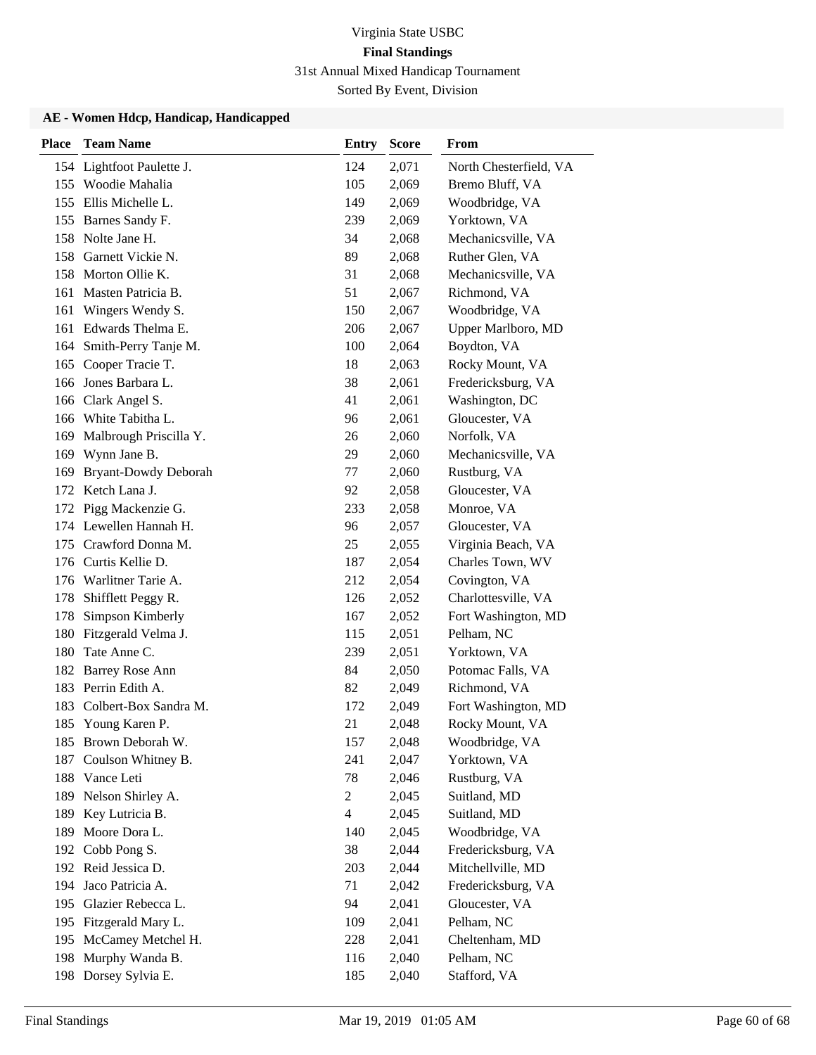Virginia State USBC

**Final Standings**

31st Annual Mixed Handicap Tournament

Sorted By Event, Division

### AE - Women Hdcp, Handicap, Handicapped

| Place | Team Name | Entry | Score | From |
|---|---|---|---|---|
| 154 | Lightfoot Paulette J. | 124 | 2,071 | North Chesterfield, VA |
| 155 | Woodie Mahalia | 105 | 2,069 | Bremo Bluff, VA |
| 155 | Ellis Michelle L. | 149 | 2,069 | Woodbridge, VA |
| 155 | Barnes Sandy F. | 239 | 2,069 | Yorktown, VA |
| 158 | Nolte Jane H. | 34 | 2,068 | Mechanicsville, VA |
| 158 | Garnett Vickie N. | 89 | 2,068 | Ruther Glen, VA |
| 158 | Morton Ollie K. | 31 | 2,068 | Mechanicsville, VA |
| 161 | Masten Patricia B. | 51 | 2,067 | Richmond, VA |
| 161 | Wingers Wendy S. | 150 | 2,067 | Woodbridge, VA |
| 161 | Edwards Thelma E. | 206 | 2,067 | Upper Marlboro, MD |
| 164 | Smith-Perry Tanje M. | 100 | 2,064 | Boydton, VA |
| 165 | Cooper Tracie T. | 18 | 2,063 | Rocky Mount, VA |
| 166 | Jones Barbara L. | 38 | 2,061 | Fredericksburg, VA |
| 166 | Clark Angel S. | 41 | 2,061 | Washington, DC |
| 166 | White Tabitha L. | 96 | 2,061 | Gloucester, VA |
| 169 | Malbrough Priscilla Y. | 26 | 2,060 | Norfolk, VA |
| 169 | Wynn Jane B. | 29 | 2,060 | Mechanicsville, VA |
| 169 | Bryant-Dowdy Deborah | 77 | 2,060 | Rustburg, VA |
| 172 | Ketch Lana J. | 92 | 2,058 | Gloucester, VA |
| 172 | Pigg Mackenzie G. | 233 | 2,058 | Monroe, VA |
| 174 | Lewellen Hannah H. | 96 | 2,057 | Gloucester, VA |
| 175 | Crawford Donna M. | 25 | 2,055 | Virginia Beach, VA |
| 176 | Curtis Kellie D. | 187 | 2,054 | Charles Town, WV |
| 176 | Warlitner Tarie A. | 212 | 2,054 | Covington, VA |
| 178 | Shifflett Peggy R. | 126 | 2,052 | Charlottesville, VA |
| 178 | Simpson Kimberly | 167 | 2,052 | Fort Washington, MD |
| 180 | Fitzgerald Velma J. | 115 | 2,051 | Pelham, NC |
| 180 | Tate Anne C. | 239 | 2,051 | Yorktown, VA |
| 182 | Barrey Rose Ann | 84 | 2,050 | Potomac Falls, VA |
| 183 | Perrin Edith A. | 82 | 2,049 | Richmond, VA |
| 183 | Colbert-Box Sandra M. | 172 | 2,049 | Fort Washington, MD |
| 185 | Young Karen P. | 21 | 2,048 | Rocky Mount, VA |
| 185 | Brown Deborah W. | 157 | 2,048 | Woodbridge, VA |
| 187 | Coulson Whitney B. | 241 | 2,047 | Yorktown, VA |
| 188 | Vance Leti | 78 | 2,046 | Rustburg, VA |
| 189 | Nelson Shirley A. | 2 | 2,045 | Suitland, MD |
| 189 | Key Lutricia B. | 4 | 2,045 | Suitland, MD |
| 189 | Moore Dora L. | 140 | 2,045 | Woodbridge, VA |
| 192 | Cobb Pong S. | 38 | 2,044 | Fredericksburg, VA |
| 192 | Reid Jessica D. | 203 | 2,044 | Mitchellville, MD |
| 194 | Jaco Patricia A. | 71 | 2,042 | Fredericksburg, VA |
| 195 | Glazier Rebecca L. | 94 | 2,041 | Gloucester, VA |
| 195 | Fitzgerald Mary L. | 109 | 2,041 | Pelham, NC |
| 195 | McCamey Metchel H. | 228 | 2,041 | Cheltenham, MD |
| 198 | Murphy Wanda B. | 116 | 2,040 | Pelham, NC |
| 198 | Dorsey Sylvia E. | 185 | 2,040 | Stafford, VA |

Final Standings | Mar 19, 2019 01:05 AM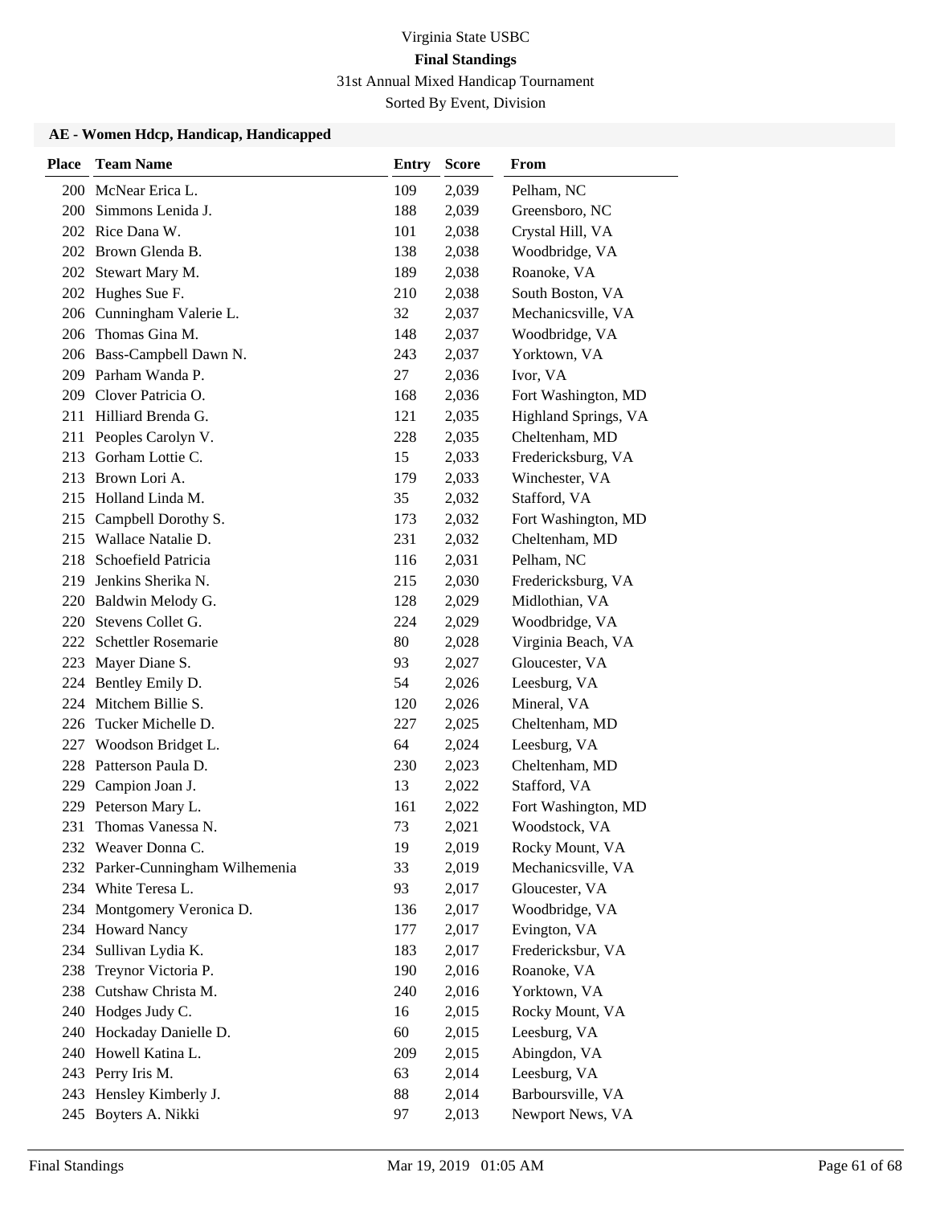# Virginia State USBC

## Final Standings

31st Annual Mixed Handicap Tournament

Sorted By Event, Division

### AE - Women Hdcp, Handicap, Handicapped

| Place | Team Name | Entry | Score | From |
|---|---|---|---|---|
| 200 | McNear Erica L. | 109 | 2,039 | Pelham, NC |
| 200 | Simmons Lenida J. | 188 | 2,039 | Greensboro, NC |
| 202 | Rice Dana W. | 101 | 2,038 | Crystal Hill, VA |
| 202 | Brown Glenda B. | 138 | 2,038 | Woodbridge, VA |
| 202 | Stewart Mary M. | 189 | 2,038 | Roanoke, VA |
| 202 | Hughes Sue F. | 210 | 2,038 | South Boston, VA |
| 206 | Cunningham Valerie L. | 32 | 2,037 | Mechanicsville, VA |
| 206 | Thomas Gina M. | 148 | 2,037 | Woodbridge, VA |
| 206 | Bass-Campbell Dawn N. | 243 | 2,037 | Yorktown, VA |
| 209 | Parham Wanda P. | 27 | 2,036 | Ivor, VA |
| 209 | Clover Patricia O. | 168 | 2,036 | Fort Washington, MD |
| 211 | Hilliard Brenda G. | 121 | 2,035 | Highland Springs, VA |
| 211 | Peoples Carolyn V. | 228 | 2,035 | Cheltenham, MD |
| 213 | Gorham Lottie C. | 15 | 2,033 | Fredericksburg, VA |
| 213 | Brown Lori A. | 179 | 2,033 | Winchester, VA |
| 215 | Holland Linda M. | 35 | 2,032 | Stafford, VA |
| 215 | Campbell Dorothy S. | 173 | 2,032 | Fort Washington, MD |
| 215 | Wallace Natalie D. | 231 | 2,032 | Cheltenham, MD |
| 218 | Schoefield Patricia | 116 | 2,031 | Pelham, NC |
| 219 | Jenkins Sherika N. | 215 | 2,030 | Fredericksburg, VA |
| 220 | Baldwin Melody G. | 128 | 2,029 | Midlothian, VA |
| 220 | Stevens Collet G. | 224 | 2,029 | Woodbridge, VA |
| 222 | Schettler Rosemarie | 80 | 2,028 | Virginia Beach, VA |
| 223 | Mayer Diane S. | 93 | 2,027 | Gloucester, VA |
| 224 | Bentley Emily D. | 54 | 2,026 | Leesburg, VA |
| 224 | Mitchem Billie S. | 120 | 2,026 | Mineral, VA |
| 226 | Tucker Michelle D. | 227 | 2,025 | Cheltenham, MD |
| 227 | Woodson Bridget L. | 64 | 2,024 | Leesburg, VA |
| 228 | Patterson Paula D. | 230 | 2,023 | Cheltenham, MD |
| 229 | Campion Joan J. | 13 | 2,022 | Stafford, VA |
| 229 | Peterson Mary L. | 161 | 2,022 | Fort Washington, MD |
| 231 | Thomas Vanessa N. | 73 | 2,021 | Woodstock, VA |
| 232 | Weaver Donna C. | 19 | 2,019 | Rocky Mount, VA |
| 232 | Parker-Cunningham Wilhemenia | 33 | 2,019 | Mechanicsville, VA |
| 234 | White Teresa L. | 93 | 2,017 | Gloucester, VA |
| 234 | Montgomery Veronica D. | 136 | 2,017 | Woodbridge, VA |
| 234 | Howard Nancy | 177 | 2,017 | Evington, VA |
| 234 | Sullivan Lydia K. | 183 | 2,017 | Fredericksbur, VA |
| 238 | Treynor Victoria P. | 190 | 2,016 | Roanoke, VA |
| 238 | Cutshaw Christa M. | 240 | 2,016 | Yorktown, VA |
| 240 | Hodges Judy C. | 16 | 2,015 | Rocky Mount, VA |
| 240 | Hockaday Danielle D. | 60 | 2,015 | Leesburg, VA |
| 240 | Howell Katina L. | 209 | 2,015 | Abingdon, VA |
| 243 | Perry Iris M. | 63 | 2,014 | Leesburg, VA |
| 243 | Hensley Kimberly J. | 88 | 2,014 | Barboursville, VA |
| 245 | Boyters A. Nikki | 97 | 2,013 | Newport News, VA |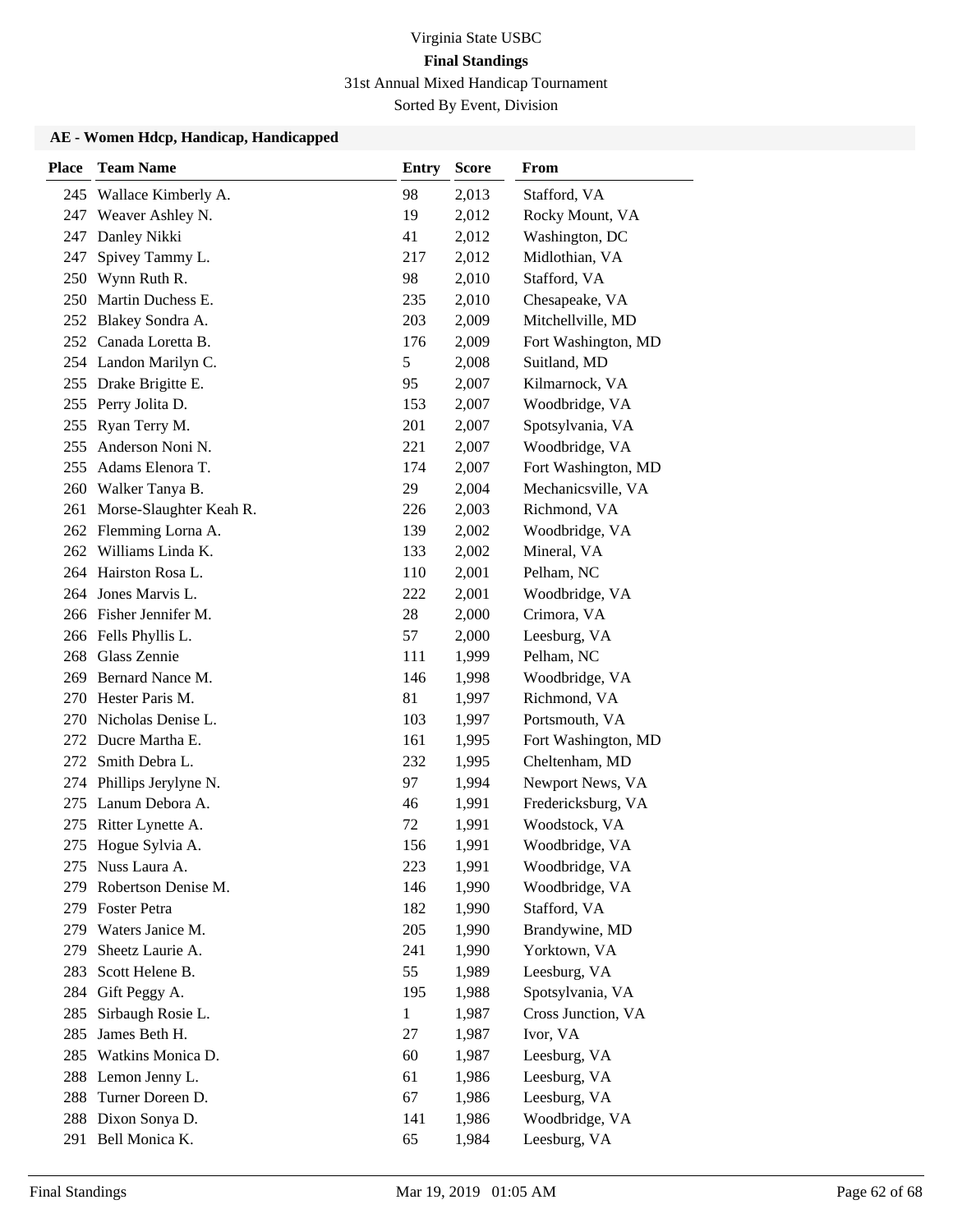# Virginia State USBC

## Final Standings

31st Annual Mixed Handicap Tournament

Sorted By Event, Division

### AE - Women Hdcp, Handicap, Handicapped

| Place | Team Name | Entry | Score | From |
|---|---|---|---|---|
| 245 | Wallace Kimberly A. | 98 | 2,013 | Stafford, VA |
| 247 | Weaver Ashley N. | 19 | 2,012 | Rocky Mount, VA |
| 247 | Danley Nikki | 41 | 2,012 | Washington, DC |
| 247 | Spivey Tammy L. | 217 | 2,012 | Midlothian, VA |
| 250 | Wynn Ruth R. | 98 | 2,010 | Stafford, VA |
| 250 | Martin Duchess E. | 235 | 2,010 | Chesapeake, VA |
| 252 | Blakey Sondra A. | 203 | 2,009 | Mitchellville, MD |
| 252 | Canada Loretta B. | 176 | 2,009 | Fort Washington, MD |
| 254 | Landon Marilyn C. | 5 | 2,008 | Suitland, MD |
| 255 | Drake Brigitte E. | 95 | 2,007 | Kilmarnock, VA |
| 255 | Perry Jolita D. | 153 | 2,007 | Woodbridge, VA |
| 255 | Ryan Terry M. | 201 | 2,007 | Spotsylvania, VA |
| 255 | Anderson Noni N. | 221 | 2,007 | Woodbridge, VA |
| 255 | Adams Elenora T. | 174 | 2,007 | Fort Washington, MD |
| 260 | Walker Tanya B. | 29 | 2,004 | Mechanicsville, VA |
| 261 | Morse-Slaughter Keah R. | 226 | 2,003 | Richmond, VA |
| 262 | Flemming Lorna A. | 139 | 2,002 | Woodbridge, VA |
| 262 | Williams Linda K. | 133 | 2,002 | Mineral, VA |
| 264 | Hairston Rosa L. | 110 | 2,001 | Pelham, NC |
| 264 | Jones Marvis L. | 222 | 2,001 | Woodbridge, VA |
| 266 | Fisher Jennifer M. | 28 | 2,000 | Crimora, VA |
| 266 | Fells Phyllis L. | 57 | 2,000 | Leesburg, VA |
| 268 | Glass Zennie | 111 | 1,999 | Pelham, NC |
| 269 | Bernard Nance M. | 146 | 1,998 | Woodbridge, VA |
| 270 | Hester Paris M. | 81 | 1,997 | Richmond, VA |
| 270 | Nicholas Denise L. | 103 | 1,997 | Portsmouth, VA |
| 272 | Ducre Martha E. | 161 | 1,995 | Fort Washington, MD |
| 272 | Smith Debra L. | 232 | 1,995 | Cheltenham, MD |
| 274 | Phillips Jerylyne N. | 97 | 1,994 | Newport News, VA |
| 275 | Lanum Debora A. | 46 | 1,991 | Fredericksburg, VA |
| 275 | Ritter Lynette A. | 72 | 1,991 | Woodstock, VA |
| 275 | Hogue Sylvia A. | 156 | 1,991 | Woodbridge, VA |
| 275 | Nuss Laura A. | 223 | 1,991 | Woodbridge, VA |
| 279 | Robertson Denise M. | 146 | 1,990 | Woodbridge, VA |
| 279 | Foster Petra | 182 | 1,990 | Stafford, VA |
| 279 | Waters Janice M. | 205 | 1,990 | Brandywine, MD |
| 279 | Sheetz Laurie A. | 241 | 1,990 | Yorktown, VA |
| 283 | Scott Helene B. | 55 | 1,989 | Leesburg, VA |
| 284 | Gift Peggy A. | 195 | 1,988 | Spotsylvania, VA |
| 285 | Sirbaugh Rosie L. | 1 | 1,987 | Cross Junction, VA |
| 285 | James Beth H. | 27 | 1,987 | Ivor, VA |
| 285 | Watkins Monica D. | 60 | 1,987 | Leesburg, VA |
| 288 | Lemon Jenny L. | 61 | 1,986 | Leesburg, VA |
| 288 | Turner Doreen D. | 67 | 1,986 | Leesburg, VA |
| 288 | Dixon Sonya D. | 141 | 1,986 | Woodbridge, VA |
| 291 | Bell Monica K. | 65 | 1,984 | Leesburg, VA |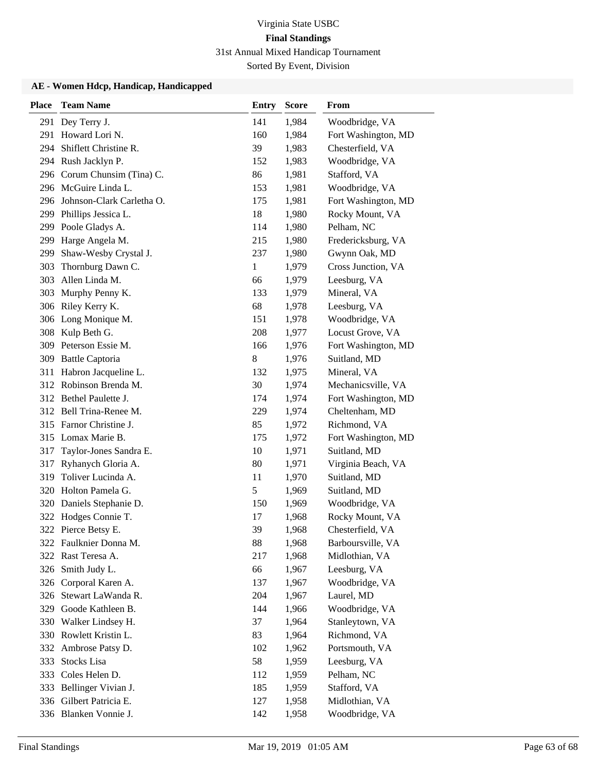# Virginia State USBC

## Final Standings

31st Annual Mixed Handicap Tournament

Sorted By Event, Division

### AE - Women Hdcp, Handicap, Handicapped

| Place | Team Name | Entry | Score | From |
|---|---|---|---|---|
| 291 | Dey Terry J. | 141 | 1,984 | Woodbridge, VA |
| 291 | Howard Lori N. | 160 | 1,984 | Fort Washington, MD |
| 294 | Shiflett Christine R. | 39 | 1,983 | Chesterfield, VA |
| 294 | Rush Jacklyn P. | 152 | 1,983 | Woodbridge, VA |
| 296 | Corum Chunsim (Tina) C. | 86 | 1,981 | Stafford, VA |
| 296 | McGuire Linda L. | 153 | 1,981 | Woodbridge, VA |
| 296 | Johnson-Clark Carletha O. | 175 | 1,981 | Fort Washington, MD |
| 299 | Phillips Jessica L. | 18 | 1,980 | Rocky Mount, VA |
| 299 | Poole Gladys A. | 114 | 1,980 | Pelham, NC |
| 299 | Harge Angela M. | 215 | 1,980 | Fredericksburg, VA |
| 299 | Shaw-Wesby Crystal J. | 237 | 1,980 | Gwynn Oak, MD |
| 303 | Thornburg Dawn C. | 1 | 1,979 | Cross Junction, VA |
| 303 | Allen Linda M. | 66 | 1,979 | Leesburg, VA |
| 303 | Murphy Penny K. | 133 | 1,979 | Mineral, VA |
| 306 | Riley Kerry K. | 68 | 1,978 | Leesburg, VA |
| 306 | Long Monique M. | 151 | 1,978 | Woodbridge, VA |
| 308 | Kulp Beth G. | 208 | 1,977 | Locust Grove, VA |
| 309 | Peterson Essie M. | 166 | 1,976 | Fort Washington, MD |
| 309 | Battle Captoria | 8 | 1,976 | Suitland, MD |
| 311 | Habron Jacqueline L. | 132 | 1,975 | Mineral, VA |
| 312 | Robinson Brenda M. | 30 | 1,974 | Mechanicsville, VA |
| 312 | Bethel Paulette J. | 174 | 1,974 | Fort Washington, MD |
| 312 | Bell Trina-Renee M. | 229 | 1,974 | Cheltenham, MD |
| 315 | Farnor Christine J. | 85 | 1,972 | Richmond, VA |
| 315 | Lomax Marie B. | 175 | 1,972 | Fort Washington, MD |
| 317 | Taylor-Jones Sandra E. | 10 | 1,971 | Suitland, MD |
| 317 | Ryhanych Gloria A. | 80 | 1,971 | Virginia Beach, VA |
| 319 | Toliver Lucinda A. | 11 | 1,970 | Suitland, MD |
| 320 | Holton Pamela G. | 5 | 1,969 | Suitland, MD |
| 320 | Daniels Stephanie D. | 150 | 1,969 | Woodbridge, VA |
| 322 | Hodges Connie T. | 17 | 1,968 | Rocky Mount, VA |
| 322 | Pierce Betsy E. | 39 | 1,968 | Chesterfield, VA |
| 322 | Faulknier Donna M. | 88 | 1,968 | Barboursville, VA |
| 322 | Rast Teresa A. | 217 | 1,968 | Midlothian, VA |
| 326 | Smith Judy L. | 66 | 1,967 | Leesburg, VA |
| 326 | Corporal Karen A. | 137 | 1,967 | Woodbridge, VA |
| 326 | Stewart LaWanda R. | 204 | 1,967 | Laurel, MD |
| 329 | Goode Kathleen B. | 144 | 1,966 | Woodbridge, VA |
| 330 | Walker Lindsey H. | 37 | 1,964 | Stanleytown, VA |
| 330 | Rowlett Kristin L. | 83 | 1,964 | Richmond, VA |
| 332 | Ambrose Patsy D. | 102 | 1,962 | Portsmouth, VA |
| 333 | Stocks Lisa | 58 | 1,959 | Leesburg, VA |
| 333 | Coles Helen D. | 112 | 1,959 | Pelham, NC |
| 333 | Bellinger Vivian J. | 185 | 1,959 | Stafford, VA |
| 336 | Gilbert Patricia E. | 127 | 1,958 | Midlothian, VA |
| 336 | Blanken Vonnie J. | 142 | 1,958 | Woodbridge, VA |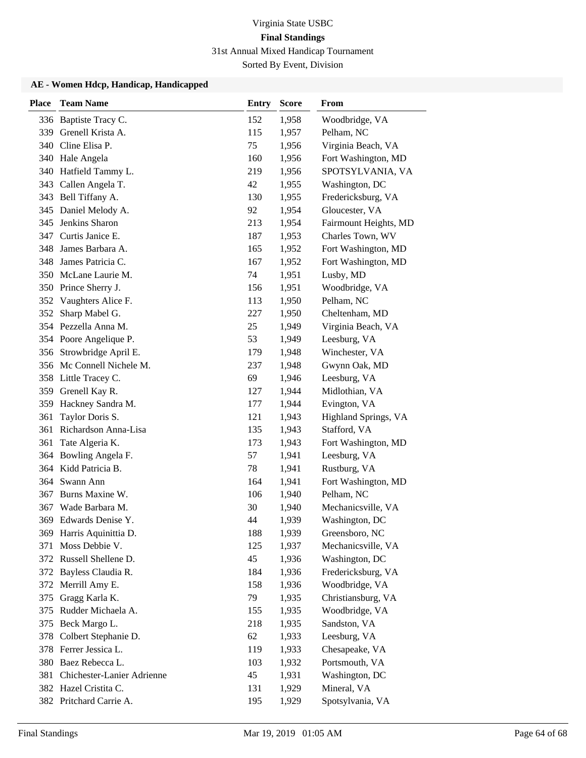Virginia State USBC

**Final Standings**

31st Annual Mixed Handicap Tournament

Sorted By Event, Division

### AE - Women Hdcp, Handicap, Handicapped

| Place | Team Name | Entry | Score | From |
|---|---|---|---|---|
| 336 | Baptiste Tracy C. | 152 | 1,958 | Woodbridge, VA |
| 339 | Grenell Krista A. | 115 | 1,957 | Pelham, NC |
| 340 | Cline Elisa P. | 75 | 1,956 | Virginia Beach, VA |
| 340 | Hale Angela | 160 | 1,956 | Fort Washington, MD |
| 340 | Hatfield Tammy L. | 219 | 1,956 | SPOTSYLVANIA, VA |
| 343 | Callen Angela T. | 42 | 1,955 | Washington, DC |
| 343 | Bell Tiffany A. | 130 | 1,955 | Fredericksburg, VA |
| 345 | Daniel Melody A. | 92 | 1,954 | Gloucester, VA |
| 345 | Jenkins Sharon | 213 | 1,954 | Fairmount Heights, MD |
| 347 | Curtis Janice E. | 187 | 1,953 | Charles Town, WV |
| 348 | James Barbara A. | 165 | 1,952 | Fort Washington, MD |
| 348 | James Patricia C. | 167 | 1,952 | Fort Washington, MD |
| 350 | McLane Laurie M. | 74 | 1,951 | Lusby, MD |
| 350 | Prince Sherry J. | 156 | 1,951 | Woodbridge, VA |
| 352 | Vaughters Alice F. | 113 | 1,950 | Pelham, NC |
| 352 | Sharp Mabel G. | 227 | 1,950 | Cheltenham, MD |
| 354 | Pezzella Anna M. | 25 | 1,949 | Virginia Beach, VA |
| 354 | Poore Angelique P. | 53 | 1,949 | Leesburg, VA |
| 356 | Strowbridge April E. | 179 | 1,948 | Winchester, VA |
| 356 | Mc Connell Nichele M. | 237 | 1,948 | Gwynn Oak, MD |
| 358 | Little Tracey C. | 69 | 1,946 | Leesburg, VA |
| 359 | Grenell Kay R. | 127 | 1,944 | Midlothian, VA |
| 359 | Hackney Sandra M. | 177 | 1,944 | Evington, VA |
| 361 | Taylor Doris S. | 121 | 1,943 | Highland Springs, VA |
| 361 | Richardson Anna-Lisa | 135 | 1,943 | Stafford, VA |
| 361 | Tate Algeria K. | 173 | 1,943 | Fort Washington, MD |
| 364 | Bowling Angela F. | 57 | 1,941 | Leesburg, VA |
| 364 | Kidd Patricia B. | 78 | 1,941 | Rustburg, VA |
| 364 | Swann Ann | 164 | 1,941 | Fort Washington, MD |
| 367 | Burns Maxine W. | 106 | 1,940 | Pelham, NC |
| 367 | Wade Barbara M. | 30 | 1,940 | Mechanicsville, VA |
| 369 | Edwards Denise Y. | 44 | 1,939 | Washington, DC |
| 369 | Harris Aquinittia D. | 188 | 1,939 | Greensboro, NC |
| 371 | Moss Debbie V. | 125 | 1,937 | Mechanicsville, VA |
| 372 | Russell Shellene D. | 45 | 1,936 | Washington, DC |
| 372 | Bayless Claudia R. | 184 | 1,936 | Fredericksburg, VA |
| 372 | Merrill Amy E. | 158 | 1,936 | Woodbridge, VA |
| 375 | Gragg Karla K. | 79 | 1,935 | Christiansburg, VA |
| 375 | Rudder Michaela A. | 155 | 1,935 | Woodbridge, VA |
| 375 | Beck Margo L. | 218 | 1,935 | Sandston, VA |
| 378 | Colbert Stephanie D. | 62 | 1,933 | Leesburg, VA |
| 378 | Ferrer Jessica L. | 119 | 1,933 | Chesapeake, VA |
| 380 | Baez Rebecca L. | 103 | 1,932 | Portsmouth, VA |
| 381 | Chichester-Lanier Adrienne | 45 | 1,931 | Washington, DC |
| 382 | Hazel Cristita C. | 131 | 1,929 | Mineral, VA |
| 382 | Pritchard Carrie A. | 195 | 1,929 | Spotsylvania, VA |

Final Standings Mar 19, 2019 01:05 AM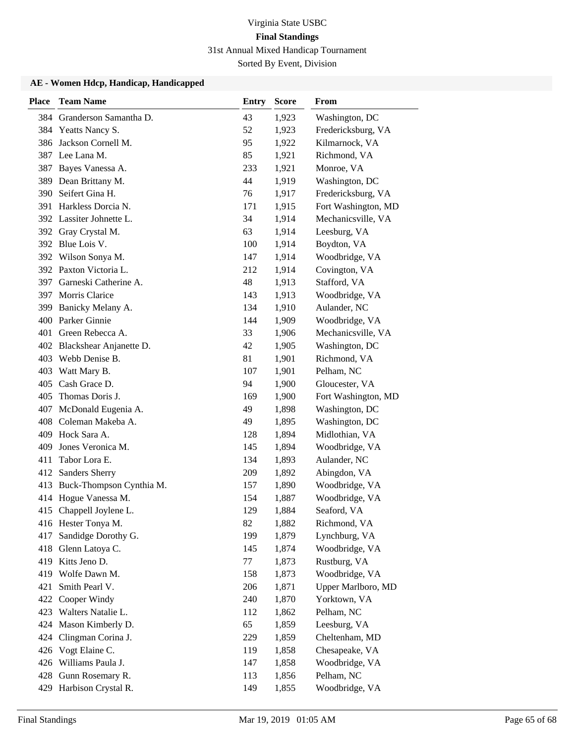Virginia State USBC

**Final Standings**

31st Annual Mixed Handicap Tournament

Sorted By Event, Division

### AE - Women Hdcp, Handicap, Handicapped

| Place | Team Name | Entry | Score | From |
|---|---|---|---|---|
| 384 | Granderson Samantha D. | 43 | 1,923 | Washington, DC |
| 384 | Yeatts Nancy S. | 52 | 1,923 | Fredericksburg, VA |
| 386 | Jackson Cornell M. | 95 | 1,922 | Kilmarnock, VA |
| 387 | Lee Lana M. | 85 | 1,921 | Richmond, VA |
| 387 | Bayes Vanessa A. | 233 | 1,921 | Monroe, VA |
| 389 | Dean Brittany M. | 44 | 1,919 | Washington, DC |
| 390 | Seifert Gina H. | 76 | 1,917 | Fredericksburg, VA |
| 391 | Harkless Dorcia N. | 171 | 1,915 | Fort Washington, MD |
| 392 | Lassiter Johnette L. | 34 | 1,914 | Mechanicsville, VA |
| 392 | Gray Crystal M. | 63 | 1,914 | Leesburg, VA |
| 392 | Blue Lois V. | 100 | 1,914 | Boydton, VA |
| 392 | Wilson Sonya M. | 147 | 1,914 | Woodbridge, VA |
| 392 | Paxton Victoria L. | 212 | 1,914 | Covington, VA |
| 397 | Garneski Catherine A. | 48 | 1,913 | Stafford, VA |
| 397 | Morris Clarice | 143 | 1,913 | Woodbridge, VA |
| 399 | Banicky Melany A. | 134 | 1,910 | Aulander, NC |
| 400 | Parker Ginnie | 144 | 1,909 | Woodbridge, VA |
| 401 | Green Rebecca A. | 33 | 1,906 | Mechanicsville, VA |
| 402 | Blackshear Anjanette D. | 42 | 1,905 | Washington, DC |
| 403 | Webb Denise B. | 81 | 1,901 | Richmond, VA |
| 403 | Watt Mary B. | 107 | 1,901 | Pelham, NC |
| 405 | Cash Grace D. | 94 | 1,900 | Gloucester, VA |
| 405 | Thomas Doris J. | 169 | 1,900 | Fort Washington, MD |
| 407 | McDonald Eugenia A. | 49 | 1,898 | Washington, DC |
| 408 | Coleman Makeba A. | 49 | 1,895 | Washington, DC |
| 409 | Hock Sara A. | 128 | 1,894 | Midlothian, VA |
| 409 | Jones Veronica M. | 145 | 1,894 | Woodbridge, VA |
| 411 | Tabor Lora E. | 134 | 1,893 | Aulander, NC |
| 412 | Sanders Sherry | 209 | 1,892 | Abingdon, VA |
| 413 | Buck-Thompson Cynthia M. | 157 | 1,890 | Woodbridge, VA |
| 414 | Hogue Vanessa M. | 154 | 1,887 | Woodbridge, VA |
| 415 | Chappell Joylene L. | 129 | 1,884 | Seaford, VA |
| 416 | Hester Tonya M. | 82 | 1,882 | Richmond, VA |
| 417 | Sandidge Dorothy G. | 199 | 1,879 | Lynchburg, VA |
| 418 | Glenn Latoya C. | 145 | 1,874 | Woodbridge, VA |
| 419 | Kitts Jeno D. | 77 | 1,873 | Rustburg, VA |
| 419 | Wolfe Dawn M. | 158 | 1,873 | Woodbridge, VA |
| 421 | Smith Pearl V. | 206 | 1,871 | Upper Marlboro, MD |
| 422 | Cooper Windy | 240 | 1,870 | Yorktown, VA |
| 423 | Walters Natalie L. | 112 | 1,862 | Pelham, NC |
| 424 | Mason Kimberly D. | 65 | 1,859 | Leesburg, VA |
| 424 | Clingman Corina J. | 229 | 1,859 | Cheltenham, MD |
| 426 | Vogt Elaine C. | 119 | 1,858 | Chesapeake, VA |
| 426 | Williams Paula J. | 147 | 1,858 | Woodbridge, VA |
| 428 | Gunn Rosemary R. | 113 | 1,856 | Pelham, NC |
| 429 | Harbison Crystal R. | 149 | 1,855 | Woodbridge, VA |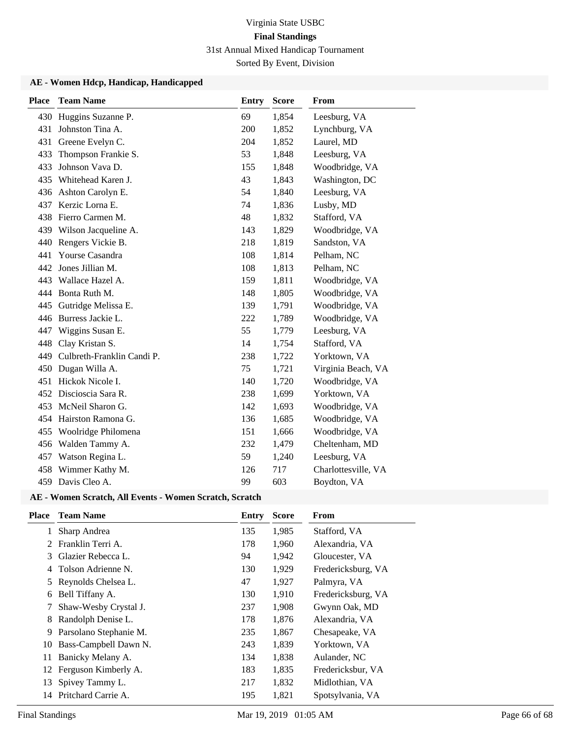# Virginia State USBC

## Final Standings

31st Annual Mixed Handicap Tournament

Sorted By Event, Division

### AE - Women Hdcp, Handicap, Handicapped

| Place | Team Name | Entry | Score | From |
|---|---|---|---|---|
| 430 | Huggins Suzanne P. | 69 | 1,854 | Leesburg, VA |
| 431 | Johnston Tina A. | 200 | 1,852 | Lynchburg, VA |
| 431 | Greene Evelyn C. | 204 | 1,852 | Laurel, MD |
| 433 | Thompson Frankie S. | 53 | 1,848 | Leesburg, VA |
| 433 | Johnson Vava D. | 155 | 1,848 | Woodbridge, VA |
| 435 | Whitehead Karen J. | 43 | 1,843 | Washington, DC |
| 436 | Ashton Carolyn E. | 54 | 1,840 | Leesburg, VA |
| 437 | Kerzic Lorna E. | 74 | 1,836 | Lusby, MD |
| 438 | Fierro Carmen M. | 48 | 1,832 | Stafford, VA |
| 439 | Wilson Jacqueline A. | 143 | 1,829 | Woodbridge, VA |
| 440 | Rengers Vickie B. | 218 | 1,819 | Sandston, VA |
| 441 | Yourse Casandra | 108 | 1,814 | Pelham, NC |
| 442 | Jones Jillian M. | 108 | 1,813 | Pelham, NC |
| 443 | Wallace Hazel A. | 159 | 1,811 | Woodbridge, VA |
| 444 | Bonta Ruth M. | 148 | 1,805 | Woodbridge, VA |
| 445 | Gutridge Melissa E. | 139 | 1,791 | Woodbridge, VA |
| 446 | Burress Jackie L. | 222 | 1,789 | Woodbridge, VA |
| 447 | Wiggins Susan E. | 55 | 1,779 | Leesburg, VA |
| 448 | Clay Kristan S. | 14 | 1,754 | Stafford, VA |
| 449 | Culbreth-Franklin Candi P. | 238 | 1,722 | Yorktown, VA |
| 450 | Dugan Willa A. | 75 | 1,721 | Virginia Beach, VA |
| 451 | Hickok Nicole I. | 140 | 1,720 | Woodbridge, VA |
| 452 | Discioscia Sara R. | 238 | 1,699 | Yorktown, VA |
| 453 | McNeil Sharon G. | 142 | 1,693 | Woodbridge, VA |
| 454 | Hairston Ramona G. | 136 | 1,685 | Woodbridge, VA |
| 455 | Woolridge Philomena | 151 | 1,666 | Woodbridge, VA |
| 456 | Walden Tammy A. | 232 | 1,479 | Cheltenham, MD |
| 457 | Watson Regina L. | 59 | 1,240 | Leesburg, VA |
| 458 | Wimmer Kathy M. | 126 | 717 | Charlottesville, VA |
| 459 | Davis Cleo A. | 99 | 603 | Boydton, VA |

### AE - Women Scratch, All Events - Women Scratch, Scratch

| Place | Team Name | Entry | Score | From |
|---|---|---|---|---|
| 1 | Sharp Andrea | 135 | 1,985 | Stafford, VA |
| 2 | Franklin Terri A. | 178 | 1,960 | Alexandria, VA |
| 3 | Glazier Rebecca L. | 94 | 1,942 | Gloucester, VA |
| 4 | Tolson Adrienne N. | 130 | 1,929 | Fredericksburg, VA |
| 5 | Reynolds Chelsea L. | 47 | 1,927 | Palmyra, VA |
| 6 | Bell Tiffany A. | 130 | 1,910 | Fredericksburg, VA |
| 7 | Shaw-Wesby Crystal J. | 237 | 1,908 | Gwynn Oak, MD |
| 8 | Randolph Denise L. | 178 | 1,876 | Alexandria, VA |
| 9 | Parsolano Stephanie M. | 235 | 1,867 | Chesapeake, VA |
| 10 | Bass-Campbell Dawn N. | 243 | 1,839 | Yorktown, VA |
| 11 | Banicky Melany A. | 134 | 1,838 | Aulander, NC |
| 12 | Ferguson Kimberly A. | 183 | 1,835 | Fredericksbur, VA |
| 13 | Spivey Tammy L. | 217 | 1,832 | Midlothian, VA |
| 14 | Pritchard Carrie A. | 195 | 1,821 | Spotsylvania, VA |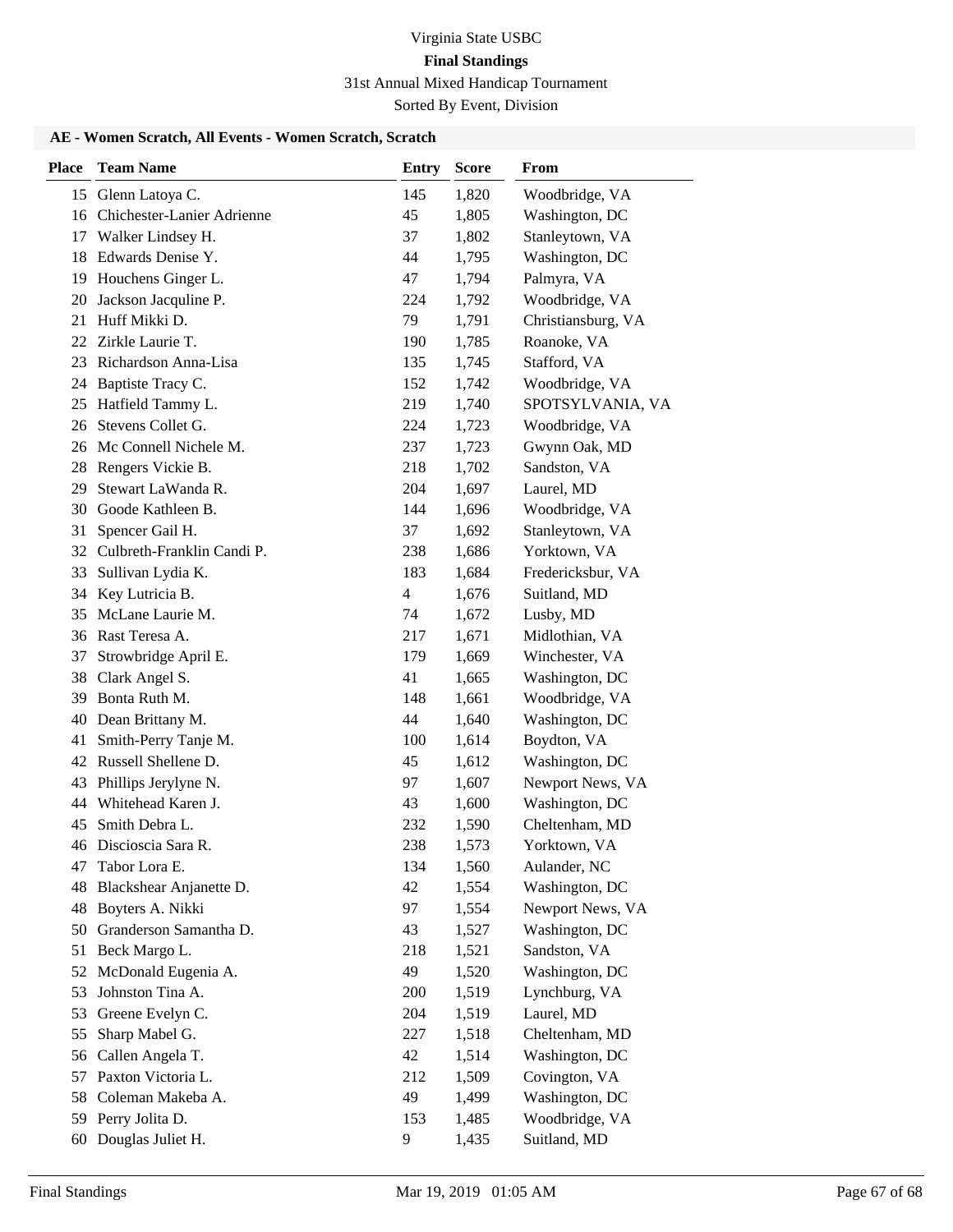# Virginia State USBC

## Final Standings

31st Annual Mixed Handicap Tournament

Sorted By Event, Division

### AE - Women Scratch, All Events - Women Scratch, Scratch

| Place | Team Name | Entry | Score | From |
|---|---|---|---|---|
| 15 | Glenn Latoya C. | 145 | 1,820 | Woodbridge, VA |
| 16 | Chichester-Lanier Adrienne | 45 | 1,805 | Washington, DC |
| 17 | Walker Lindsey H. | 37 | 1,802 | Stanleytown, VA |
| 18 | Edwards Denise Y. | 44 | 1,795 | Washington, DC |
| 19 | Houchens Ginger L. | 47 | 1,794 | Palmyra, VA |
| 20 | Jackson Jacquline P. | 224 | 1,792 | Woodbridge, VA |
| 21 | Huff Mikki D. | 79 | 1,791 | Christiansburg, VA |
| 22 | Zirkle Laurie T. | 190 | 1,785 | Roanoke, VA |
| 23 | Richardson Anna-Lisa | 135 | 1,745 | Stafford, VA |
| 24 | Baptiste Tracy C. | 152 | 1,742 | Woodbridge, VA |
| 25 | Hatfield Tammy L. | 219 | 1,740 | SPOTSYLVANIA, VA |
| 26 | Stevens Collet G. | 224 | 1,723 | Woodbridge, VA |
| 26 | Mc Connell Nichele M. | 237 | 1,723 | Gwynn Oak, MD |
| 28 | Rengers Vickie B. | 218 | 1,702 | Sandston, VA |
| 29 | Stewart LaWanda R. | 204 | 1,697 | Laurel, MD |
| 30 | Goode Kathleen B. | 144 | 1,696 | Woodbridge, VA |
| 31 | Spencer Gail H. | 37 | 1,692 | Stanleytown, VA |
| 32 | Culbreth-Franklin Candi P. | 238 | 1,686 | Yorktown, VA |
| 33 | Sullivan Lydia K. | 183 | 1,684 | Fredericksbur, VA |
| 34 | Key Lutricia B. | 4 | 1,676 | Suitland, MD |
| 35 | McLane Laurie M. | 74 | 1,672 | Lusby, MD |
| 36 | Rast Teresa A. | 217 | 1,671 | Midlothian, VA |
| 37 | Strowbridge April E. | 179 | 1,669 | Winchester, VA |
| 38 | Clark Angel S. | 41 | 1,665 | Washington, DC |
| 39 | Bonta Ruth M. | 148 | 1,661 | Woodbridge, VA |
| 40 | Dean Brittany M. | 44 | 1,640 | Washington, DC |
| 41 | Smith-Perry Tanje M. | 100 | 1,614 | Boydton, VA |
| 42 | Russell Shellene D. | 45 | 1,612 | Washington, DC |
| 43 | Phillips Jerylyne N. | 97 | 1,607 | Newport News, VA |
| 44 | Whitehead Karen J. | 43 | 1,600 | Washington, DC |
| 45 | Smith Debra L. | 232 | 1,590 | Cheltenham, MD |
| 46 | Discioscia Sara R. | 238 | 1,573 | Yorktown, VA |
| 47 | Tabor Lora E. | 134 | 1,560 | Aulander, NC |
| 48 | Blackshear Anjanette D. | 42 | 1,554 | Washington, DC |
| 48 | Boyters A. Nikki | 97 | 1,554 | Newport News, VA |
| 50 | Granderson Samantha D. | 43 | 1,527 | Washington, DC |
| 51 | Beck Margo L. | 218 | 1,521 | Sandston, VA |
| 52 | McDonald Eugenia A. | 49 | 1,520 | Washington, DC |
| 53 | Johnston Tina A. | 200 | 1,519 | Lynchburg, VA |
| 53 | Greene Evelyn C. | 204 | 1,519 | Laurel, MD |
| 55 | Sharp Mabel G. | 227 | 1,518 | Cheltenham, MD |
| 56 | Callen Angela T. | 42 | 1,514 | Washington, DC |
| 57 | Paxton Victoria L. | 212 | 1,509 | Covington, VA |
| 58 | Coleman Makeba A. | 49 | 1,499 | Washington, DC |
| 59 | Perry Jolita D. | 153 | 1,485 | Woodbridge, VA |
| 60 | Douglas Juliet H. | 9 | 1,435 | Suitland, MD |

Final Standings Mar 19, 2019 01:05 AM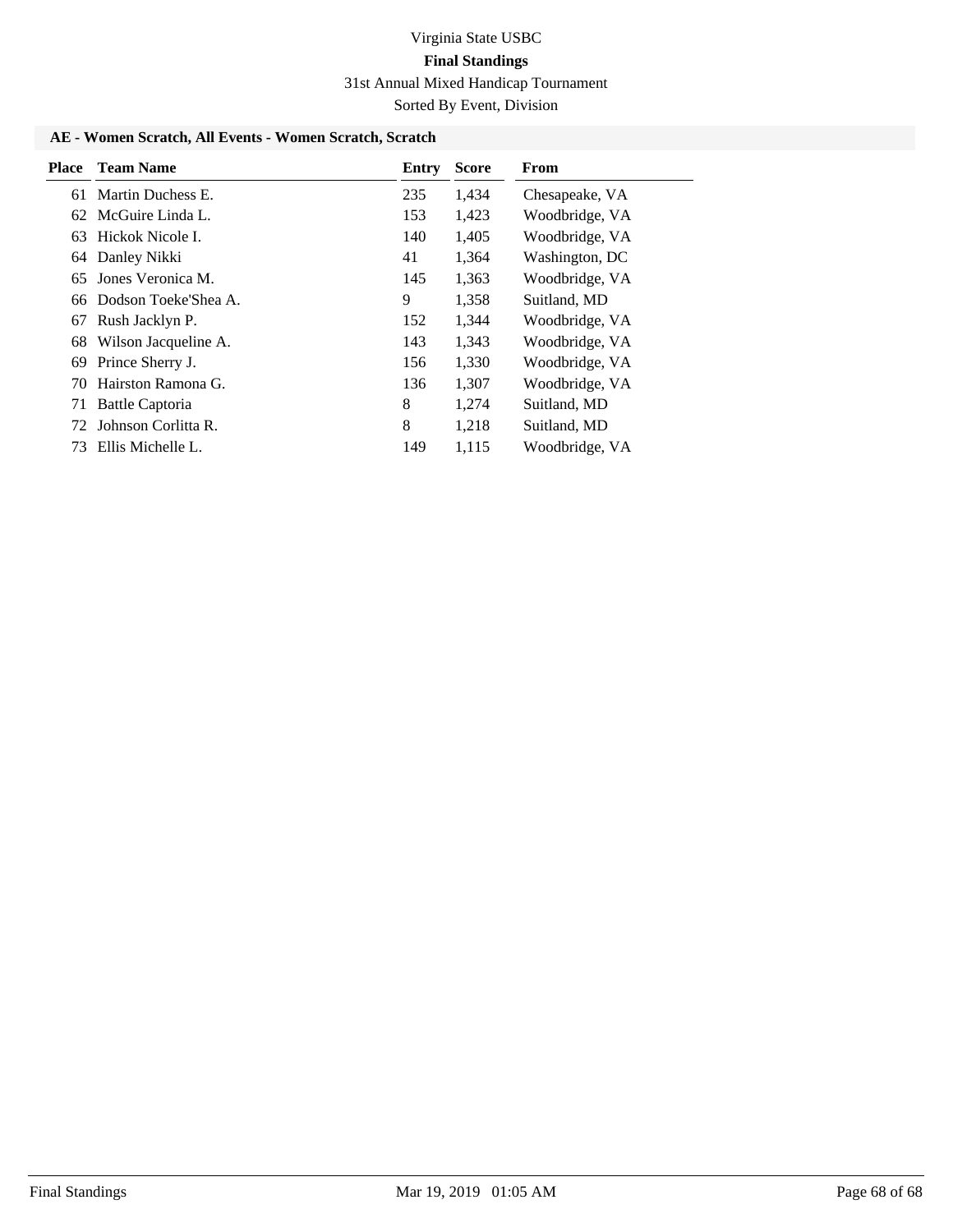Virginia State USBC

**Final Standings**

31st Annual Mixed Handicap Tournament

Sorted By Event, Division

### AE - Women Scratch, All Events - Women Scratch, Scratch

| Place | Team Name | Entry | Score | From |
|---|---|---|---|---|
| 61 | Martin Duchess E. | 235 | 1,434 | Chesapeake, VA |
| 62 | McGuire Linda L. | 153 | 1,423 | Woodbridge, VA |
| 63 | Hickok Nicole I. | 140 | 1,405 | Woodbridge, VA |
| 64 | Danley Nikki | 41 | 1,364 | Washington, DC |
| 65 | Jones Veronica M. | 145 | 1,363 | Woodbridge, VA |
| 66 | Dodson Toeke'Shea A. | 9 | 1,358 | Suitland, MD |
| 67 | Rush Jacklyn P. | 152 | 1,344 | Woodbridge, VA |
| 68 | Wilson Jacqueline A. | 143 | 1,343 | Woodbridge, VA |
| 69 | Prince Sherry J. | 156 | 1,330 | Woodbridge, VA |
| 70 | Hairston Ramona G. | 136 | 1,307 | Woodbridge, VA |
| 71 | Battle Captoria | 8 | 1,274 | Suitland, MD |
| 72 | Johnson Corlitta R. | 8 | 1,218 | Suitland, MD |
| 73 | Ellis Michelle L. | 149 | 1,115 | Woodbridge, VA |